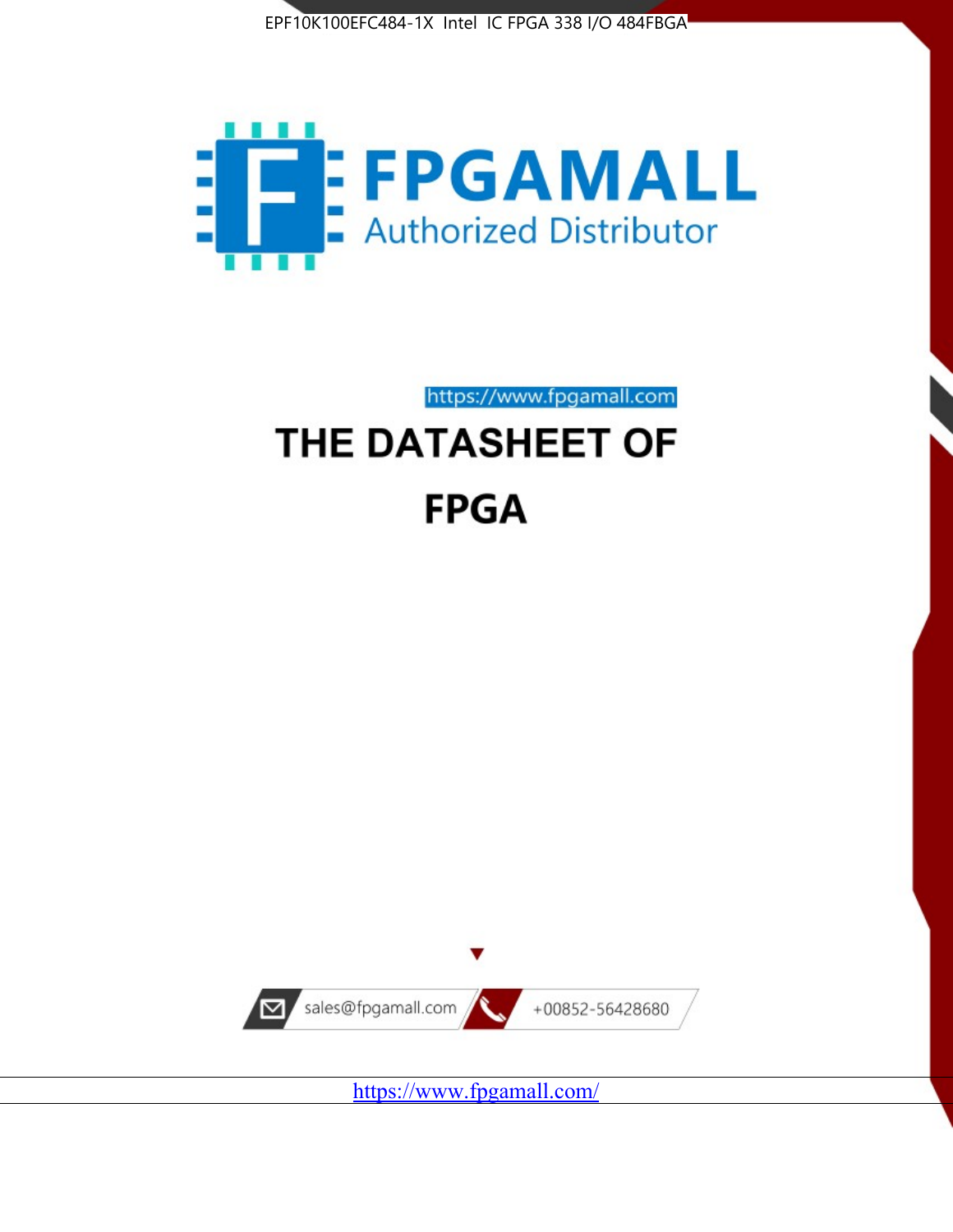EPF10K100EFC484-1X Intel IC FPGA 338 I/O 484FBGA

FPGAMALL

Authorized Distributor

https://www.fpgamall.com

# THE DATASHEET OF

# FPGA

sales@fpgamall.com

+00852-56428680

https://www.fpgamall.com/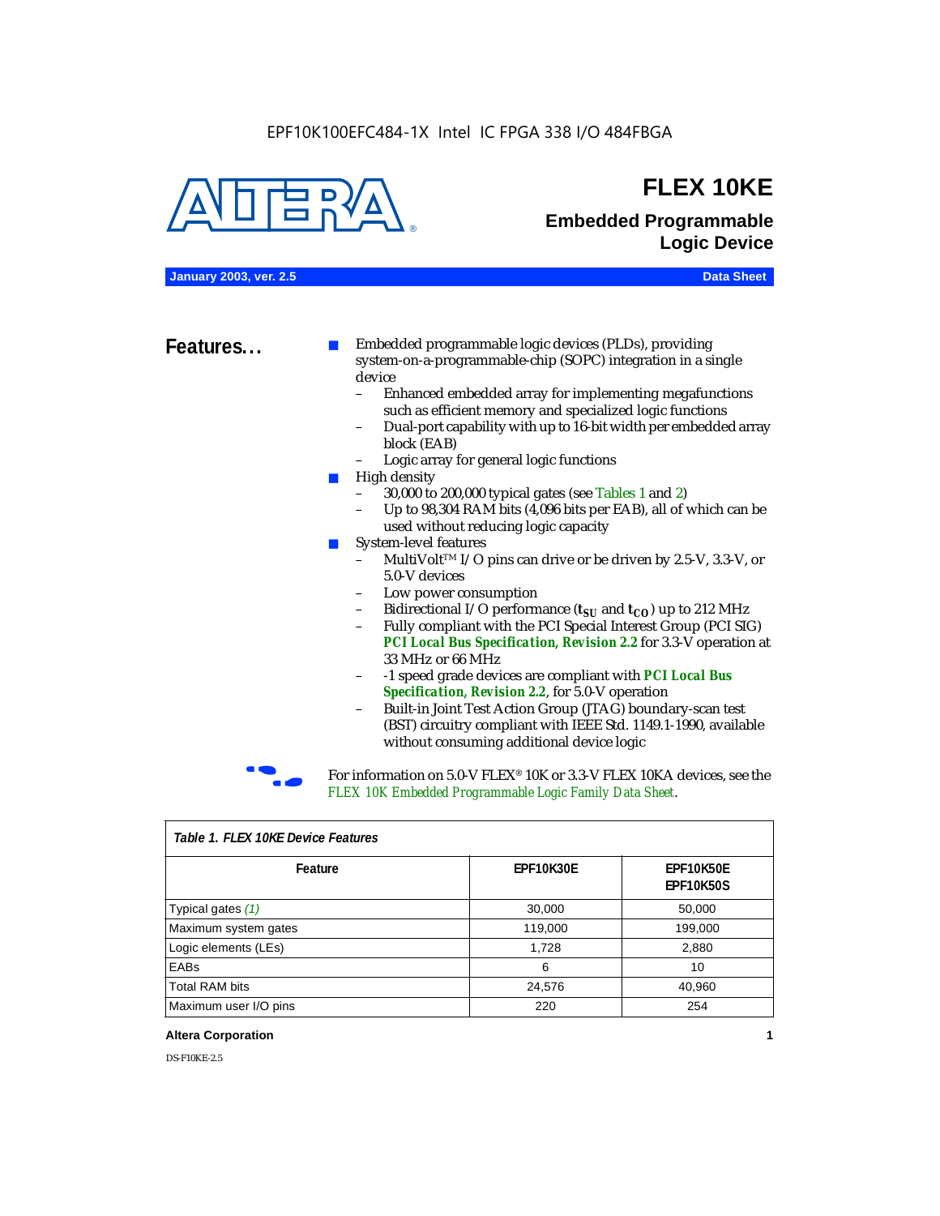EPF10K100EFC484-1X Intel IC FPGA 338 I/O 484FBGA

# FLEX 10KE

## Embedded Programmable Logic Device

**January 2003, ver. 2.5** **Data Sheet**

## Features...

- Embedded programmable logic devices (PLDs), providing system-on-a-programmable-chip (SOPC) integration in a single device
  - Enhanced embedded array for implementing megafunctions such as efficient memory and specialized logic functions
  - Dual-port capability with up to 16-bit width per embedded array block (EAB)
  - Logic array for general logic functions
- High density
  - 30,000 to 200,000 typical gates (see Tables 1 and 2)
  - Up to 98,304 RAM bits (4,096 bits per EAB), all of which can be used without reducing logic capacity
- System-level features
  - MultiVolt™ I/O pins can drive or be driven by 2.5-V, 3.3-V, or 5.0-V devices
  - Low power consumption
  - Bidirectional I/O performance ($t_{SU}$ and $t_{CO}$) up to 212 MHz
  - Fully compliant with the PCI Special Interest Group (PCI SIG) ***PCI Local Bus Specification, Revision 2.2*** for 3.3-V operation at 33 MHz or 66 MHz
  - -1 speed grade devices are compliant with ***PCI Local Bus Specification, Revision 2.2***, for 5.0-V operation
  - Built-in Joint Test Action Group (JTAG) boundary-scan test (BST) circuitry compliant with IEEE Std. 1149.1-1990, available without consuming additional device logic

For information on 5.0-V FLEX® 10K or 3.3-V FLEX 10KA devices, see the *FLEX 10K Embedded Programmable Logic Family Data Sheet*.

*Table 1. FLEX 10KE Device Features*

| Feature | EPF10K30E | EPF10K50E EPF10K50S |
|---|---|---|
| Typical gates *(1)* | 30,000 | 50,000 |
| Maximum system gates | 119,000 | 199,000 |
| Logic elements (LEs) | 1,728 | 2,880 |
| EABs | 6 | 10 |
| Total RAM bits | 24,576 | 40,960 |
| Maximum user I/O pins | 220 | 254 |

**Altera Corporation**

DS-F10KE-2.5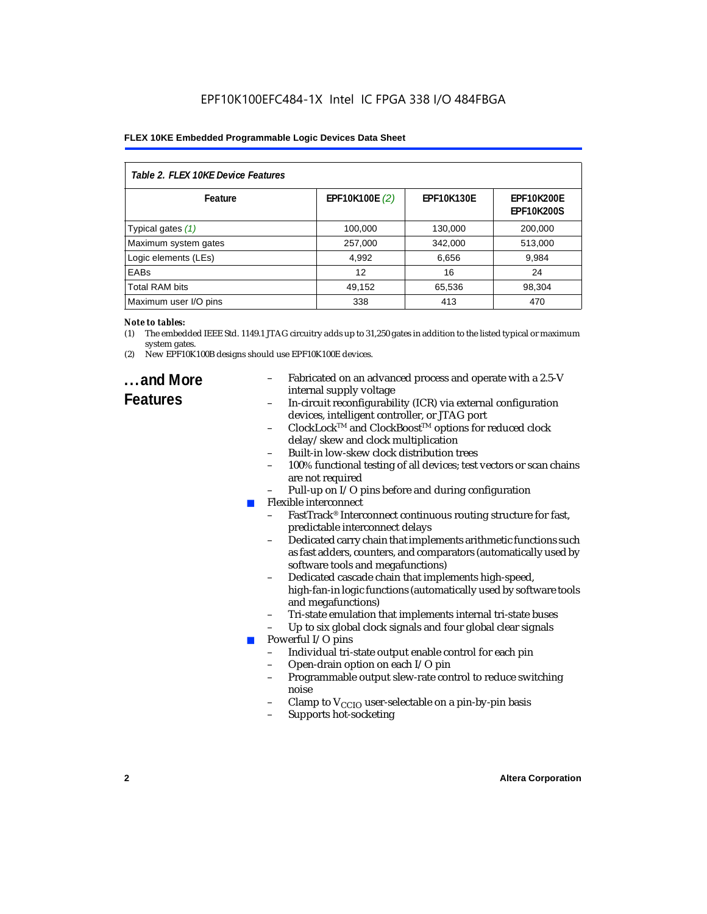EPF10K100EFC484-1X Intel IC FPGA 338 I/O 484FBGA

*Table 2. FLEX 10KE Device Features*

| Feature | EPF10K100E *(2)* | EPF10K130E | EPF10K200E EPF10K200S |
|---|---|---|---|
| Typical gates *(1)* | 100,000 | 130,000 | 200,000 |
| Maximum system gates | 257,000 | 342,000 | 513,000 |
| Logic elements (LEs) | 4,992 | 6,656 | 9,984 |
| EABs | 12 | 16 | 24 |
| Total RAM bits | 49,152 | 65,536 | 98,304 |
| Maximum user I/O pins | 338 | 413 | 470 |

***Note to tables:***

(1) The embedded IEEE Std. 1149.1 JTAG circuitry adds up to 31,250 gates in addition to the listed typical or maximum system gates.

(2) New EPF10K100B designs should use EPF10K100E devices.

## ...and More Features

- Fabricated on an advanced process and operate with a 2.5-V internal supply voltage
- In-circuit reconfigurability (ICR) via external configuration devices, intelligent controller, or JTAG port
- ClockLock™ and ClockBoost™ options for reduced clock delay/skew and clock multiplication
- Built-in low-skew clock distribution trees
- 100% functional testing of all devices; test vectors or scan chains are not required
- Pull-up on I/O pins before and during configuration

- Flexible interconnect
  - FastTrack® Interconnect continuous routing structure for fast, predictable interconnect delays
  - Dedicated carry chain that implements arithmetic functions such as fast adders, counters, and comparators (automatically used by software tools and megafunctions)
  - Dedicated cascade chain that implements high-speed, high-fan-in logic functions (automatically used by software tools and megafunctions)
  - Tri-state emulation that implements internal tri-state buses
  - Up to six global clock signals and four global clear signals
- Powerful I/O pins
  - Individual tri-state output enable control for each pin
  - Open-drain option on each I/O pin
  - Programmable output slew-rate control to reduce switching noise
  - Clamp to $V_{CCIO}$ user-selectable on a pin-by-pin basis
  - Supports hot-socketing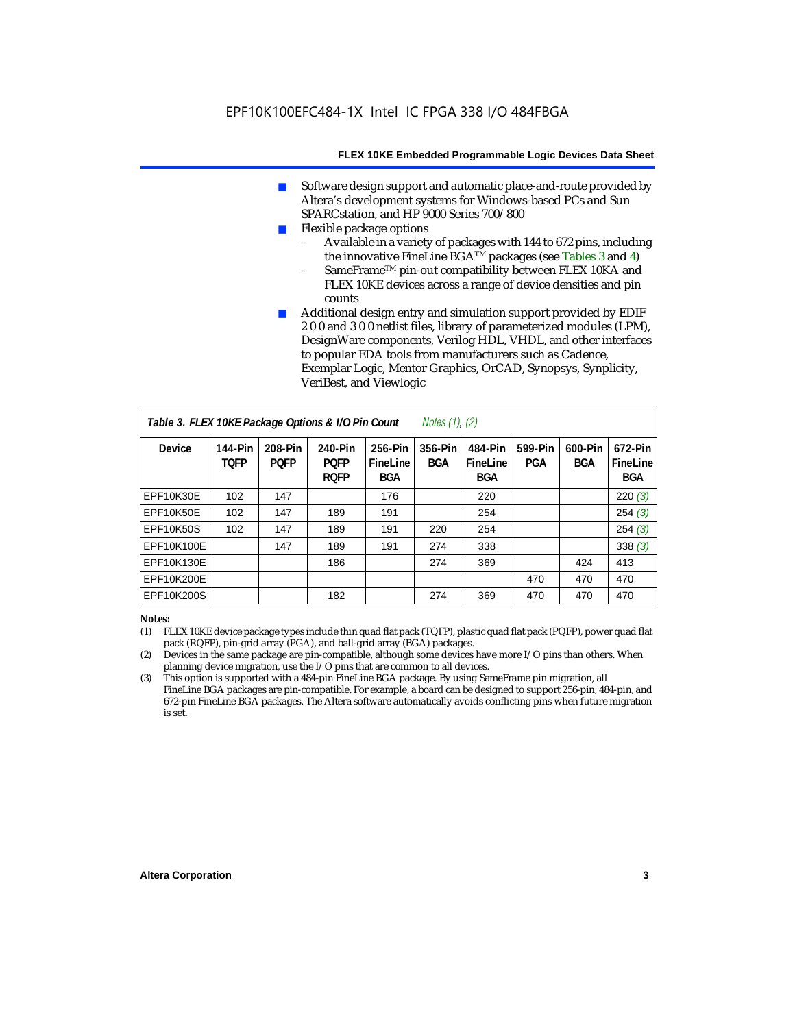EPF10K100EFC484-1X Intel IC FPGA 338 I/O 484FBGA

- Software design support and automatic place-and-route provided by Altera's development systems for Windows-based PCs and Sun SPARCstation, and HP 9000 Series 700/800
- Flexible package options
  - Available in a variety of packages with 144 to 672 pins, including the innovative FineLine BGA™ packages (see Tables 3 and 4)
  - SameFrame™ pin-out compatibility between FLEX 10KA and FLEX 10KE devices across a range of device densities and pin counts
- Additional design entry and simulation support provided by EDIF 2 0 0 and 3 0 0 netlist files, library of parameterized modules (LPM), DesignWare components, Verilog HDL, VHDL, and other interfaces to popular EDA tools from manufacturers such as Cadence, Exemplar Logic, Mentor Graphics, OrCAD, Synopsys, Synplicity, VeriBest, and Viewlogic

**Table 3. FLEX 10KE Package Options & I/O Pin Count** *Notes (1), (2)*

| Device | 144-Pin TQFP | 208-Pin PQFP | 240-Pin PQFP RQFP | 256-Pin FineLine BGA | 356-Pin BGA | 484-Pin FineLine BGA | 599-Pin PGA | 600-Pin BGA | 672-Pin FineLine BGA |
|---|---|---|---|---|---|---|---|---|---|
| EPF10K30E | 102 | 147 | | 176 | | 220 | | | 220 *(3)* |
| EPF10K50E | 102 | 147 | 189 | 191 | | 254 | | | 254 *(3)* |
| EPF10K50S | 102 | 147 | 189 | 191 | 220 | 254 | | | 254 *(3)* |
| EPF10K100E | | 147 | 189 | 191 | 274 | 338 | | | 338 *(3)* |
| EPF10K130E | | | 186 | | 274 | 369 | | 424 | 413 |
| EPF10K200E | | | | | | | 470 | 470 | 470 |
| EPF10K200S | | | 182 | | 274 | 369 | 470 | 470 | 470 |

*Notes:*

(1) FLEX 10KE device package types include thin quad flat pack (TQFP), plastic quad flat pack (PQFP), power quad flat pack (RQFP), pin-grid array (PGA), and ball-grid array (BGA) packages.

(2) Devices in the same package are pin-compatible, although some devices have more I/O pins than others. When planning device migration, use the I/O pins that are common to all devices.

(3) This option is supported with a 484-pin FineLine BGA package. By using SameFrame pin migration, all FineLine BGA packages are pin-compatible. For example, a board can be designed to support 256-pin, 484-pin, and 672-pin FineLine BGA packages. The Altera software automatically avoids conflicting pins when future migration is set.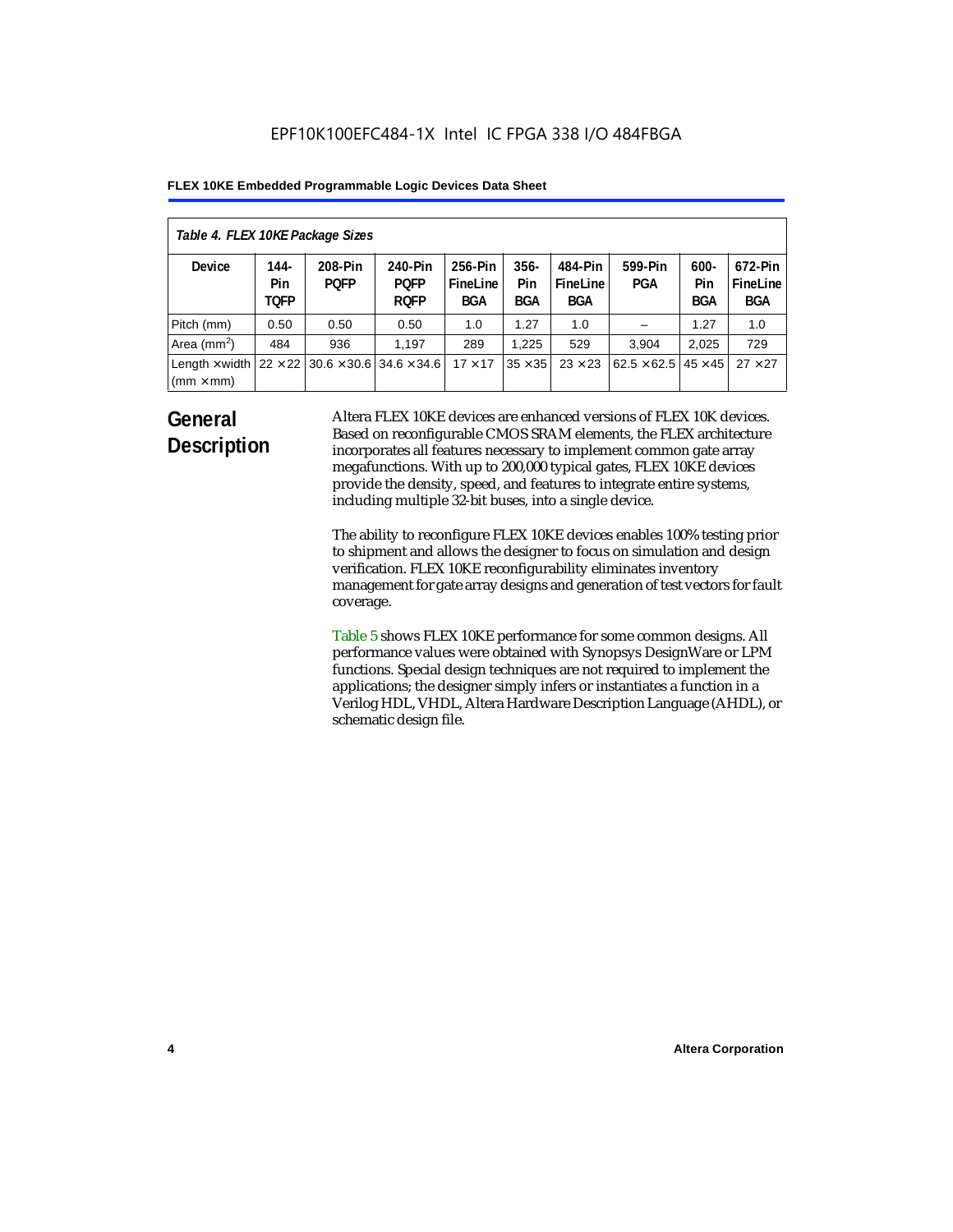*Table 4. FLEX 10KE Package Sizes*

| Device | 144-Pin TQFP | 208-Pin PQFP | 240-Pin PQFP RQFP | 256-Pin FineLine BGA | 356-Pin BGA | 484-Pin FineLine BGA | 599-Pin PGA | 600-Pin BGA | 672-Pin FineLine BGA |
|---|---|---|---|---|---|---|---|---|---|
| Pitch (mm) | 0.50 | 0.50 | 0.50 | 1.0 | 1.27 | 1.0 | – | 1.27 | 1.0 |
| Area ($mm^2$) | 484 | 936 | 1,197 | 289 | 1,225 | 529 | 3,904 | 2,025 | 729 |
| Length × width (mm × mm) | 22 × 22 | 30.6 × 30.6 | 34.6 × 34.6 | 17 × 17 | 35 × 35 | 23 × 23 | 62.5 × 62.5 | 45 × 45 | 27 × 27 |

## General Description

Altera FLEX 10KE devices are enhanced versions of FLEX 10K devices. Based on reconfigurable CMOS SRAM elements, the FLEX architecture incorporates all features necessary to implement common gate array megafunctions. With up to 200,000 typical gates, FLEX 10KE devices provide the density, speed, and features to integrate entire systems, including multiple 32-bit buses, into a single device.

The ability to reconfigure FLEX 10KE devices enables 100% testing prior to shipment and allows the designer to focus on simulation and design verification. FLEX 10KE reconfigurability eliminates inventory management for gate array designs and generation of test vectors for fault coverage.

Table 5 shows FLEX 10KE performance for some common designs. All performance values were obtained with Synopsys DesignWare or LPM functions. Special design techniques are not required to implement the applications; the designer simply infers or instantiates a function in a Verilog HDL, VHDL, Altera Hardware Description Language (AHDL), or schematic design file.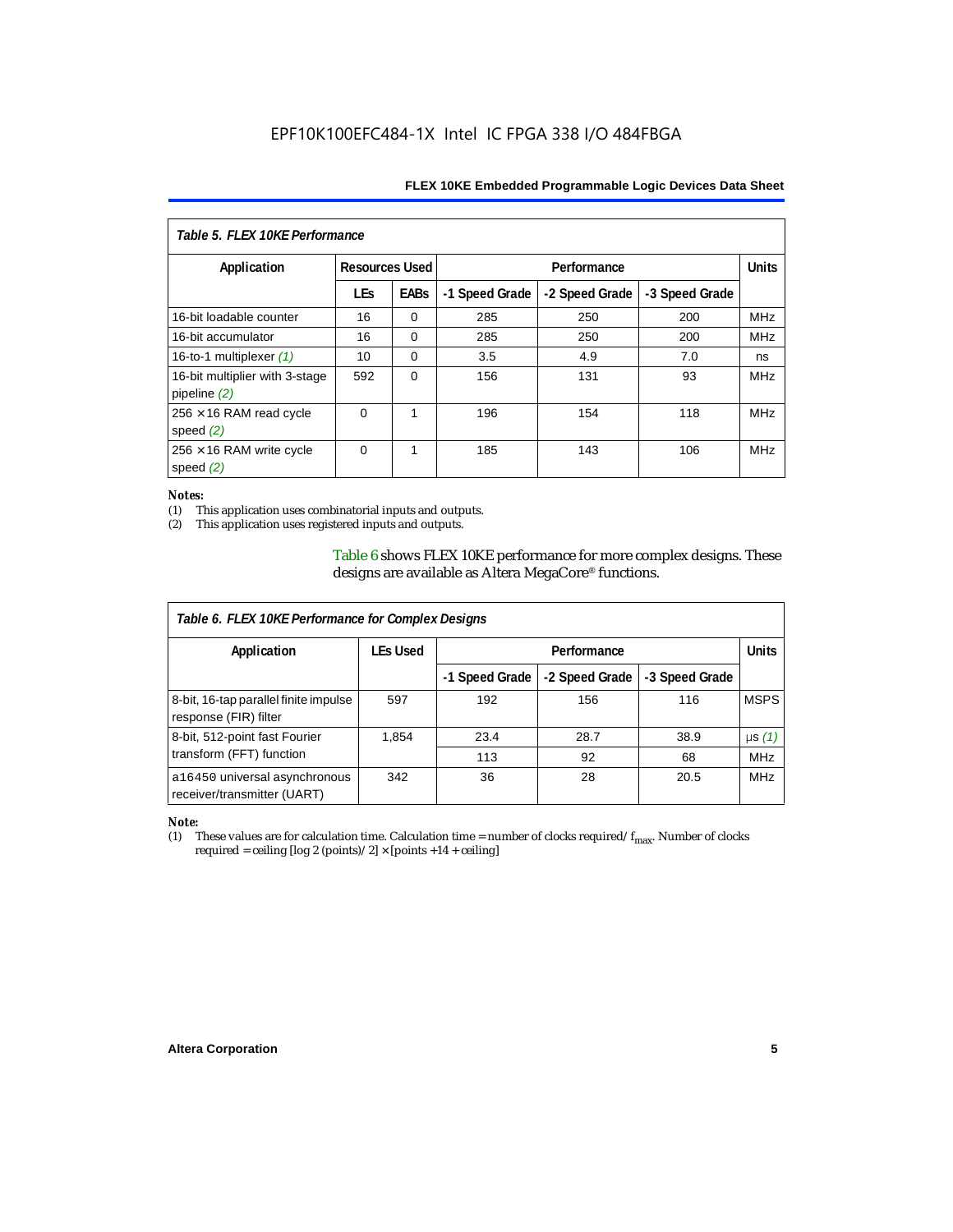EPF10K100EFC484-1X Intel IC FPGA 338 I/O 484FBGA

| *Table 5. FLEX 10KE Performance* | | | | | | |
|---|---|---|---|---|---|---|
| **Application** | **Resources Used** | | **Performance** | | | **Units** |
| | **LEs** | **EABs** | **-1 Speed Grade** | **-2 Speed Grade** | **-3 Speed Grade** | |
| 16-bit loadable counter | 16 | 0 | 285 | 250 | 200 | MHz |
| 16-bit accumulator | 16 | 0 | 285 | 250 | 200 | MHz |
| 16-to-1 multiplexer *(1)* | 10 | 0 | 3.5 | 4.9 | 7.0 | ns |
| 16-bit multiplier with 3-stage pipeline *(2)* | 592 | 0 | 156 | 131 | 93 | MHz |
| 256 × 16 RAM read cycle speed *(2)* | 0 | 1 | 196 | 154 | 118 | MHz |
| 256 × 16 RAM write cycle speed *(2)* | 0 | 1 | 185 | 143 | 106 | MHz |

*Notes:*
(1) This application uses combinatorial inputs and outputs.
(2) This application uses registered inputs and outputs.

Table 6 shows FLEX 10KE performance for more complex designs. These designs are available as Altera MegaCore® functions.

| *Table 6. FLEX 10KE Performance for Complex Designs* | | | | | |
|---|---|---|---|---|---|
| **Application** | **LEs Used** | **Performance** | | | **Units** |
| | | **-1 Speed Grade** | **-2 Speed Grade** | **-3 Speed Grade** | |
| 8-bit, 16-tap parallel finite impulse response (FIR) filter | 597 | 192 | 156 | 116 | MSPS |
| 8-bit, 512-point fast Fourier transform (FFT) function | 1,854 | 23.4 | 28.7 | 38.9 | µs *(1)* |
| | | 113 | 92 | 68 | MHz |
| a16450 universal asynchronous receiver/transmitter (UART) | 342 | 36 | 28 | 20.5 | MHz |

*Note:*
(1) These values are for calculation time. Calculation time = number of clocks required/ $f_{max}$. Number of clocks required = ceiling [log 2 (points)/ 2] × [points +14 + ceiling]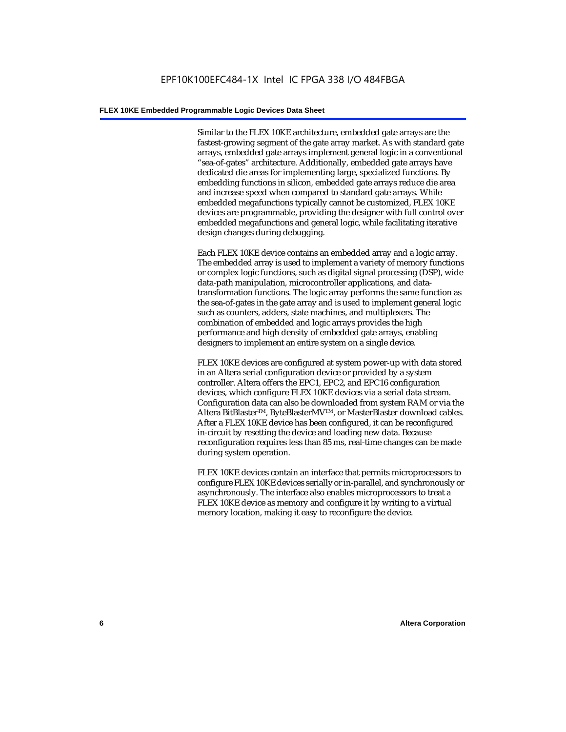Similar to the FLEX 10KE architecture, embedded gate arrays are the fastest-growing segment of the gate array market. As with standard gate arrays, embedded gate arrays implement general logic in a conventional "sea-of-gates" architecture. Additionally, embedded gate arrays have dedicated die areas for implementing large, specialized functions. By embedding functions in silicon, embedded gate arrays reduce die area and increase speed when compared to standard gate arrays. While embedded megafunctions typically cannot be customized, FLEX 10KE devices are programmable, providing the designer with full control over embedded megafunctions and general logic, while facilitating iterative design changes during debugging.

Each FLEX 10KE device contains an embedded array and a logic array. The embedded array is used to implement a variety of memory functions or complex logic functions, such as digital signal processing (DSP), wide data-path manipulation, microcontroller applications, and data-transformation functions. The logic array performs the same function as the sea-of-gates in the gate array and is used to implement general logic such as counters, adders, state machines, and multiplexers. The combination of embedded and logic arrays provides the high performance and high density of embedded gate arrays, enabling designers to implement an entire system on a single device.

FLEX 10KE devices are configured at system power-up with data stored in an Altera serial configuration device or provided by a system controller. Altera offers the EPC1, EPC2, and EPC16 configuration devices, which configure FLEX 10KE devices via a serial data stream. Configuration data can also be downloaded from system RAM or via the Altera BitBlaster™, ByteBlasterMV™, or MasterBlaster download cables. After a FLEX 10KE device has been configured, it can be reconfigured in-circuit by resetting the device and loading new data. Because reconfiguration requires less than 85 ms, real-time changes can be made during system operation.

FLEX 10KE devices contain an interface that permits microprocessors to configure FLEX 10KE devices serially or in-parallel, and synchronously or asynchronously. The interface also enables microprocessors to treat a FLEX 10KE device as memory and configure it by writing to a virtual memory location, making it easy to reconfigure the device.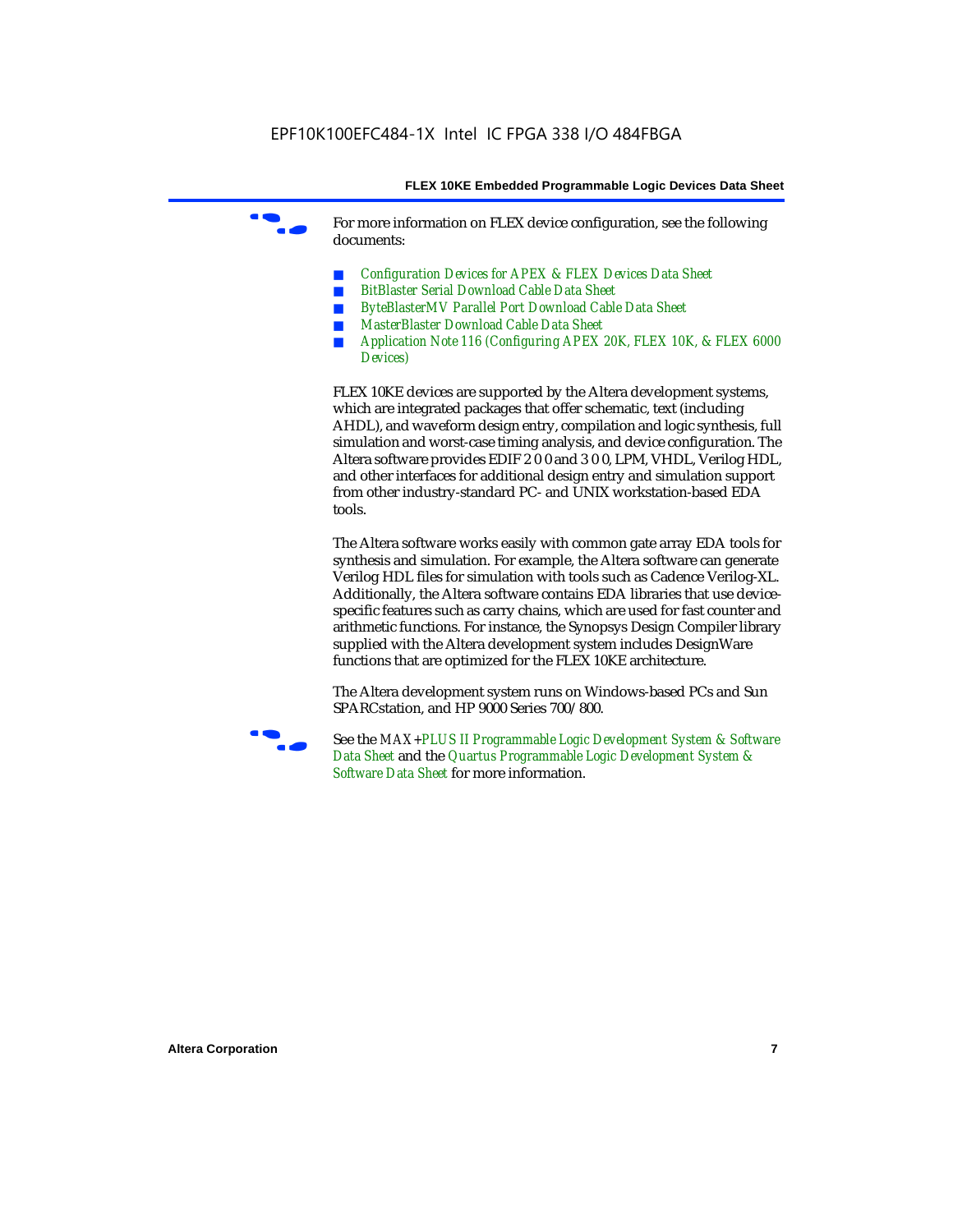For more information on FLEX device configuration, see the following documents:

- *Configuration Devices for APEX & FLEX Devices Data Sheet*
- *BitBlaster Serial Download Cable Data Sheet*
- *ByteBlasterMV Parallel Port Download Cable Data Sheet*
- *MasterBlaster Download Cable Data Sheet*
- *Application Note 116 (Configuring APEX 20K, FLEX 10K, & FLEX 6000 Devices)*

FLEX 10KE devices are supported by the Altera development systems, which are integrated packages that offer schematic, text (including AHDL), and waveform design entry, compilation and logic synthesis, full simulation and worst-case timing analysis, and device configuration. The Altera software provides EDIF 2 0 0 and 3 0 0, LPM, VHDL, Verilog HDL, and other interfaces for additional design entry and simulation support from other industry-standard PC- and UNIX workstation-based EDA tools.

The Altera software works easily with common gate array EDA tools for synthesis and simulation. For example, the Altera software can generate Verilog HDL files for simulation with tools such as Cadence Verilog-XL. Additionally, the Altera software contains EDA libraries that use device-specific features such as carry chains, which are used for fast counter and arithmetic functions. For instance, the Synopsys Design Compiler library supplied with the Altera development system includes DesignWare functions that are optimized for the FLEX 10KE architecture.

The Altera development system runs on Windows-based PCs and Sun SPARCstation, and HP 9000 Series 700/800.

See the *MAX+PLUS II Programmable Logic Development System & Software Data Sheet* and the *Quartus Programmable Logic Development System & Software Data Sheet* for more information.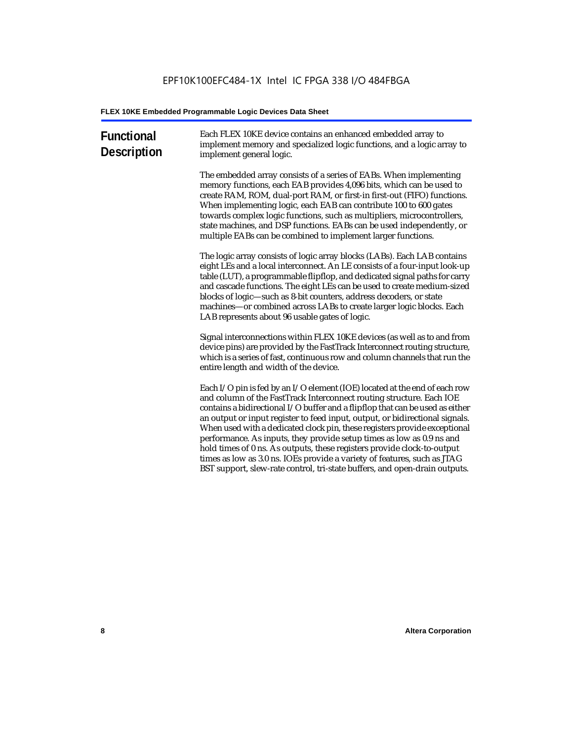## Functional Description

Each FLEX 10KE device contains an enhanced embedded array to implement memory and specialized logic functions, and a logic array to implement general logic.

The embedded array consists of a series of EABs. When implementing memory functions, each EAB provides 4,096 bits, which can be used to create RAM, ROM, dual-port RAM, or first-in first-out (FIFO) functions. When implementing logic, each EAB can contribute 100 to 600 gates towards complex logic functions, such as multipliers, microcontrollers, state machines, and DSP functions. EABs can be used independently, or multiple EABs can be combined to implement larger functions.

The logic array consists of logic array blocks (LABs). Each LAB contains eight LEs and a local interconnect. An LE consists of a four-input look-up table (LUT), a programmable flipflop, and dedicated signal paths for carry and cascade functions. The eight LEs can be used to create medium-sized blocks of logic—such as 8-bit counters, address decoders, or state machines—or combined across LABs to create larger logic blocks. Each LAB represents about 96 usable gates of logic.

Signal interconnections within FLEX 10KE devices (as well as to and from device pins) are provided by the FastTrack Interconnect routing structure, which is a series of fast, continuous row and column channels that run the entire length and width of the device.

Each I/O pin is fed by an I/O element (IOE) located at the end of each row and column of the FastTrack Interconnect routing structure. Each IOE contains a bidirectional I/O buffer and a flipflop that can be used as either an output or input register to feed input, output, or bidirectional signals. When used with a dedicated clock pin, these registers provide exceptional performance. As inputs, they provide setup times as low as 0.9 ns and hold times of 0 ns. As outputs, these registers provide clock-to-output times as low as 3.0 ns. IOEs provide a variety of features, such as JTAG BST support, slew-rate control, tri-state buffers, and open-drain outputs.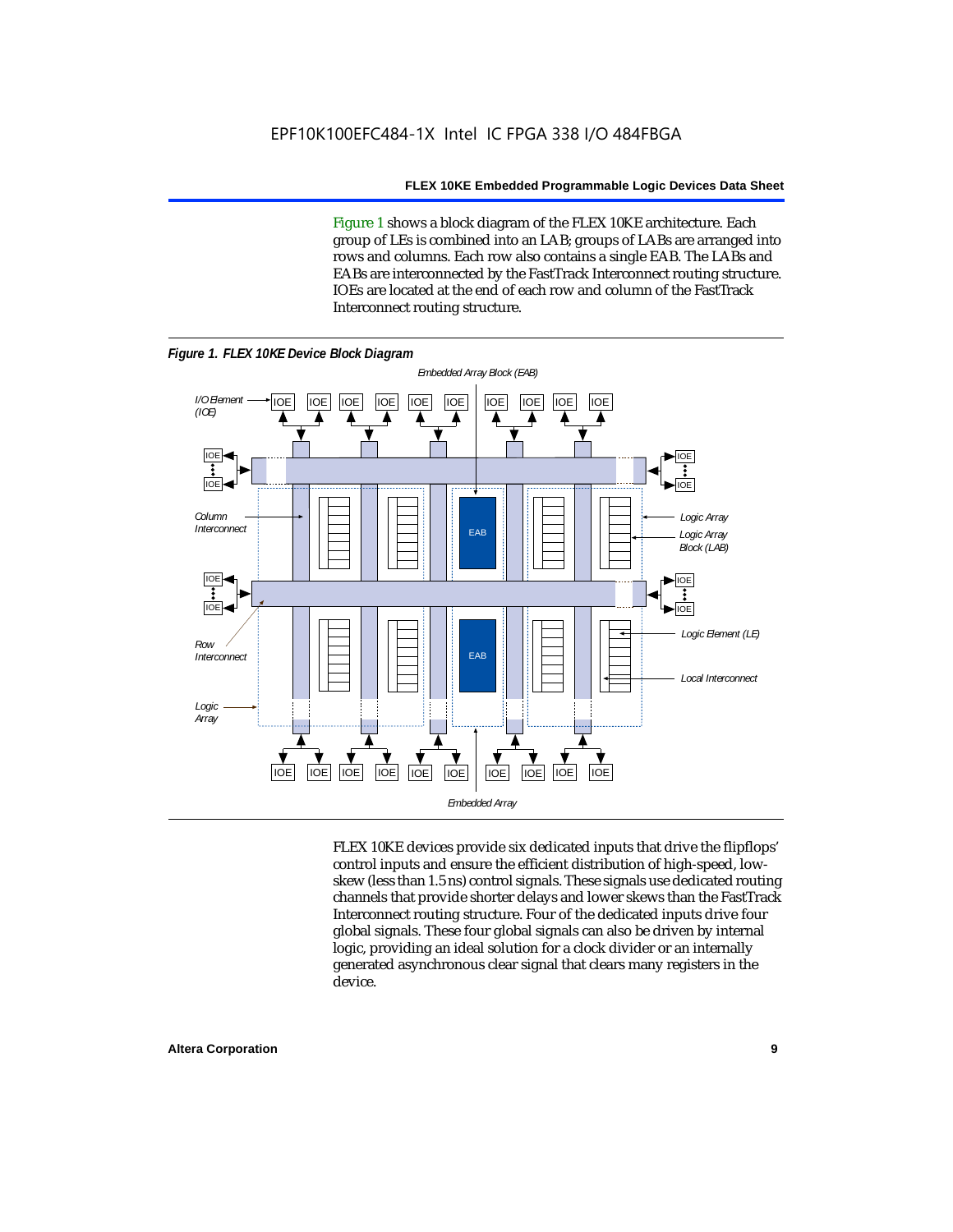Figure 1 shows a block diagram of the FLEX 10KE architecture. Each group of LEs is combined into an LAB; groups of LABs are arranged into rows and columns. Each row also contains a single EAB. The LABs and EABs are interconnected by the FastTrack Interconnect routing structure. IOEs are located at the end of each row and column of the FastTrack Interconnect routing structure.

*Figure 1. FLEX 10KE Device Block Diagram*

Embedded Array Block (EAB)
I/O Element (IOE)
IOE
Column Interconnect
EAB
Logic Array
Logic Array Block (LAB)
Logic Element (LE)
Row Interconnect
Local Interconnect
Logic Array
Embedded Array

FLEX 10KE devices provide six dedicated inputs that drive the flipflops' control inputs and ensure the efficient distribution of high-speed, low-skew (less than 1.5 ns) control signals. These signals use dedicated routing channels that provide shorter delays and lower skews than the FastTrack Interconnect routing structure. Four of the dedicated inputs drive four global signals. These four global signals can also be driven by internal logic, providing an ideal solution for a clock divider or an internally generated asynchronous clear signal that clears many registers in the device.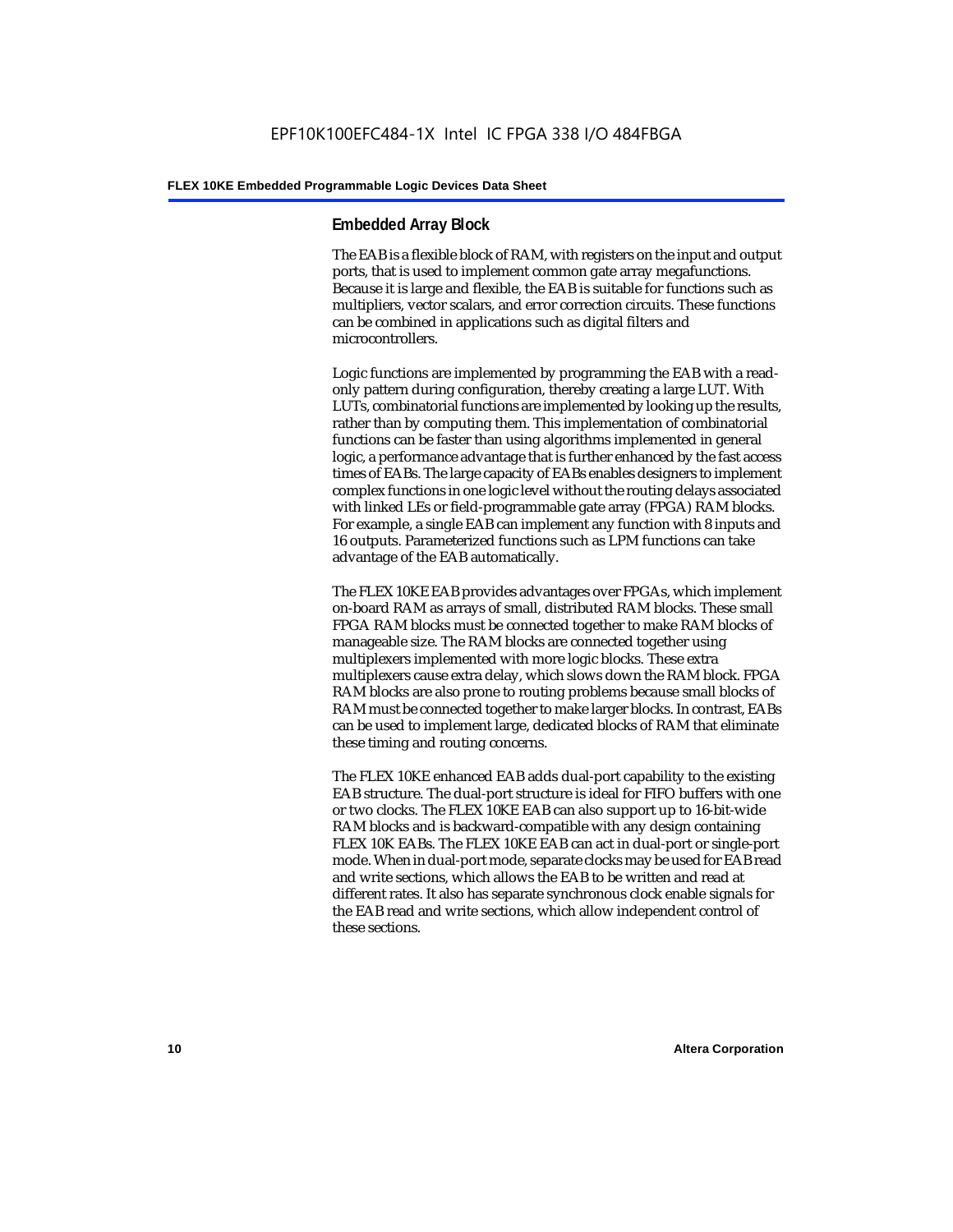## Embedded Array Block

The EAB is a flexible block of RAM, with registers on the input and output ports, that is used to implement common gate array megafunctions. Because it is large and flexible, the EAB is suitable for functions such as multipliers, vector scalars, and error correction circuits. These functions can be combined in applications such as digital filters and microcontrollers.

Logic functions are implemented by programming the EAB with a read-only pattern during configuration, thereby creating a large LUT. With LUTs, combinatorial functions are implemented by looking up the results, rather than by computing them. This implementation of combinatorial functions can be faster than using algorithms implemented in general logic, a performance advantage that is further enhanced by the fast access times of EABs. The large capacity of EABs enables designers to implement complex functions in one logic level without the routing delays associated with linked LEs or field-programmable gate array (FPGA) RAM blocks. For example, a single EAB can implement any function with 8 inputs and 16 outputs. Parameterized functions such as LPM functions can take advantage of the EAB automatically.

The FLEX 10KE EAB provides advantages over FPGAs, which implement on-board RAM as arrays of small, distributed RAM blocks. These small FPGA RAM blocks must be connected together to make RAM blocks of manageable size. The RAM blocks are connected together using multiplexers implemented with more logic blocks. These extra multiplexers cause extra delay, which slows down the RAM block. FPGA RAM blocks are also prone to routing problems because small blocks of RAM must be connected together to make larger blocks. In contrast, EABs can be used to implement large, dedicated blocks of RAM that eliminate these timing and routing concerns.

The FLEX 10KE enhanced EAB adds dual-port capability to the existing EAB structure. The dual-port structure is ideal for FIFO buffers with one or two clocks. The FLEX 10KE EAB can also support up to 16-bit-wide RAM blocks and is backward-compatible with any design containing FLEX 10K EABs. The FLEX 10KE EAB can act in dual-port or single-port mode. When in dual-port mode, separate clocks may be used for EAB read and write sections, which allows the EAB to be written and read at different rates. It also has separate synchronous clock enable signals for the EAB read and write sections, which allow independent control of these sections.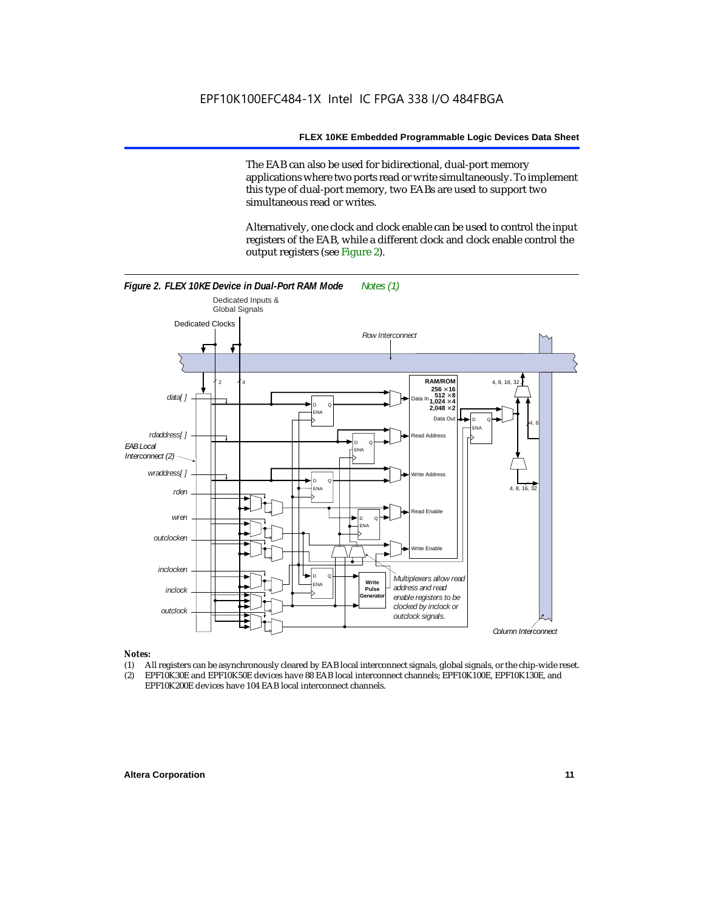The EAB can also be used for bidirectional, dual-port memory applications where two ports read or write simultaneously. To implement this type of dual-port memory, two EABs are used to support two simultaneous read or writes.

Alternatively, one clock and clock enable can be used to control the input registers of the EAB, while a different clock and clock enable control the output registers (see Figure 2).

***Figure 2. FLEX 10KE Device in Dual-Port RAM Mode*** *Notes (1)*

Dedicated Inputs & Global Signals

Dedicated Clocks

*Row Interconnect*

2

4

RAM/ROM
256 × 16
512 × 8
1,024 × 4
2,048 × 2

4, 8, 16, 32

*data[ ]*

Data In

Data Out

4, 8

*rdaddress[ ]*

Read Address

*EAB Local Interconnect (2)*

*wraddress[ ]*

Write Address

4, 8, 16, 32

*rden*

Read Enable

*wren*

*outclocken*

Write Enable

*inclocken*

Write Pulse Generator

*inclock*

*outclock*

*Multiplexers allow read address and read enable registers to be clocked by inclock or outclock signals.*

*Column Interconnect*

***Notes:***

(1) All registers can be asynchronously cleared by EAB local interconnect signals, global signals, or the chip-wide reset.
(2) EPF10K30E and EPF10K50E devices have 88 EAB local interconnect channels; EPF10K100E, EPF10K130E, and EPF10K200E devices have 104 EAB local interconnect channels.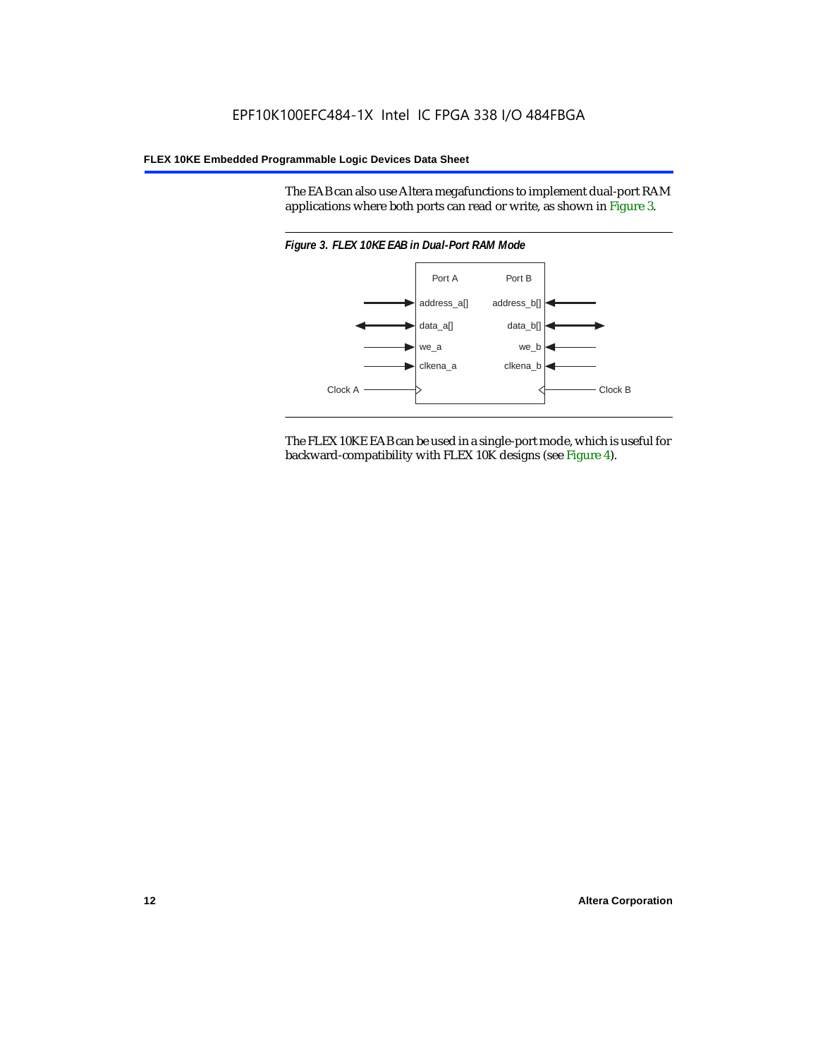The EAB can also use Altera megafunctions to implement dual-port RAM applications where both ports can read or write, as shown in Figure 3.

*Figure 3. FLEX 10KE EAB in Dual-Port RAM Mode*

The FLEX 10KE EAB can be used in a single-port mode, which is useful for backward-compatibility with FLEX 10K designs (see Figure 4).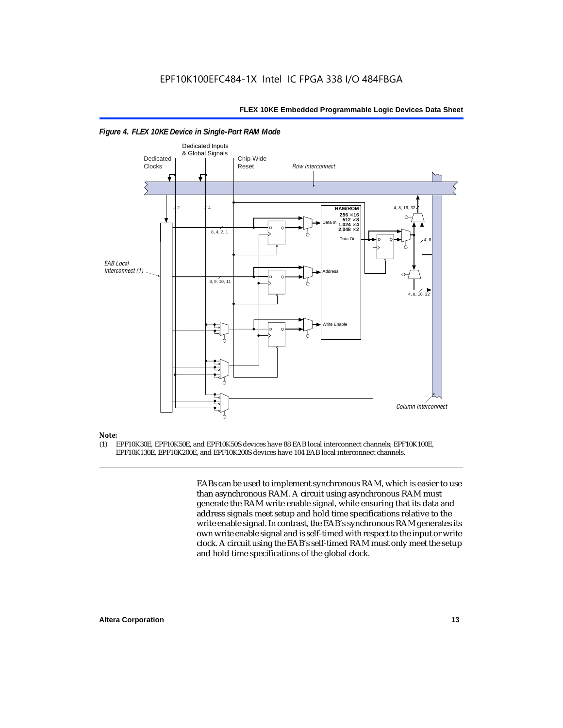*Figure 4. FLEX 10KE Device in Single-Port RAM Mode*

Dedicated Inputs & Global Signals

Dedicated Clocks

Chip-Wide Reset

*Row Interconnect*

2

4

4, 8, 16, 32

RAM/ROM
256 × 16
512 × 8
1,024 × 4
2,048 × 2

Data In

Data Out

8, 4, 2, 1

4, 8

*EAB Local Interconnect (1)*

Address

8, 9, 10, 11

4, 8, 16, 32

Write Enable

*Column Interconnect*

**Note:**

(1) EPF10K30E, EPF10K50E, and EPF10K50S devices have 88 EAB local interconnect channels; EPF10K100E, EPF10K130E, EPF10K200E, and EPF10K200S devices have 104 EAB local interconnect channels.

EABs can be used to implement synchronous RAM, which is easier to use than asynchronous RAM. A circuit using asynchronous RAM must generate the RAM write enable signal, while ensuring that its data and address signals meet setup and hold time specifications relative to the write enable signal. In contrast, the EAB's synchronous RAM generates its own write enable signal and is self-timed with respect to the input or write clock. A circuit using the EAB's self-timed RAM must only meet the setup and hold time specifications of the global clock.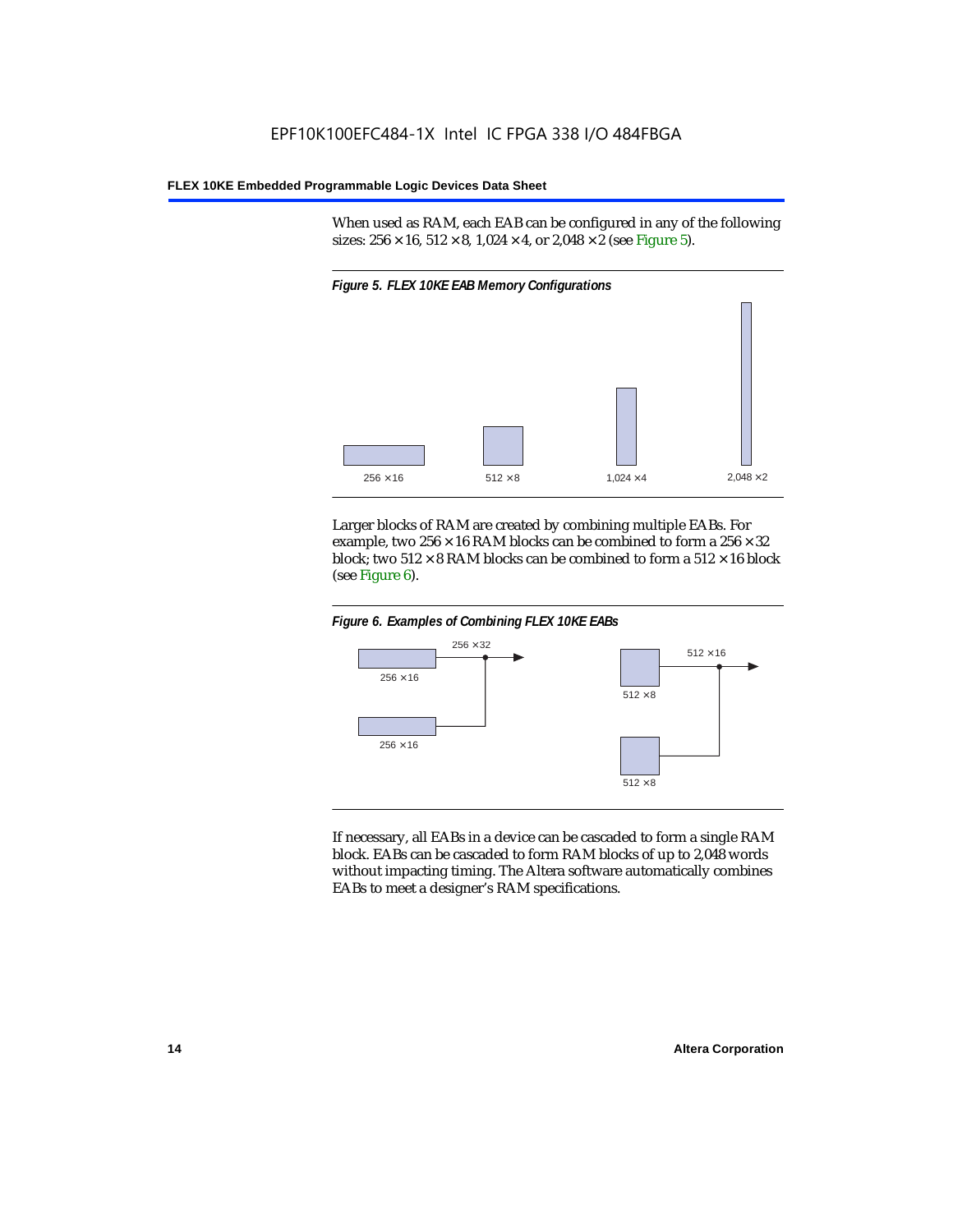When used as RAM, each EAB can be configured in any of the following sizes: 256 × 16, 512 × 8, 1,024 × 4, or 2,048 × 2 (see Figure 5).

*Figure 5. FLEX 10KE EAB Memory Configurations*

256 × 16

512 × 8

1,024 × 4

2,048 × 2

Larger blocks of RAM are created by combining multiple EABs. For example, two 256 × 16 RAM blocks can be combined to form a 256 × 32 block; two 512 × 8 RAM blocks can be combined to form a 512 × 16 block (see Figure 6).

*Figure 6. Examples of Combining FLEX 10KE EABs*

256 × 32

256 × 16

256 × 16

512 × 16

512 × 8

512 × 8

If necessary, all EABs in a device can be cascaded to form a single RAM block. EABs can be cascaded to form RAM blocks of up to 2,048 words without impacting timing. The Altera software automatically combines EABs to meet a designer's RAM specifications.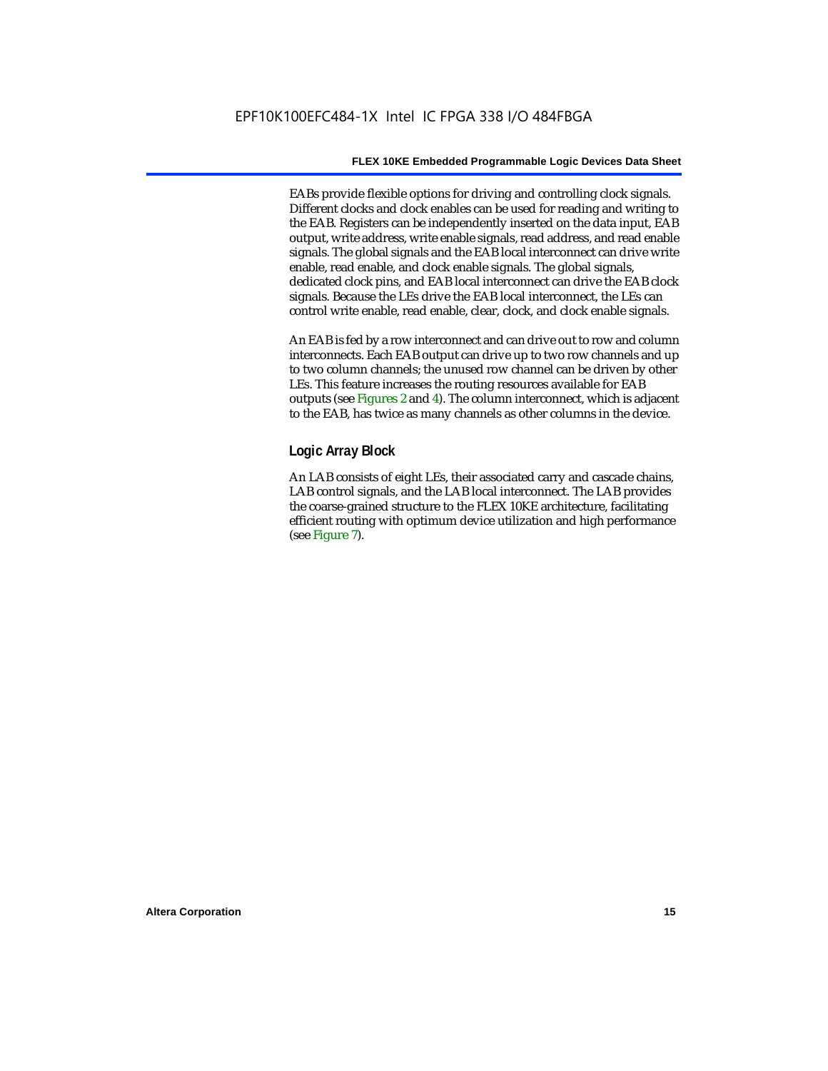EABs provide flexible options for driving and controlling clock signals. Different clocks and clock enables can be used for reading and writing to the EAB. Registers can be independently inserted on the data input, EAB output, write address, write enable signals, read address, and read enable signals. The global signals and the EAB local interconnect can drive write enable, read enable, and clock enable signals. The global signals, dedicated clock pins, and EAB local interconnect can drive the EAB clock signals. Because the LEs drive the EAB local interconnect, the LEs can control write enable, read enable, clear, clock, and clock enable signals.

An EAB is fed by a row interconnect and can drive out to row and column interconnects. Each EAB output can drive up to two row channels and up to two column channels; the unused row channel can be driven by other LEs. This feature increases the routing resources available for EAB outputs (see Figures 2 and 4). The column interconnect, which is adjacent to the EAB, has twice as many channels as other columns in the device.

### Logic Array Block

An LAB consists of eight LEs, their associated carry and cascade chains, LAB control signals, and the LAB local interconnect. The LAB provides the coarse-grained structure to the FLEX 10KE architecture, facilitating efficient routing with optimum device utilization and high performance (see Figure 7).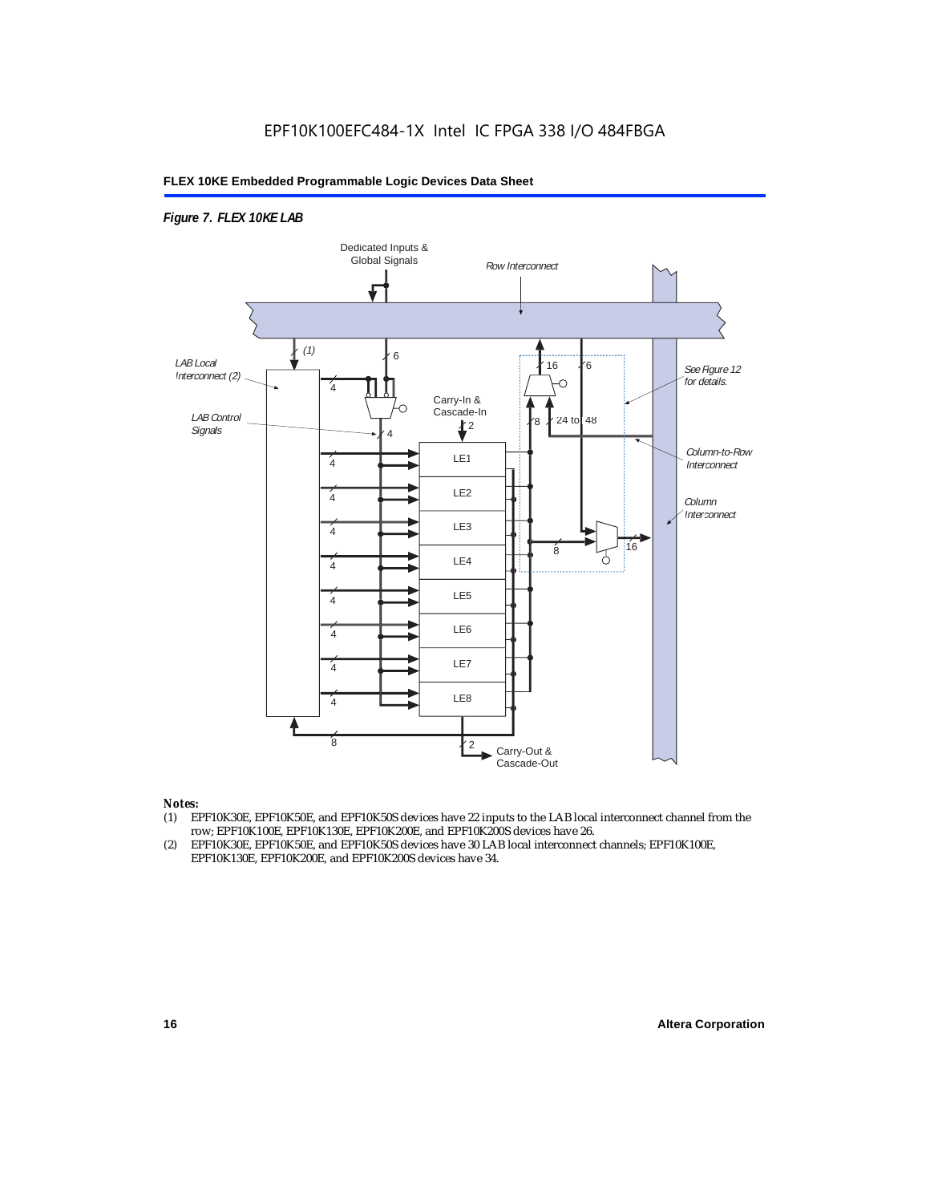*Figure 7. FLEX 10KE LAB*

Dedicated Inputs &
Global Signals

Row Interconnect

(1)

6

16

6

LAB Local
Interconnect (2)

4

See Figure 12
for details.

Carry-In &
Cascade-In

LAB Control
Signals

2

4

8

24 to 48

Column-to-Row
Interconnect

4

LE1

4

LE2

Column
Interconnect

4

LE3

8

16

4

LE4

4

LE5

4

LE6

4

LE7

4

LE8

8

2

Carry-Out &
Cascade-Out

*Notes:*

(1) EPF10K30E, EPF10K50E, and EPF10K50S devices have 22 inputs to the LAB local interconnect channel from the row; EPF10K100E, EPF10K130E, EPF10K200E, and EPF10K200S devices have 26.

(2) EPF10K30E, EPF10K50E, and EPF10K50S devices have 30 LAB local interconnect channels; EPF10K100E, EPF10K130E, EPF10K200E, and EPF10K200S devices have 34.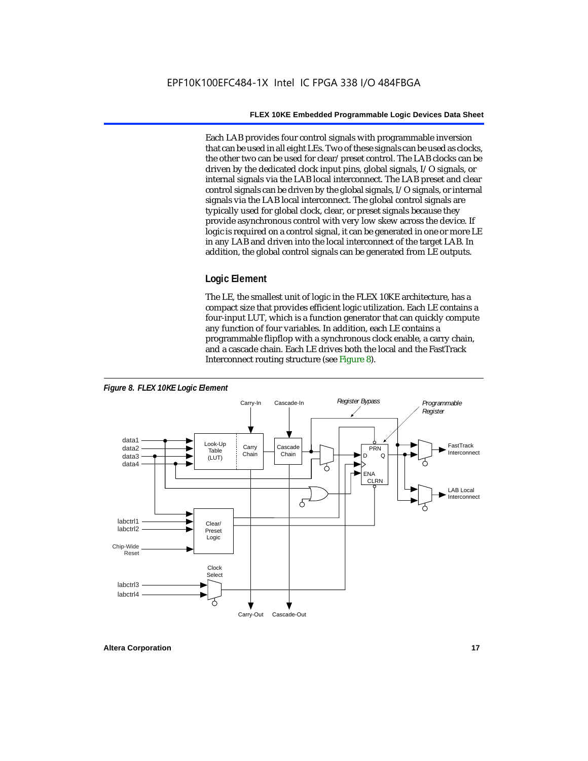Each LAB provides four control signals with programmable inversion that can be used in all eight LEs. Two of these signals can be used as clocks, the other two can be used for clear/preset control. The LAB clocks can be driven by the dedicated clock input pins, global signals, I/O signals, or internal signals via the LAB local interconnect. The LAB preset and clear control signals can be driven by the global signals, I/O signals, or internal signals via the LAB local interconnect. The global control signals are typically used for global clock, clear, or preset signals because they provide asynchronous control with very low skew across the device. If logic is required on a control signal, it can be generated in one or more LE in any LAB and driven into the local interconnect of the target LAB. In addition, the global control signals can be generated from LE outputs.

### Logic Element

The LE, the smallest unit of logic in the FLEX 10KE architecture, has a compact size that provides efficient logic utilization. Each LE contains a four-input LUT, which is a function generator that can quickly compute any function of four variables. In addition, each LE contains a programmable flipflop with a synchronous clock enable, a carry chain, and a cascade chain. Each LE drives both the local and the FastTrack Interconnect routing structure (see Figure 8).

*Figure 8. FLEX 10KE Logic Element*

Carry-In
Cascade-In
Register Bypass
Programmable Register
data1
data2
data3
data4
Look-Up Table (LUT)
Carry Chain
Cascade Chain
PRN
D
Q
ENA
CLRN
FastTrack Interconnect
LAB Local Interconnect
labctrl1
labctrl2
Chip-Wide Reset
Clear/ Preset Logic
Clock Select
labctrl3
labctrl4
Carry-Out
Cascade-Out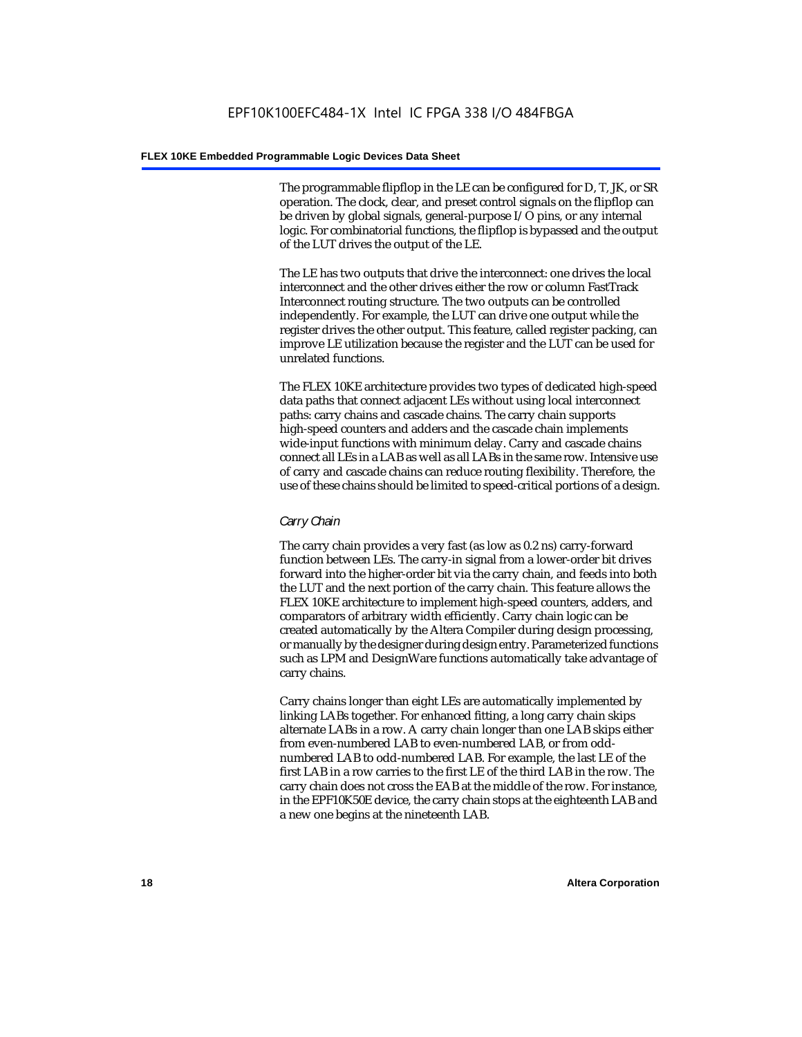The programmable flipflop in the LE can be configured for D, T, JK, or SR operation. The clock, clear, and preset control signals on the flipflop can be driven by global signals, general-purpose I/O pins, or any internal logic. For combinatorial functions, the flipflop is bypassed and the output of the LUT drives the output of the LE.

The LE has two outputs that drive the interconnect: one drives the local interconnect and the other drives either the row or column FastTrack Interconnect routing structure. The two outputs can be controlled independently. For example, the LUT can drive one output while the register drives the other output. This feature, called register packing, can improve LE utilization because the register and the LUT can be used for unrelated functions.

The FLEX 10KE architecture provides two types of dedicated high-speed data paths that connect adjacent LEs without using local interconnect paths: carry chains and cascade chains. The carry chain supports high-speed counters and adders and the cascade chain implements wide-input functions with minimum delay. Carry and cascade chains connect all LEs in a LAB as well as all LABs in the same row. Intensive use of carry and cascade chains can reduce routing flexibility. Therefore, the use of these chains should be limited to speed-critical portions of a design.

### *Carry Chain*

The carry chain provides a very fast (as low as 0.2 ns) carry-forward function between LEs. The carry-in signal from a lower-order bit drives forward into the higher-order bit via the carry chain, and feeds into both the LUT and the next portion of the carry chain. This feature allows the FLEX 10KE architecture to implement high-speed counters, adders, and comparators of arbitrary width efficiently. Carry chain logic can be created automatically by the Altera Compiler during design processing, or manually by the designer during design entry. Parameterized functions such as LPM and DesignWare functions automatically take advantage of carry chains.

Carry chains longer than eight LEs are automatically implemented by linking LABs together. For enhanced fitting, a long carry chain skips alternate LABs in a row. A carry chain longer than one LAB skips either from even-numbered LAB to even-numbered LAB, or from odd-numbered LAB to odd-numbered LAB. For example, the last LE of the first LAB in a row carries to the first LE of the third LAB in the row. The carry chain does not cross the EAB at the middle of the row. For instance, in the EPF10K50E device, the carry chain stops at the eighteenth LAB and a new one begins at the nineteenth LAB.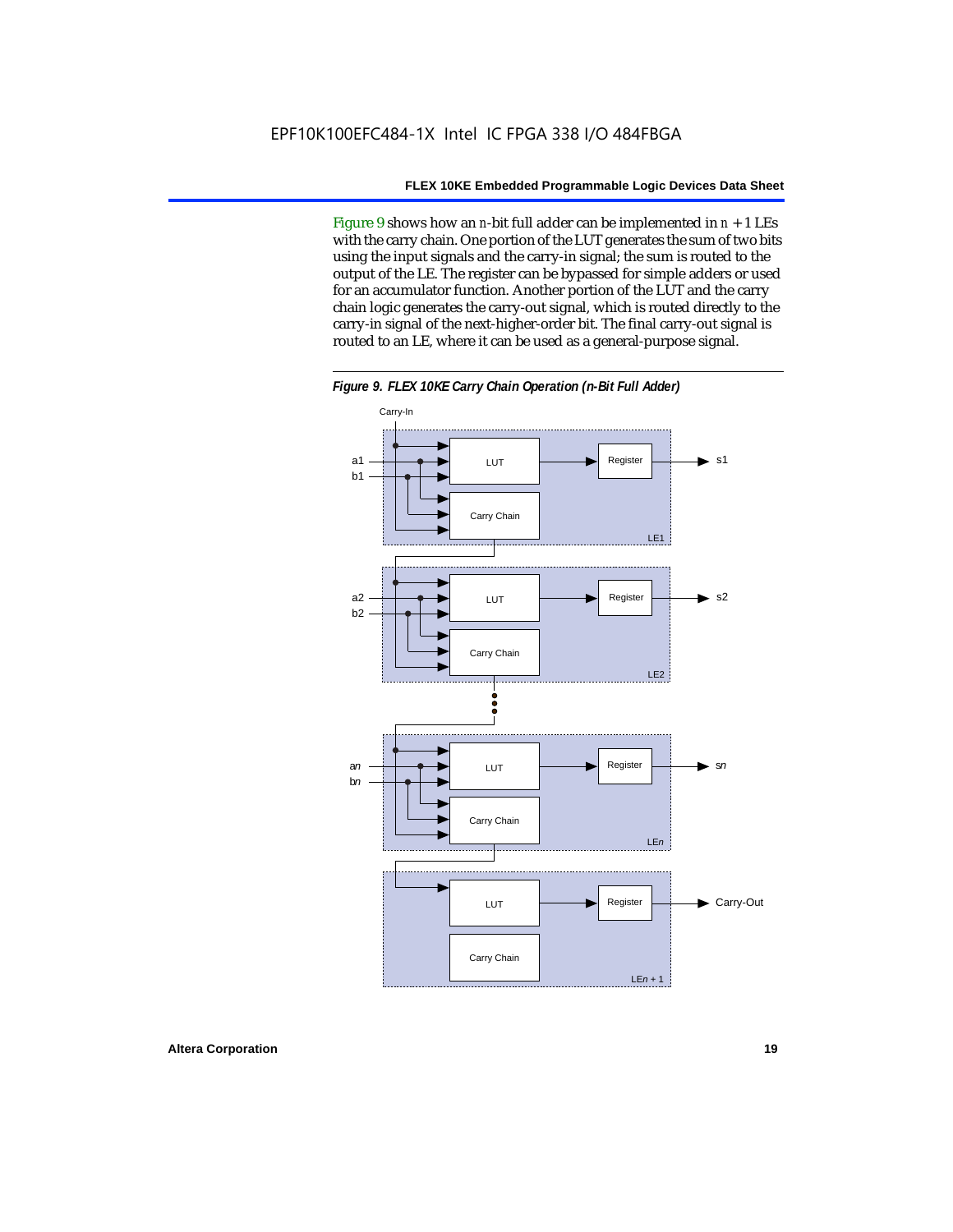Figure 9 shows how an $n$-bit full adder can be implemented in $n + 1$ LEs with the carry chain. One portion of the LUT generates the sum of two bits using the input signals and the carry-in signal; the sum is routed to the output of the LE. The register can be bypassed for simple adders or used for an accumulator function. Another portion of the LUT and the carry chain logic generates the carry-out signal, which is routed directly to the carry-in signal of the next-higher-order bit. The final carry-out signal is routed to an LE, where it can be used as a general-purpose signal.

*Figure 9. FLEX 10KE Carry Chain Operation (n-Bit Full Adder)*

Carry-In

a1
b1
LUT
Register
s1
Carry Chain
LE1

a2
b2
LUT
Register
s2
Carry Chain
LE2

an
bn
LUT
Register
sn
Carry Chain
LEn

LUT
Register
Carry-Out
Carry Chain
LEn + 1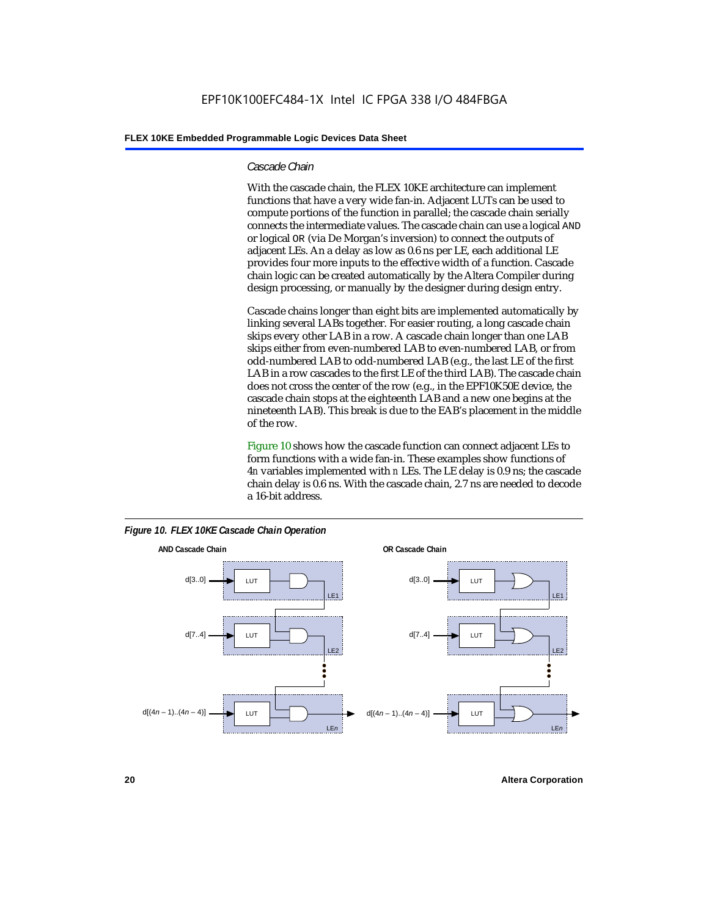### Cascade Chain

With the cascade chain, the FLEX 10KE architecture can implement functions that have a very wide fan-in. Adjacent LUTs can be used to compute portions of the function in parallel; the cascade chain serially connects the intermediate values. The cascade chain can use a logical AND or logical OR (via De Morgan's inversion) to connect the outputs of adjacent LEs. An a delay as low as 0.6 ns per LE, each additional LE provides four more inputs to the effective width of a function. Cascade chain logic can be created automatically by the Altera Compiler during design processing, or manually by the designer during design entry.

Cascade chains longer than eight bits are implemented automatically by linking several LABs together. For easier routing, a long cascade chain skips every other LAB in a row. A cascade chain longer than one LAB skips either from even-numbered LAB to even-numbered LAB, or from odd-numbered LAB to odd-numbered LAB (e.g., the last LE of the first LAB in a row cascades to the first LE of the third LAB). The cascade chain does not cross the center of the row (e.g., in the EPF10K50E device, the cascade chain stops at the eighteenth LAB and a new one begins at the nineteenth LAB). This break is due to the EAB's placement in the middle of the row.

Figure 10 shows how the cascade function can connect adjacent LEs to form functions with a wide fan-in. These examples show functions of $4n$ variables implemented with $n$ LEs. The LE delay is 0.9 ns; the cascade chain delay is 0.6 ns. With the cascade chain, 2.7 ns are needed to decode a 16-bit address.

*Figure 10. FLEX 10KE Cascade Chain Operation*

AND Cascade Chain

d[3..0]
LUT
LE1
d[7..4]
LUT
LE2
d[(4n – 1)..(4n – 4)]
LUT
LEn

OR Cascade Chain

d[3..0]
LUT
LE1
d[7..4]
LUT
LE2
d[(4n – 1)..(4n – 4)]
LUT
LEn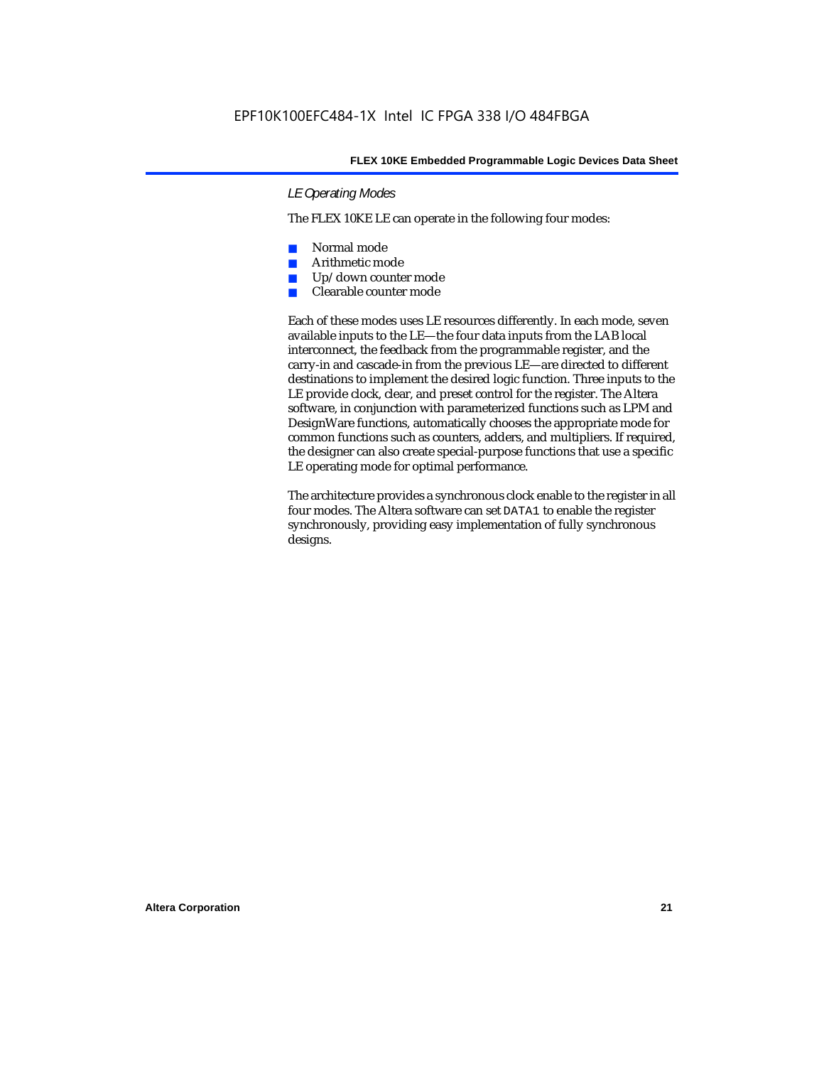#### LE Operating Modes

The FLEX 10KE LE can operate in the following four modes:

- Normal mode
- Arithmetic mode
- Up/down counter mode
- Clearable counter mode

Each of these modes uses LE resources differently. In each mode, seven available inputs to the LE—the four data inputs from the LAB local interconnect, the feedback from the programmable register, and the carry-in and cascade-in from the previous LE—are directed to different destinations to implement the desired logic function. Three inputs to the LE provide clock, clear, and preset control for the register. The Altera software, in conjunction with parameterized functions such as LPM and DesignWare functions, automatically chooses the appropriate mode for common functions such as counters, adders, and multipliers. If required, the designer can also create special-purpose functions that use a specific LE operating mode for optimal performance.

The architecture provides a synchronous clock enable to the register in all four modes. The Altera software can set `DATA1` to enable the register synchronously, providing easy implementation of fully synchronous designs.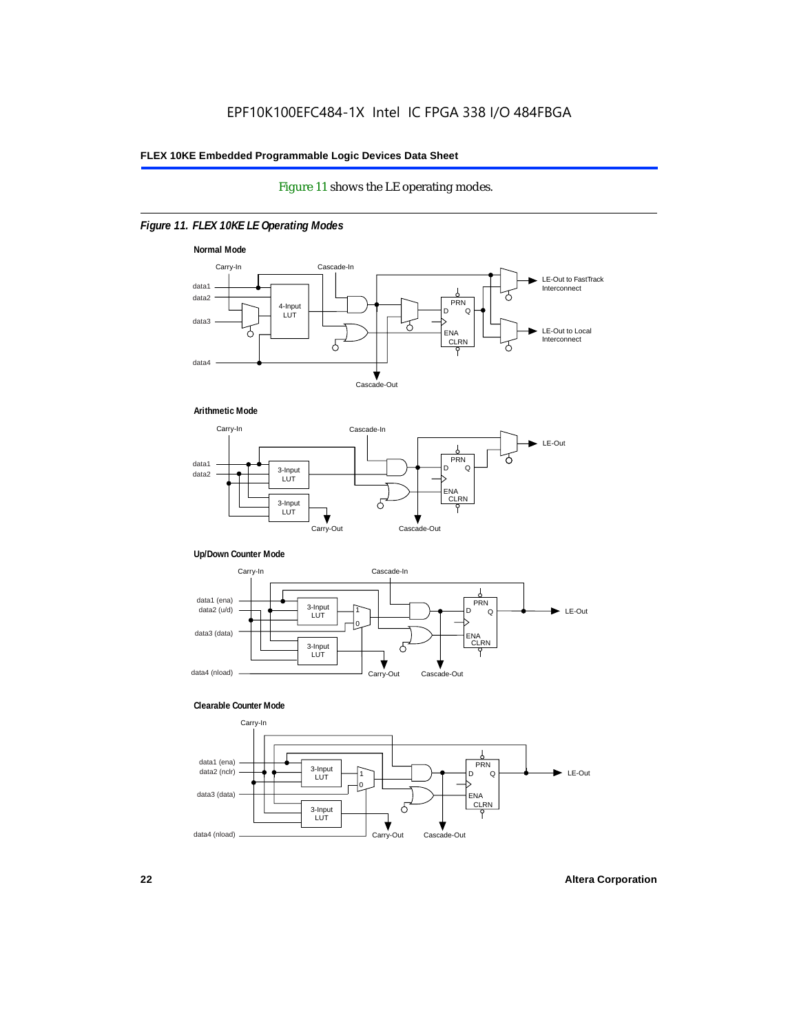Figure 11 shows the LE operating modes.

*Figure 11. FLEX 10KE LE Operating Modes*

**Normal Mode**

Carry-In
Cascade-In
data1
data2
data3
data4
4-Input LUT
PRN
D
Q
ENA
CLRN
LE-Out to FastTrack Interconnect
LE-Out to Local Interconnect
Cascade-Out

**Arithmetic Mode**

Carry-In
Cascade-In
data1
data2
3-Input LUT
3-Input LUT
PRN
D
Q
ENA
CLRN
LE-Out
Carry-Out
Cascade-Out

**Up/Down Counter Mode**

Carry-In
Cascade-In
data1 (ena)
data2 (u/d)
data3 (data)
data4 (nload)
3-Input LUT
3-Input LUT
1
0
PRN
D
Q
ENA
CLRN
LE-Out
Carry-Out
Cascade-Out

**Clearable Counter Mode**

Carry-In
data1 (ena)
data2 (nclr)
data3 (data)
data4 (nload)
3-Input LUT
3-Input LUT
1
0
PRN
D
Q
ENA
CLRN
LE-Out
Carry-Out
Cascade-Out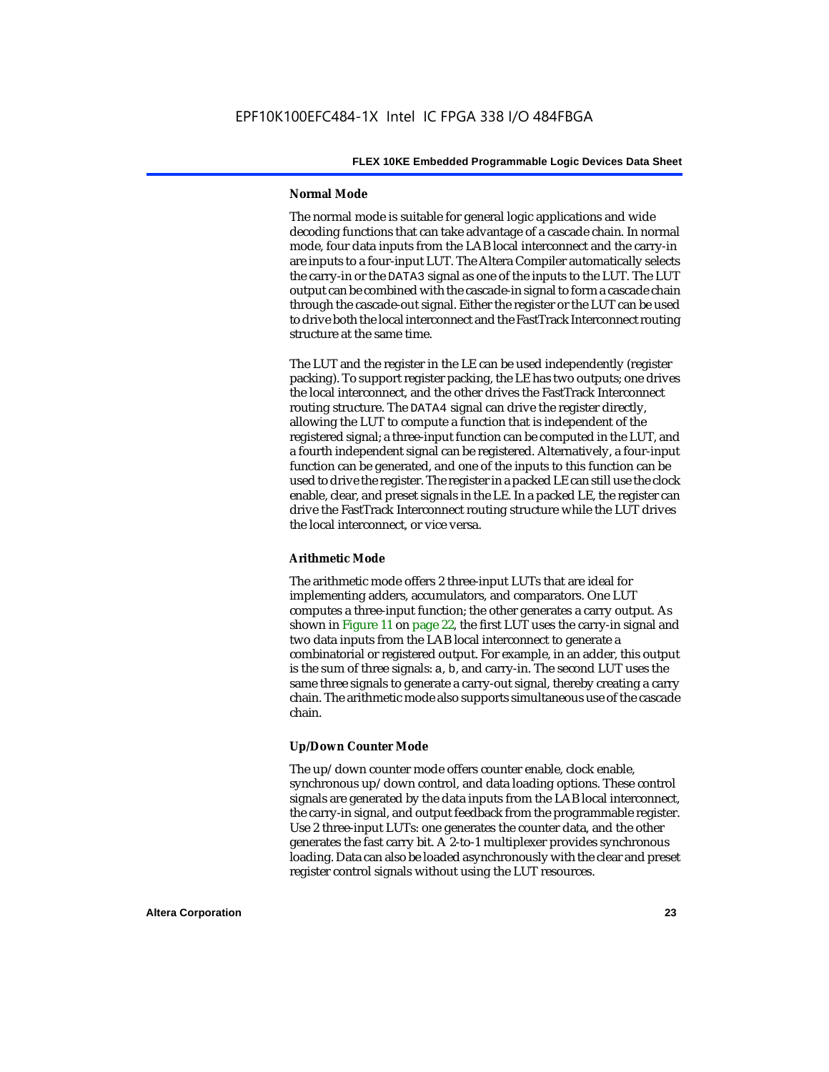#### Normal Mode

The normal mode is suitable for general logic applications and wide decoding functions that can take advantage of a cascade chain. In normal mode, four data inputs from the LAB local interconnect and the carry-in are inputs to a four-input LUT. The Altera Compiler automatically selects the carry-in or the `DATA3` signal as one of the inputs to the LUT. The LUT output can be combined with the cascade-in signal to form a cascade chain through the cascade-out signal. Either the register or the LUT can be used to drive both the local interconnect and the FastTrack Interconnect routing structure at the same time.

The LUT and the register in the LE can be used independently (register packing). To support register packing, the LE has two outputs; one drives the local interconnect, and the other drives the FastTrack Interconnect routing structure. The `DATA4` signal can drive the register directly, allowing the LUT to compute a function that is independent of the registered signal; a three-input function can be computed in the LUT, and a fourth independent signal can be registered. Alternatively, a four-input function can be generated, and one of the inputs to this function can be used to drive the register. The register in a packed LE can still use the clock enable, clear, and preset signals in the LE. In a packed LE, the register can drive the FastTrack Interconnect routing structure while the LUT drives the local interconnect, or vice versa.

#### Arithmetic Mode

The arithmetic mode offers 2 three-input LUTs that are ideal for implementing adders, accumulators, and comparators. One LUT computes a three-input function; the other generates a carry output. As shown in Figure 11 on page 22, the first LUT uses the carry-in signal and two data inputs from the LAB local interconnect to generate a combinatorial or registered output. For example, in an adder, this output is the sum of three signals: `a`, `b`, and carry-in. The second LUT uses the same three signals to generate a carry-out signal, thereby creating a carry chain. The arithmetic mode also supports simultaneous use of the cascade chain.

#### Up/Down Counter Mode

The up/down counter mode offers counter enable, clock enable, synchronous up/down control, and data loading options. These control signals are generated by the data inputs from the LAB local interconnect, the carry-in signal, and output feedback from the programmable register. Use 2 three-input LUTs: one generates the counter data, and the other generates the fast carry bit. A 2-to-1 multiplexer provides synchronous loading. Data can also be loaded asynchronously with the clear and preset register control signals without using the LUT resources.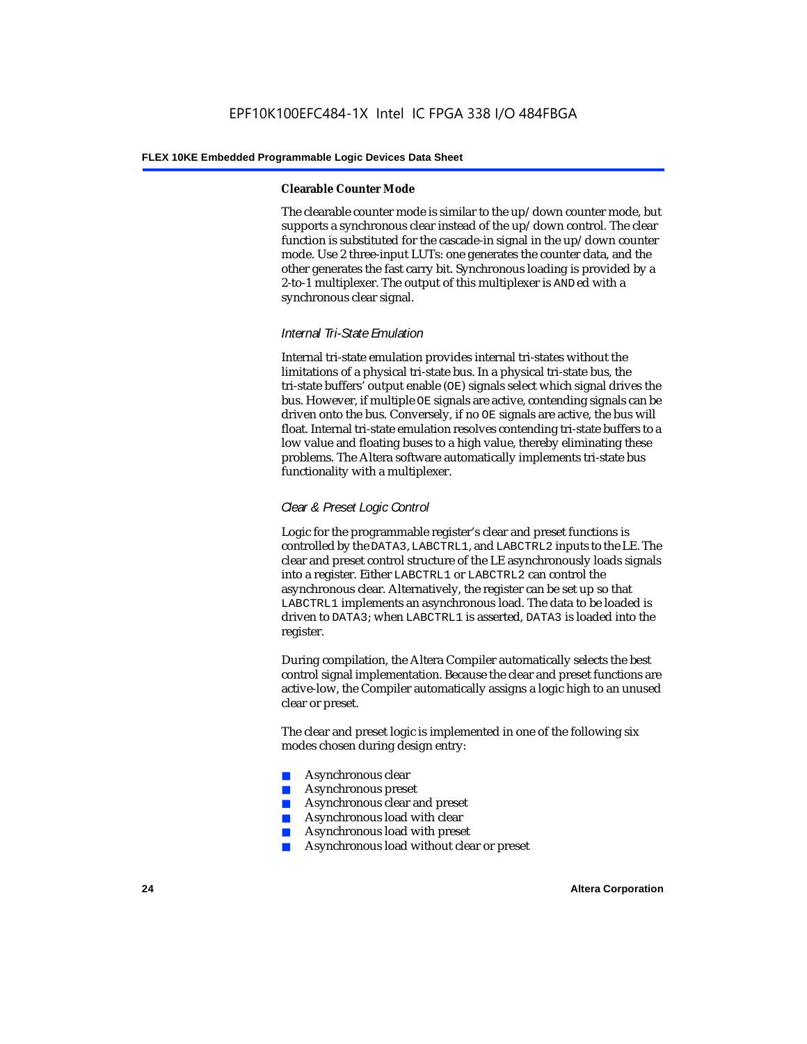#### Clearable Counter Mode

The clearable counter mode is similar to the up/down counter mode, but supports a synchronous clear instead of the up/down control. The clear function is substituted for the cascade-in signal in the up/down counter mode. Use 2 three-input LUTs: one generates the counter data, and the other generates the fast carry bit. Synchronous loading is provided by a 2-to-1 multiplexer. The output of this multiplexer is ANDed with a synchronous clear signal.

### *Internal Tri-State Emulation*

Internal tri-state emulation provides internal tri-states without the limitations of a physical tri-state bus. In a physical tri-state bus, the tri-state buffers' output enable (OE) signals select which signal drives the bus. However, if multiple OE signals are active, contending signals can be driven onto the bus. Conversely, if no OE signals are active, the bus will float. Internal tri-state emulation resolves contending tri-state buffers to a low value and floating buses to a high value, thereby eliminating these problems. The Altera software automatically implements tri-state bus functionality with a multiplexer.

### *Clear & Preset Logic Control*

Logic for the programmable register's clear and preset functions is controlled by the DATA3, LABCTRL1, and LABCTRL2 inputs to the LE. The clear and preset control structure of the LE asynchronously loads signals into a register. Either LABCTRL1 or LABCTRL2 can control the asynchronous clear. Alternatively, the register can be set up so that LABCTRL1 implements an asynchronous load. The data to be loaded is driven to DATA3; when LABCTRL1 is asserted, DATA3 is loaded into the register.

During compilation, the Altera Compiler automatically selects the best control signal implementation. Because the clear and preset functions are active-low, the Compiler automatically assigns a logic high to an unused clear or preset.

The clear and preset logic is implemented in one of the following six modes chosen during design entry:

- Asynchronous clear
- Asynchronous preset
- Asynchronous clear and preset
- Asynchronous load with clear
- Asynchronous load with preset
- Asynchronous load without clear or preset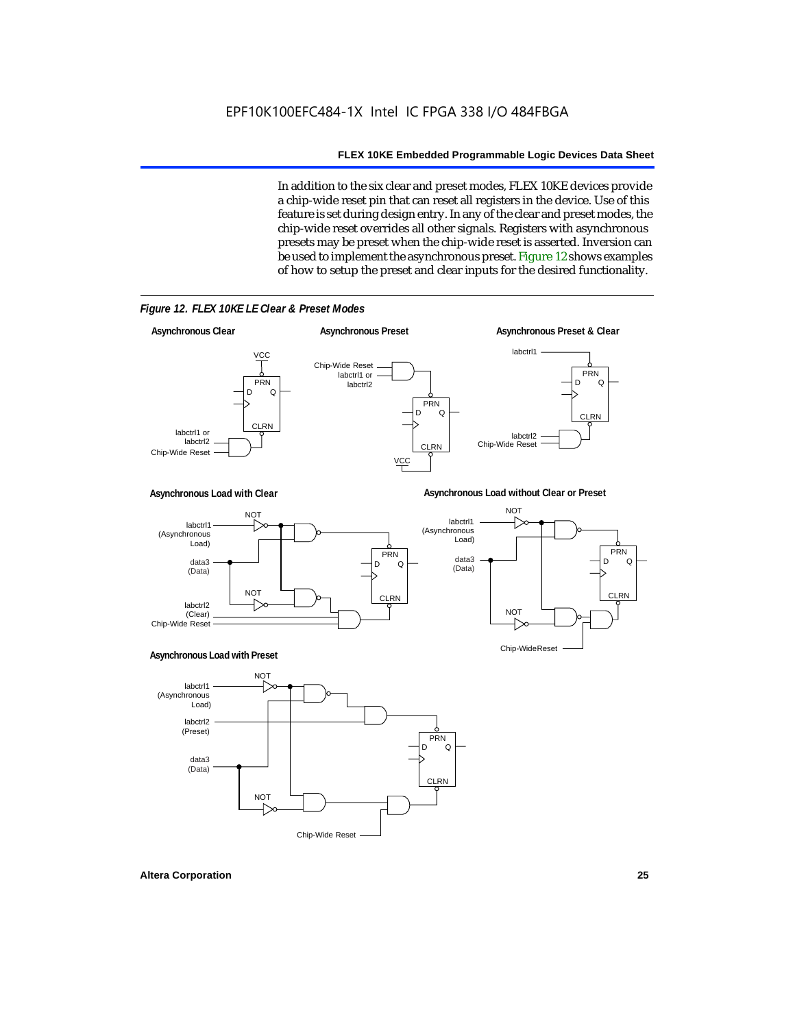In addition to the six clear and preset modes, FLEX 10KE devices provide a chip-wide reset pin that can reset all registers in the device. Use of this feature is set during design entry. In any of the clear and preset modes, the chip-wide reset overrides all other signals. Registers with asynchronous presets may be preset when the chip-wide reset is asserted. Inversion can be used to implement the asynchronous preset. Figure 12 shows examples of how to setup the preset and clear inputs for the desired functionality.

*Figure 12. FLEX 10KE LE Clear & Preset Modes*

Asynchronous Clear
VCC
PRN
D Q
CLRN
labctrl1 or
labctrl2
Chip-Wide Reset

Asynchronous Preset
Chip-Wide Reset
labctrl1 or
labctrl2
PRN
D Q
CLRN
VCC

Asynchronous Preset & Clear
labctrl1
PRN
D Q
CLRN
labctrl2
Chip-Wide Reset

Asynchronous Load with Clear
NOT
labctrl1
(Asynchronous
Load)
data3
(Data)
NOT
labctrl2
(Clear)
Chip-Wide Reset
PRN
D Q
CLRN

Asynchronous Load without Clear or Preset
NOT
labctrl1
(Asynchronous
Load)
data3
(Data)
NOT
Chip-WideReset
PRN
D Q
CLRN

Asynchronous Load with Preset
NOT
labctrl1
(Asynchronous
Load)
labctrl2
(Preset)
data3
(Data)
NOT
Chip-Wide Reset
PRN
D Q
CLRN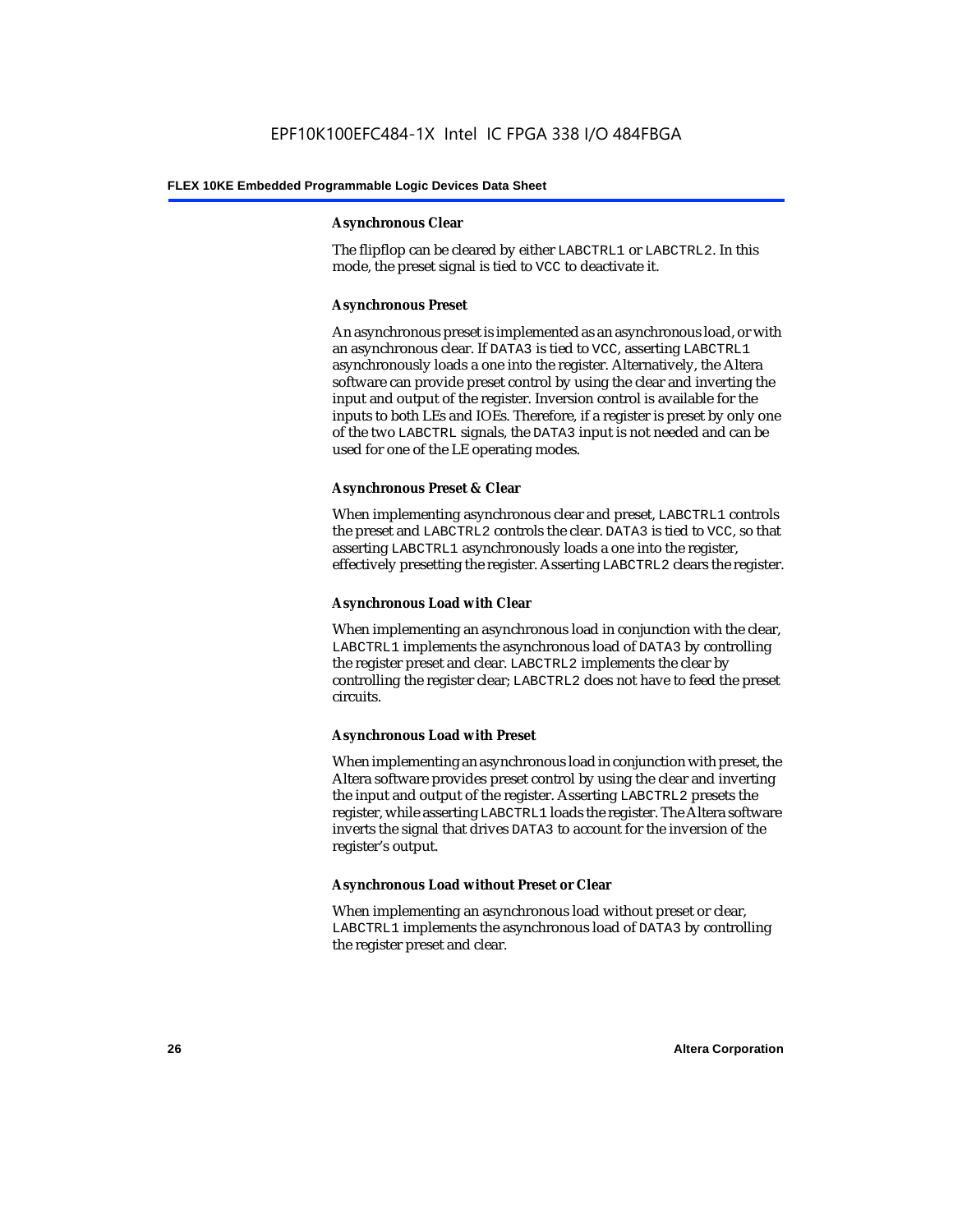#### Asynchronous Clear

The flipflop can be cleared by either LABCTRL1 or LABCTRL2. In this mode, the preset signal is tied to VCC to deactivate it.

#### Asynchronous Preset

An asynchronous preset is implemented as an asynchronous load, or with an asynchronous clear. If DATA3 is tied to VCC, asserting LABCTRL1 asynchronously loads a one into the register. Alternatively, the Altera software can provide preset control by using the clear and inverting the input and output of the register. Inversion control is available for the inputs to both LEs and IOEs. Therefore, if a register is preset by only one of the two LABCTRL signals, the DATA3 input is not needed and can be used for one of the LE operating modes.

#### Asynchronous Preset & Clear

When implementing asynchronous clear and preset, LABCTRL1 controls the preset and LABCTRL2 controls the clear. DATA3 is tied to VCC, so that asserting LABCTRL1 asynchronously loads a one into the register, effectively presetting the register. Asserting LABCTRL2 clears the register.

#### Asynchronous Load with Clear

When implementing an asynchronous load in conjunction with the clear, LABCTRL1 implements the asynchronous load of DATA3 by controlling the register preset and clear. LABCTRL2 implements the clear by controlling the register clear; LABCTRL2 does not have to feed the preset circuits.

#### Asynchronous Load with Preset

When implementing an asynchronous load in conjunction with preset, the Altera software provides preset control by using the clear and inverting the input and output of the register. Asserting LABCTRL2 presets the register, while asserting LABCTRL1 loads the register. The Altera software inverts the signal that drives DATA3 to account for the inversion of the register's output.

#### Asynchronous Load without Preset or Clear

When implementing an asynchronous load without preset or clear, LABCTRL1 implements the asynchronous load of DATA3 by controlling the register preset and clear.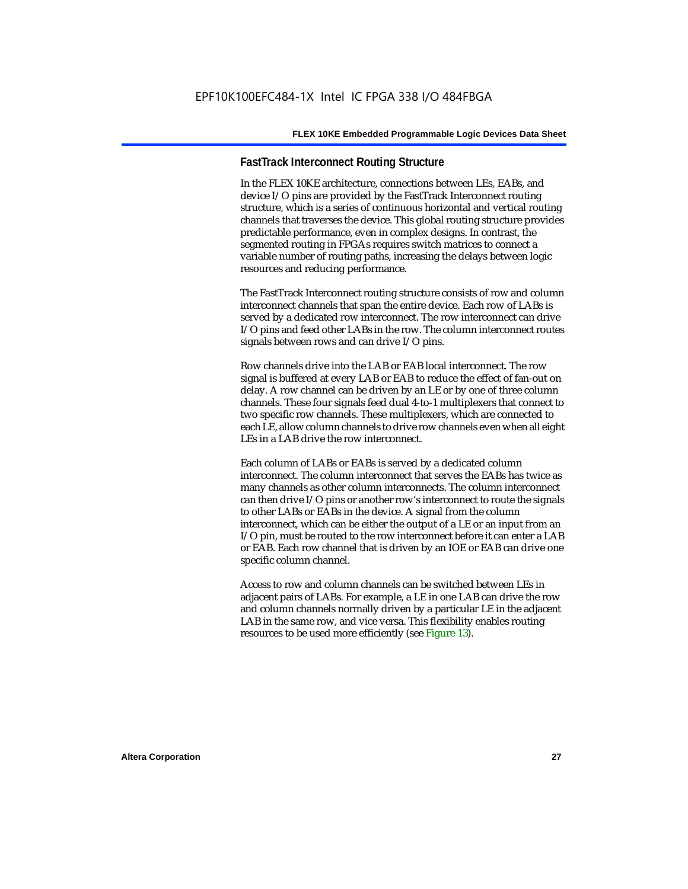### FastTrack Interconnect Routing Structure

In the FLEX 10KE architecture, connections between LEs, EABs, and device I/O pins are provided by the FastTrack Interconnect routing structure, which is a series of continuous horizontal and vertical routing channels that traverses the device. This global routing structure provides predictable performance, even in complex designs. In contrast, the segmented routing in FPGAs requires switch matrices to connect a variable number of routing paths, increasing the delays between logic resources and reducing performance.

The FastTrack Interconnect routing structure consists of row and column interconnect channels that span the entire device. Each row of LABs is served by a dedicated row interconnect. The row interconnect can drive I/O pins and feed other LABs in the row. The column interconnect routes signals between rows and can drive I/O pins.

Row channels drive into the LAB or EAB local interconnect. The row signal is buffered at every LAB or EAB to reduce the effect of fan-out on delay. A row channel can be driven by an LE or by one of three column channels. These four signals feed dual 4-to-1 multiplexers that connect to two specific row channels. These multiplexers, which are connected to each LE, allow column channels to drive row channels even when all eight LEs in a LAB drive the row interconnect.

Each column of LABs or EABs is served by a dedicated column interconnect. The column interconnect that serves the EABs has twice as many channels as other column interconnects. The column interconnect can then drive I/O pins or another row's interconnect to route the signals to other LABs or EABs in the device. A signal from the column interconnect, which can be either the output of a LE or an input from an I/O pin, must be routed to the row interconnect before it can enter a LAB or EAB. Each row channel that is driven by an IOE or EAB can drive one specific column channel.

Access to row and column channels can be switched between LEs in adjacent pairs of LABs. For example, a LE in one LAB can drive the row and column channels normally driven by a particular LE in the adjacent LAB in the same row, and vice versa. This flexibility enables routing resources to be used more efficiently (see Figure 13).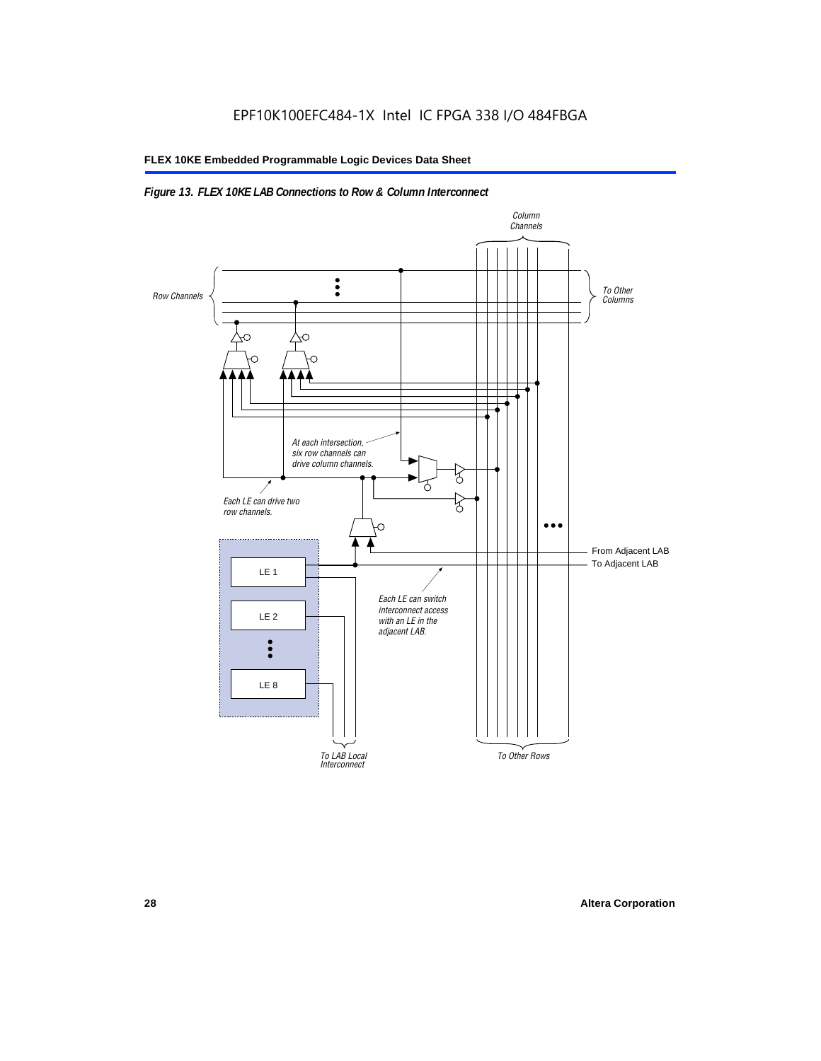*Figure 13. FLEX 10KE LAB Connections to Row & Column Interconnect*

Column Channels

Row Channels

To Other Columns

At each intersection, six row channels can drive column channels.

Each LE can drive two row channels.

From Adjacent LAB

To Adjacent LAB

LE 1

LE 2

LE 8

Each LE can switch interconnect access with an LE in the adjacent LAB.

To LAB Local Interconnect

To Other Rows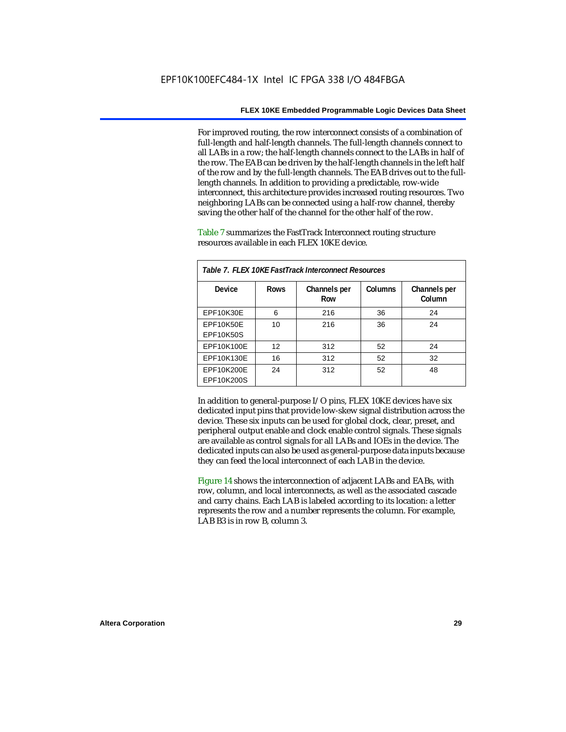For improved routing, the row interconnect consists of a combination of full-length and half-length channels. The full-length channels connect to all LABs in a row; the half-length channels connect to the LABs in half of the row. The EAB can be driven by the half-length channels in the left half of the row and by the full-length channels. The EAB drives out to the full-length channels. In addition to providing a predictable, row-wide interconnect, this architecture provides increased routing resources. Two neighboring LABs can be connected using a half-row channel, thereby saving the other half of the channel for the other half of the row.

Table 7 summarizes the FastTrack Interconnect routing structure resources available in each FLEX 10KE device.

*Table 7. FLEX 10KE FastTrack Interconnect Resources*

| Device | Rows | Channels per Row | Columns | Channels per Column |
|---|---|---|---|---|
| EPF10K30E | 6 | 216 | 36 | 24 |
| EPF10K50E<br>EPF10K50S | 10 | 216 | 36 | 24 |
| EPF10K100E | 12 | 312 | 52 | 24 |
| EPF10K130E | 16 | 312 | 52 | 32 |
| EPF10K200E<br>EPF10K200S | 24 | 312 | 52 | 48 |

In addition to general-purpose I/O pins, FLEX 10KE devices have six dedicated input pins that provide low-skew signal distribution across the device. These six inputs can be used for global clock, clear, preset, and peripheral output enable and clock enable control signals. These signals are available as control signals for all LABs and IOEs in the device. The dedicated inputs can also be used as general-purpose data inputs because they can feed the local interconnect of each LAB in the device.

Figure 14 shows the interconnection of adjacent LABs and EABs, with row, column, and local interconnects, as well as the associated cascade and carry chains. Each LAB is labeled according to its location: a letter represents the row and a number represents the column. For example, LAB B3 is in row B, column 3.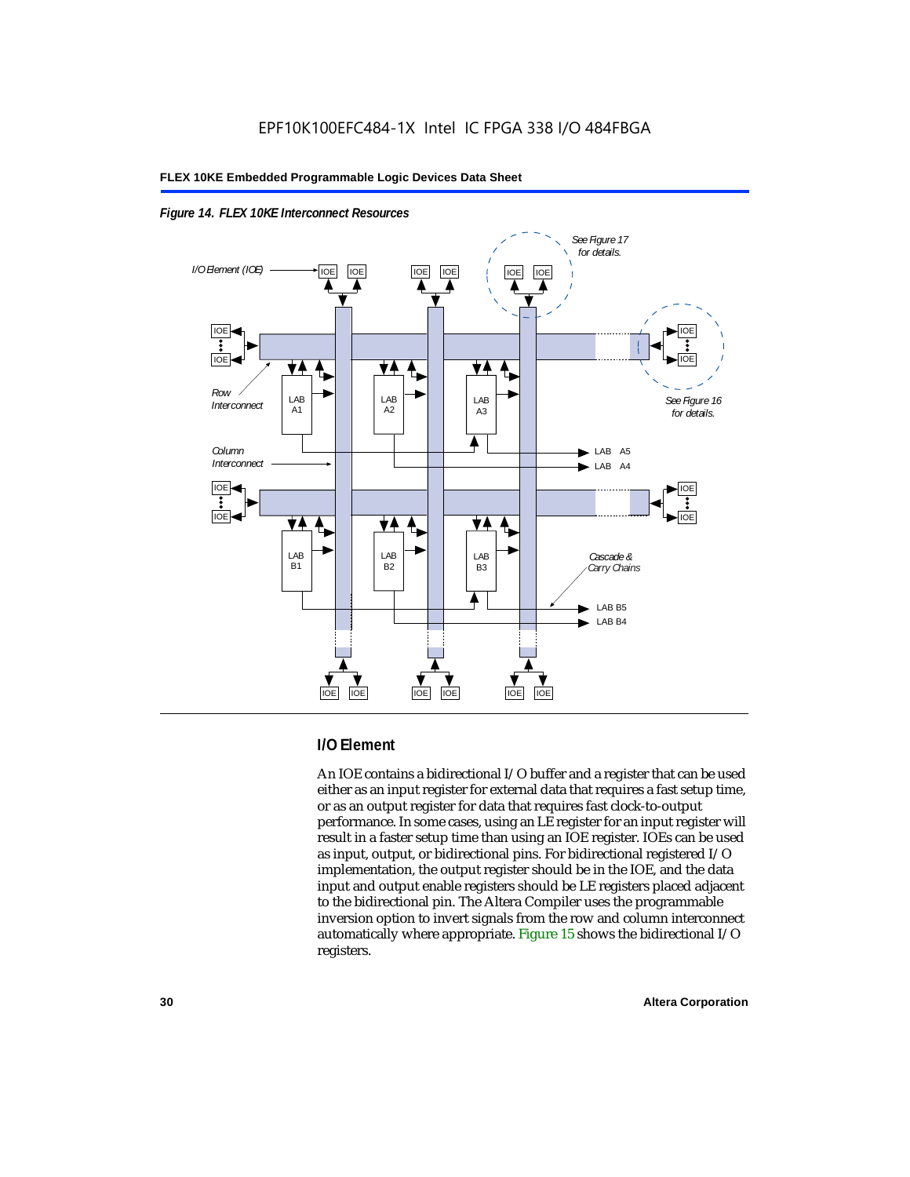*Figure 14. FLEX 10KE Interconnect Resources*

See Figure 17 for details.

I/O Element (IOE)

IOE IOE IOE IOE IOE IOE

IOE IOE

IOE IOE

Row Interconnect

LAB A1

LAB A2

LAB A3

See Figure 16 for details.

Column Interconnect

LAB A5

LAB A4

IOE IOE

IOE IOE

LAB B1

LAB B2

LAB B3

Cascade & Carry Chains

LAB B5

LAB B4

IOE IOE IOE IOE IOE IOE

## I/O Element

An IOE contains a bidirectional I/O buffer and a register that can be used either as an input register for external data that requires a fast setup time, or as an output register for data that requires fast clock-to-output performance. In some cases, using an LE register for an input register will result in a faster setup time than using an IOE register. IOEs can be used as input, output, or bidirectional pins. For bidirectional registered I/O implementation, the output register should be in the IOE, and the data input and output enable registers should be LE registers placed adjacent to the bidirectional pin. The Altera Compiler uses the programmable inversion option to invert signals from the row and column interconnect automatically where appropriate. Figure 15 shows the bidirectional I/O registers.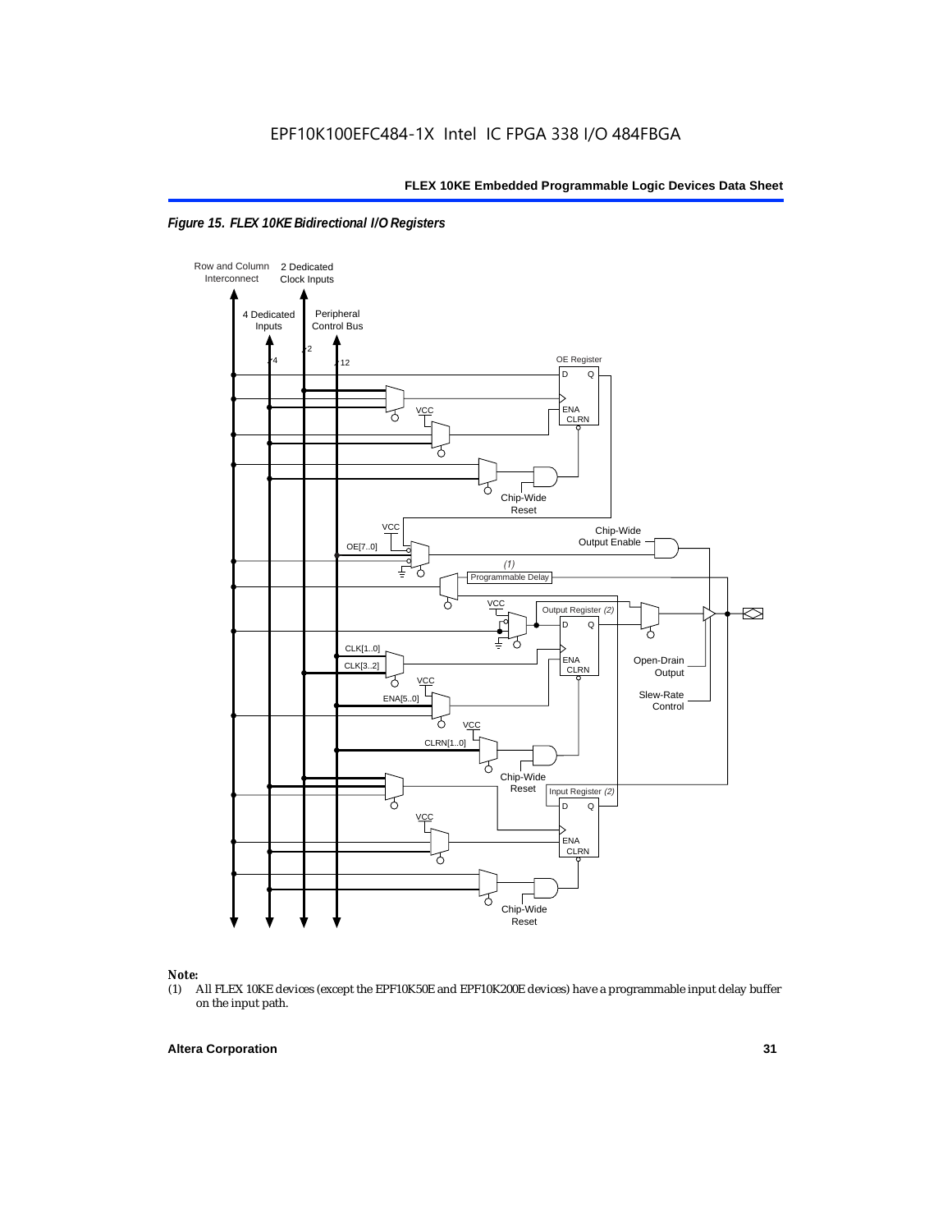*Figure 15. FLEX 10KE Bidirectional I/O Registers*

Row and Column Interconnect
2 Dedicated Clock Inputs
4 Dedicated Inputs
Peripheral Control Bus
4
2
12
OE Register
D Q
ENA
CLRN
VCC
Chip-Wide Reset
VCC
OE[7..0]
Chip-Wide Output Enable
(1)
Programmable Delay
VCC
Output Register (2)
D Q
CLK[1..0]
CLK[3..2]
ENA
CLRN
VCC
ENA[5..0]
Open-Drain Output
Slew-Rate Control
VCC
CLRN[1..0]
Chip-Wide Reset
Input Register (2)
D Q
VCC
ENA
CLRN
Chip-Wide Reset

***Note:***

(1) All FLEX 10KE devices (except the EPF10K50E and EPF10K200E devices) have a programmable input delay buffer on the input path.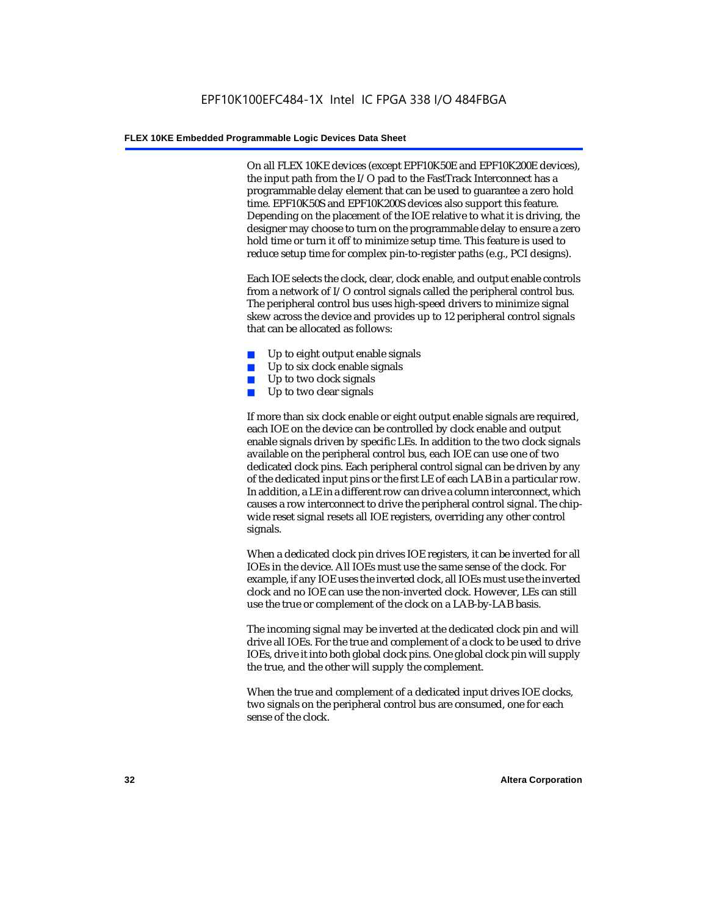On all FLEX 10KE devices (except EPF10K50E and EPF10K200E devices), the input path from the I/O pad to the FastTrack Interconnect has a programmable delay element that can be used to guarantee a zero hold time. EPF10K50S and EPF10K200S devices also support this feature. Depending on the placement of the IOE relative to what it is driving, the designer may choose to turn on the programmable delay to ensure a zero hold time or turn it off to minimize setup time. This feature is used to reduce setup time for complex pin-to-register paths (e.g., PCI designs).

Each IOE selects the clock, clear, clock enable, and output enable controls from a network of I/O control signals called the peripheral control bus. The peripheral control bus uses high-speed drivers to minimize signal skew across the device and provides up to 12 peripheral control signals that can be allocated as follows:

- Up to eight output enable signals
- Up to six clock enable signals
- Up to two clock signals
- Up to two clear signals

If more than six clock enable or eight output enable signals are required, each IOE on the device can be controlled by clock enable and output enable signals driven by specific LEs. In addition to the two clock signals available on the peripheral control bus, each IOE can use one of two dedicated clock pins. Each peripheral control signal can be driven by any of the dedicated input pins or the first LE of each LAB in a particular row. In addition, a LE in a different row can drive a column interconnect, which causes a row interconnect to drive the peripheral control signal. The chip-wide reset signal resets all IOE registers, overriding any other control signals.

When a dedicated clock pin drives IOE registers, it can be inverted for all IOEs in the device. All IOEs must use the same sense of the clock. For example, if any IOE uses the inverted clock, all IOEs must use the inverted clock and no IOE can use the non-inverted clock. However, LEs can still use the true or complement of the clock on a LAB-by-LAB basis.

The incoming signal may be inverted at the dedicated clock pin and will drive all IOEs. For the true and complement of a clock to be used to drive IOEs, drive it into both global clock pins. One global clock pin will supply the true, and the other will supply the complement.

When the true and complement of a dedicated input drives IOE clocks, two signals on the peripheral control bus are consumed, one for each sense of the clock.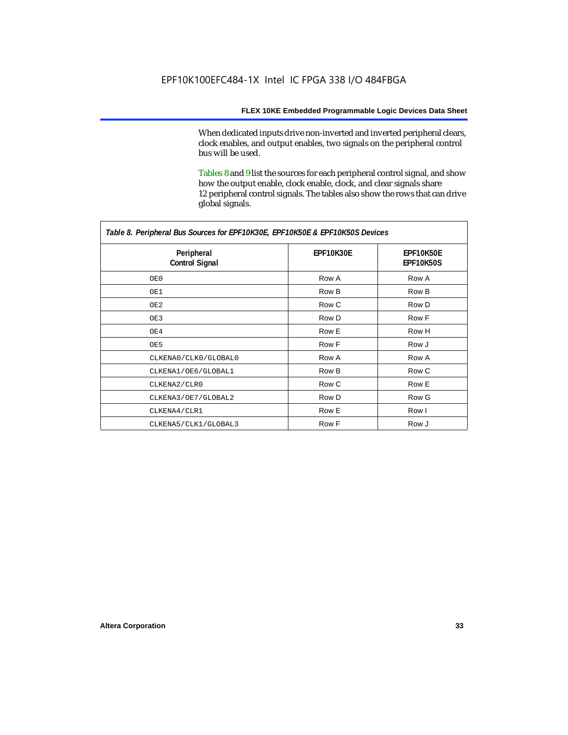When dedicated inputs drive non-inverted and inverted peripheral clears, clock enables, and output enables, two signals on the peripheral control bus will be used.

Tables 8 and 9 list the sources for each peripheral control signal, and show how the output enable, clock enable, clock, and clear signals share 12 peripheral control signals. The tables also show the rows that can drive global signals.

*Table 8. Peripheral Bus Sources for EPF10K30E, EPF10K50E & EPF10K50S Devices*

| Peripheral Control Signal | EPF10K30E | EPF10K50E EPF10K50S |
|---|---|---|
| OE0 | Row A | Row A |
| OE1 | Row B | Row B |
| OE2 | Row C | Row D |
| OE3 | Row D | Row F |
| OE4 | Row E | Row H |
| OE5 | Row F | Row J |
| CLKENA0/CLK0/GLOBAL0 | Row A | Row A |
| CLKENA1/OE6/GLOBAL1 | Row B | Row C |
| CLKENA2/CLR0 | Row C | Row E |
| CLKENA3/OE7/GLOBAL2 | Row D | Row G |
| CLKENA4/CLR1 | Row E | Row I |
| CLKENA5/CLK1/GLOBAL3 | Row F | Row J |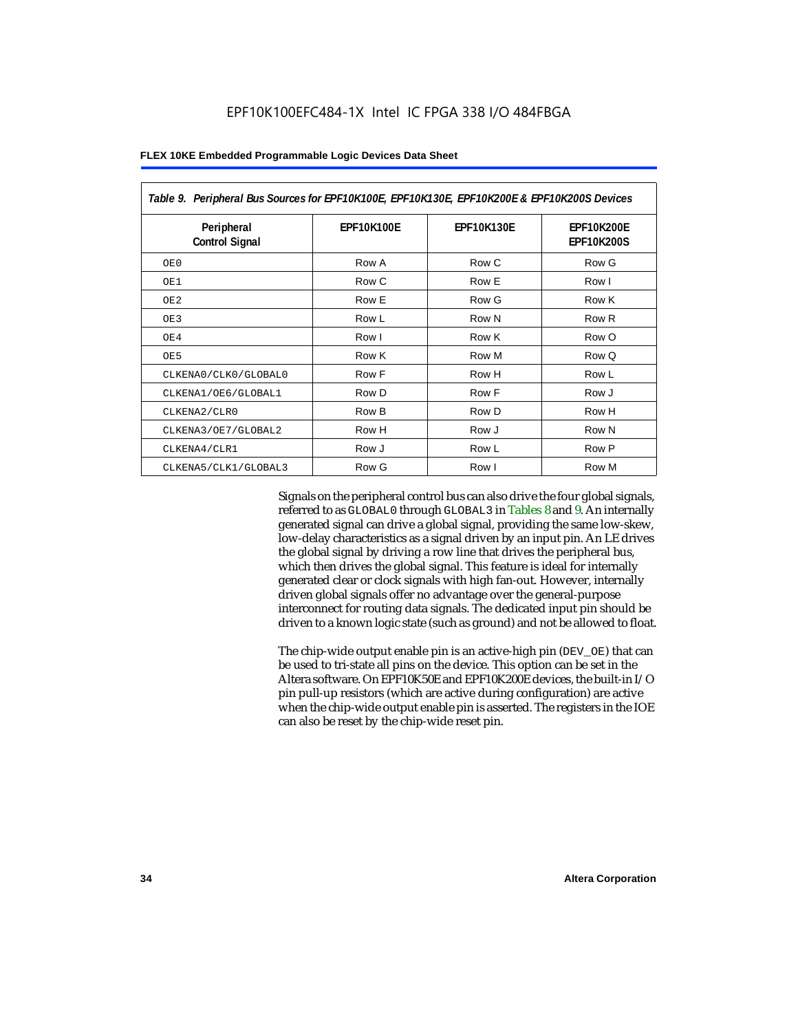**Table 9. Peripheral Bus Sources for EPF10K100E, EPF10K130E, EPF10K200E & EPF10K200S Devices**

| Peripheral Control Signal | EPF10K100E | EPF10K130E | EPF10K200E EPF10K200S |
|---|---|---|---|
| OE0 | Row A | Row C | Row G |
| OE1 | Row C | Row E | Row I |
| OE2 | Row E | Row G | Row K |
| OE3 | Row L | Row N | Row R |
| OE4 | Row I | Row K | Row O |
| OE5 | Row K | Row M | Row Q |
| CLKENA0/CLK0/GLOBAL0 | Row F | Row H | Row L |
| CLKENA1/OE6/GLOBAL1 | Row D | Row F | Row J |
| CLKENA2/CLR0 | Row B | Row D | Row H |
| CLKENA3/OE7/GLOBAL2 | Row H | Row J | Row N |
| CLKENA4/CLR1 | Row J | Row L | Row P |
| CLKENA5/CLK1/GLOBAL3 | Row G | Row I | Row M |

Signals on the peripheral control bus can also drive the four global signals, referred to as GLOBAL0 through GLOBAL3 in Tables 8 and 9. An internally generated signal can drive a global signal, providing the same low-skew, low-delay characteristics as a signal driven by an input pin. An LE drives the global signal by driving a row line that drives the peripheral bus, which then drives the global signal. This feature is ideal for internally generated clear or clock signals with high fan-out. However, internally driven global signals offer no advantage over the general-purpose interconnect for routing data signals. The dedicated input pin should be driven to a known logic state (such as ground) and not be allowed to float.

The chip-wide output enable pin is an active-high pin (DEV_OE) that can be used to tri-state all pins on the device. This option can be set in the Altera software. On EPF10K50E and EPF10K200E devices, the built-in I/O pin pull-up resistors (which are active during configuration) are active when the chip-wide output enable pin is asserted. The registers in the IOE can also be reset by the chip-wide reset pin.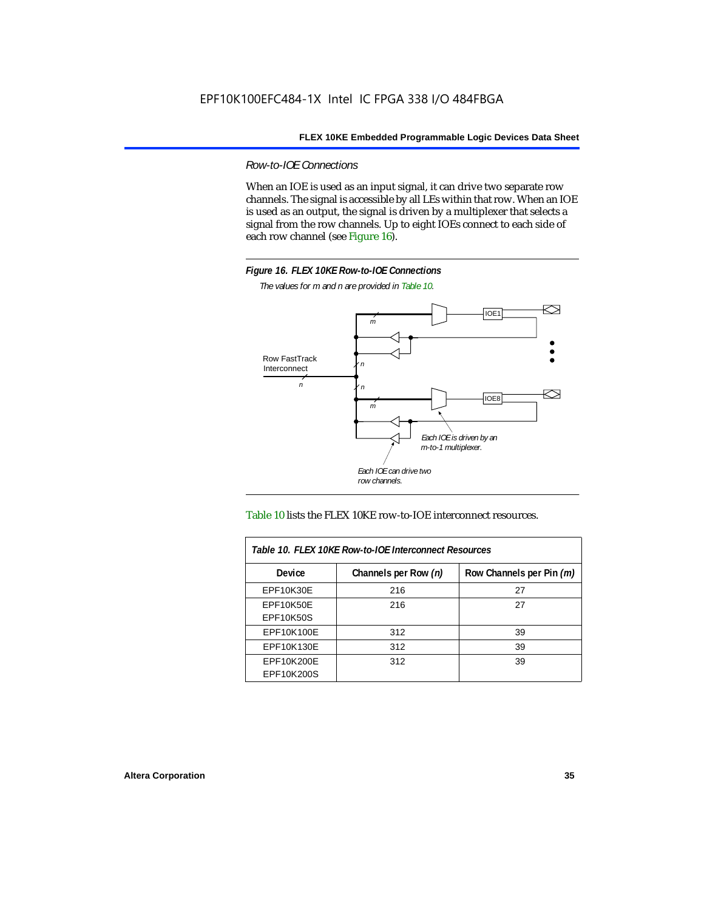### *Row-to-IOE Connections*

When an IOE is used as an input signal, it can drive two separate row channels. The signal is accessible by all LEs within that row. When an IOE is used as an output, the signal is driven by a multiplexer that selects a signal from the row channels. Up to eight IOEs connect to each side of each row channel (see Figure 16).

***Figure 16. FLEX 10KE Row-to-IOE Connections***

*The values for m and n are provided in Table 10.*

Row FastTrack Interconnect

n

m

n

n

m

IOE1

IOE8

*Each IOE is driven by an m-to-1 multiplexer.*

*Each IOE can drive two row channels.*

Table 10 lists the FLEX 10KE row-to-IOE interconnect resources.

| *Table 10. FLEX 10KE Row-to-IOE Interconnect Resources* | | |
|---|---|---|
| **Device** | **Channels per Row *(n)*** | **Row Channels per Pin *(m)*** |
| EPF10K30E | 216 | 27 |
| EPF10K50E<br>EPF10K50S | 216 | 27 |
| EPF10K100E | 312 | 39 |
| EPF10K130E | 312 | 39 |
| EPF10K200E<br>EPF10K200S | 312 | 39 |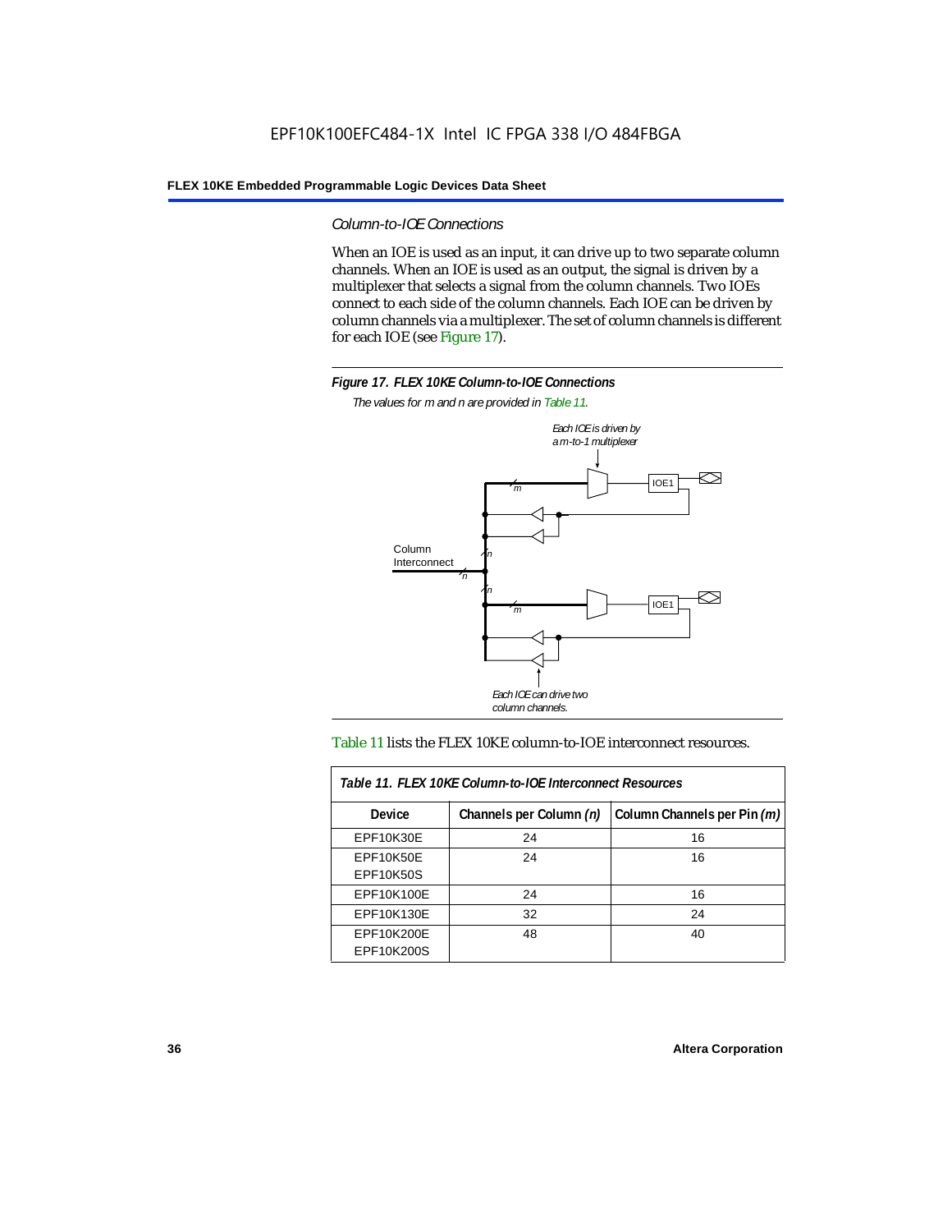### *Column-to-IOE Connections*

When an IOE is used as an input, it can drive up to two separate column channels. When an IOE is used as an output, the signal is driven by a multiplexer that selects a signal from the column channels. Two IOEs connect to each side of the column channels. Each IOE can be driven by column channels via a multiplexer. The set of column channels is different for each IOE (see Figure 17).

***Figure 17. FLEX 10KE Column-to-IOE Connections***

*The values for m and n are provided in Table 11.*

*Each IOE is driven by a m-to-1 multiplexer*

m

IOE1

Column Interconnect

n

n

n

m

IOE1

*Each IOE can drive two column channels.*

Table 11 lists the FLEX 10KE column-to-IOE interconnect resources.

***Table 11. FLEX 10KE Column-to-IOE Interconnect Resources***

| Device | Channels per Column *(n)* | Column Channels per Pin *(m)* |
|---|---|---|
| EPF10K30E | 24 | 16 |
| EPF10K50E<br>EPF10K50S | 24 | 16 |
| EPF10K100E | 24 | 16 |
| EPF10K130E | 32 | 24 |
| EPF10K200E<br>EPF10K200S | 48 | 40 |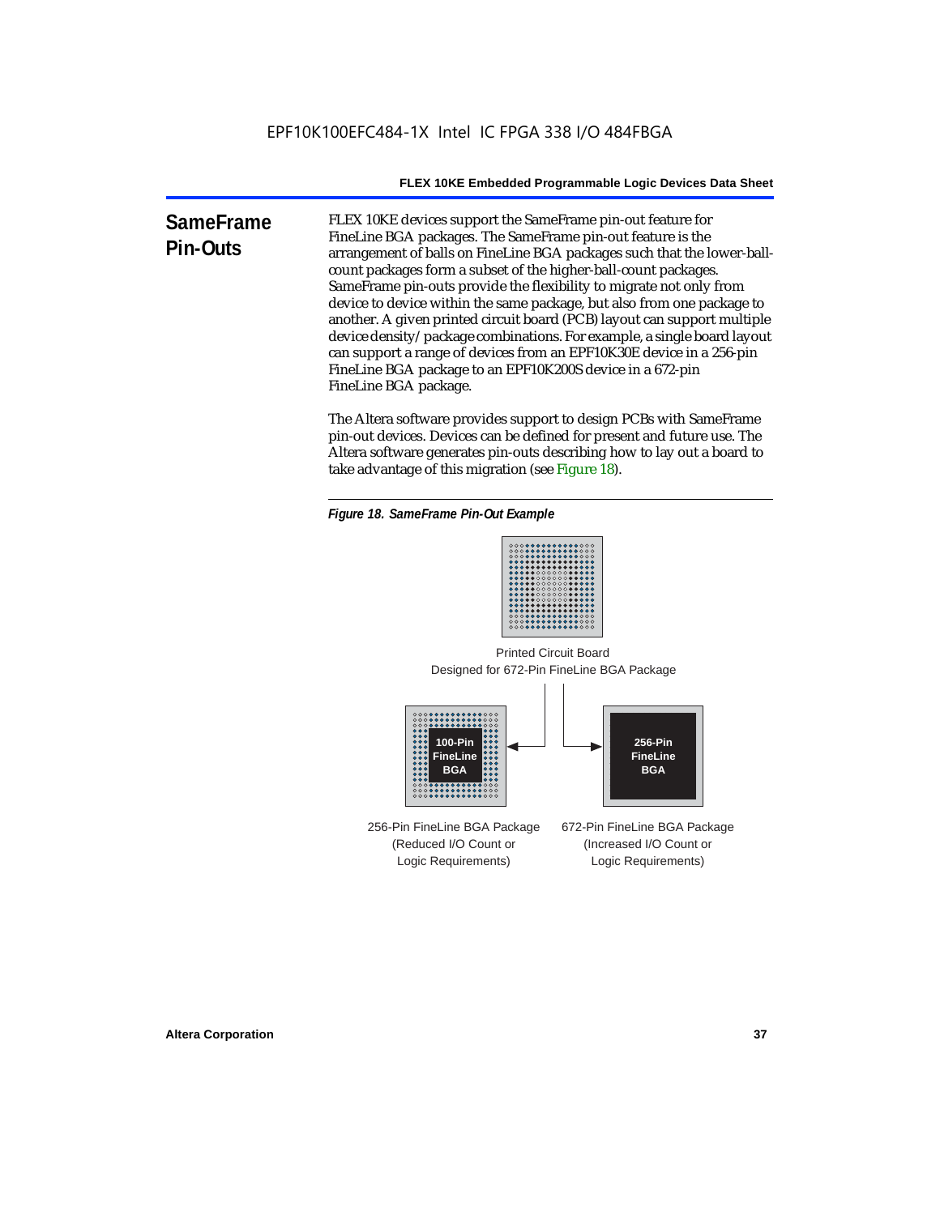## SameFrame Pin-Outs

FLEX 10KE devices support the SameFrame pin-out feature for FineLine BGA packages. The SameFrame pin-out feature is the arrangement of balls on FineLine BGA packages such that the lower-ball-count packages form a subset of the higher-ball-count packages. SameFrame pin-outs provide the flexibility to migrate not only from device to device within the same package, but also from one package to another. A given printed circuit board (PCB) layout can support multiple device density/package combinations. For example, a single board layout can support a range of devices from an EPF10K30E device in a 256-pin FineLine BGA package to an EPF10K200S device in a 672-pin FineLine BGA package.

The Altera software provides support to design PCBs with SameFrame pin-out devices. Devices can be defined for present and future use. The Altera software generates pin-outs describing how to lay out a board to take advantage of this migration (see Figure 18).

*Figure 18. SameFrame Pin-Out Example*

Printed Circuit Board
Designed for 672-Pin FineLine BGA Package

100-Pin
FineLine
BGA

256-Pin
FineLine
BGA

256-Pin FineLine BGA Package
(Reduced I/O Count or
Logic Requirements)

672-Pin FineLine BGA Package
(Increased I/O Count or
Logic Requirements)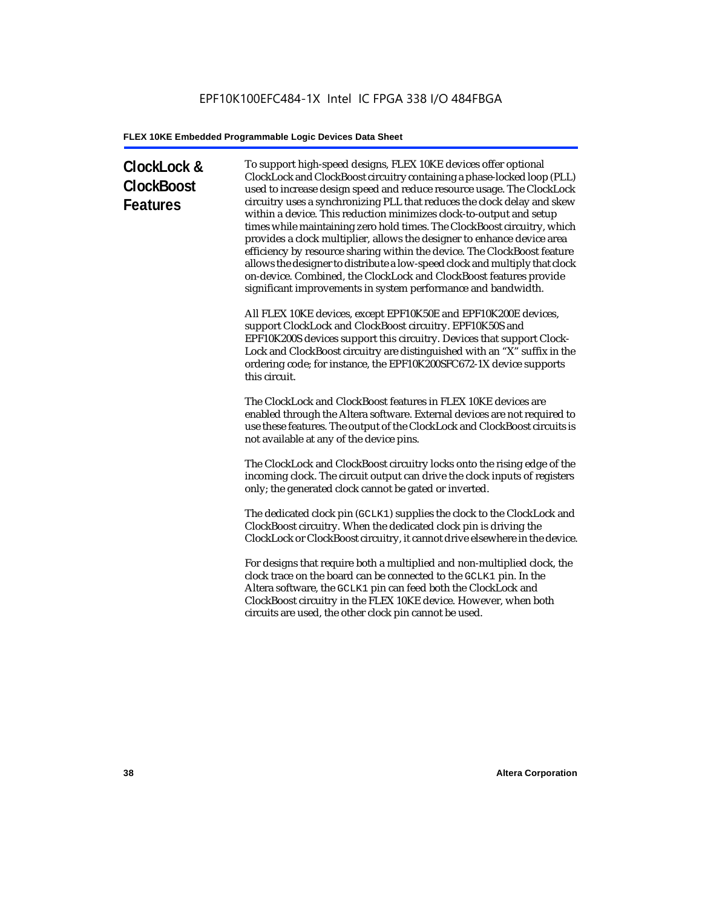## ClockLock & ClockBoost Features

To support high-speed designs, FLEX 10KE devices offer optional ClockLock and ClockBoost circuitry containing a phase-locked loop (PLL) used to increase design speed and reduce resource usage. The ClockLock circuitry uses a synchronizing PLL that reduces the clock delay and skew within a device. This reduction minimizes clock-to-output and setup times while maintaining zero hold times. The ClockBoost circuitry, which provides a clock multiplier, allows the designer to enhance device area efficiency by resource sharing within the device. The ClockBoost feature allows the designer to distribute a low-speed clock and multiply that clock on-device. Combined, the ClockLock and ClockBoost features provide significant improvements in system performance and bandwidth.

All FLEX 10KE devices, except EPF10K50E and EPF10K200E devices, support ClockLock and ClockBoost circuitry. EPF10K50S and EPF10K200S devices support this circuitry. Devices that support Clock-Lock and ClockBoost circuitry are distinguished with an "X" suffix in the ordering code; for instance, the EPF10K200SFC672-1X device supports this circuit.

The ClockLock and ClockBoost features in FLEX 10KE devices are enabled through the Altera software. External devices are not required to use these features. The output of the ClockLock and ClockBoost circuits is not available at any of the device pins.

The ClockLock and ClockBoost circuitry locks onto the rising edge of the incoming clock. The circuit output can drive the clock inputs of registers only; the generated clock cannot be gated or inverted.

The dedicated clock pin (`GCLK1`) supplies the clock to the ClockLock and ClockBoost circuitry. When the dedicated clock pin is driving the ClockLock or ClockBoost circuitry, it cannot drive elsewhere in the device.

For designs that require both a multiplied and non-multiplied clock, the clock trace on the board can be connected to the `GCLK1` pin. In the Altera software, the `GCLK1` pin can feed both the ClockLock and ClockBoost circuitry in the FLEX 10KE device. However, when both circuits are used, the other clock pin cannot be used.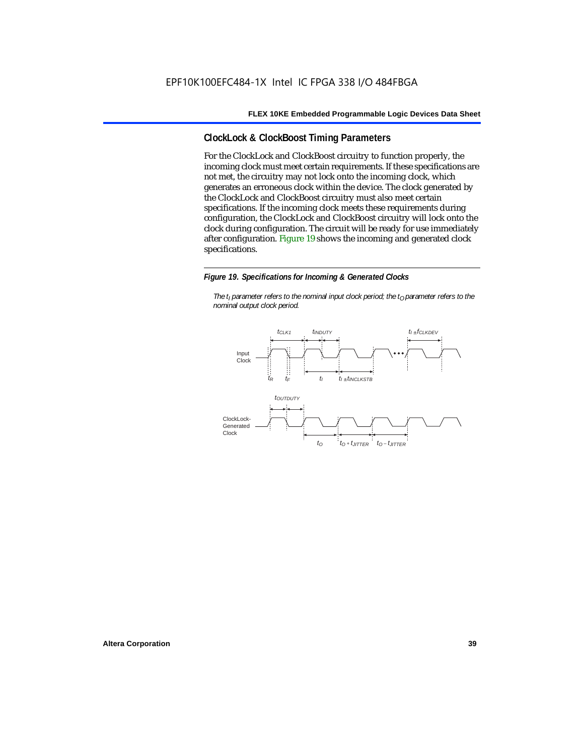## ClockLock & ClockBoost Timing Parameters

For the ClockLock and ClockBoost circuitry to function properly, the incoming clock must meet certain requirements. If these specifications are not met, the circuitry may not lock onto the incoming clock, which generates an erroneous clock within the device. The clock generated by the ClockLock and ClockBoost circuitry must also meet certain specifications. If the incoming clock meets these requirements during configuration, the ClockLock and ClockBoost circuitry will lock onto the clock during configuration. The circuit will be ready for use immediately after configuration. Figure 19 shows the incoming and generated clock specifications.

*Figure 19. Specifications for Incoming & Generated Clocks*

*The $t_I$ parameter refers to the nominal input clock period; the $t_O$ parameter refers to the nominal output clock period.*

$t_{CLK1}$

$t_{INDUTY}$

$t_I \pm f_{CLKDEV}$

Input Clock

$t_R$

$t_F$

$t_I$

$t_I \pm t_{INCLKSTB}$

$t_{OUTDUTY}$

ClockLock-Generated Clock

$t_O$

$t_O + t_{JITTER}$

$t_O - t_{JITTER}$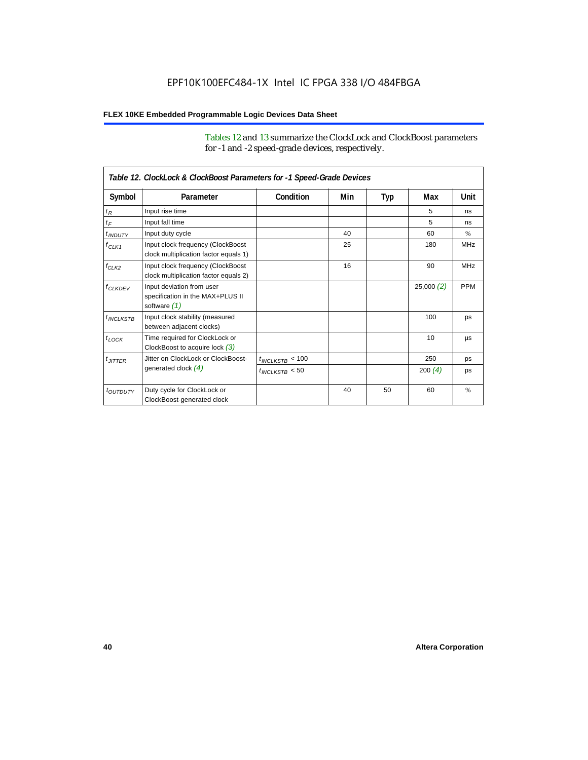Tables 12 and 13 summarize the ClockLock and ClockBoost parameters for -1 and -2 speed-grade devices, respectively.

*Table 12. ClockLock & ClockBoost Parameters for -1 Speed-Grade Devices*

| Symbol | Parameter | Condition | Min | Typ | Max | Unit |
|---|---|---|---|---|---|---|
| $t_R$ | Input rise time | | | | 5 | ns |
| $t_F$ | Input fall time | | | | 5 | ns |
| $t_{INDUTY}$ | Input duty cycle | | 40 | | 60 | % |
| $f_{CLK1}$ | Input clock frequency (ClockBoost clock multiplication factor equals 1) | | 25 | | 180 | MHz |
| $f_{CLK2}$ | Input clock frequency (ClockBoost clock multiplication factor equals 2) | | 16 | | 90 | MHz |
| $f_{CLKDEV}$ | Input deviation from user specification in the MAX+PLUS II software *(1)* | | | | 25,000 *(2)* | PPM |
| $t_{INCLKSTB}$ | Input clock stability (measured between adjacent clocks) | | | | 100 | ps |
| $t_{LOCK}$ | Time required for ClockLock or ClockBoost to acquire lock *(3)* | | | | 10 | µs |
| $t_{JITTER}$ | Jitter on ClockLock or ClockBoost-generated clock *(4)* | $t_{INCLKSTB}$ < 100 | | | 250 | ps |
| | | $t_{INCLKSTB}$ < 50 | | | 200 *(4)* | ps |
| $t_{OUTDUTY}$ | Duty cycle for ClockLock or ClockBoost-generated clock | | 40 | 50 | 60 | % |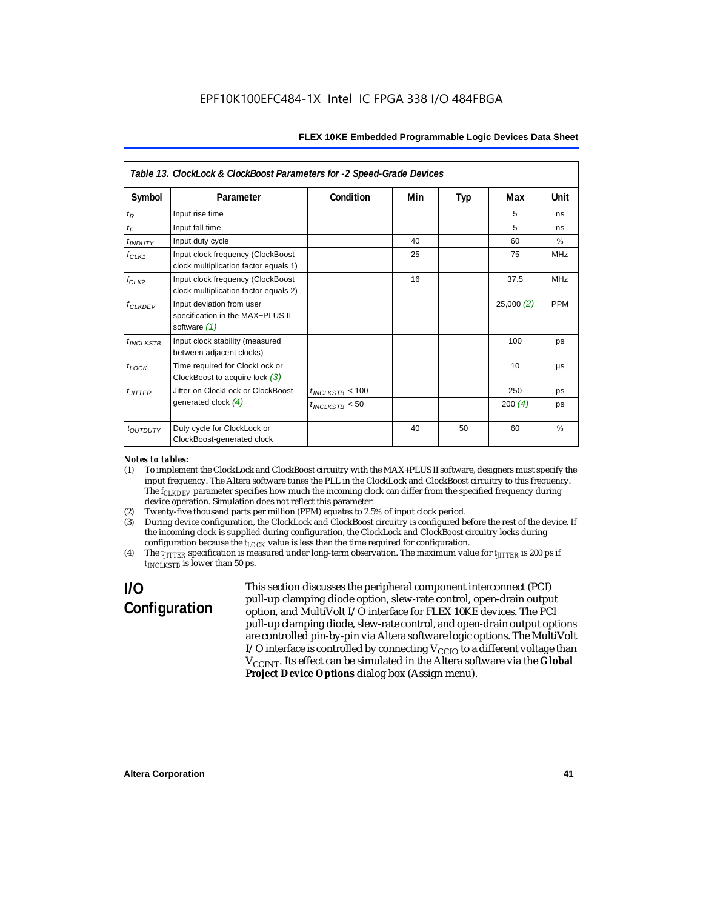**Table 13. ClockLock & ClockBoost Parameters for -2 Speed-Grade Devices**

| Symbol | Parameter | Condition | Min | Typ | Max | Unit |
|---|---|---|---|---|---|---|
| $t_R$ | Input rise time | | | | 5 | ns |
| $t_F$ | Input fall time | | | | 5 | ns |
| $t_{INDUTY}$ | Input duty cycle | | 40 | | 60 | % |
| $f_{CLK1}$ | Input clock frequency (ClockBoost clock multiplication factor equals 1) | | 25 | | 75 | MHz |
| $f_{CLK2}$ | Input clock frequency (ClockBoost clock multiplication factor equals 2) | | 16 | | 37.5 | MHz |
| $f_{CLKDEV}$ | Input deviation from user specification in the MAX+PLUS II software *(1)* | | | | 25,000 *(2)* | PPM |
| $t_{INCLKSTB}$ | Input clock stability (measured between adjacent clocks) | | | | 100 | ps |
| $t_{LOCK}$ | Time required for ClockLock or ClockBoost to acquire lock *(3)* | | | | 10 | µs |
| $t_{JITTER}$ | Jitter on ClockLock or ClockBoost-generated clock *(4)* | $t_{INCLKSTB}$ < 100 | | | 250 | ps |
| | | $t_{INCLKSTB}$ < 50 | | | 200 *(4)* | ps |
| $t_{OUTDUTY}$ | Duty cycle for ClockLock or ClockBoost-generated clock | | 40 | 50 | 60 | % |

*Notes to tables:*

(1) To implement the ClockLock and ClockBoost circuitry with the MAX+PLUS II software, designers must specify the input frequency. The Altera software tunes the PLL in the ClockLock and ClockBoost circuitry to this frequency. The $f_{CLKDEV}$ parameter specifies how much the incoming clock can differ from the specified frequency during device operation. Simulation does not reflect this parameter.

(2) Twenty-five thousand parts per million (PPM) equates to 2.5% of input clock period.

(3) During device configuration, the ClockLock and ClockBoost circuitry is configured before the rest of the device. If the incoming clock is supplied during configuration, the ClockLock and ClockBoost circuitry locks during configuration because the $t_{LOCK}$ value is less than the time required for configuration.

(4) The $t_{JITTER}$ specification is measured under long-term observation. The maximum value for $t_{JITTER}$ is 200 ps if $t_{INCLKSTB}$ is lower than 50 ps.

## I/O Configuration

This section discusses the peripheral component interconnect (PCI) pull-up clamping diode option, slew-rate control, open-drain output option, and MultiVolt I/O interface for FLEX 10KE devices. The PCI pull-up clamping diode, slew-rate control, and open-drain output options are controlled pin-by-pin via Altera software logic options. The MultiVolt I/O interface is controlled by connecting $V_{CCIO}$ to a different voltage than $V_{CCINT}$. Its effect can be simulated in the Altera software via the **Global Project Device Options** dialog box (Assign menu).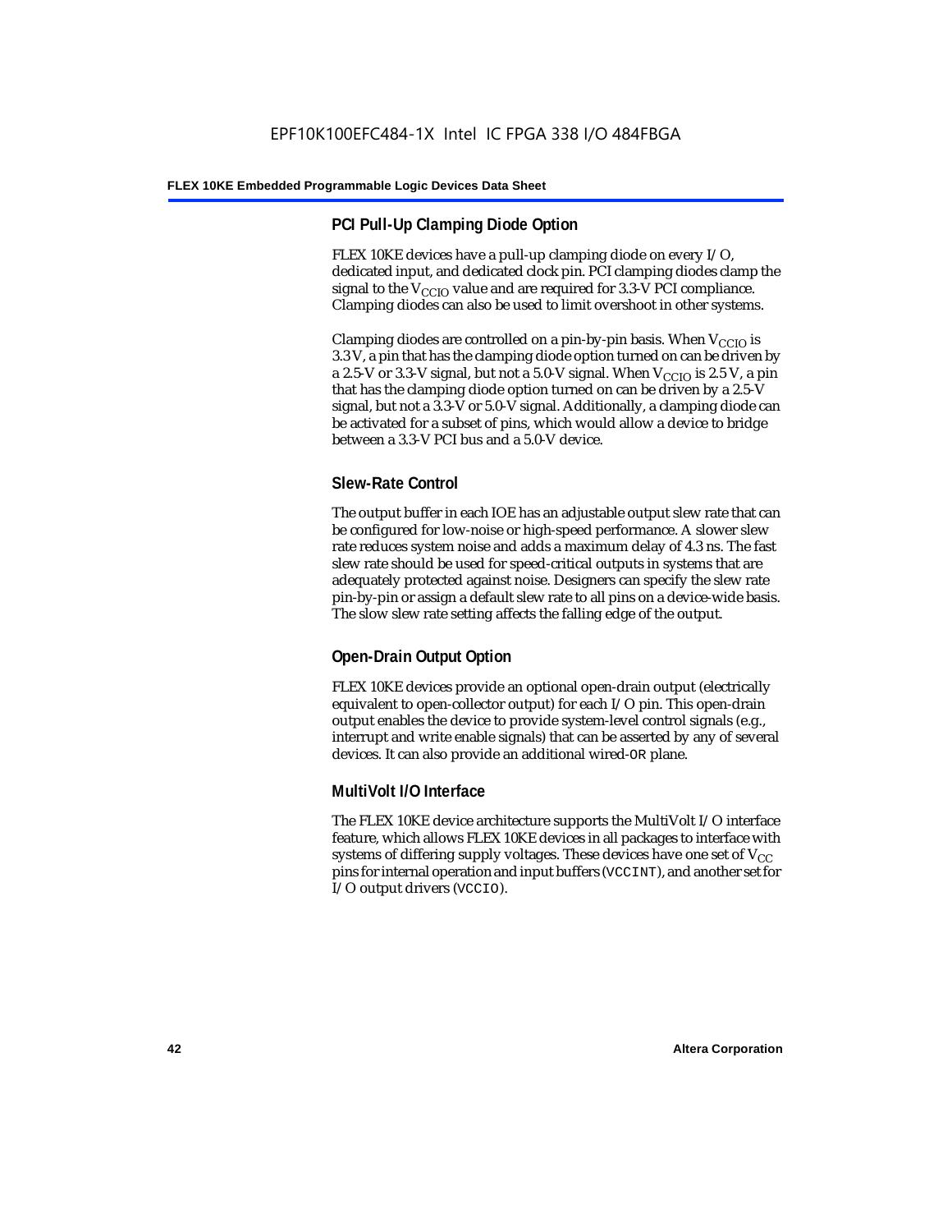### PCI Pull-Up Clamping Diode Option

FLEX 10KE devices have a pull-up clamping diode on every I/O, dedicated input, and dedicated clock pin. PCI clamping diodes clamp the signal to the $V_{CCIO}$ value and are required for 3.3-V PCI compliance. Clamping diodes can also be used to limit overshoot in other systems.

Clamping diodes are controlled on a pin-by-pin basis. When $V_{CCIO}$ is 3.3 V, a pin that has the clamping diode option turned on can be driven by a 2.5-V or 3.3-V signal, but not a 5.0-V signal. When $V_{CCIO}$ is 2.5 V, a pin that has the clamping diode option turned on can be driven by a 2.5-V signal, but not a 3.3-V or 5.0-V signal. Additionally, a clamping diode can be activated for a subset of pins, which would allow a device to bridge between a 3.3-V PCI bus and a 5.0-V device.

### Slew-Rate Control

The output buffer in each IOE has an adjustable output slew rate that can be configured for low-noise or high-speed performance. A slower slew rate reduces system noise and adds a maximum delay of 4.3 ns. The fast slew rate should be used for speed-critical outputs in systems that are adequately protected against noise. Designers can specify the slew rate pin-by-pin or assign a default slew rate to all pins on a device-wide basis. The slow slew rate setting affects the falling edge of the output.

### Open-Drain Output Option

FLEX 10KE devices provide an optional open-drain output (electrically equivalent to open-collector output) for each I/O pin. This open-drain output enables the device to provide system-level control signals (e.g., interrupt and write enable signals) that can be asserted by any of several devices. It can also provide an additional wired-OR plane.

### MultiVolt I/O Interface

The FLEX 10KE device architecture supports the MultiVolt I/O interface feature, which allows FLEX 10KE devices in all packages to interface with systems of differing supply voltages. These devices have one set of $V_{CC}$ pins for internal operation and input buffers (VCCINT), and another set for I/O output drivers (VCCIO).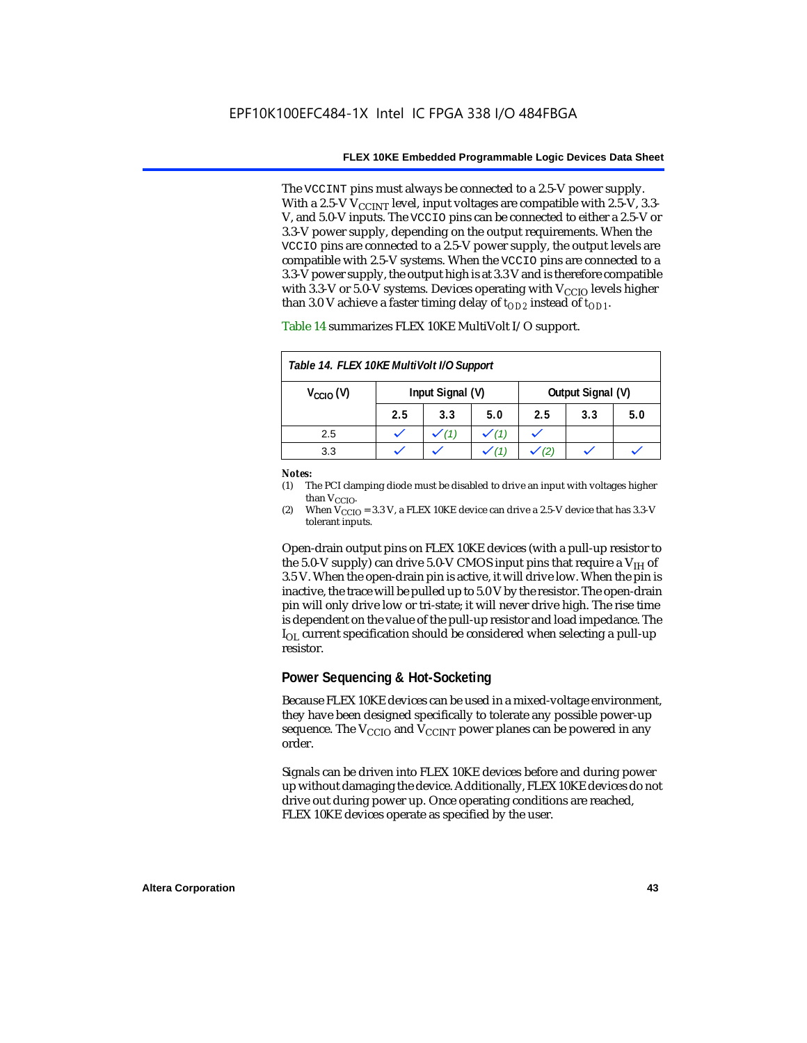The VCCINT pins must always be connected to a 2.5-V power supply. With a 2.5-V $V_{CCINT}$ level, input voltages are compatible with 2.5-V, 3.3-V, and 5.0-V inputs. The VCCIO pins can be connected to either a 2.5-V or 3.3-V power supply, depending on the output requirements. When the VCCIO pins are connected to a 2.5-V power supply, the output levels are compatible with 2.5-V systems. When the VCCIO pins are connected to a 3.3-V power supply, the output high is at 3.3 V and is therefore compatible with 3.3-V or 5.0-V systems. Devices operating with $V_{CCIO}$ levels higher than 3.0 V achieve a faster timing delay of $t_{OD2}$ instead of $t_{OD1}$.

Table 14 summarizes FLEX 10KE MultiVolt I/O support.

**Table 14. FLEX 10KE MultiVolt I/O Support**

| $V_{CCIO}$ (V) | Input Signal (V) | | | Output Signal (V) | | |
|---|---|---|---|---|---|---|
| | 2.5 | 3.3 | 5.0 | 2.5 | 3.3 | 5.0 |
| 2.5 | ✓ | ✓ (1) | ✓ (1) | ✓ | | |
| 3.3 | ✓ | ✓ | ✓ (1) | ✓ (2) | ✓ | ✓ |

**Notes:**

(1) The PCI clamping diode must be disabled to drive an input with voltages higher than $V_{CCIO}$.

(2) When $V_{CCIO}$ = 3.3 V, a FLEX 10KE device can drive a 2.5-V device that has 3.3-V tolerant inputs.

Open-drain output pins on FLEX 10KE devices (with a pull-up resistor to the 5.0-V supply) can drive 5.0-V CMOS input pins that require a $V_{IH}$ of 3.5 V. When the open-drain pin is active, it will drive low. When the pin is inactive, the trace will be pulled up to 5.0 V by the resistor. The open-drain pin will only drive low or tri-state; it will never drive high. The rise time is dependent on the value of the pull-up resistor and load impedance. The $I_{OL}$ current specification should be considered when selecting a pull-up resistor.

### Power Sequencing & Hot-Socketing

Because FLEX 10KE devices can be used in a mixed-voltage environment, they have been designed specifically to tolerate any possible power-up sequence. The $V_{CCIO}$ and $V_{CCINT}$ power planes can be powered in any order.

Signals can be driven into FLEX 10KE devices before and during power up without damaging the device. Additionally, FLEX 10KE devices do not drive out during power up. Once operating conditions are reached, FLEX 10KE devices operate as specified by the user.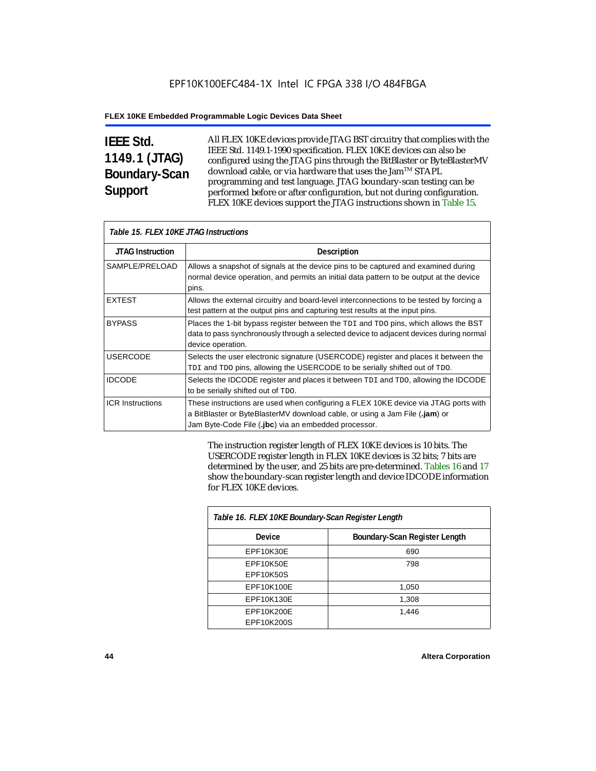## IEEE Std. 1149.1 (JTAG) Boundary-Scan Support

All FLEX 10KE devices provide JTAG BST circuitry that complies with the IEEE Std. 1149.1-1990 specification. FLEX 10KE devices can also be configured using the JTAG pins through the BitBlaster or ByteBlasterMV download cable, or via hardware that uses the Jam™ STAPL programming and test language. JTAG boundary-scan testing can be performed before or after configuration, but not during configuration. FLEX 10KE devices support the JTAG instructions shown in Table 15.

*Table 15. FLEX 10KE JTAG Instructions*

| JTAG Instruction | Description |
|---|---|
| SAMPLE/PRELOAD | Allows a snapshot of signals at the device pins to be captured and examined during normal device operation, and permits an initial data pattern to be output at the device pins. |
| EXTEST | Allows the external circuitry and board-level interconnections to be tested by forcing a test pattern at the output pins and capturing test results at the input pins. |
| BYPASS | Places the 1-bit bypass register between the `TDI` and `TDO` pins, which allows the BST data to pass synchronously through a selected device to adjacent devices during normal device operation. |
| USERCODE | Selects the user electronic signature (USERCODE) register and places it between the `TDI` and `TDO` pins, allowing the USERCODE to be serially shifted out of `TDO`. |
| IDCODE | Selects the IDCODE register and places it between `TDI` and `TDO`, allowing the IDCODE to be serially shifted out of `TDO`. |
| ICR Instructions | These instructions are used when configuring a FLEX 10KE device via JTAG ports with a BitBlaster or ByteBlasterMV download cable, or using a Jam File (**.jam**) or Jam Byte-Code File (**.jbc**) via an embedded processor. |

The instruction register length of FLEX 10KE devices is 10 bits. The USERCODE register length in FLEX 10KE devices is 32 bits; 7 bits are determined by the user, and 25 bits are pre-determined. Tables 16 and 17 show the boundary-scan register length and device IDCODE information for FLEX 10KE devices.

*Table 16. FLEX 10KE Boundary-Scan Register Length*

| Device | Boundary-Scan Register Length |
|---|---|
| EPF10K30E | 690 |
| EPF10K50E<br>EPF10K50S | 798 |
| EPF10K100E | 1,050 |
| EPF10K130E | 1,308 |
| EPF10K200E<br>EPF10K200S | 1,446 |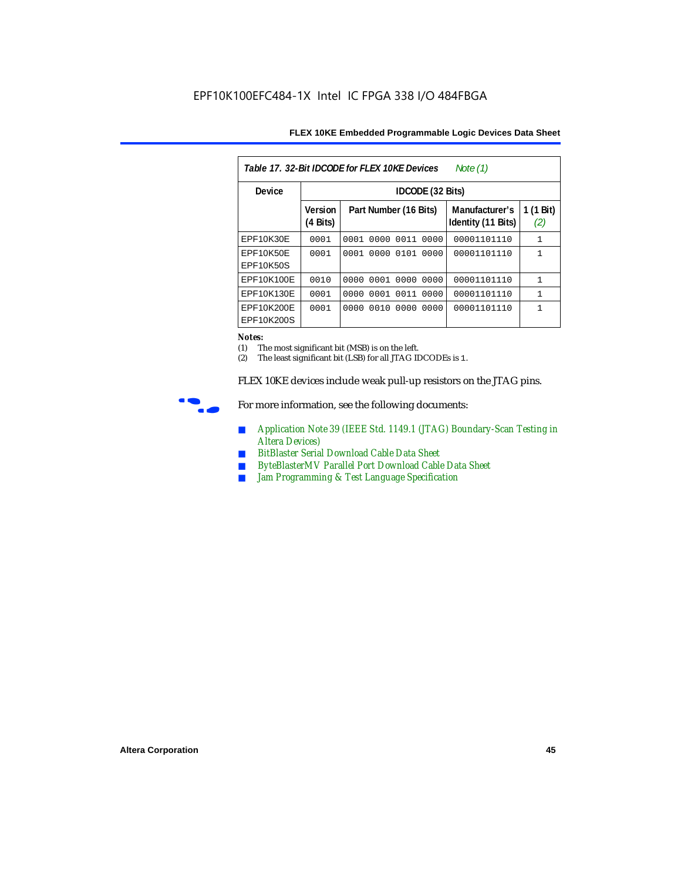*Table 17. 32-Bit IDCODE for FLEX 10KE Devices Note (1)*

| Device | IDCODE (32 Bits) | | | |
|---|---|---|---|---|
| | Version (4 Bits) | Part Number (16 Bits) | Manufacturer's Identity (11 Bits) | 1 (1 Bit) (2) |
| EPF10K30E | 0001 | 0001 0000 0011 0000 | 00001101110 | 1 |
| EPF10K50E EPF10K50S | 0001 | 0001 0000 0101 0000 | 00001101110 | 1 |
| EPF10K100E | 0010 | 0000 0001 0000 0000 | 00001101110 | 1 |
| EPF10K130E | 0001 | 0000 0001 0011 0000 | 00001101110 | 1 |
| EPF10K200E EPF10K200S | 0001 | 0000 0010 0000 0000 | 00001101110 | 1 |

**Notes:**

(1) The most significant bit (MSB) is on the left.

(2) The least significant bit (LSB) for all JTAG IDCODEs is 1.

FLEX 10KE devices include weak pull-up resistors on the JTAG pins.

For more information, see the following documents:

- Application Note 39 (IEEE Std. 1149.1 (JTAG) Boundary-Scan Testing in Altera Devices)
- BitBlaster Serial Download Cable Data Sheet
- ByteBlasterMV Parallel Port Download Cable Data Sheet
- Jam Programming & Test Language Specification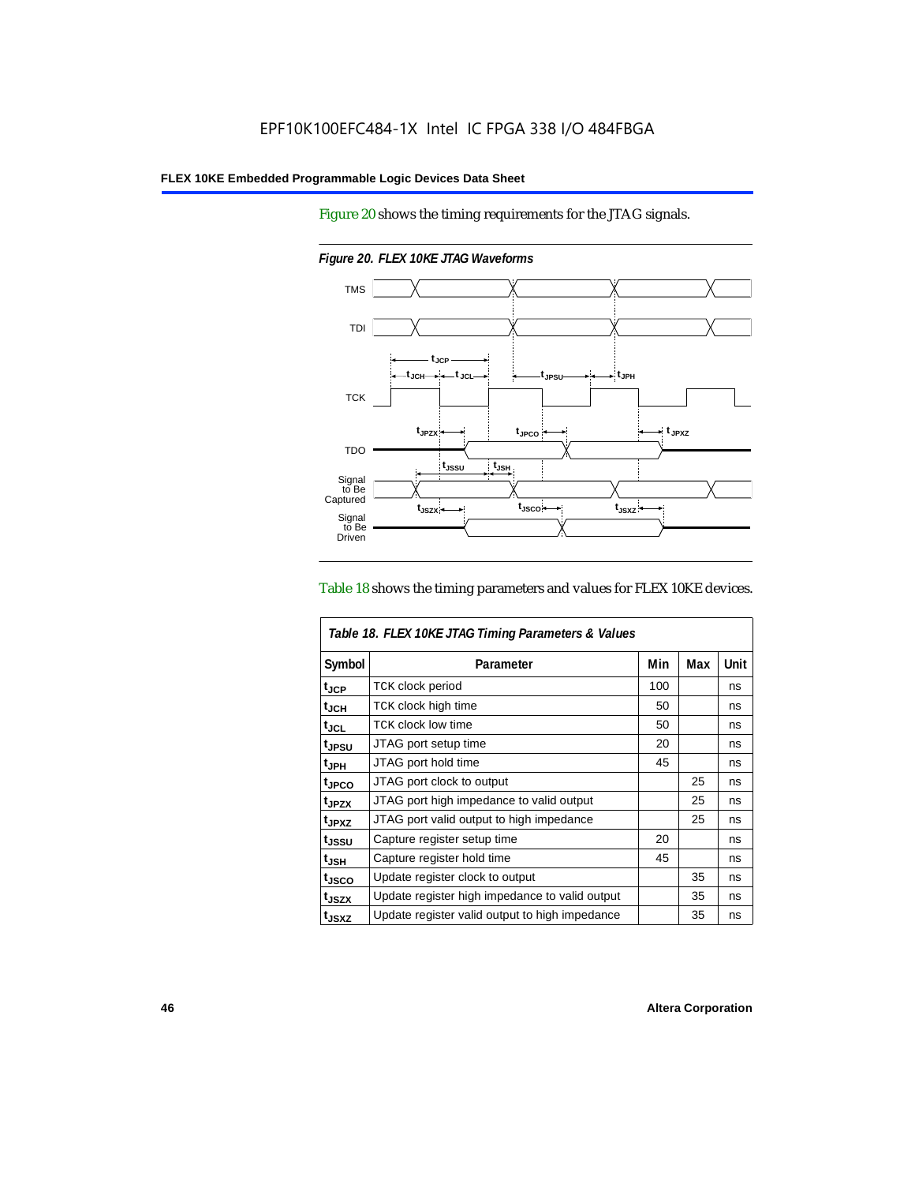Figure 20 shows the timing requirements for the JTAG signals.

*Figure 20. FLEX 10KE JTAG Waveforms*

TMS

TDI

TCK

TDO

Signal to Be Captured

Signal to Be Driven

$t_{JCP}$

$t_{JCH}$

$t_{JCL}$

$t_{JPSU}$

$t_{JPH}$

$t_{JPZX}$

$t_{JPCO}$

$t_{JPXZ}$

$t_{JSSU}$

$t_{JSH}$

$t_{JSZX}$

$t_{JSCO}$

$t_{JSXZ}$

Table 18 shows the timing parameters and values for FLEX 10KE devices.

*Table 18. FLEX 10KE JTAG Timing Parameters & Values*

| Symbol | Parameter | Min | Max | Unit |
|---|---|---|---|---|
| $t_{JCP}$ | TCK clock period | 100 | | ns |
| $t_{JCH}$ | TCK clock high time | 50 | | ns |
| $t_{JCL}$ | TCK clock low time | 50 | | ns |
| $t_{JPSU}$ | JTAG port setup time | 20 | | ns |
| $t_{JPH}$ | JTAG port hold time | 45 | | ns |
| $t_{JPCO}$ | JTAG port clock to output | | 25 | ns |
| $t_{JPZX}$ | JTAG port high impedance to valid output | | 25 | ns |
| $t_{JPXZ}$ | JTAG port valid output to high impedance | | 25 | ns |
| $t_{JSSU}$ | Capture register setup time | 20 | | ns |
| $t_{JSH}$ | Capture register hold time | 45 | | ns |
| $t_{JSCO}$ | Update register clock to output | | 35 | ns |
| $t_{JSZX}$ | Update register high impedance to valid output | | 35 | ns |
| $t_{JSXZ}$ | Update register valid output to high impedance | | 35 | ns |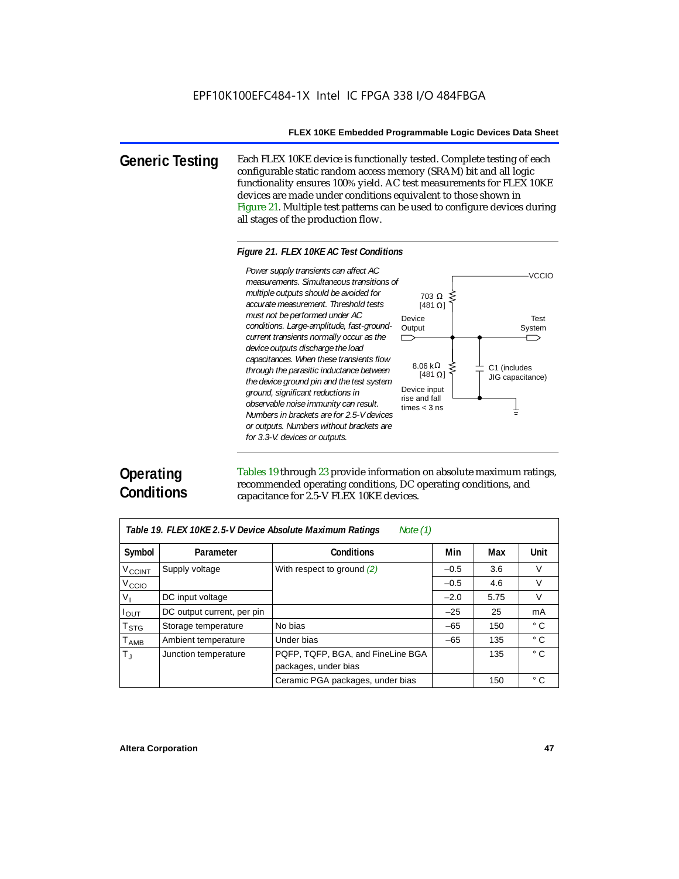## Generic Testing

Each FLEX 10KE device is functionally tested. Complete testing of each configurable static random access memory (SRAM) bit and all logic functionality ensures 100% yield. AC test measurements for FLEX 10KE devices are made under conditions equivalent to those shown in Figure 21. Multiple test patterns can be used to configure devices during all stages of the production flow.

*Figure 21. FLEX 10KE AC Test Conditions*

*Power supply transients can affect AC measurements. Simultaneous transitions of multiple outputs should be avoided for accurate measurement. Threshold tests must not be performed under AC conditions. Large-amplitude, fast-ground-current transients normally occur as the device outputs discharge the load capacitances. When these transients flow through the parasitic inductance between the device ground pin and the test system ground, significant reductions in observable noise immunity can result. Numbers in brackets are for 2.5-V devices or outputs. Numbers without brackets are for 3.3-V. devices or outputs.*

VCCIO

703 Ω
[481 Ω]

Device Output

Test System

8.06 kΩ
[481 Ω]

C1 (includes JIG capacitance)

Device input rise and fall times < 3 ns

## Operating Conditions

Tables 19 through 23 provide information on absolute maximum ratings, recommended operating conditions, DC operating conditions, and capacitance for 2.5-V FLEX 10KE devices.

*Table 19. FLEX 10KE 2.5-V Device Absolute Maximum Ratings* *Note (1)*

| Symbol | Parameter | Conditions | Min | Max | Unit |
|---|---|---|---|---|---|
| $V_{CCINT}$ | Supply voltage | With respect to ground *(2)* | –0.5 | 3.6 | V |
| $V_{CCIO}$ | | | –0.5 | 4.6 | V |
| $V_I$ | DC input voltage | | –2.0 | 5.75 | V |
| $I_{OUT}$ | DC output current, per pin | | –25 | 25 | mA |
| $T_{STG}$ | Storage temperature | No bias | –65 | 150 | ° C |
| $T_{AMB}$ | Ambient temperature | Under bias | –65 | 135 | ° C |
| $T_J$ | Junction temperature | PQFP, TQFP, BGA, and FineLine BGA packages, under bias | | 135 | ° C |
| | | Ceramic PGA packages, under bias | | 150 | ° C |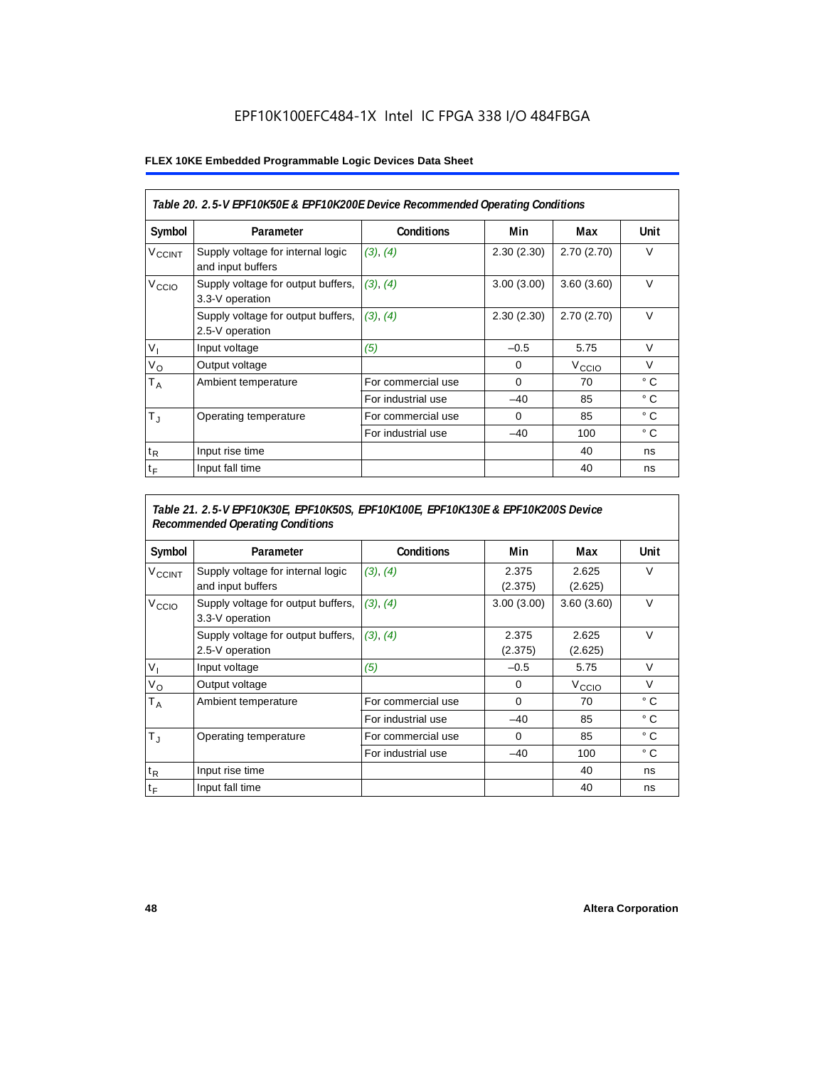EPF10K100EFC484-1X Intel IC FPGA 338 I/O 484FBGA

| Table 20. 2.5-V EPF10K50E & EPF10K200E Device Recommended Operating Conditions | | | | | |
|---|---|---|---|---|---|
| Symbol | Parameter | Conditions | Min | Max | Unit |
| $V_{CCINT}$ | Supply voltage for internal logic and input buffers | (3), (4) | 2.30 (2.30) | 2.70 (2.70) | V |
| $V_{CCIO}$ | Supply voltage for output buffers, 3.3-V operation | (3), (4) | 3.00 (3.00) | 3.60 (3.60) | V |
| | Supply voltage for output buffers, 2.5-V operation | (3), (4) | 2.30 (2.30) | 2.70 (2.70) | V |
| $V_I$ | Input voltage | (5) | –0.5 | 5.75 | V |
| $V_O$ | Output voltage | | 0 | $V_{CCIO}$ | V |
| $T_A$ | Ambient temperature | For commercial use | 0 | 70 | ° C |
| | | For industrial use | –40 | 85 | ° C |
| $T_J$ | Operating temperature | For commercial use | 0 | 85 | ° C |
| | | For industrial use | –40 | 100 | ° C |
| $t_R$ | Input rise time | | | 40 | ns |
| $t_F$ | Input fall time | | | 40 | ns |

| Table 21. 2.5-V EPF10K30E, EPF10K50S, EPF10K100E, EPF10K130E & EPF10K200S Device Recommended Operating Conditions | | | | | |
|---|---|---|---|---|---|
| Symbol | Parameter | Conditions | Min | Max | Unit |
| $V_{CCINT}$ | Supply voltage for internal logic and input buffers | (3), (4) | 2.375 (2.375) | 2.625 (2.625) | V |
| $V_{CCIO}$ | Supply voltage for output buffers, 3.3-V operation | (3), (4) | 3.00 (3.00) | 3.60 (3.60) | V |
| | Supply voltage for output buffers, 2.5-V operation | (3), (4) | 2.375 (2.375) | 2.625 (2.625) | V |
| $V_I$ | Input voltage | (5) | –0.5 | 5.75 | V |
| $V_O$ | Output voltage | | 0 | $V_{CCIO}$ | V |
| $T_A$ | Ambient temperature | For commercial use | 0 | 70 | ° C |
| | | For industrial use | –40 | 85 | ° C |
| $T_J$ | Operating temperature | For commercial use | 0 | 85 | ° C |
| | | For industrial use | –40 | 100 | ° C |
| $t_R$ | Input rise time | | | 40 | ns |
| $t_F$ | Input fall time | | | 40 | ns |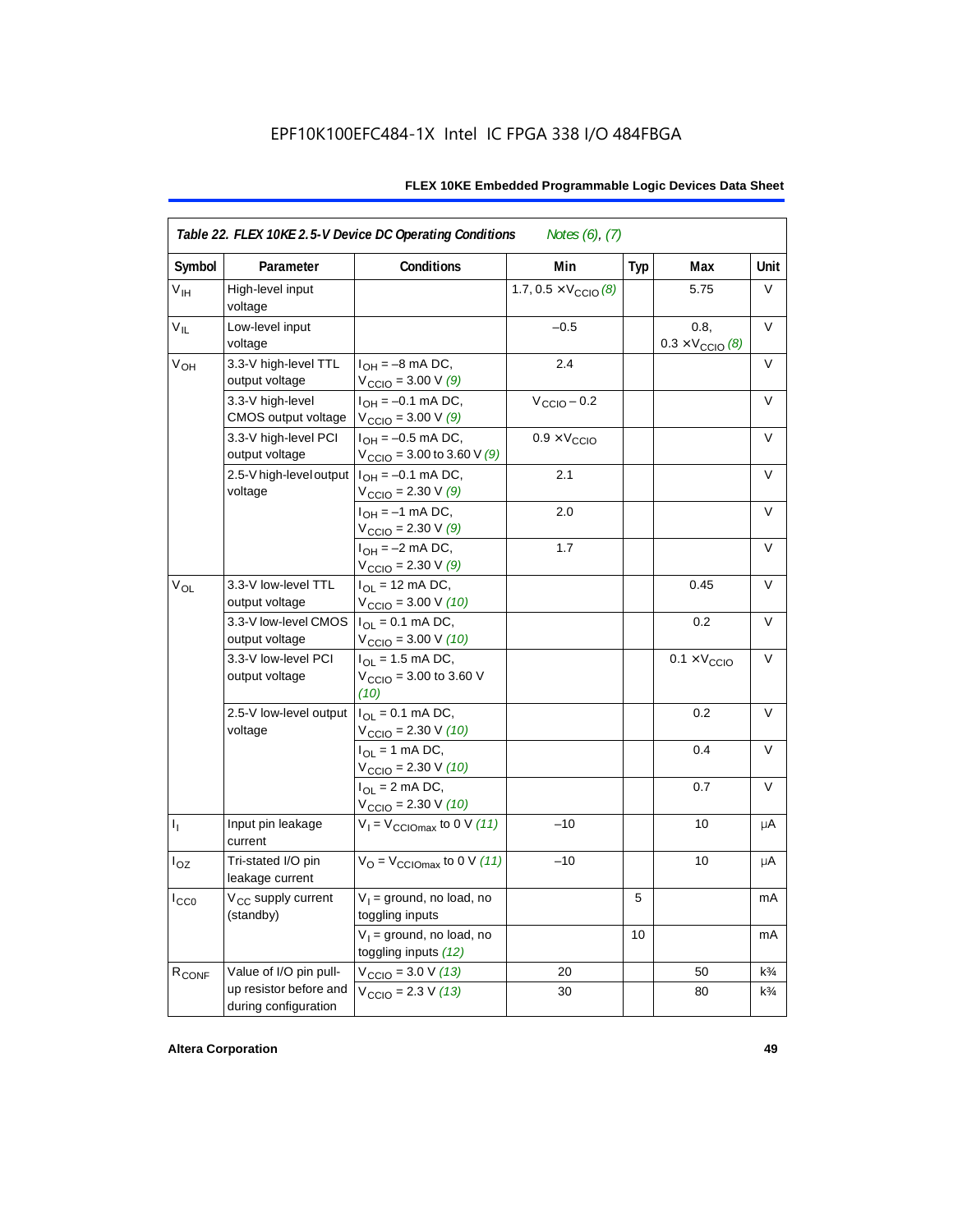EPF10K100EFC484-1X Intel IC FPGA 338 I/O 484FBGA

| *Table 22. FLEX 10KE 2.5-V Device DC Operating Conditions* *Notes (6), (7)* | | | | | | |
|---|---|---|---|---|---|---|
| **Symbol** | **Parameter** | **Conditions** | **Min** | **Typ** | **Max** | **Unit** |
| $V_{IH}$ | High-level input voltage | | 1.7, 0.5 × $V_{CCIO}$ *(8)* | | 5.75 | V |
| $V_{IL}$ | Low-level input voltage | | –0.5 | | 0.8, 0.3 × $V_{CCIO}$ *(8)* | V |
| $V_{OH}$ | 3.3-V high-level TTL output voltage | $I_{OH}$ = –8 mA DC, $V_{CCIO}$ = 3.00 V *(9)* | 2.4 | | | V |
| | 3.3-V high-level CMOS output voltage | $I_{OH}$ = –0.1 mA DC, $V_{CCIO}$ = 3.00 V *(9)* | $V_{CCIO}$ – 0.2 | | | V |
| | 3.3-V high-level PCI output voltage | $I_{OH}$ = –0.5 mA DC, $V_{CCIO}$ = 3.00 to 3.60 V *(9)* | 0.9 × $V_{CCIO}$ | | | V |
| | 2.5-V high-level output voltage | $I_{OH}$ = –0.1 mA DC, $V_{CCIO}$ = 2.30 V *(9)* | 2.1 | | | V |
| | | $I_{OH}$ = –1 mA DC, $V_{CCIO}$ = 2.30 V *(9)* | 2.0 | | | V |
| | | $I_{OH}$ = –2 mA DC, $V_{CCIO}$ = 2.30 V *(9)* | 1.7 | | | V |
| $V_{OL}$ | 3.3-V low-level TTL output voltage | $I_{OL}$ = 12 mA DC, $V_{CCIO}$ = 3.00 V *(10)* | | | 0.45 | V |
| | 3.3-V low-level CMOS output voltage | $I_{OL}$ = 0.1 mA DC, $V_{CCIO}$ = 3.00 V *(10)* | | | 0.2 | V |
| | 3.3-V low-level PCI output voltage | $I_{OL}$ = 1.5 mA DC, $V_{CCIO}$ = 3.00 to 3.60 V *(10)* | | | 0.1 × $V_{CCIO}$ | V |
| | 2.5-V low-level output voltage | $I_{OL}$ = 0.1 mA DC, $V_{CCIO}$ = 2.30 V *(10)* | | | 0.2 | V |
| | | $I_{OL}$ = 1 mA DC, $V_{CCIO}$ = 2.30 V *(10)* | | | 0.4 | V |
| | | $I_{OL}$ = 2 mA DC, $V_{CCIO}$ = 2.30 V *(10)* | | | 0.7 | V |
| $I_I$ | Input pin leakage current | $V_I$ = $V_{CCIOmax}$ to 0 V *(11)* | –10 | | 10 | μA |
| $I_{OZ}$ | Tri-stated I/O pin leakage current | $V_O$ = $V_{CCIOmax}$ to 0 V *(11)* | –10 | | 10 | μA |
| $I_{CC0}$ | $V_{CC}$ supply current (standby) | $V_I$ = ground, no load, no toggling inputs | | 5 | | mA |
| | | $V_I$ = ground, no load, no toggling inputs *(12)* | | 10 | | mA |
| $R_{CONF}$ | Value of I/O pin pull-up resistor before and during configuration | $V_{CCIO}$ = 3.0 V *(13)* | 20 | | 50 | k¾ |
| | | $V_{CCIO}$ = 2.3 V *(13)* | 30 | | 80 | k¾ |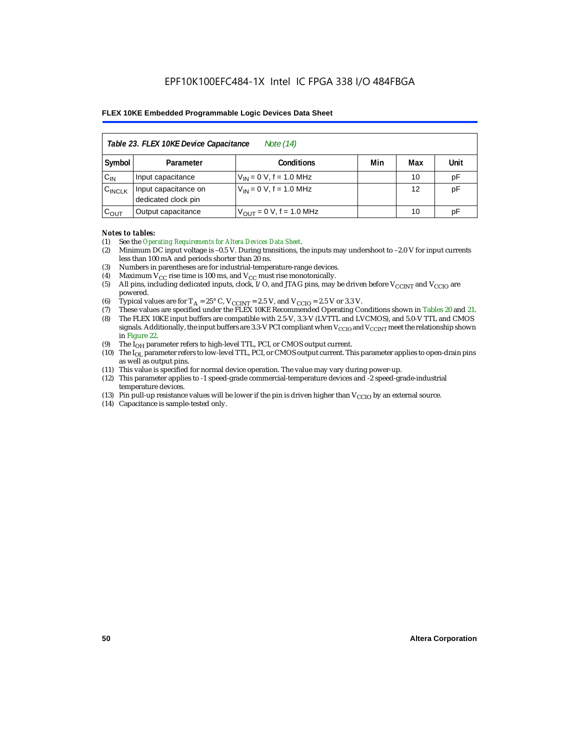EPF10K100EFC484-1X Intel IC FPGA 338 I/O 484FBGA

| Table 23. FLEX 10KE Device Capacitance *Note (14)* | | | | | |
|---|---|---|---|---|---|
| **Symbol** | **Parameter** | **Conditions** | **Min** | **Max** | **Unit** |
| $C_{IN}$ | Input capacitance | $V_{IN}$ = 0 V, f = 1.0 MHz | | 10 | pF |
| $C_{INCLK}$ | Input capacitance on dedicated clock pin | $V_{IN}$ = 0 V, f = 1.0 MHz | | 12 | pF |
| $C_{OUT}$ | Output capacitance | $V_{OUT}$ = 0 V, f = 1.0 MHz | | 10 | pF |

***Notes to tables:***

(1) See the *Operating Requirements for Altera Devices Data Sheet*.
(2) Minimum DC input voltage is –0.5 V. During transitions, the inputs may undershoot to –2.0 V for input currents less than 100 mA and periods shorter than 20 ns.
(3) Numbers in parentheses are for industrial-temperature-range devices.
(4) Maximum $V_{CC}$ rise time is 100 ms, and $V_{CC}$ must rise monotonically.
(5) All pins, including dedicated inputs, clock, I/O, and JTAG pins, may be driven before $V_{CCINT}$ and $V_{CCIO}$ are powered.
(6) Typical values are for $T_A$ = 25° C, $V_{CCINT}$ = 2.5 V, and $V_{CCIO}$ = 2.5 V or 3.3 V.
(7) These values are specified under the FLEX 10KE Recommended Operating Conditions shown in Tables 20 and 21.
(8) The FLEX 10KE input buffers are compatible with 2.5-V, 3.3-V (LVTTL and LVCMOS), and 5.0-V TTL and CMOS signals. Additionally, the input buffers are 3.3-V PCI compliant when $V_{CCIO}$ and $V_{CCINT}$ meet the relationship shown in Figure 22.
(9) The $I_{OH}$ parameter refers to high-level TTL, PCI, or CMOS output current.
(10) The $I_{OL}$ parameter refers to low-level TTL, PCI, or CMOS output current. This parameter applies to open-drain pins as well as output pins.
(11) This value is specified for normal device operation. The value may vary during power-up.
(12) This parameter applies to -1 speed-grade commercial-temperature devices and -2 speed-grade-industrial temperature devices.
(13) Pin pull-up resistance values will be lower if the pin is driven higher than $V_{CCIO}$ by an external source.
(14) Capacitance is sample-tested only.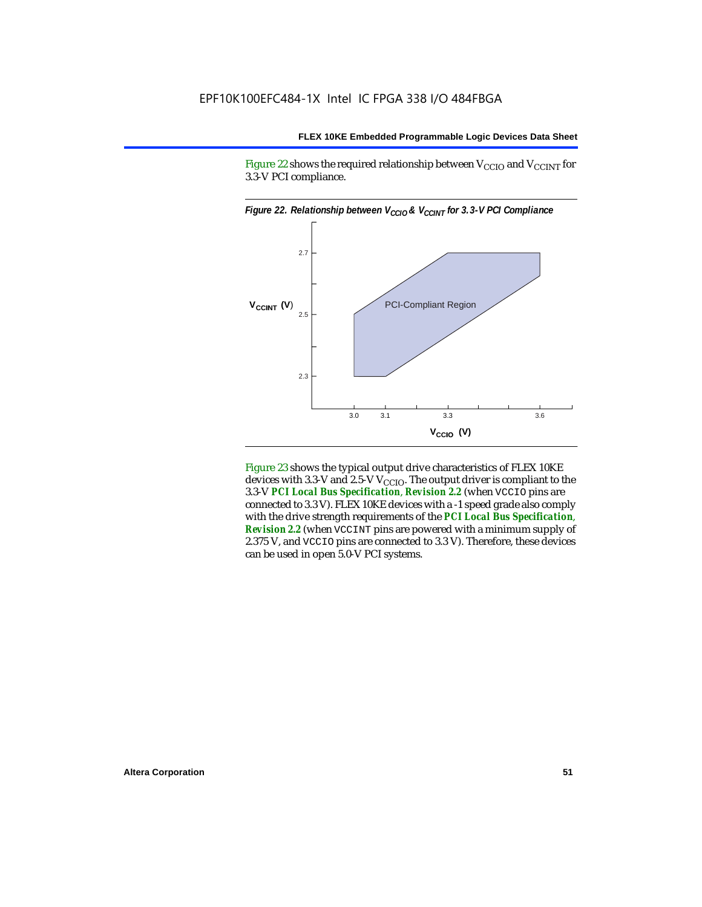Figure 22 shows the required relationship between $V_{CCIO}$ and $V_{CCINT}$ for 3.3-V PCI compliance.

*Figure 22. Relationship between $V_{CCIO}$ & $V_{CCINT}$ for 3.3-V PCI Compliance*

2.7
2.5
2.3
$V_{CCINT}$ (V)
PCI-Compliant Region
3.0
3.1
3.3
3.6
$V_{CCIO}$ (V)

Figure 23 shows the typical output drive characteristics of FLEX 10KE devices with 3.3-V and 2.5-V $V_{CCIO}$. The output driver is compliant to the 3.3-V ***PCI Local Bus Specification*, *Revision 2.2*** (when VCCIO pins are connected to 3.3 V). FLEX 10KE devices with a -1 speed grade also comply with the drive strength requirements of the ***PCI Local Bus Specification*, *Revision 2.2*** (when VCCINT pins are powered with a minimum supply of 2.375 V, and VCCIO pins are connected to 3.3 V). Therefore, these devices can be used in open 5.0-V PCI systems.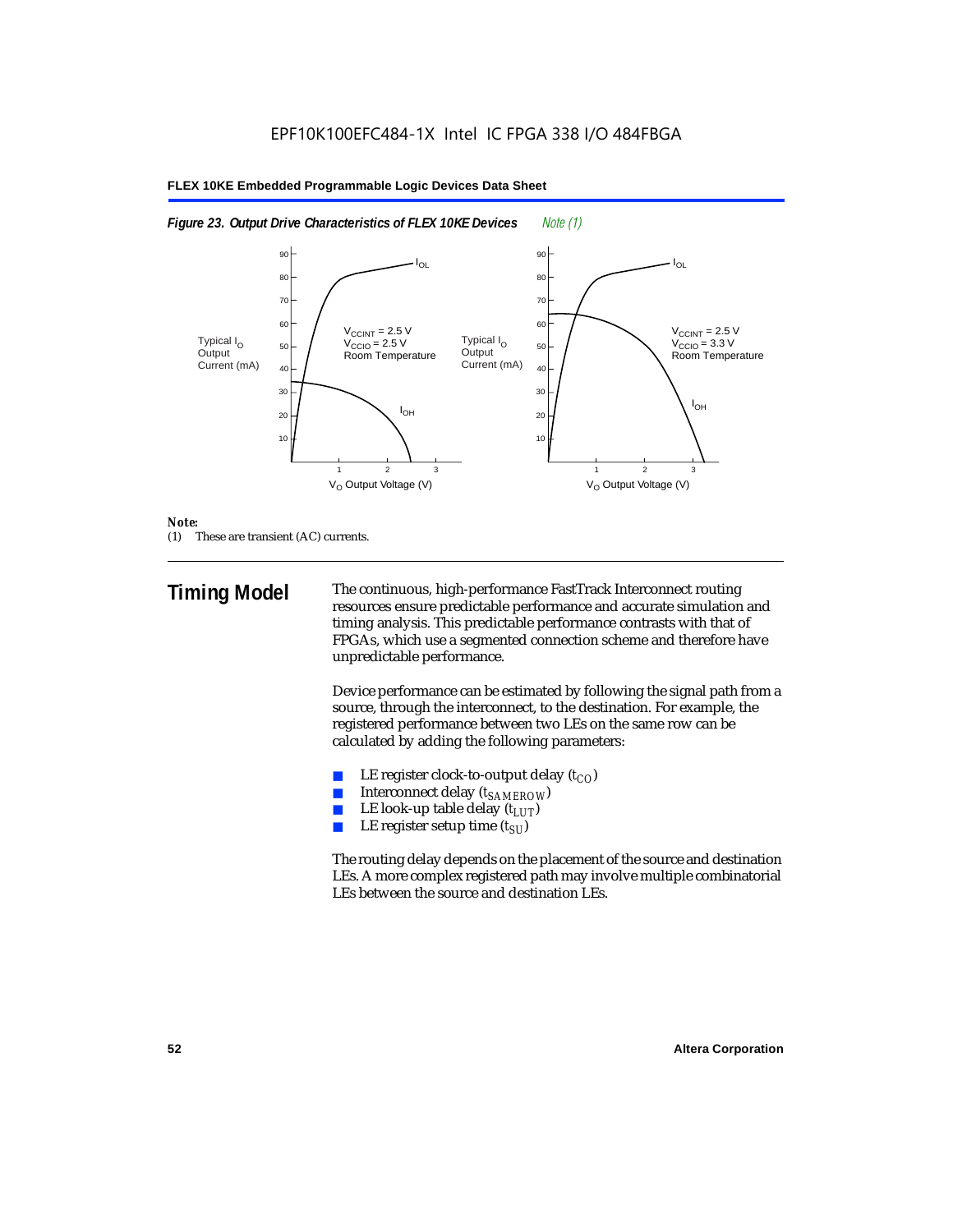EPF10K100EFC484-1X Intel IC FPGA 338 I/O 484FBGA

*Figure 23. Output Drive Characteristics of FLEX 10KE Devices* *Note (1)*

Typical $I_O$ Output Current (mA)

90
80
70
60
50
40
30
20
10

$I_{OL}$

$V_{CCINT}$ = 2.5 V
$V_{CCIO}$ = 2.5 V
Room Temperature

$I_{OH}$

1 2 3

$V_O$ Output Voltage (V)

Typical $I_O$ Output Current (mA)

90
80
70
60
50
40
30
20
10

$I_{OL}$

$V_{CCINT}$ = 2.5 V
$V_{CCIO}$ = 3.3 V
Room Temperature

$I_{OH}$

1 2 3

$V_O$ Output Voltage (V)

*Note:*

(1) These are transient (AC) currents.

## Timing Model

The continuous, high-performance FastTrack Interconnect routing resources ensure predictable performance and accurate simulation and timing analysis. This predictable performance contrasts with that of FPGAs, which use a segmented connection scheme and therefore have unpredictable performance.

Device performance can be estimated by following the signal path from a source, through the interconnect, to the destination. For example, the registered performance between two LEs on the same row can be calculated by adding the following parameters:

- LE register clock-to-output delay ($t_{CO}$)
- Interconnect delay ($t_{SAMEROW}$)
- LE look-up table delay ($t_{LUT}$)
- LE register setup time ($t_{SU}$)

The routing delay depends on the placement of the source and destination LEs. A more complex registered path may involve multiple combinatorial LEs between the source and destination LEs.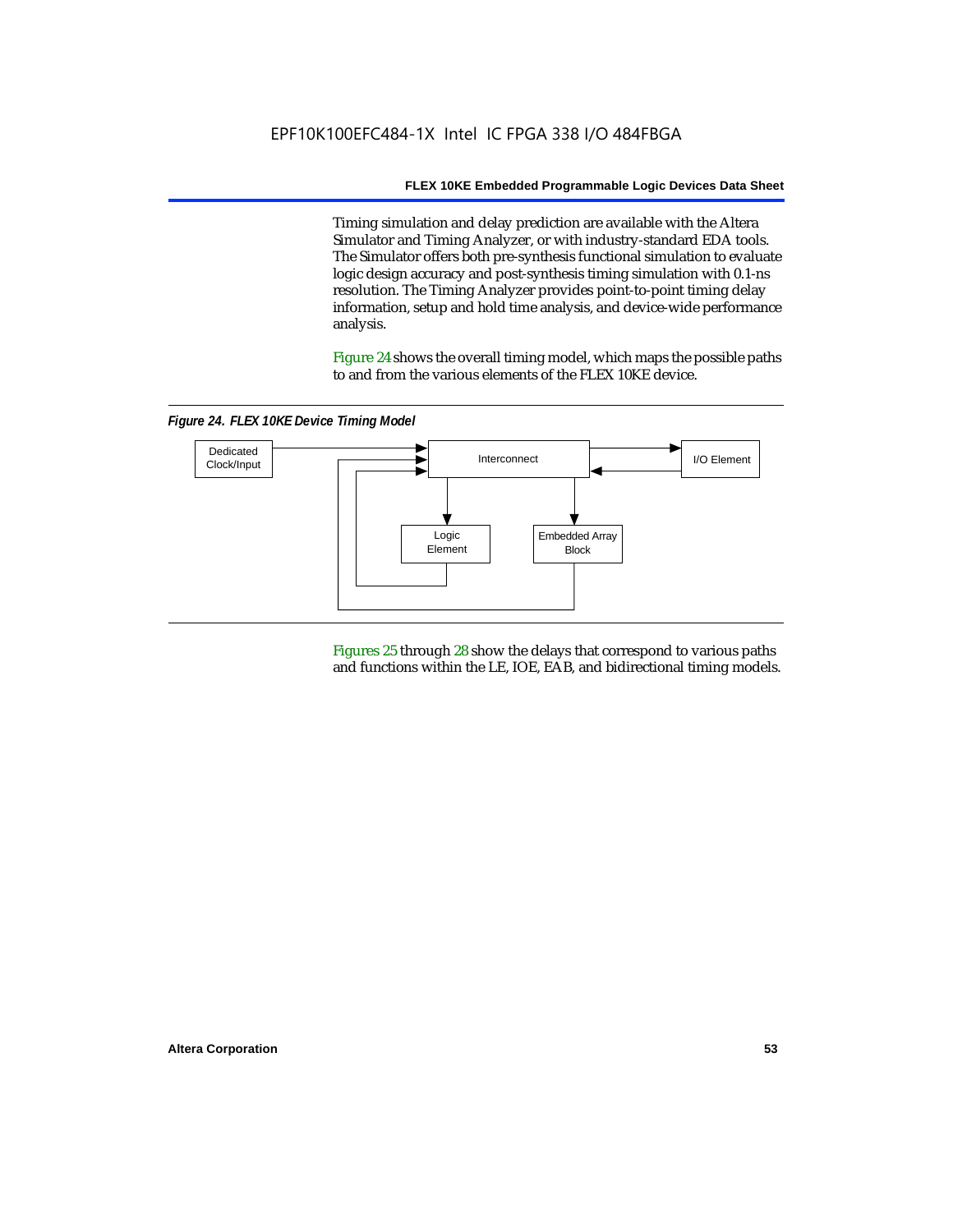Timing simulation and delay prediction are available with the Altera Simulator and Timing Analyzer, or with industry-standard EDA tools. The Simulator offers both pre-synthesis functional simulation to evaluate logic design accuracy and post-synthesis timing simulation with 0.1-ns resolution. The Timing Analyzer provides point-to-point timing delay information, setup and hold time analysis, and device-wide performance analysis.

Figure 24 shows the overall timing model, which maps the possible paths to and from the various elements of the FLEX 10KE device.

*Figure 24. FLEX 10KE Device Timing Model*

Dedicated Clock/Input

Interconnect

I/O Element

Logic Element

Embedded Array Block

Figures 25 through 28 show the delays that correspond to various paths and functions within the LE, IOE, EAB, and bidirectional timing models.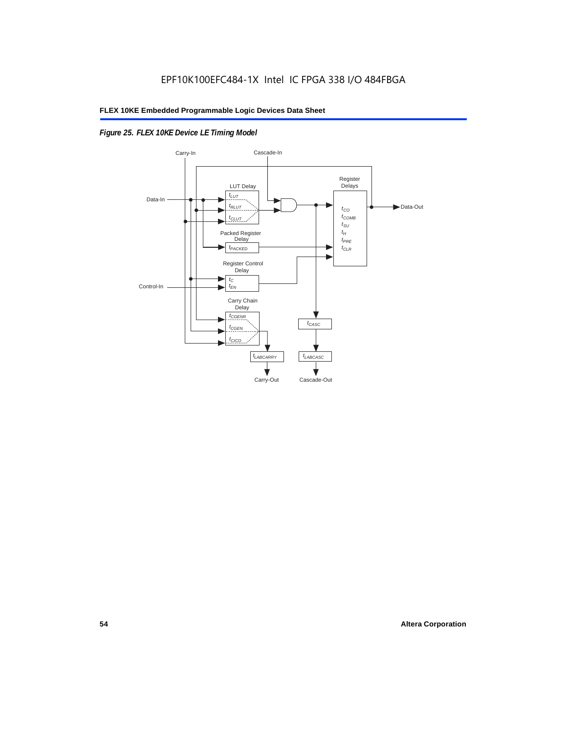EPF10K100EFC484-1X Intel IC FPGA 338 I/O 484FBGA

*Figure 25. FLEX 10KE Device LE Timing Model*

Carry-In

Cascade-In

Data-In

LUT Delay

$t_{LUT}$

$t_{RLUT}$

$t_{CLUT}$

Register Delays

$t_{CO}$

$t_{COMB}$

$t_{SU}$

$t_{H}$

$t_{PRE}$

$t_{CLR}$

Data-Out

Packed Register Delay

$t_{PACKED}$

Register Control Delay

$t_{C}$

$t_{EN}$

Control-In

Carry Chain Delay

$t_{CGENR}$

$t_{CGEN}$

$t_{CICO}$

$t_{CASC}$

$t_{LABCARRY}$

$t_{LABCASC}$

Carry-Out

Cascade-Out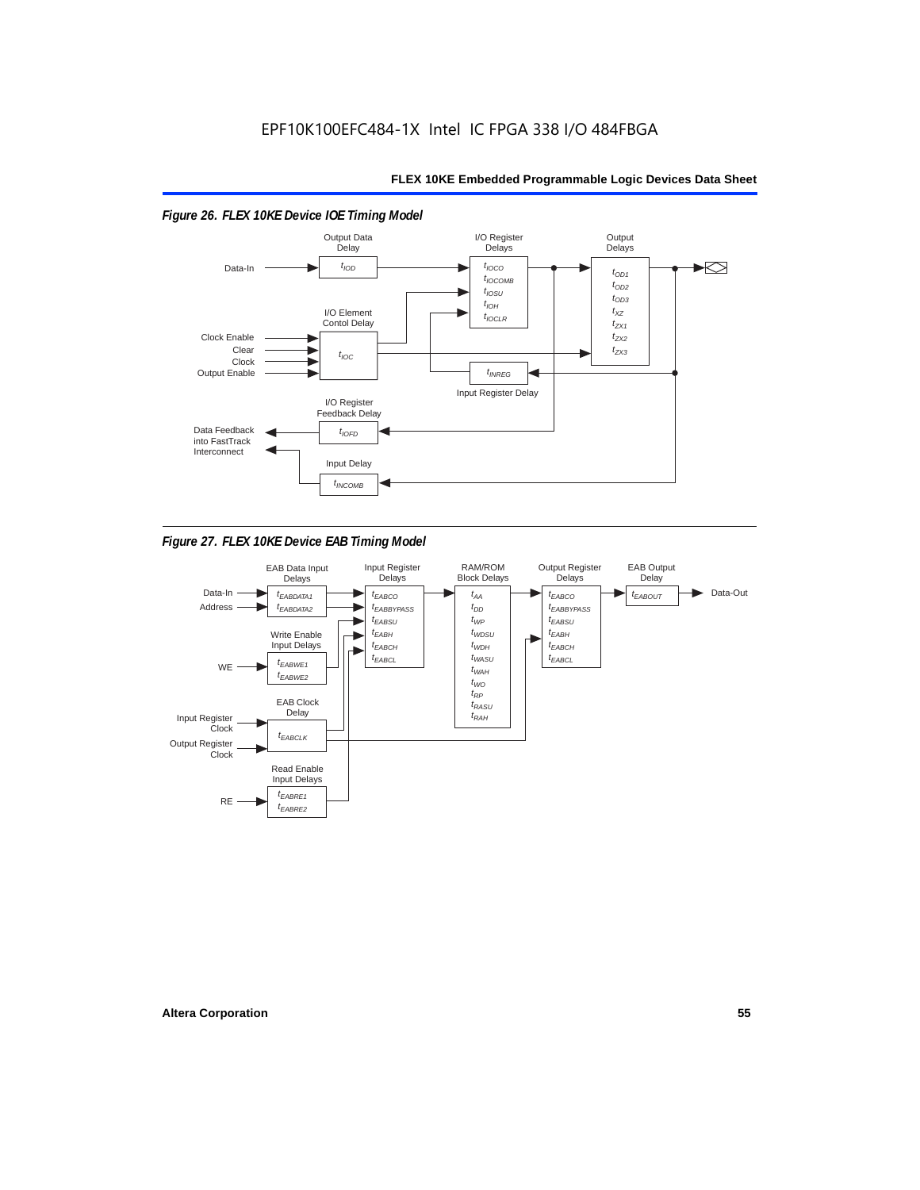*Figure 26. FLEX 10KE Device IOE Timing Model*

Output Data Delay

I/O Register Delays

Output Delays

Data-In

$t_{IOD}$

$t_{IOCO}$
$t_{IOCOMB}$
$t_{IOSU}$
$t_{IOH}$
$t_{IOCLR}$

$t_{OD1}$
$t_{OD2}$
$t_{OD3}$
$t_{XZ}$
$t_{ZX1}$
$t_{ZX2}$
$t_{ZX3}$

I/O Element Contol Delay

Clock Enable
Clear
Clock
Output Enable

$t_{IOC}$

$t_{INREG}$

Input Register Delay

I/O Register Feedback Delay

Data Feedback into FastTrack Interconnect

$t_{IOFD}$

Input Delay

$t_{INCOMB}$

*Figure 27. FLEX 10KE Device EAB Timing Model*

EAB Data Input Delays

Input Register Delays

RAM/ROM Block Delays

Output Register Delays

EAB Output Delay

Data-In
Address

$t_{EABDATA1}$
$t_{EABDATA2}$

$t_{EABCO}$
$t_{EABBYPASS}$
$t_{EABSU}$
$t_{EABH}$
$t_{EABCH}$
$t_{EABCL}$

$t_{AA}$
$t_{DD}$
$t_{WP}$
$t_{WDSU}$
$t_{WDH}$
$t_{WASU}$
$t_{WAH}$
$t_{WO}$
$t_{RP}$
$t_{RASU}$
$t_{RAH}$

$t_{EABCO}$
$t_{EABBYPASS}$
$t_{EABSU}$
$t_{EABH}$
$t_{EABCH}$
$t_{EABCL}$

$t_{EABOUT}$

Data-Out

Write Enable Input Delays

WE

$t_{EABWE1}$
$t_{EABWE2}$

EAB Clock Delay

Input Register Clock

Output Register Clock

$t_{EABCLK}$

Read Enable Input Delays

RE

$t_{EABRE1}$
$t_{EABRE2}$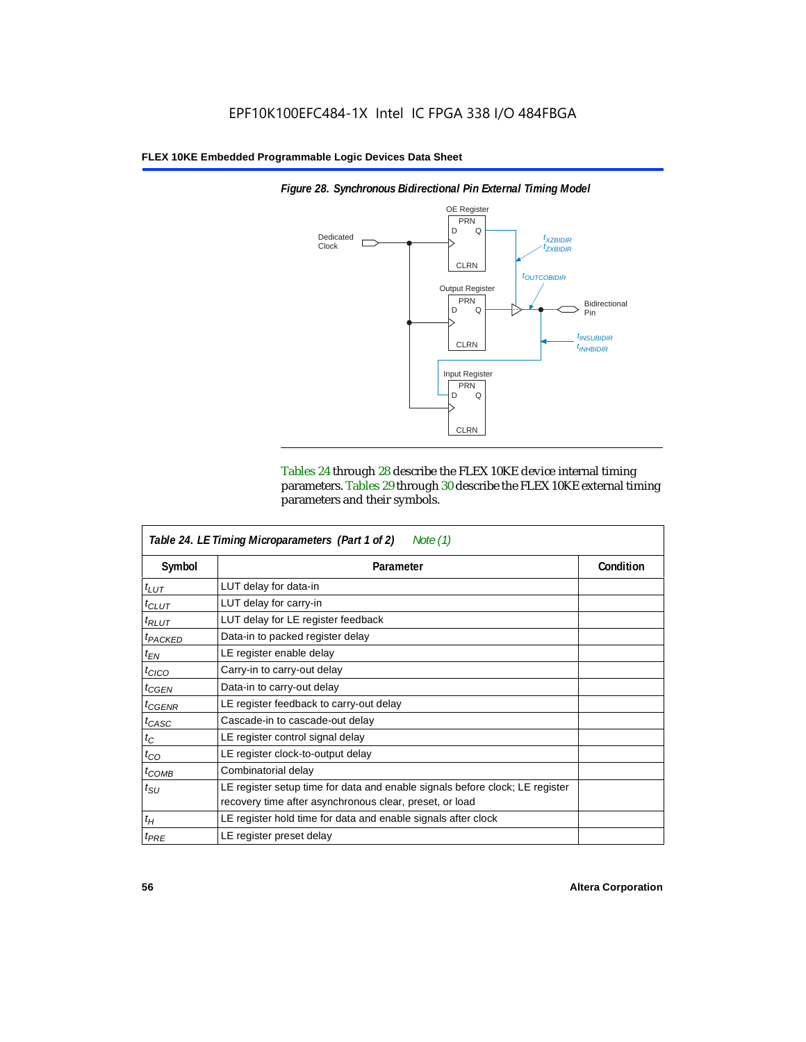EPF10K100EFC484-1X Intel IC FPGA 338 I/O 484FBGA

**FLEX 10KE Embedded Programmable Logic Devices Data Sheet**

*Figure 28. Synchronous Bidirectional Pin External Timing Model*

OE Register
PRN
D Q
CLRN
Dedicated Clock
$t_{XZBIDIR}$
$t_{ZXBIDIR}$
$t_{OUTCOBIDIR}$
Output Register
PRN
D Q
CLRN
Bidirectional Pin
$t_{INSUBIDIR}$
$t_{INHBIDIR}$
Input Register
PRN
D Q
CLRN

Tables 24 through 28 describe the FLEX 10KE device internal timing parameters. Tables 29 through 30 describe the FLEX 10KE external timing parameters and their symbols.

*Table 24. LE Timing Microparameters (Part 1 of 2) Note (1)*

| Symbol | Parameter | Condition |
|---|---|---|
| $t_{LUT}$ | LUT delay for data-in | |
| $t_{CLUT}$ | LUT delay for carry-in | |
| $t_{RLUT}$ | LUT delay for LE register feedback | |
| $t_{PACKED}$ | Data-in to packed register delay | |
| $t_{EN}$ | LE register enable delay | |
| $t_{CICO}$ | Carry-in to carry-out delay | |
| $t_{CGEN}$ | Data-in to carry-out delay | |
| $t_{CGENR}$ | LE register feedback to carry-out delay | |
| $t_{CASC}$ | Cascade-in to cascade-out delay | |
| $t_{C}$ | LE register control signal delay | |
| $t_{CO}$ | LE register clock-to-output delay | |
| $t_{COMB}$ | Combinatorial delay | |
| $t_{SU}$ | LE register setup time for data and enable signals before clock; LE register recovery time after asynchronous clear, preset, or load | |
| $t_{H}$ | LE register hold time for data and enable signals after clock | |
| $t_{PRE}$ | LE register preset delay | |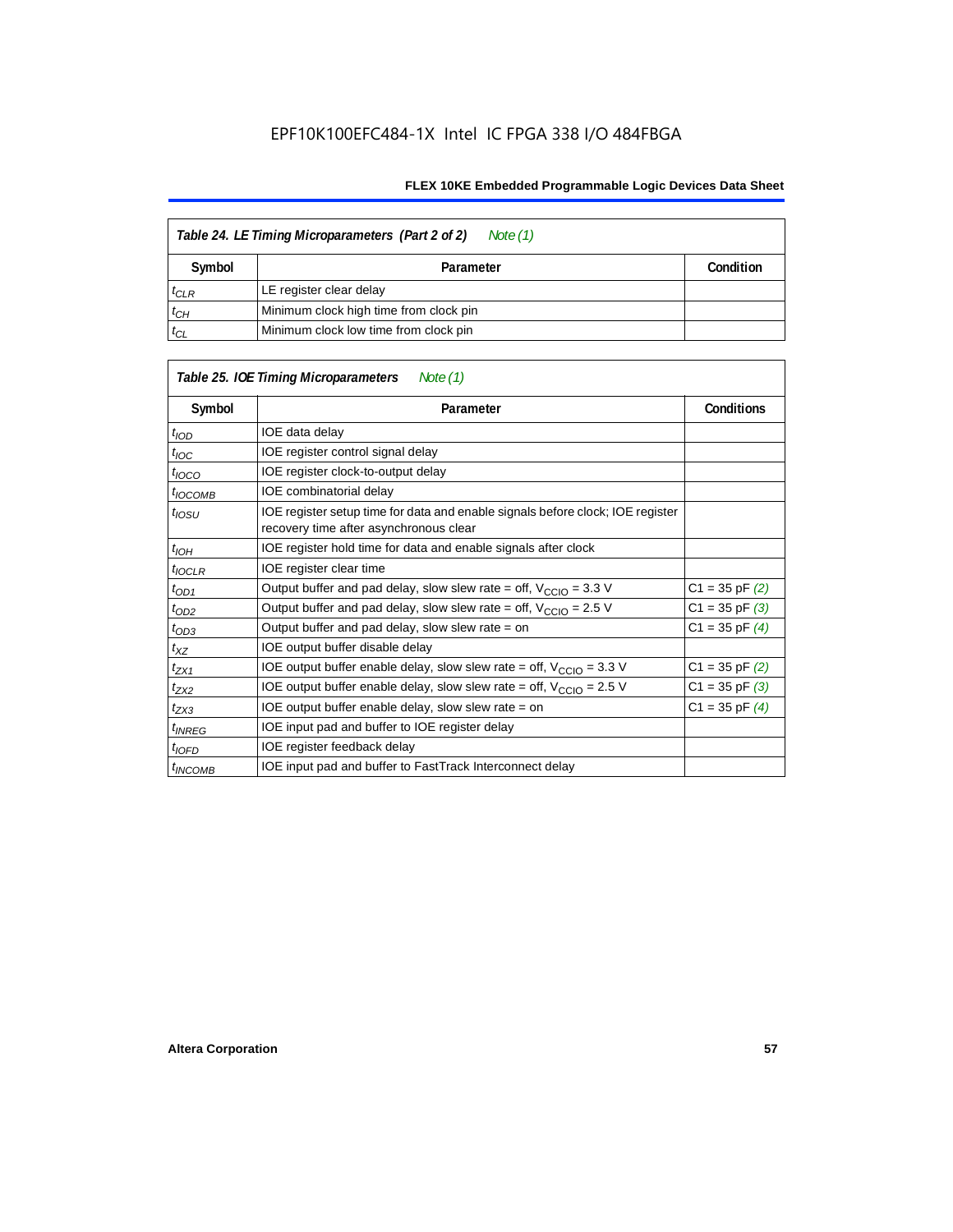EPF10K100EFC484-1X Intel IC FPGA 338 I/O 484FBGA

| Table 24. LE Timing Microparameters (Part 2 of 2) Note (1) | | |
|---|---|---|
| **Symbol** | **Parameter** | **Condition** |
| $t_{CLR}$ | LE register clear delay | |
| $t_{CH}$ | Minimum clock high time from clock pin | |
| $t_{CL}$ | Minimum clock low time from clock pin | |

| Table 25. IOE Timing Microparameters Note (1) | | |
|---|---|---|
| **Symbol** | **Parameter** | **Conditions** |
| $t_{IOD}$ | IOE data delay | |
| $t_{IOC}$ | IOE register control signal delay | |
| $t_{IOCO}$ | IOE register clock-to-output delay | |
| $t_{IOCOMB}$ | IOE combinatorial delay | |
| $t_{IOSU}$ | IOE register setup time for data and enable signals before clock; IOE register recovery time after asynchronous clear | |
| $t_{IOH}$ | IOE register hold time for data and enable signals after clock | |
| $t_{IOCLR}$ | IOE register clear time | |
| $t_{OD1}$ | Output buffer and pad delay, slow slew rate = off, $V_{CCIO}$ = 3.3 V | C1 = 35 pF (2) |
| $t_{OD2}$ | Output buffer and pad delay, slow slew rate = off, $V_{CCIO}$ = 2.5 V | C1 = 35 pF (3) |
| $t_{OD3}$ | Output buffer and pad delay, slow slew rate = on | C1 = 35 pF (4) |
| $t_{XZ}$ | IOE output buffer disable delay | |
| $t_{ZX1}$ | IOE output buffer enable delay, slow slew rate = off, $V_{CCIO}$ = 3.3 V | C1 = 35 pF (2) |
| $t_{ZX2}$ | IOE output buffer enable delay, slow slew rate = off, $V_{CCIO}$ = 2.5 V | C1 = 35 pF (3) |
| $t_{ZX3}$ | IOE output buffer enable delay, slow slew rate = on | C1 = 35 pF (4) |
| $t_{INREG}$ | IOE input pad and buffer to IOE register delay | |
| $t_{IOFD}$ | IOE register feedback delay | |
| $t_{INCOMB}$ | IOE input pad and buffer to FastTrack Interconnect delay | |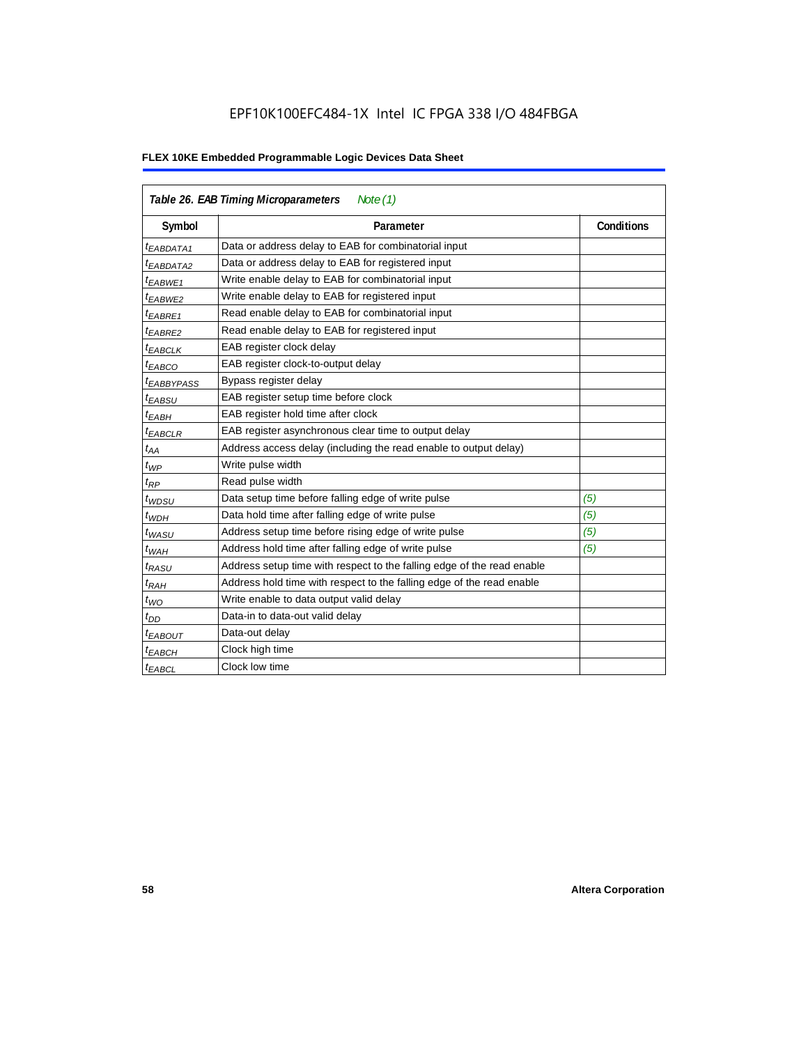EPF10K100EFC484-1X Intel IC FPGA 338 I/O 484FBGA

| Table 26. EAB Timing Microparameters *Note (1)* | | |
|---|---|---|
| **Symbol** | **Parameter** | **Conditions** |
| $t_{EABDATA1}$ | Data or address delay to EAB for combinatorial input | |
| $t_{EABDATA2}$ | Data or address delay to EAB for registered input | |
| $t_{EABWE1}$ | Write enable delay to EAB for combinatorial input | |
| $t_{EABWE2}$ | Write enable delay to EAB for registered input | |
| $t_{EABRE1}$ | Read enable delay to EAB for combinatorial input | |
| $t_{EABRE2}$ | Read enable delay to EAB for registered input | |
| $t_{EABCLK}$ | EAB register clock delay | |
| $t_{EABCO}$ | EAB register clock-to-output delay | |
| $t_{EABBYPASS}$ | Bypass register delay | |
| $t_{EABSU}$ | EAB register setup time before clock | |
| $t_{EABH}$ | EAB register hold time after clock | |
| $t_{EABCLR}$ | EAB register asynchronous clear time to output delay | |
| $t_{AA}$ | Address access delay (including the read enable to output delay) | |
| $t_{WP}$ | Write pulse width | |
| $t_{RP}$ | Read pulse width | |
| $t_{WDSU}$ | Data setup time before falling edge of write pulse | *(5)* |
| $t_{WDH}$ | Data hold time after falling edge of write pulse | *(5)* |
| $t_{WASU}$ | Address setup time before rising edge of write pulse | *(5)* |
| $t_{WAH}$ | Address hold time after falling edge of write pulse | *(5)* |
| $t_{RASU}$ | Address setup time with respect to the falling edge of the read enable | |
| $t_{RAH}$ | Address hold time with respect to the falling edge of the read enable | |
| $t_{WO}$ | Write enable to data output valid delay | |
| $t_{DD}$ | Data-in to data-out valid delay | |
| $t_{EABOUT}$ | Data-out delay | |
| $t_{EABCH}$ | Clock high time | |
| $t_{EABCL}$ | Clock low time | |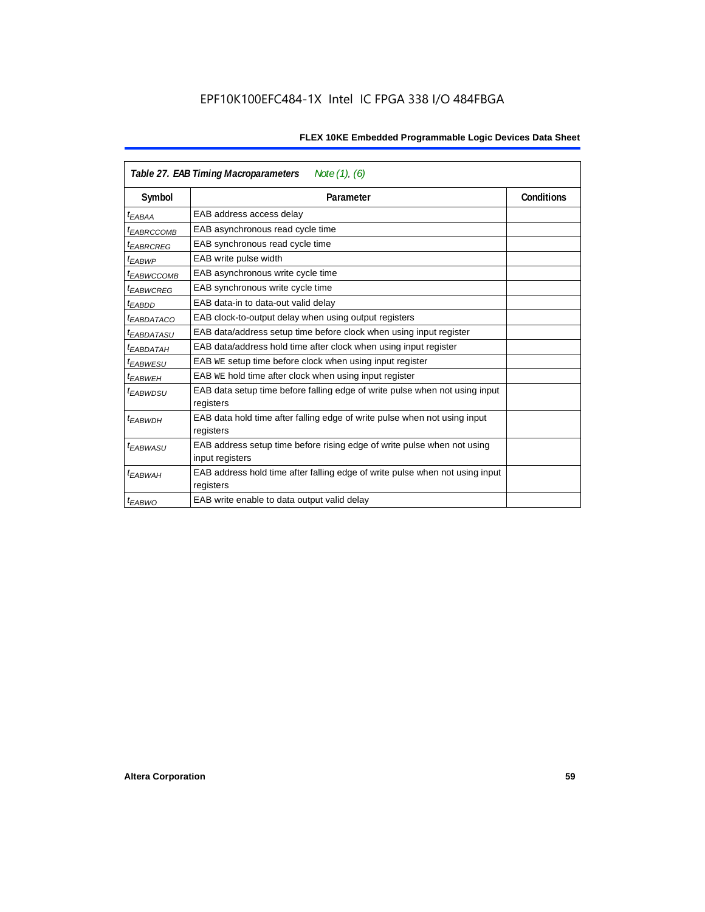EPF10K100EFC484-1X Intel IC FPGA 338 I/O 484FBGA

| *Table 27. EAB Timing Macroparameters* *Note (1), (6)* | | |
|---|---|---|
| **Symbol** | **Parameter** | **Conditions** |
| $t_{EABAA}$ | EAB address access delay | |
| $t_{EABRCCOMB}$ | EAB asynchronous read cycle time | |
| $t_{EABRCREG}$ | EAB synchronous read cycle time | |
| $t_{EABWP}$ | EAB write pulse width | |
| $t_{EABWCCOMB}$ | EAB asynchronous write cycle time | |
| $t_{EABWCREG}$ | EAB synchronous write cycle time | |
| $t_{EABDD}$ | EAB data-in to data-out valid delay | |
| $t_{EABDATACO}$ | EAB clock-to-output delay when using output registers | |
| $t_{EABDATASU}$ | EAB data/address setup time before clock when using input register | |
| $t_{EABDATAH}$ | EAB data/address hold time after clock when using input register | |
| $t_{EABWESU}$ | EAB WE setup time before clock when using input register | |
| $t_{EABWEH}$ | EAB WE hold time after clock when using input register | |
| $t_{EABWDSU}$ | EAB data setup time before falling edge of write pulse when not using input registers | |
| $t_{EABWDH}$ | EAB data hold time after falling edge of write pulse when not using input registers | |
| $t_{EABWASU}$ | EAB address setup time before rising edge of write pulse when not using input registers | |
| $t_{EABWAH}$ | EAB address hold time after falling edge of write pulse when not using input registers | |
| $t_{EABWO}$ | EAB write enable to data output valid delay | |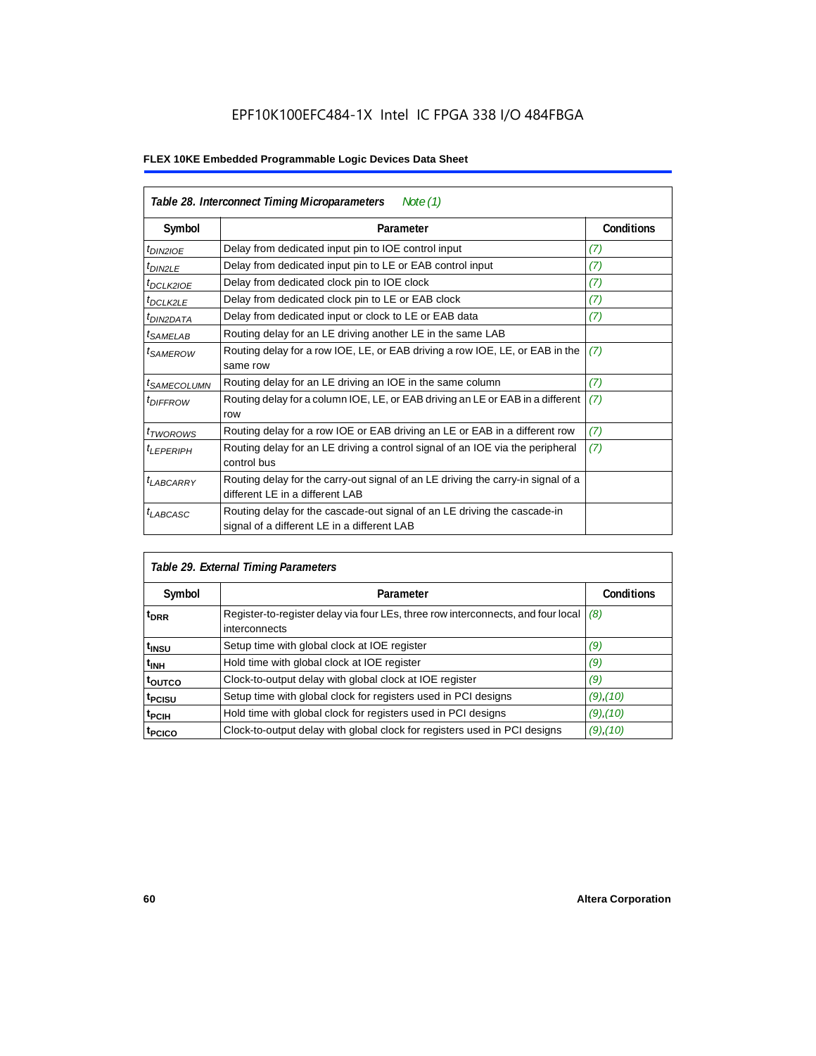EPF10K100EFC484-1X Intel IC FPGA 338 I/O 484FBGA

**FLEX 10KE Embedded Programmable Logic Devices Data Sheet**

**Table 28. Interconnect Timing Microparameters** *Note (1)*

| Symbol | Parameter | Conditions |
|---|---|---|
| $t_{DIN2IOE}$ | Delay from dedicated input pin to IOE control input | (7) |
| $t_{DIN2LE}$ | Delay from dedicated input pin to LE or EAB control input | (7) |
| $t_{DCLK2IOE}$ | Delay from dedicated clock pin to IOE clock | (7) |
| $t_{DCLK2LE}$ | Delay from dedicated clock pin to LE or EAB clock | (7) |
| $t_{DIN2DATA}$ | Delay from dedicated input or clock to LE or EAB data | (7) |
| $t_{SAMELAB}$ | Routing delay for an LE driving another LE in the same LAB | |
| $t_{SAMEROW}$ | Routing delay for a row IOE, LE, or EAB driving a row IOE, LE, or EAB in the same row | (7) |
| $t_{SAMECOLUMN}$ | Routing delay for an LE driving an IOE in the same column | (7) |
| $t_{DIFFROW}$ | Routing delay for a column IOE, LE, or EAB driving an LE or EAB in a different row | (7) |
| $t_{TWOROWS}$ | Routing delay for a row IOE or EAB driving an LE or EAB in a different row | (7) |
| $t_{LEPERIPH}$ | Routing delay for an LE driving a control signal of an IOE via the peripheral control bus | (7) |
| $t_{LABCARRY}$ | Routing delay for the carry-out signal of an LE driving the carry-in signal of a different LE in a different LAB | |
| $t_{LABCASC}$ | Routing delay for the cascade-out signal of an LE driving the cascade-in signal of a different LE in a different LAB | |

**Table 29. External Timing Parameters**

| Symbol | Parameter | Conditions |
|---|---|---|
| $t_{DRR}$ | Register-to-register delay via four LEs, three row interconnects, and four local interconnects | (8) |
| $t_{INSU}$ | Setup time with global clock at IOE register | (9) |
| $t_{INH}$ | Hold time with global clock at IOE register | (9) |
| $t_{OUTCO}$ | Clock-to-output delay with global clock at IOE register | (9) |
| $t_{PCISU}$ | Setup time with global clock for registers used in PCI designs | (9),(10) |
| $t_{PCIH}$ | Hold time with global clock for registers used in PCI designs | (9),(10) |
| $t_{PCICO}$ | Clock-to-output delay with global clock for registers used in PCI designs | (9),(10) |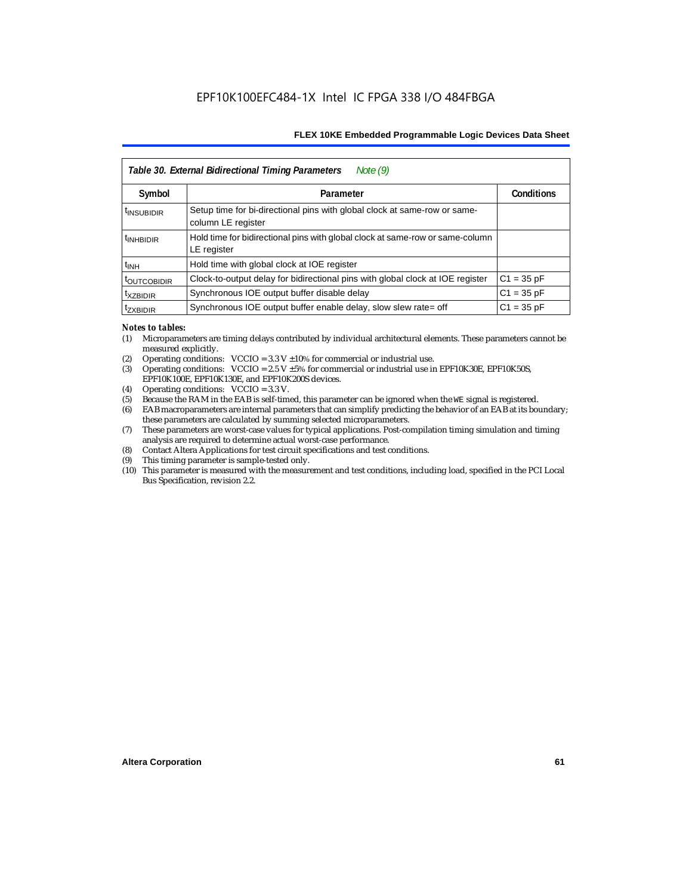| Table 30. External Bidirectional Timing Parameters *Note (9)* | | |
|---|---|---|
| **Symbol** | **Parameter** | **Conditions** |
| $t_{INSUBIDIR}$ | Setup time for bi-directional pins with global clock at same-row or same-column LE register | |
| $t_{INHBIDIR}$ | Hold time for bidirectional pins with global clock at same-row or same-column LE register | |
| $t_{INH}$ | Hold time with global clock at IOE register | |
| $t_{OUTCOBIDIR}$ | Clock-to-output delay for bidirectional pins with global clock at IOE register | C1 = 35 pF |
| $t_{XZBIDIR}$ | Synchronous IOE output buffer disable delay | C1 = 35 pF |
| $t_{ZXBIDIR}$ | Synchronous IOE output buffer enable delay, slow slew rate= off | C1 = 35 pF |

*Notes to tables:*

(1) Microparameters are timing delays contributed by individual architectural elements. These parameters cannot be measured explicitly.

(2) Operating conditions: VCCIO = 3.3 V ±10% for commercial or industrial use.

(3) Operating conditions: VCCIO = 2.5 V ±5% for commercial or industrial use in EPF10K30E, EPF10K50S, EPF10K100E, EPF10K130E, and EPF10K200S devices.

(4) Operating conditions: VCCIO = 3.3 V.

(5) Because the RAM in the EAB is self-timed, this parameter can be ignored when the WE signal is registered.

(6) EAB macroparameters are internal parameters that can simplify predicting the behavior of an EAB at its boundary; these parameters are calculated by summing selected microparameters.

(7) These parameters are worst-case values for typical applications. Post-compilation timing simulation and timing analysis are required to determine actual worst-case performance.

(8) Contact Altera Applications for test circuit specifications and test conditions.

(9) This timing parameter is sample-tested only.

(10) This parameter is measured with the measurement and test conditions, including load, specified in the PCI Local Bus Specification, revision 2.2.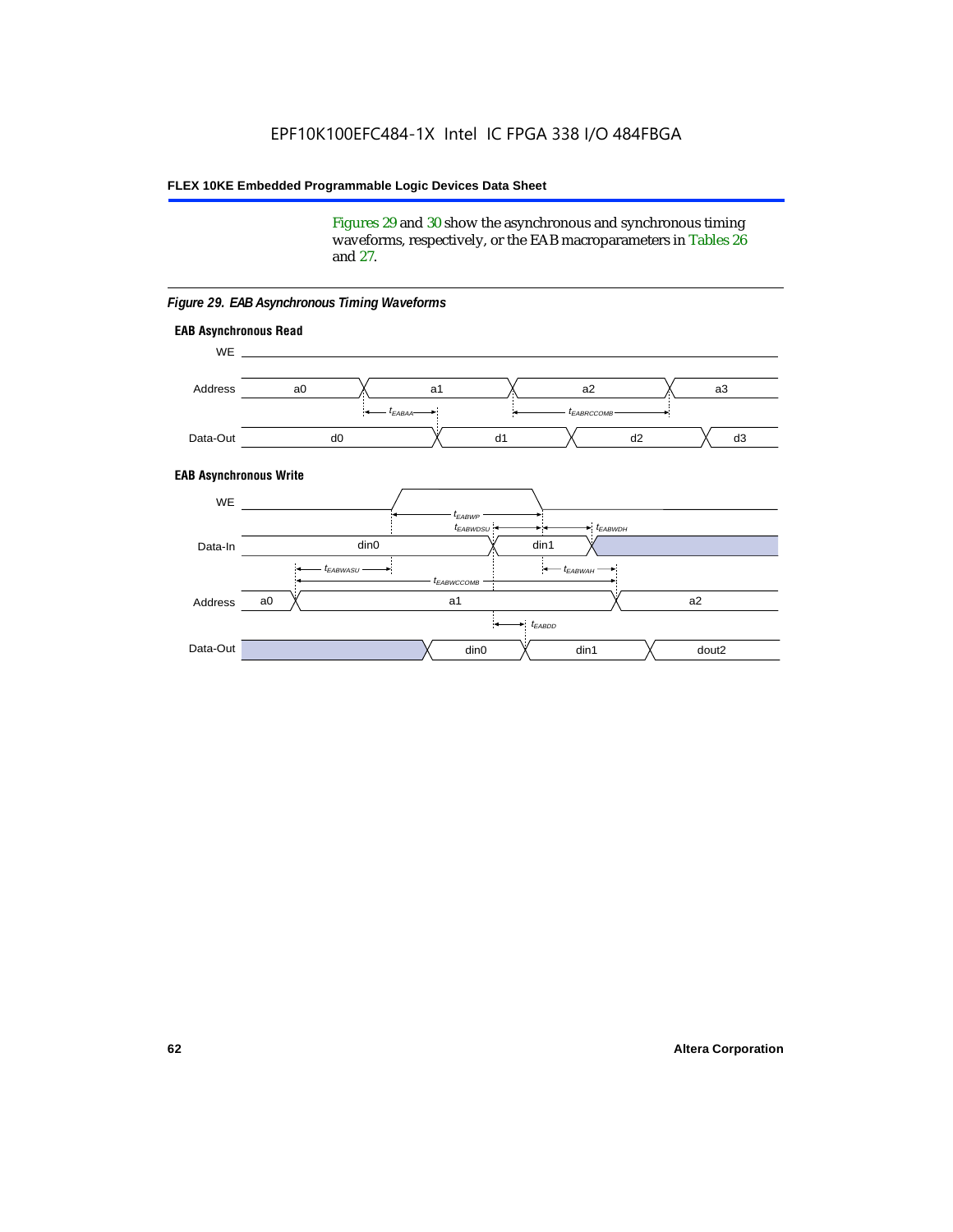Figures 29 and 30 show the asynchronous and synchronous timing waveforms, respectively, or the EAB macroparameters in Tables 26 and 27.

*Figure 29. EAB Asynchronous Timing Waveforms*

**EAB Asynchronous Read**

WE

Address a0 a1 a2 a3

$t_{EABAA}$ $t_{EABRCCOMB}$

Data-Out d0 d1 d2 d3

**EAB Asynchronous Write**

WE

$t_{EABWP}$

$t_{EABWDSU}$ $t_{EABWDH}$

Data-In din0 din1

$t_{EABWASU}$ $t_{EABWAH}$

$t_{EABWCCOMB}$

Address a0 a1 a2

$t_{EABDD}$

Data-Out din0 din1 dout2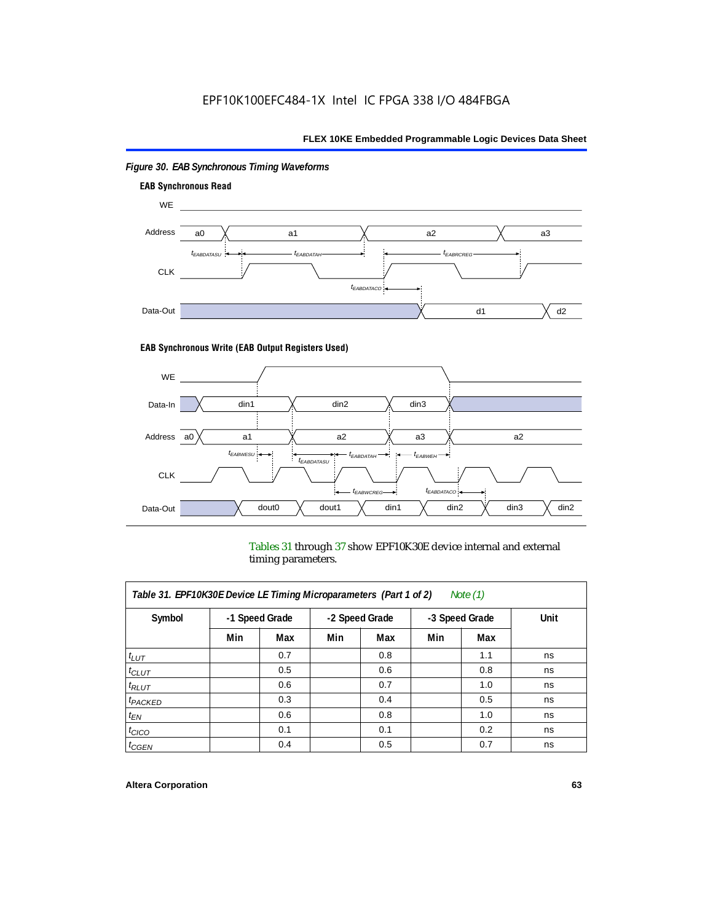*Figure 30. EAB Synchronous Timing Waveforms*

**EAB Synchronous Read**

WE

Address a0 a1 a2 a3

$t_{EABDATASU}$ $t_{EABDATAH}$ $t_{EABRCREG}$

CLK

$t_{EABDATACO}$

Data-Out d1 d2

**EAB Synchronous Write (EAB Output Registers Used)**

WE

Data-In din1 din2 din3

Address a0 a1 a2 a3 a2

$t_{EABWESU}$ $t_{EABDATASU}$ $t_{EABDATAH}$ $t_{EABWEH}$

CLK

$t_{EABWCREG}$ $t_{EABDATACO}$

Data-Out dout0 dout1 din1 din2 din3 din2

Tables 31 through 37 show EPF10K30E device internal and external timing parameters.

| *Table 31. EPF10K30E Device LE Timing Microparameters (Part 1 of 2) Note (1)* | | | | | | | |
|---|---|---|---|---|---|---|---|
| **Symbol** | **-1 Speed Grade** | | **-2 Speed Grade** | | **-3 Speed Grade** | | **Unit** |
| | **Min** | **Max** | **Min** | **Max** | **Min** | **Max** | |
| $t_{LUT}$ | | 0.7 | | 0.8 | | 1.1 | ns |
| $t_{CLUT}$ | | 0.5 | | 0.6 | | 0.8 | ns |
| $t_{RLUT}$ | | 0.6 | | 0.7 | | 1.0 | ns |
| $t_{PACKED}$ | | 0.3 | | 0.4 | | 0.5 | ns |
| $t_{EN}$ | | 0.6 | | 0.8 | | 1.0 | ns |
| $t_{CICO}$ | | 0.1 | | 0.1 | | 0.2 | ns |
| $t_{CGEN}$ | | 0.4 | | 0.5 | | 0.7 | ns |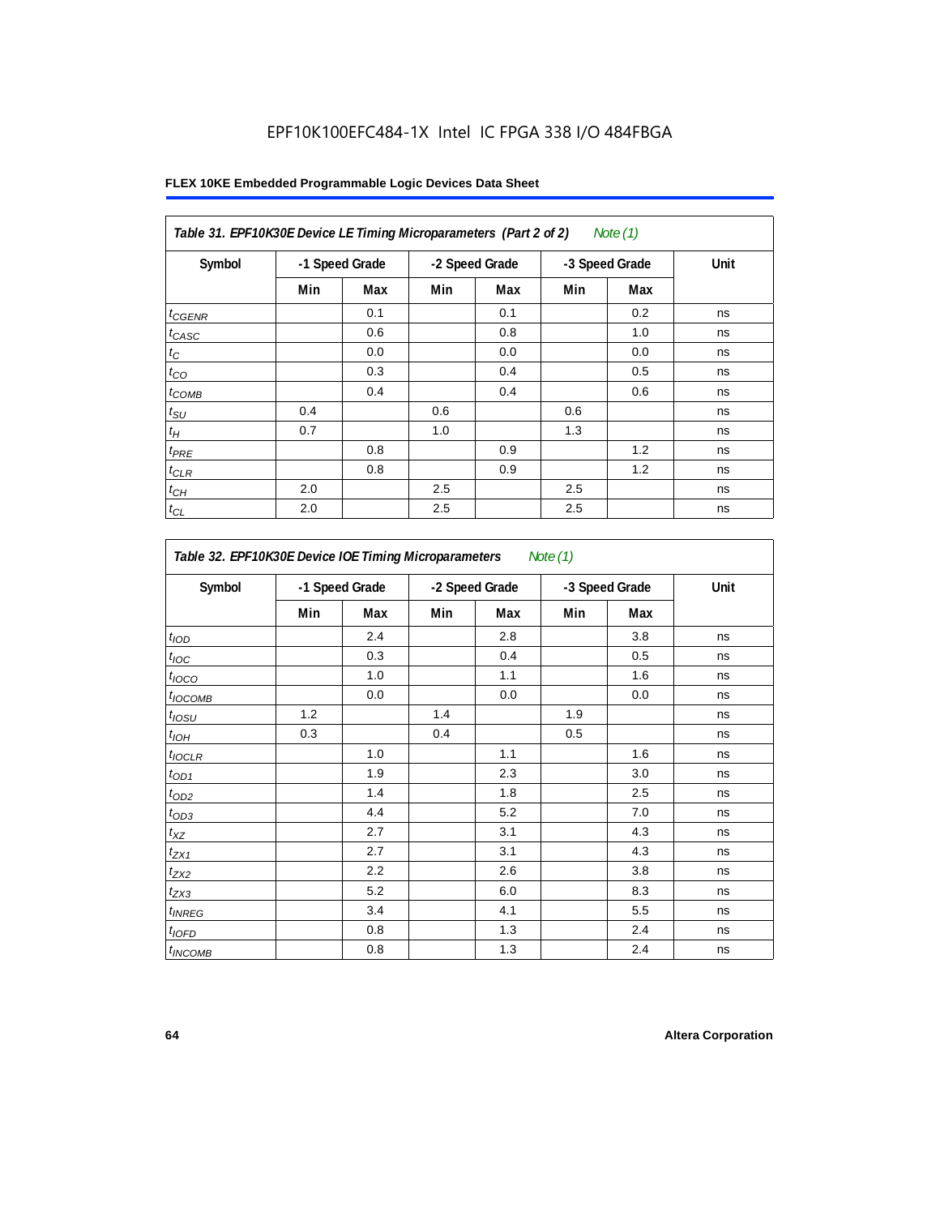EPF10K100EFC484-1X Intel IC FPGA 338 I/O 484FBGA

**FLEX 10KE Embedded Programmable Logic Devices Data Sheet**

| Table 31. EPF10K30E Device LE Timing Microparameters (Part 2 of 2) *Note (1)* | | | | | | | |
|---|---|---|---|---|---|---|---|
| **Symbol** | **-1 Speed Grade** | | **-2 Speed Grade** | | **-3 Speed Grade** | | **Unit** |
| | **Min** | **Max** | **Min** | **Max** | **Min** | **Max** | |
| $t_{CGENR}$ | | 0.1 | | 0.1 | | 0.2 | ns |
| $t_{CASC}$ | | 0.6 | | 0.8 | | 1.0 | ns |
| $t_C$ | | 0.0 | | 0.0 | | 0.0 | ns |
| $t_{CO}$ | | 0.3 | | 0.4 | | 0.5 | ns |
| $t_{COMB}$ | | 0.4 | | 0.4 | | 0.6 | ns |
| $t_{SU}$ | 0.4 | | 0.6 | | 0.6 | | ns |
| $t_H$ | 0.7 | | 1.0 | | 1.3 | | ns |
| $t_{PRE}$ | | 0.8 | | 0.9 | | 1.2 | ns |
| $t_{CLR}$ | | 0.8 | | 0.9 | | 1.2 | ns |
| $t_{CH}$ | 2.0 | | 2.5 | | 2.5 | | ns |
| $t_{CL}$ | 2.0 | | 2.5 | | 2.5 | | ns |

| Table 32. EPF10K30E Device IOE Timing Microparameters *Note (1)* | | | | | | | |
|---|---|---|---|---|---|---|---|
| **Symbol** | **-1 Speed Grade** | | **-2 Speed Grade** | | **-3 Speed Grade** | | **Unit** |
| | **Min** | **Max** | **Min** | **Max** | **Min** | **Max** | |
| $t_{IOD}$ | | 2.4 | | 2.8 | | 3.8 | ns |
| $t_{IOC}$ | | 0.3 | | 0.4 | | 0.5 | ns |
| $t_{IOCO}$ | | 1.0 | | 1.1 | | 1.6 | ns |
| $t_{IOCOMB}$ | | 0.0 | | 0.0 | | 0.0 | ns |
| $t_{IOSU}$ | 1.2 | | 1.4 | | 1.9 | | ns |
| $t_{IOH}$ | 0.3 | | 0.4 | | 0.5 | | ns |
| $t_{IOCLR}$ | | 1.0 | | 1.1 | | 1.6 | ns |
| $t_{OD1}$ | | 1.9 | | 2.3 | | 3.0 | ns |
| $t_{OD2}$ | | 1.4 | | 1.8 | | 2.5 | ns |
| $t_{OD3}$ | | 4.4 | | 5.2 | | 7.0 | ns |
| $t_{XZ}$ | | 2.7 | | 3.1 | | 4.3 | ns |
| $t_{ZX1}$ | | 2.7 | | 3.1 | | 4.3 | ns |
| $t_{ZX2}$ | | 2.2 | | 2.6 | | 3.8 | ns |
| $t_{ZX3}$ | | 5.2 | | 6.0 | | 8.3 | ns |
| $t_{INREG}$ | | 3.4 | | 4.1 | | 5.5 | ns |
| $t_{IOFD}$ | | 0.8 | | 1.3 | | 2.4 | ns |
| $t_{INCOMB}$ | | 0.8 | | 1.3 | | 2.4 | ns |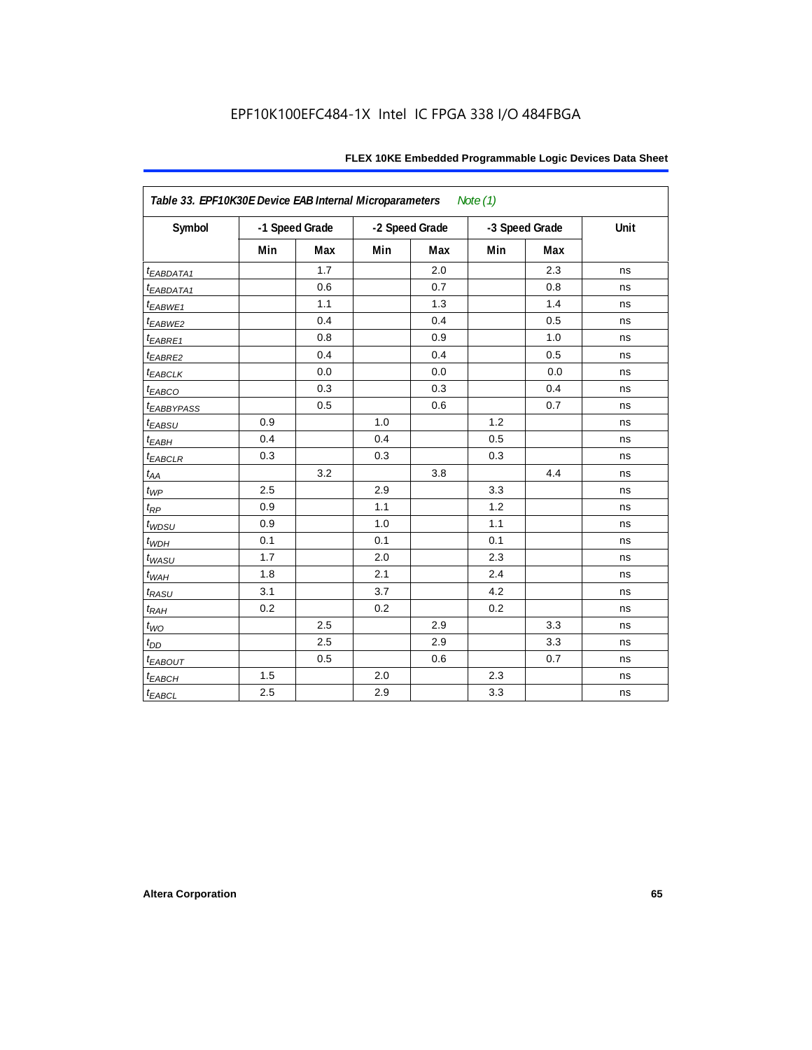EPF10K100EFC484-1X Intel IC FPGA 338 I/O 484FBGA

| Table 33. EPF10K30E Device EAB Internal Microparameters *Note (1)* | | | | | | | |
|---|---|---|---|---|---|---|---|
| Symbol | -1 Speed Grade | | -2 Speed Grade | | -3 Speed Grade | | Unit |
| | Min | Max | Min | Max | Min | Max | |
| $t_{EABDATA1}$ | | 1.7 | | 2.0 | | 2.3 | ns |
| $t_{EABDATA1}$ | | 0.6 | | 0.7 | | 0.8 | ns |
| $t_{EABWE1}$ | | 1.1 | | 1.3 | | 1.4 | ns |
| $t_{EABWE2}$ | | 0.4 | | 0.4 | | 0.5 | ns |
| $t_{EABRE1}$ | | 0.8 | | 0.9 | | 1.0 | ns |
| $t_{EABRE2}$ | | 0.4 | | 0.4 | | 0.5 | ns |
| $t_{EABCLK}$ | | 0.0 | | 0.0 | | 0.0 | ns |
| $t_{EABCO}$ | | 0.3 | | 0.3 | | 0.4 | ns |
| $t_{EABBYPASS}$ | | 0.5 | | 0.6 | | 0.7 | ns |
| $t_{EABSU}$ | 0.9 | | 1.0 | | 1.2 | | ns |
| $t_{EABH}$ | 0.4 | | 0.4 | | 0.5 | | ns |
| $t_{EABCLR}$ | 0.3 | | 0.3 | | 0.3 | | ns |
| $t_{AA}$ | | 3.2 | | 3.8 | | 4.4 | ns |
| $t_{WP}$ | 2.5 | | 2.9 | | 3.3 | | ns |
| $t_{RP}$ | 0.9 | | 1.1 | | 1.2 | | ns |
| $t_{WDSU}$ | 0.9 | | 1.0 | | 1.1 | | ns |
| $t_{WDH}$ | 0.1 | | 0.1 | | 0.1 | | ns |
| $t_{WASU}$ | 1.7 | | 2.0 | | 2.3 | | ns |
| $t_{WAH}$ | 1.8 | | 2.1 | | 2.4 | | ns |
| $t_{RASU}$ | 3.1 | | 3.7 | | 4.2 | | ns |
| $t_{RAH}$ | 0.2 | | 0.2 | | 0.2 | | ns |
| $t_{WO}$ | | 2.5 | | 2.9 | | 3.3 | ns |
| $t_{DD}$ | | 2.5 | | 2.9 | | 3.3 | ns |
| $t_{EABOUT}$ | | 0.5 | | 0.6 | | 0.7 | ns |
| $t_{EABCH}$ | 1.5 | | 2.0 | | 2.3 | | ns |
| $t_{EABCL}$ | 2.5 | | 2.9 | | 3.3 | | ns |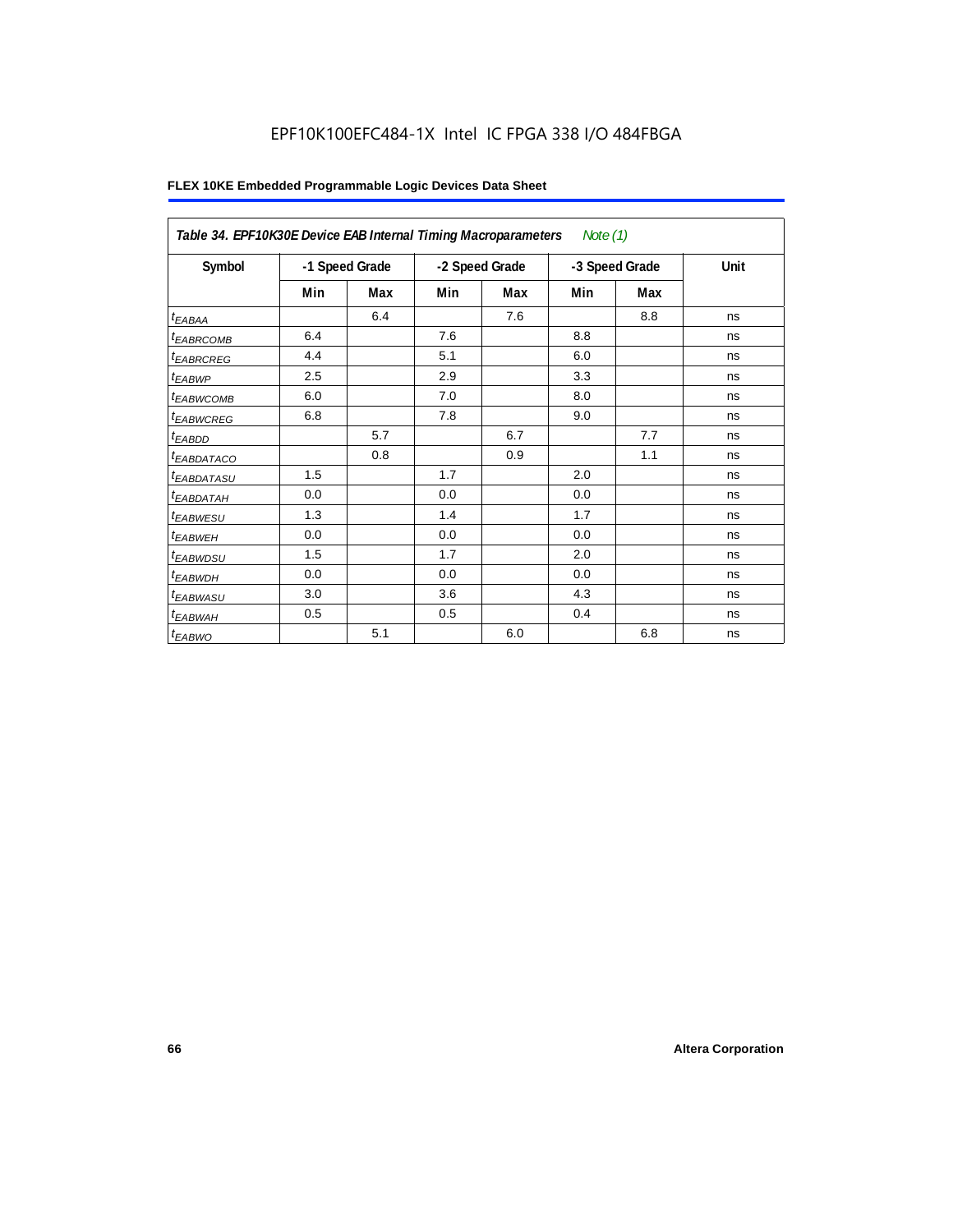EPF10K100EFC484-1X Intel IC FPGA 338 I/O 484FBGA

**FLEX 10KE Embedded Programmable Logic Devices Data Sheet**

| *Table 34. EPF10K30E Device EAB Internal Timing Macroparameters Note (1)* | | | | | | | |
|---|---|---|---|---|---|---|---|
| **Symbol** | **-1 Speed Grade** | | **-2 Speed Grade** | | **-3 Speed Grade** | | **Unit** |
| | **Min** | **Max** | **Min** | **Max** | **Min** | **Max** | |
| $t_{EABAA}$ | | 6.4 | | 7.6 | | 8.8 | ns |
| $t_{EABRCOMB}$ | 6.4 | | 7.6 | | 8.8 | | ns |
| $t_{EABRCREG}$ | 4.4 | | 5.1 | | 6.0 | | ns |
| $t_{EABWP}$ | 2.5 | | 2.9 | | 3.3 | | ns |
| $t_{EABWCOMB}$ | 6.0 | | 7.0 | | 8.0 | | ns |
| $t_{EABWCREG}$ | 6.8 | | 7.8 | | 9.0 | | ns |
| $t_{EABDD}$ | | 5.7 | | 6.7 | | 7.7 | ns |
| $t_{EABDATACO}$ | | 0.8 | | 0.9 | | 1.1 | ns |
| $t_{EABDATASU}$ | 1.5 | | 1.7 | | 2.0 | | ns |
| $t_{EABDATAH}$ | 0.0 | | 0.0 | | 0.0 | | ns |
| $t_{EABWESU}$ | 1.3 | | 1.4 | | 1.7 | | ns |
| $t_{EABWEH}$ | 0.0 | | 0.0 | | 0.0 | | ns |
| $t_{EABWDSU}$ | 1.5 | | 1.7 | | 2.0 | | ns |
| $t_{EABWDH}$ | 0.0 | | 0.0 | | 0.0 | | ns |
| $t_{EABWASU}$ | 3.0 | | 3.6 | | 4.3 | | ns |
| $t_{EABWAH}$ | 0.5 | | 0.5 | | 0.4 | | ns |
| $t_{EABWO}$ | | 5.1 | | 6.0 | | 6.8 | ns |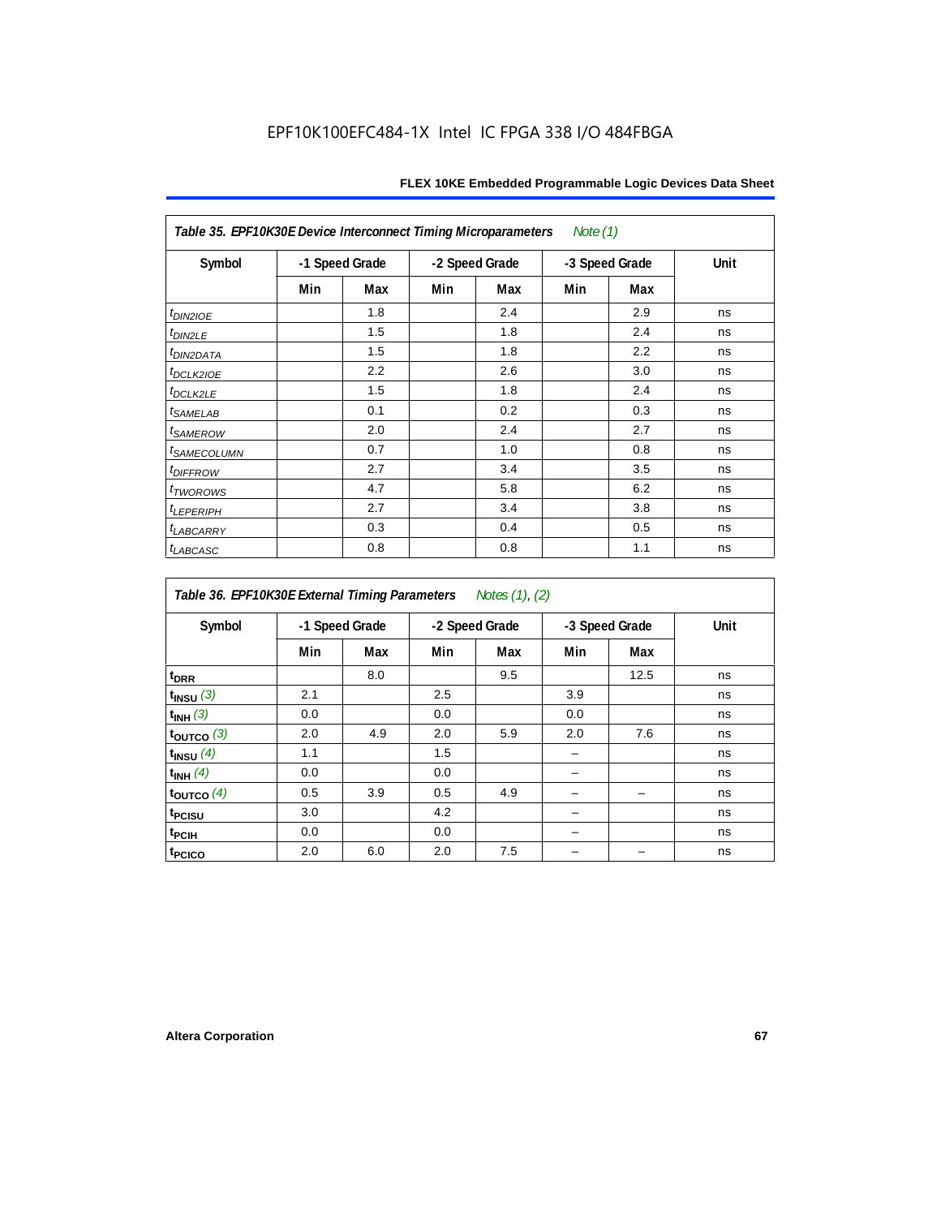**Table 35. EPF10K30E Device Interconnect Timing Microparameters** *Note (1)*

| Symbol | -1 Speed Grade | | -2 Speed Grade | | -3 Speed Grade | | Unit |
|---|---|---|---|---|---|---|---|
| | Min | Max | Min | Max | Min | Max | |
| $t_{DIN2IOE}$ | | 1.8 | | 2.4 | | 2.9 | ns |
| $t_{DIN2LE}$ | | 1.5 | | 1.8 | | 2.4 | ns |
| $t_{DIN2DATA}$ | | 1.5 | | 1.8 | | 2.2 | ns |
| $t_{DCLK2IOE}$ | | 2.2 | | 2.6 | | 3.0 | ns |
| $t_{DCLK2LE}$ | | 1.5 | | 1.8 | | 2.4 | ns |
| $t_{SAMELAB}$ | | 0.1 | | 0.2 | | 0.3 | ns |
| $t_{SAMEROW}$ | | 2.0 | | 2.4 | | 2.7 | ns |
| $t_{SAMECOLUMN}$ | | 0.7 | | 1.0 | | 0.8 | ns |
| $t_{DIFFROW}$ | | 2.7 | | 3.4 | | 3.5 | ns |
| $t_{TWOROWS}$ | | 4.7 | | 5.8 | | 6.2 | ns |
| $t_{LEPERIPH}$ | | 2.7 | | 3.4 | | 3.8 | ns |
| $t_{LABCARRY}$ | | 0.3 | | 0.4 | | 0.5 | ns |
| $t_{LABCASC}$ | | 0.8 | | 0.8 | | 1.1 | ns |

**Table 36. EPF10K30E External Timing Parameters** *Notes (1), (2)*

| Symbol | -1 Speed Grade | | -2 Speed Grade | | -3 Speed Grade | | Unit |
|---|---|---|---|---|---|---|---|
| | Min | Max | Min | Max | Min | Max | |
| $t_{DRR}$ | | 8.0 | | 9.5 | | 12.5 | ns |
| $t_{INSU}$ *(3)* | 2.1 | | 2.5 | | 3.9 | | ns |
| $t_{INH}$ *(3)* | 0.0 | | 0.0 | | 0.0 | | ns |
| $t_{OUTCO}$ *(3)* | 2.0 | 4.9 | 2.0 | 5.9 | 2.0 | 7.6 | ns |
| $t_{INSU}$ *(4)* | 1.1 | | 1.5 | | – | | ns |
| $t_{INH}$ *(4)* | 0.0 | | 0.0 | | – | | ns |
| $t_{OUTCO}$ *(4)* | 0.5 | 3.9 | 0.5 | 4.9 | – | – | ns |
| $t_{PCISU}$ | 3.0 | | 4.2 | | – | | ns |
| $t_{PCIH}$ | 0.0 | | 0.0 | | – | | ns |
| $t_{PCICO}$ | 2.0 | 6.0 | 2.0 | 7.5 | – | – | ns |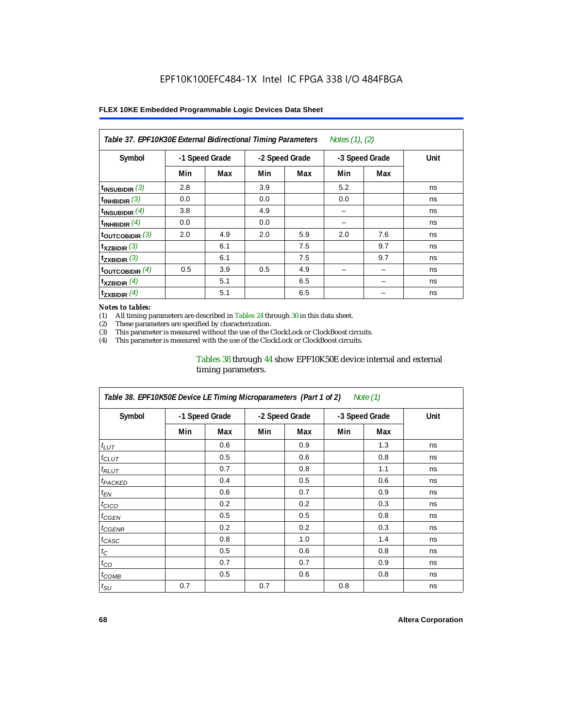## Table 37. EPF10K30E External Bidirectional Timing Parameters *Notes (1), (2)*

| Symbol | -1 Speed Grade | | -2 Speed Grade | | -3 Speed Grade | | Unit |
|---|---|---|---|---|---|---|---|
| | Min | Max | Min | Max | Min | Max | |
| $t_{INSUBIDIR}$ *(3)* | 2.8 | | 3.9 | | 5.2 | | ns |
| $t_{INHBIDIR}$ *(3)* | 0.0 | | 0.0 | | 0.0 | | ns |
| $t_{INSUBIDIR}$ *(4)* | 3.8 | | 4.9 | | – | | ns |
| $t_{INHBIDIR}$ *(4)* | 0.0 | | 0.0 | | – | | ns |
| $t_{OUTCOBIDIR}$ *(3)* | 2.0 | 4.9 | 2.0 | 5.9 | 2.0 | 7.6 | ns |
| $t_{XZBIDIR}$ *(3)* | | 6.1 | | 7.5 | | 9.7 | ns |
| $t_{ZXBIDIR}$ *(3)* | | 6.1 | | 7.5 | | 9.7 | ns |
| $t_{OUTCOBIDIR}$ *(4)* | 0.5 | 3.9 | 0.5 | 4.9 | – | – | ns |
| $t_{XZBIDIR}$ *(4)* | | 5.1 | | 6.5 | | – | ns |
| $t_{ZXBIDIR}$ *(4)* | | 5.1 | | 6.5 | | – | ns |

*Notes to tables:*

(1) All timing parameters are described in Tables 24 through 30 in this data sheet.
(2) These parameters are specified by characterization.
(3) This parameter is measured without the use of the ClockLock or ClockBoost circuits.
(4) This parameter is measured with the use of the ClockLock or ClockBoost circuits.

Tables 38 through 44 show EPF10K50E device internal and external timing parameters.

## Table 38. EPF10K50E Device LE Timing Microparameters (Part 1 of 2) *Note (1)*

| Symbol | -1 Speed Grade | | -2 Speed Grade | | -3 Speed Grade | | Unit |
|---|---|---|---|---|---|---|---|
| | Min | Max | Min | Max | Min | Max | |
| $t_{LUT}$ | | 0.6 | | 0.9 | | 1.3 | ns |
| $t_{CLUT}$ | | 0.5 | | 0.6 | | 0.8 | ns |
| $t_{RLUT}$ | | 0.7 | | 0.8 | | 1.1 | ns |
| $t_{PACKED}$ | | 0.4 | | 0.5 | | 0.6 | ns |
| $t_{EN}$ | | 0.6 | | 0.7 | | 0.9 | ns |
| $t_{CICO}$ | | 0.2 | | 0.2 | | 0.3 | ns |
| $t_{CGEN}$ | | 0.5 | | 0.5 | | 0.8 | ns |
| $t_{CGENR}$ | | 0.2 | | 0.2 | | 0.3 | ns |
| $t_{CASC}$ | | 0.8 | | 1.0 | | 1.4 | ns |
| $t_{C}$ | | 0.5 | | 0.6 | | 0.8 | ns |
| $t_{CO}$ | | 0.7 | | 0.7 | | 0.9 | ns |
| $t_{COMB}$ | | 0.5 | | 0.6 | | 0.8 | ns |
| $t_{SU}$ | 0.7 | | 0.7 | | 0.8 | | ns |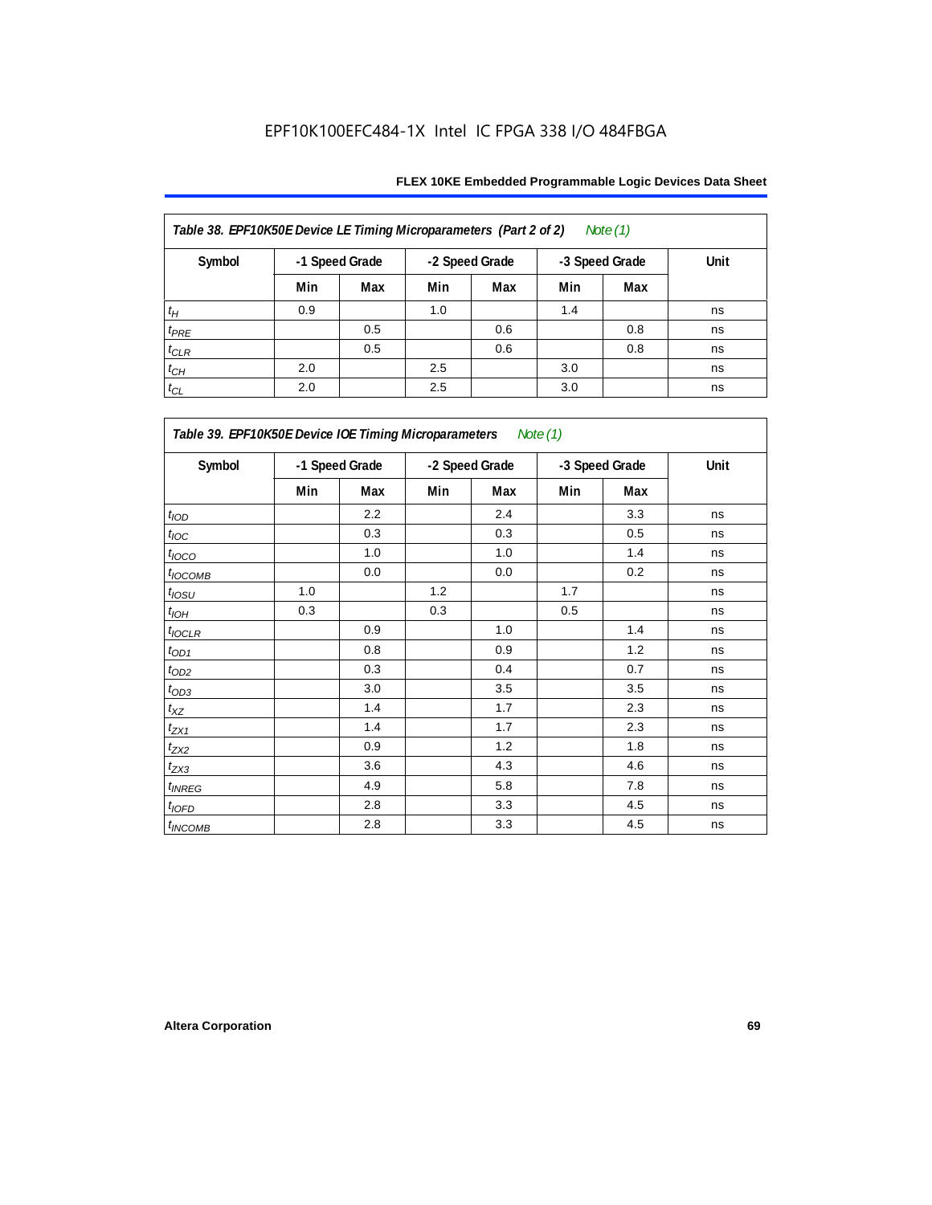EPF10K100EFC484-1X Intel IC FPGA 338 I/O 484FBGA

| Table 38. EPF10K50E Device LE Timing Microparameters (Part 2 of 2) *Note (1)* | | | | | | | |
|---|---|---|---|---|---|---|---|
| Symbol | -1 Speed Grade | | -2 Speed Grade | | -3 Speed Grade | | Unit |
| | Min | Max | Min | Max | Min | Max | |
| $t_H$ | 0.9 | | 1.0 | | 1.4 | | ns |
| $t_{PRE}$ | | 0.5 | | 0.6 | | 0.8 | ns |
| $t_{CLR}$ | | 0.5 | | 0.6 | | 0.8 | ns |
| $t_{CH}$ | 2.0 | | 2.5 | | 3.0 | | ns |
| $t_{CL}$ | 2.0 | | 2.5 | | 3.0 | | ns |

| Table 39. EPF10K50E Device IOE Timing Microparameters *Note (1)* | | | | | | | |
|---|---|---|---|---|---|---|---|
| Symbol | -1 Speed Grade | | -2 Speed Grade | | -3 Speed Grade | | Unit |
| | Min | Max | Min | Max | Min | Max | |
| $t_{IOD}$ | | 2.2 | | 2.4 | | 3.3 | ns |
| $t_{IOC}$ | | 0.3 | | 0.3 | | 0.5 | ns |
| $t_{IOCO}$ | | 1.0 | | 1.0 | | 1.4 | ns |
| $t_{IOCOMB}$ | | 0.0 | | 0.0 | | 0.2 | ns |
| $t_{IOSU}$ | 1.0 | | 1.2 | | 1.7 | | ns |
| $t_{IOH}$ | 0.3 | | 0.3 | | 0.5 | | ns |
| $t_{IOCLR}$ | | 0.9 | | 1.0 | | 1.4 | ns |
| $t_{OD1}$ | | 0.8 | | 0.9 | | 1.2 | ns |
| $t_{OD2}$ | | 0.3 | | 0.4 | | 0.7 | ns |
| $t_{OD3}$ | | 3.0 | | 3.5 | | 3.5 | ns |
| $t_{XZ}$ | | 1.4 | | 1.7 | | 2.3 | ns |
| $t_{ZX1}$ | | 1.4 | | 1.7 | | 2.3 | ns |
| $t_{ZX2}$ | | 0.9 | | 1.2 | | 1.8 | ns |
| $t_{ZX3}$ | | 3.6 | | 4.3 | | 4.6 | ns |
| $t_{INREG}$ | | 4.9 | | 5.8 | | 7.8 | ns |
| $t_{IOFD}$ | | 2.8 | | 3.3 | | 4.5 | ns |
| $t_{INCOMB}$ | | 2.8 | | 3.3 | | 4.5 | ns |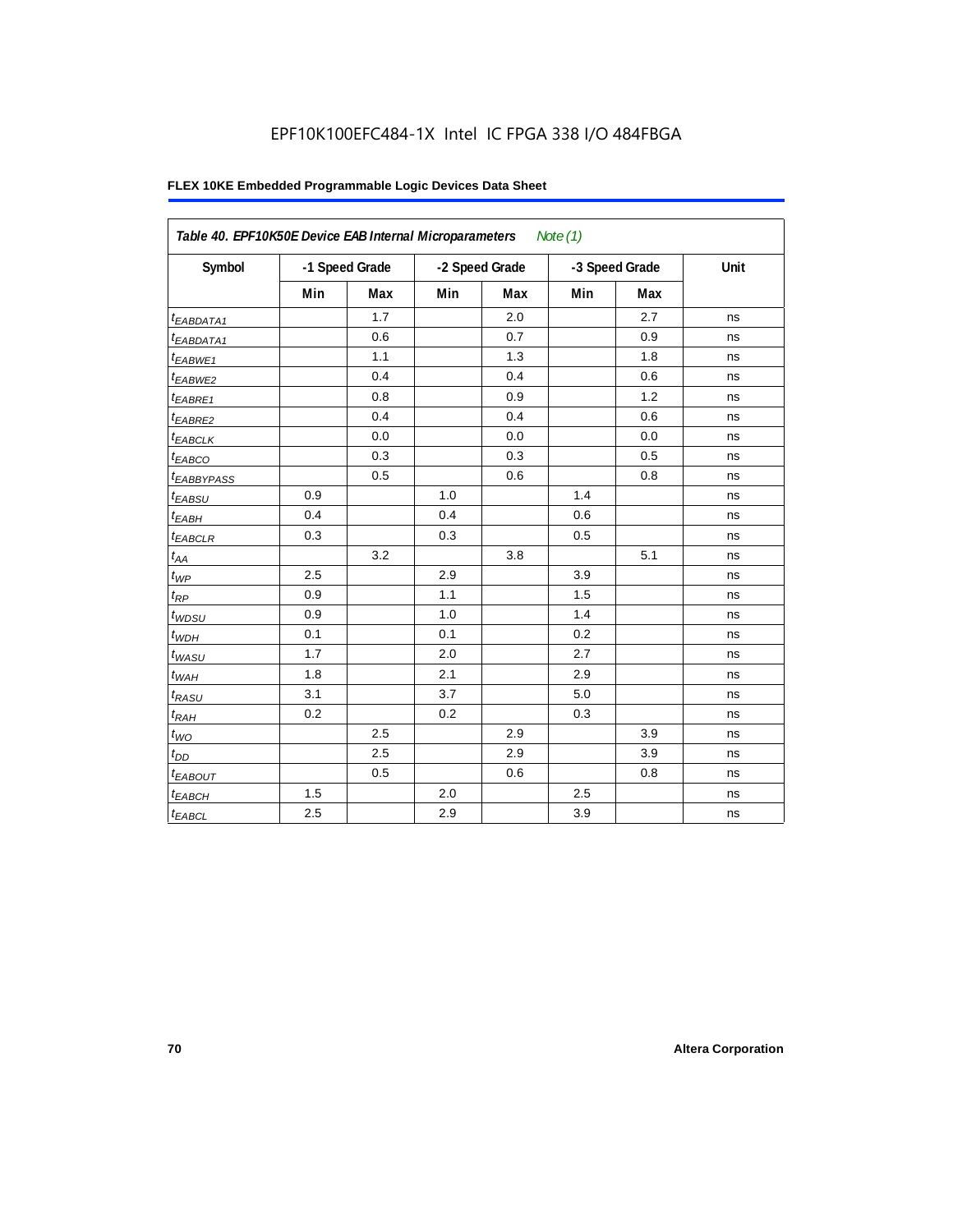EPF10K100EFC484-1X Intel IC FPGA 338 I/O 484FBGA

**FLEX 10KE Embedded Programmable Logic Devices Data Sheet**

| *Table 40. EPF10K50E Device EAB Internal Microparameters* *Note (1)* | | | | | | | |
|---|---|---|---|---|---|---|---|
| **Symbol** | **-1 Speed Grade** | | **-2 Speed Grade** | | **-3 Speed Grade** | | **Unit** |
| | **Min** | **Max** | **Min** | **Max** | **Min** | **Max** | |
| $t_{EABDATA1}$ | | 1.7 | | 2.0 | | 2.7 | ns |
| $t_{EABDATA1}$ | | 0.6 | | 0.7 | | 0.9 | ns |
| $t_{EABWE1}$ | | 1.1 | | 1.3 | | 1.8 | ns |
| $t_{EABWE2}$ | | 0.4 | | 0.4 | | 0.6 | ns |
| $t_{EABRE1}$ | | 0.8 | | 0.9 | | 1.2 | ns |
| $t_{EABRE2}$ | | 0.4 | | 0.4 | | 0.6 | ns |
| $t_{EABCLK}$ | | 0.0 | | 0.0 | | 0.0 | ns |
| $t_{EABCO}$ | | 0.3 | | 0.3 | | 0.5 | ns |
| $t_{EABBYPASS}$ | | 0.5 | | 0.6 | | 0.8 | ns |
| $t_{EABSU}$ | 0.9 | | 1.0 | | 1.4 | | ns |
| $t_{EABH}$ | 0.4 | | 0.4 | | 0.6 | | ns |
| $t_{EABCLR}$ | 0.3 | | 0.3 | | 0.5 | | ns |
| $t_{AA}$ | | 3.2 | | 3.8 | | 5.1 | ns |
| $t_{WP}$ | 2.5 | | 2.9 | | 3.9 | | ns |
| $t_{RP}$ | 0.9 | | 1.1 | | 1.5 | | ns |
| $t_{WDSU}$ | 0.9 | | 1.0 | | 1.4 | | ns |
| $t_{WDH}$ | 0.1 | | 0.1 | | 0.2 | | ns |
| $t_{WASU}$ | 1.7 | | 2.0 | | 2.7 | | ns |
| $t_{WAH}$ | 1.8 | | 2.1 | | 2.9 | | ns |
| $t_{RASU}$ | 3.1 | | 3.7 | | 5.0 | | ns |
| $t_{RAH}$ | 0.2 | | 0.2 | | 0.3 | | ns |
| $t_{WO}$ | | 2.5 | | 2.9 | | 3.9 | ns |
| $t_{DD}$ | | 2.5 | | 2.9 | | 3.9 | ns |
| $t_{EABOUT}$ | | 0.5 | | 0.6 | | 0.8 | ns |
| $t_{EABCH}$ | 1.5 | | 2.0 | | 2.5 | | ns |
| $t_{EABCL}$ | 2.5 | | 2.9 | | 3.9 | | ns |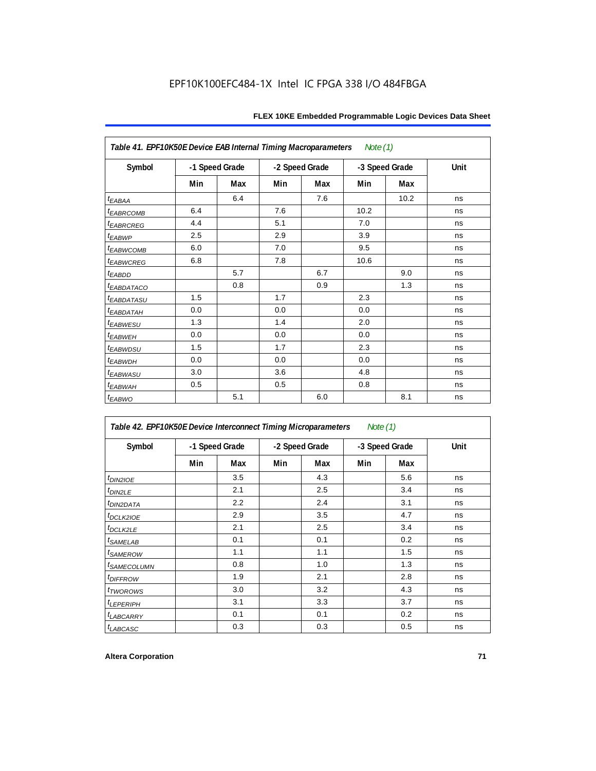Table 41. EPF10K50E Device EAB Internal Timing Macroparameters *Note (1)*

| Symbol | -1 Speed Grade | | -2 Speed Grade | | -3 Speed Grade | | Unit |
|---|---|---|---|---|---|---|---|
| | Min | Max | Min | Max | Min | Max | |
| $t_{EABAA}$ | | 6.4 | | 7.6 | | 10.2 | ns |
| $t_{EABRCOMB}$ | 6.4 | | 7.6 | | 10.2 | | ns |
| $t_{EABRCREG}$ | 4.4 | | 5.1 | | 7.0 | | ns |
| $t_{EABWP}$ | 2.5 | | 2.9 | | 3.9 | | ns |
| $t_{EABWCOMB}$ | 6.0 | | 7.0 | | 9.5 | | ns |
| $t_{EABWCREG}$ | 6.8 | | 7.8 | | 10.6 | | ns |
| $t_{EABDD}$ | | 5.7 | | 6.7 | | 9.0 | ns |
| $t_{EABDATACO}$ | | 0.8 | | 0.9 | | 1.3 | ns |
| $t_{EABDATASU}$ | 1.5 | | 1.7 | | 2.3 | | ns |
| $t_{EABDATAH}$ | 0.0 | | 0.0 | | 0.0 | | ns |
| $t_{EABWESU}$ | 1.3 | | 1.4 | | 2.0 | | ns |
| $t_{EABWEH}$ | 0.0 | | 0.0 | | 0.0 | | ns |
| $t_{EABWDSU}$ | 1.5 | | 1.7 | | 2.3 | | ns |
| $t_{EABWDH}$ | 0.0 | | 0.0 | | 0.0 | | ns |
| $t_{EABWASU}$ | 3.0 | | 3.6 | | 4.8 | | ns |
| $t_{EABWAH}$ | 0.5 | | 0.5 | | 0.8 | | ns |
| $t_{EABWO}$ | | 5.1 | | 6.0 | | 8.1 | ns |

Table 42. EPF10K50E Device Interconnect Timing Microparameters *Note (1)*

| Symbol | -1 Speed Grade | | -2 Speed Grade | | -3 Speed Grade | | Unit |
|---|---|---|---|---|---|---|---|
| | Min | Max | Min | Max | Min | Max | |
| $t_{DIN2IOE}$ | | 3.5 | | 4.3 | | 5.6 | ns |
| $t_{DIN2LE}$ | | 2.1 | | 2.5 | | 3.4 | ns |
| $t_{DIN2DATA}$ | | 2.2 | | 2.4 | | 3.1 | ns |
| $t_{DCLK2IOE}$ | | 2.9 | | 3.5 | | 4.7 | ns |
| $t_{DCLK2LE}$ | | 2.1 | | 2.5 | | 3.4 | ns |
| $t_{SAMELAB}$ | | 0.1 | | 0.1 | | 0.2 | ns |
| $t_{SAMEROW}$ | | 1.1 | | 1.1 | | 1.5 | ns |
| $t_{SAMECOLUMN}$ | | 0.8 | | 1.0 | | 1.3 | ns |
| $t_{DIFFROW}$ | | 1.9 | | 2.1 | | 2.8 | ns |
| $t_{TWOROWS}$ | | 3.0 | | 3.2 | | 4.3 | ns |
| $t_{LEPERIPH}$ | | 3.1 | | 3.3 | | 3.7 | ns |
| $t_{LABCARRY}$ | | 0.1 | | 0.1 | | 0.2 | ns |
| $t_{LABCASC}$ | | 0.3 | | 0.3 | | 0.5 | ns |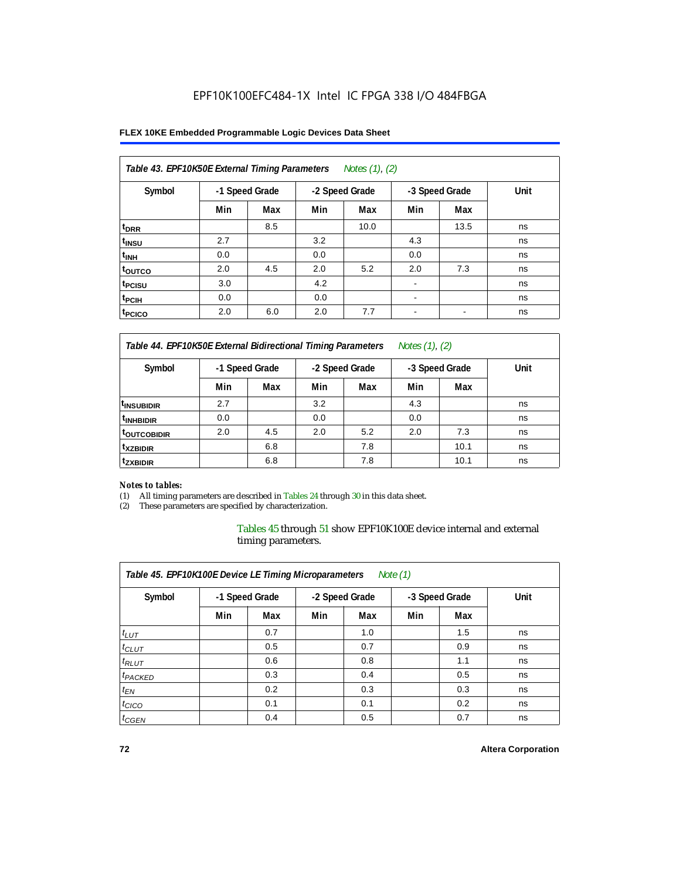EPF10K100EFC484-1X Intel IC FPGA 338 I/O 484FBGA

**FLEX 10KE Embedded Programmable Logic Devices Data Sheet**

| Table 43. EPF10K50E External Timing Parameters *Notes (1), (2)* | | | | | | | |
|---|---|---|---|---|---|---|---|
| Symbol | -1 Speed Grade | | -2 Speed Grade | | -3 Speed Grade | | Unit |
| | Min | Max | Min | Max | Min | Max | |
| $t_{DRR}$ | | 8.5 | | 10.0 | | 13.5 | ns |
| $t_{INSU}$ | 2.7 | | 3.2 | | 4.3 | | ns |
| $t_{INH}$ | 0.0 | | 0.0 | | 0.0 | | ns |
| $t_{OUTCO}$ | 2.0 | 4.5 | 2.0 | 5.2 | 2.0 | 7.3 | ns |
| $t_{PCISU}$ | 3.0 | | 4.2 | | - | | ns |
| $t_{PCIH}$ | 0.0 | | 0.0 | | - | | ns |
| $t_{PCICO}$ | 2.0 | 6.0 | 2.0 | 7.7 | - | - | ns |

| Table 44. EPF10K50E External Bidirectional Timing Parameters *Notes (1), (2)* | | | | | | | |
|---|---|---|---|---|---|---|---|
| Symbol | -1 Speed Grade | | -2 Speed Grade | | -3 Speed Grade | | Unit |
| | Min | Max | Min | Max | Min | Max | |
| $t_{INSUBIDIR}$ | 2.7 | | 3.2 | | 4.3 | | ns |
| $t_{INHBIDIR}$ | 0.0 | | 0.0 | | 0.0 | | ns |
| $t_{OUTCOBIDIR}$ | 2.0 | 4.5 | 2.0 | 5.2 | 2.0 | 7.3 | ns |
| $t_{XZBIDIR}$ | | 6.8 | | 7.8 | | 10.1 | ns |
| $t_{ZXBIDIR}$ | | 6.8 | | 7.8 | | 10.1 | ns |

*Notes to tables:*

(1) All timing parameters are described in Tables 24 through 30 in this data sheet.
(2) These parameters are specified by characterization.

Tables 45 through 51 show EPF10K100E device internal and external timing parameters.

| Table 45. EPF10K100E Device LE Timing Microparameters *Note (1)* | | | | | | | |
|---|---|---|---|---|---|---|---|
| Symbol | -1 Speed Grade | | -2 Speed Grade | | -3 Speed Grade | | Unit |
| | Min | Max | Min | Max | Min | Max | |
| $t_{LUT}$ | | 0.7 | | 1.0 | | 1.5 | ns |
| $t_{CLUT}$ | | 0.5 | | 0.7 | | 0.9 | ns |
| $t_{RLUT}$ | | 0.6 | | 0.8 | | 1.1 | ns |
| $t_{PACKED}$ | | 0.3 | | 0.4 | | 0.5 | ns |
| $t_{EN}$ | | 0.2 | | 0.3 | | 0.3 | ns |
| $t_{CICO}$ | | 0.1 | | 0.1 | | 0.2 | ns |
| $t_{CGEN}$ | | 0.4 | | 0.5 | | 0.7 | ns |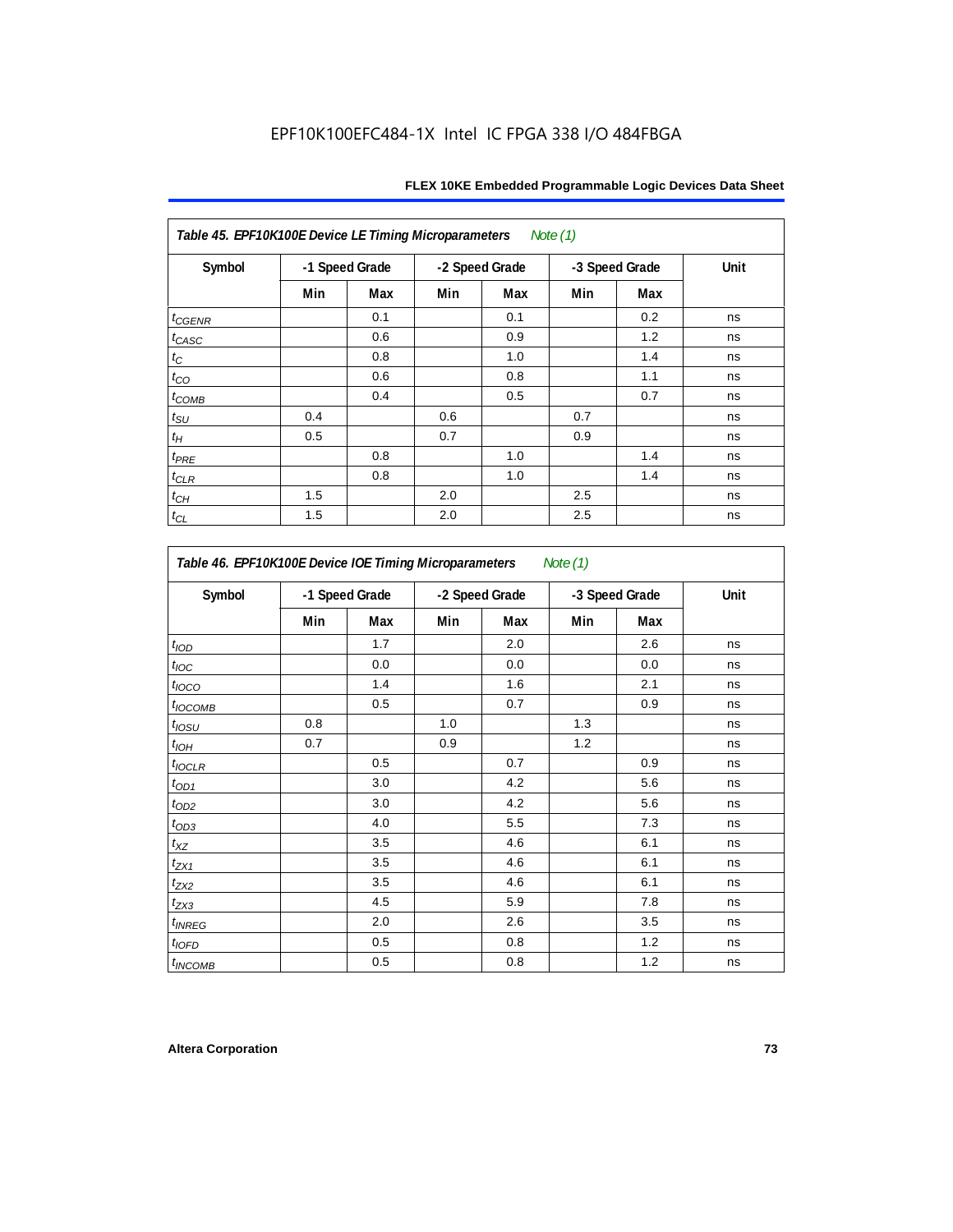EPF10K100EFC484-1X Intel IC FPGA 338 I/O 484FBGA

| Table 45. EPF10K100E Device LE Timing Microparameters *Note (1)* | | | | | | | |
|---|---|---|---|---|---|---|---|
| Symbol | -1 Speed Grade | | -2 Speed Grade | | -3 Speed Grade | | Unit |
| | Min | Max | Min | Max | Min | Max | |
| $t_{CGENR}$ | | 0.1 | | 0.1 | | 0.2 | ns |
| $t_{CASC}$ | | 0.6 | | 0.9 | | 1.2 | ns |
| $t_C$ | | 0.8 | | 1.0 | | 1.4 | ns |
| $t_{CO}$ | | 0.6 | | 0.8 | | 1.1 | ns |
| $t_{COMB}$ | | 0.4 | | 0.5 | | 0.7 | ns |
| $t_{SU}$ | 0.4 | | 0.6 | | 0.7 | | ns |
| $t_H$ | 0.5 | | 0.7 | | 0.9 | | ns |
| $t_{PRE}$ | | 0.8 | | 1.0 | | 1.4 | ns |
| $t_{CLR}$ | | 0.8 | | 1.0 | | 1.4 | ns |
| $t_{CH}$ | 1.5 | | 2.0 | | 2.5 | | ns |
| $t_{CL}$ | 1.5 | | 2.0 | | 2.5 | | ns |

| Table 46. EPF10K100E Device IOE Timing Microparameters *Note (1)* | | | | | | | |
|---|---|---|---|---|---|---|---|
| Symbol | -1 Speed Grade | | -2 Speed Grade | | -3 Speed Grade | | Unit |
| | Min | Max | Min | Max | Min | Max | |
| $t_{IOD}$ | | 1.7 | | 2.0 | | 2.6 | ns |
| $t_{IOC}$ | | 0.0 | | 0.0 | | 0.0 | ns |
| $t_{IOCO}$ | | 1.4 | | 1.6 | | 2.1 | ns |
| $t_{IOCOMB}$ | | 0.5 | | 0.7 | | 0.9 | ns |
| $t_{IOSU}$ | 0.8 | | 1.0 | | 1.3 | | ns |
| $t_{IOH}$ | 0.7 | | 0.9 | | 1.2 | | ns |
| $t_{IOCLR}$ | | 0.5 | | 0.7 | | 0.9 | ns |
| $t_{OD1}$ | | 3.0 | | 4.2 | | 5.6 | ns |
| $t_{OD2}$ | | 3.0 | | 4.2 | | 5.6 | ns |
| $t_{OD3}$ | | 4.0 | | 5.5 | | 7.3 | ns |
| $t_{XZ}$ | | 3.5 | | 4.6 | | 6.1 | ns |
| $t_{ZX1}$ | | 3.5 | | 4.6 | | 6.1 | ns |
| $t_{ZX2}$ | | 3.5 | | 4.6 | | 6.1 | ns |
| $t_{ZX3}$ | | 4.5 | | 5.9 | | 7.8 | ns |
| $t_{INREG}$ | | 2.0 | | 2.6 | | 3.5 | ns |
| $t_{IOFD}$ | | 0.5 | | 0.8 | | 1.2 | ns |
| $t_{INCOMB}$ | | 0.5 | | 0.8 | | 1.2 | ns |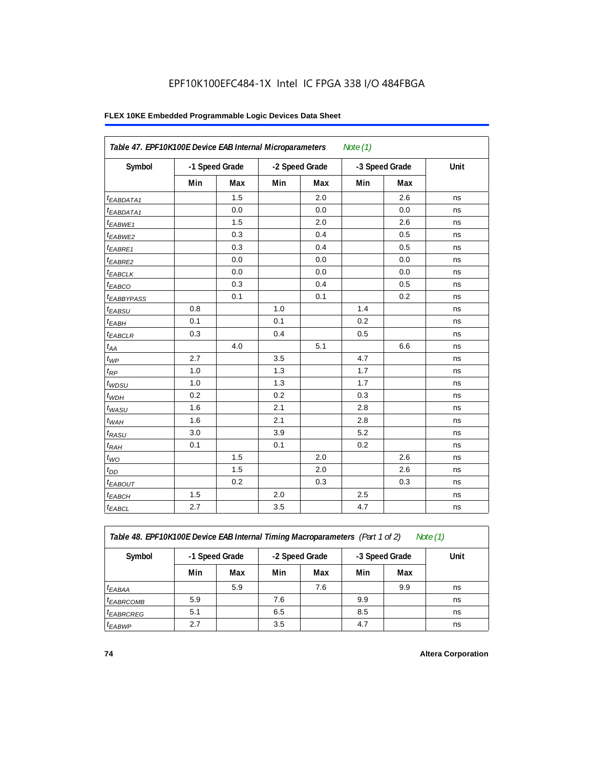EPF10K100EFC484-1X Intel IC FPGA 338 I/O 484FBGA

**FLEX 10KE Embedded Programmable Logic Devices Data Sheet**

| *Table 47. EPF10K100E Device EAB Internal Microparameters* *Note (1)* | | | | | | | |
|---|---|---|---|---|---|---|---|
| Symbol | -1 Speed Grade | | -2 Speed Grade | | -3 Speed Grade | | Unit |
| | Min | Max | Min | Max | Min | Max | |
| $t_{EABDATA1}$ | | 1.5 | | 2.0 | | 2.6 | ns |
| $t_{EABDATA1}$ | | 0.0 | | 0.0 | | 0.0 | ns |
| $t_{EABWE1}$ | | 1.5 | | 2.0 | | 2.6 | ns |
| $t_{EABWE2}$ | | 0.3 | | 0.4 | | 0.5 | ns |
| $t_{EABRE1}$ | | 0.3 | | 0.4 | | 0.5 | ns |
| $t_{EABRE2}$ | | 0.0 | | 0.0 | | 0.0 | ns |
| $t_{EABCLK}$ | | 0.0 | | 0.0 | | 0.0 | ns |
| $t_{EABCO}$ | | 0.3 | | 0.4 | | 0.5 | ns |
| $t_{EABBYPASS}$ | | 0.1 | | 0.1 | | 0.2 | ns |
| $t_{EABSU}$ | 0.8 | | 1.0 | | 1.4 | | ns |
| $t_{EABH}$ | 0.1 | | 0.1 | | 0.2 | | ns |
| $t_{EABCLR}$ | 0.3 | | 0.4 | | 0.5 | | ns |
| $t_{AA}$ | | 4.0 | | 5.1 | | 6.6 | ns |
| $t_{WP}$ | 2.7 | | 3.5 | | 4.7 | | ns |
| $t_{RP}$ | 1.0 | | 1.3 | | 1.7 | | ns |
| $t_{WDSU}$ | 1.0 | | 1.3 | | 1.7 | | ns |
| $t_{WDH}$ | 0.2 | | 0.2 | | 0.3 | | ns |
| $t_{WASU}$ | 1.6 | | 2.1 | | 2.8 | | ns |
| $t_{WAH}$ | 1.6 | | 2.1 | | 2.8 | | ns |
| $t_{RASU}$ | 3.0 | | 3.9 | | 5.2 | | ns |
| $t_{RAH}$ | 0.1 | | 0.1 | | 0.2 | | ns |
| $t_{WO}$ | | 1.5 | | 2.0 | | 2.6 | ns |
| $t_{DD}$ | | 1.5 | | 2.0 | | 2.6 | ns |
| $t_{EABOUT}$ | | 0.2 | | 0.3 | | 0.3 | ns |
| $t_{EABCH}$ | 1.5 | | 2.0 | | 2.5 | | ns |
| $t_{EABCL}$ | 2.7 | | 3.5 | | 4.7 | | ns |

| *Table 48. EPF10K100E Device EAB Internal Timing Macroparameters (Part 1 of 2)* *Note (1)* | | | | | | | |
|---|---|---|---|---|---|---|---|
| Symbol | -1 Speed Grade | | -2 Speed Grade | | -3 Speed Grade | | Unit |
| | Min | Max | Min | Max | Min | Max | |
| $t_{EABAA}$ | | 5.9 | | 7.6 | | 9.9 | ns |
| $t_{EABRCOMB}$ | 5.9 | | 7.6 | | 9.9 | | ns |
| $t_{EABRCREG}$ | 5.1 | | 6.5 | | 8.5 | | ns |
| $t_{EABWP}$ | 2.7 | | 3.5 | | 4.7 | | ns |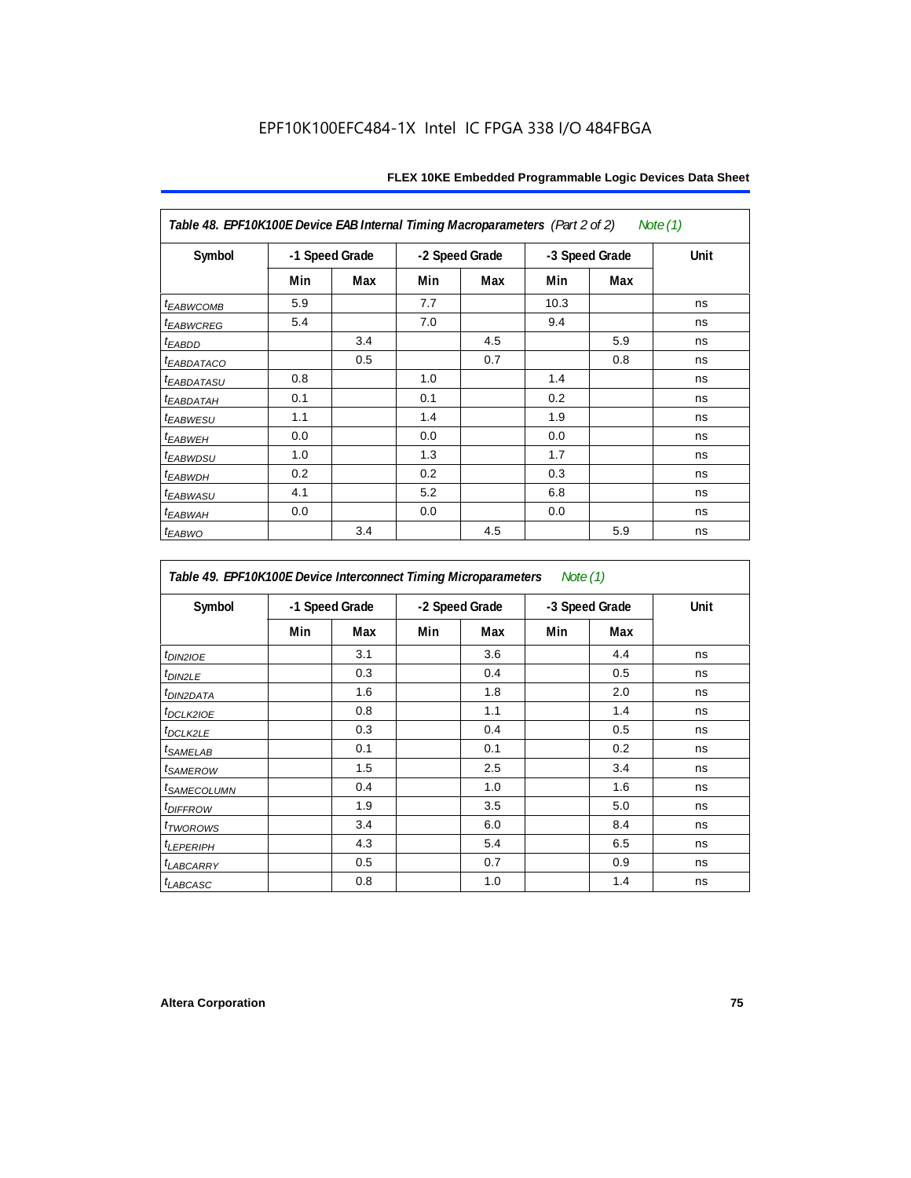EPF10K100EFC484-1X Intel IC FPGA 338 I/O 484FBGA

| Table 48. EPF10K100E Device EAB Internal Timing Macroparameters (Part 2 of 2) Note (1) | | | | | | | |
|---|---|---|---|---|---|---|---|
| Symbol | -1 Speed Grade | | -2 Speed Grade | | -3 Speed Grade | | Unit |
| | Min | Max | Min | Max | Min | Max | |
| $t_{EABWCOMB}$ | 5.9 | | 7.7 | | 10.3 | | ns |
| $t_{EABWCREG}$ | 5.4 | | 7.0 | | 9.4 | | ns |
| $t_{EABDD}$ | | 3.4 | | 4.5 | | 5.9 | ns |
| $t_{EABDATACO}$ | | 0.5 | | 0.7 | | 0.8 | ns |
| $t_{EABDATASU}$ | 0.8 | | 1.0 | | 1.4 | | ns |
| $t_{EABDATAH}$ | 0.1 | | 0.1 | | 0.2 | | ns |
| $t_{EABWESU}$ | 1.1 | | 1.4 | | 1.9 | | ns |
| $t_{EABWEH}$ | 0.0 | | 0.0 | | 0.0 | | ns |
| $t_{EABWDSU}$ | 1.0 | | 1.3 | | 1.7 | | ns |
| $t_{EABWDH}$ | 0.2 | | 0.2 | | 0.3 | | ns |
| $t_{EABWASU}$ | 4.1 | | 5.2 | | 6.8 | | ns |
| $t_{EABWAH}$ | 0.0 | | 0.0 | | 0.0 | | ns |
| $t_{EABWO}$ | | 3.4 | | 4.5 | | 5.9 | ns |

| Table 49. EPF10K100E Device Interconnect Timing Microparameters Note (1) | | | | | | | |
|---|---|---|---|---|---|---|---|
| Symbol | -1 Speed Grade | | -2 Speed Grade | | -3 Speed Grade | | Unit |
| | Min | Max | Min | Max | Min | Max | |
| $t_{DIN2IOE}$ | | 3.1 | | 3.6 | | 4.4 | ns |
| $t_{DIN2LE}$ | | 0.3 | | 0.4 | | 0.5 | ns |
| $t_{DIN2DATA}$ | | 1.6 | | 1.8 | | 2.0 | ns |
| $t_{DCLK2IOE}$ | | 0.8 | | 1.1 | | 1.4 | ns |
| $t_{DCLK2LE}$ | | 0.3 | | 0.4 | | 0.5 | ns |
| $t_{SAMELAB}$ | | 0.1 | | 0.1 | | 0.2 | ns |
| $t_{SAMEROW}$ | | 1.5 | | 2.5 | | 3.4 | ns |
| $t_{SAMECOLUMN}$ | | 0.4 | | 1.0 | | 1.6 | ns |
| $t_{DIFFROW}$ | | 1.9 | | 3.5 | | 5.0 | ns |
| $t_{TWOROWS}$ | | 3.4 | | 6.0 | | 8.4 | ns |
| $t_{LEPERIPH}$ | | 4.3 | | 5.4 | | 6.5 | ns |
| $t_{LABCARRY}$ | | 0.5 | | 0.7 | | 0.9 | ns |
| $t_{LABCASC}$ | | 0.8 | | 1.0 | | 1.4 | ns |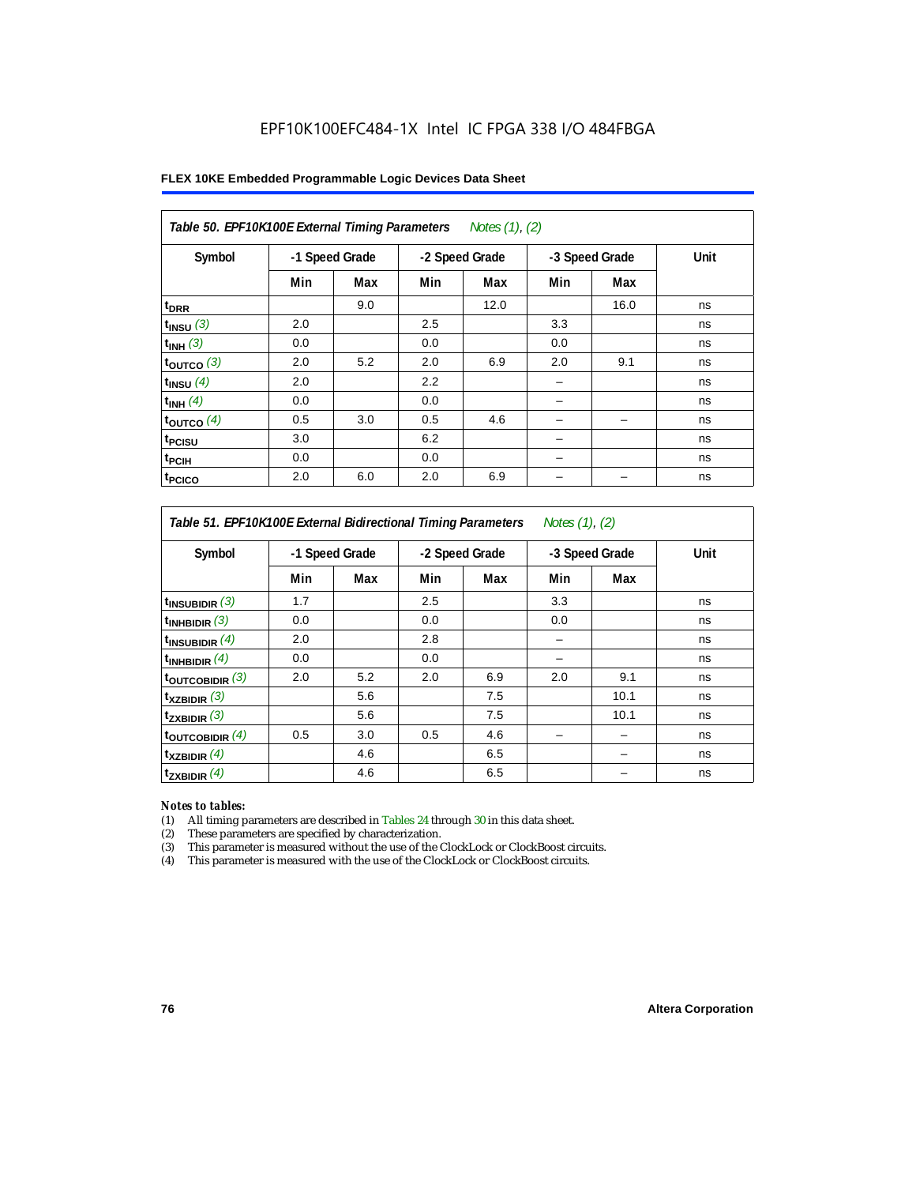EPF10K100EFC484-1X Intel IC FPGA 338 I/O 484FBGA

**Table 50. EPF10K100E External Timing Parameters** *Notes (1), (2)*

| Symbol | -1 Speed Grade | | -2 Speed Grade | | -3 Speed Grade | | Unit |
|---|---|---|---|---|---|---|---|
| | Min | Max | Min | Max | Min | Max | |
| $t_{DRR}$ | | 9.0 | | 12.0 | | 16.0 | ns |
| $t_{INSU}$ *(3)* | 2.0 | | 2.5 | | 3.3 | | ns |
| $t_{INH}$ *(3)* | 0.0 | | 0.0 | | 0.0 | | ns |
| $t_{OUTCO}$ *(3)* | 2.0 | 5.2 | 2.0 | 6.9 | 2.0 | 9.1 | ns |
| $t_{INSU}$ *(4)* | 2.0 | | 2.2 | | – | | ns |
| $t_{INH}$ *(4)* | 0.0 | | 0.0 | | – | | ns |
| $t_{OUTCO}$ *(4)* | 0.5 | 3.0 | 0.5 | 4.6 | – | – | ns |
| $t_{PCISU}$ | 3.0 | | 6.2 | | – | | ns |
| $t_{PCIH}$ | 0.0 | | 0.0 | | – | | ns |
| $t_{PCICO}$ | 2.0 | 6.0 | 2.0 | 6.9 | – | – | ns |

**Table 51. EPF10K100E External Bidirectional Timing Parameters** *Notes (1), (2)*

| Symbol | -1 Speed Grade | | -2 Speed Grade | | -3 Speed Grade | | Unit |
|---|---|---|---|---|---|---|---|
| | Min | Max | Min | Max | Min | Max | |
| $t_{INSUBIDIR}$ *(3)* | 1.7 | | 2.5 | | 3.3 | | ns |
| $t_{INHBIDIR}$ *(3)* | 0.0 | | 0.0 | | 0.0 | | ns |
| $t_{INSUBIDIR}$ *(4)* | 2.0 | | 2.8 | | – | | ns |
| $t_{INHBIDIR}$ *(4)* | 0.0 | | 0.0 | | – | | ns |
| $t_{OUTCOBIDIR}$ *(3)* | 2.0 | 5.2 | 2.0 | 6.9 | 2.0 | 9.1 | ns |
| $t_{XZBIDIR}$ *(3)* | | 5.6 | | 7.5 | | 10.1 | ns |
| $t_{ZXBIDIR}$ *(3)* | | 5.6 | | 7.5 | | 10.1 | ns |
| $t_{OUTCOBIDIR}$ *(4)* | 0.5 | 3.0 | 0.5 | 4.6 | – | – | ns |
| $t_{XZBIDIR}$ *(4)* | | 4.6 | | 6.5 | | – | ns |
| $t_{ZXBIDIR}$ *(4)* | | 4.6 | | 6.5 | | – | ns |

*Notes to tables:*

(1) All timing parameters are described in Tables 24 through 30 in this data sheet.
(2) These parameters are specified by characterization.
(3) This parameter is measured without the use of the ClockLock or ClockBoost circuits.
(4) This parameter is measured with the use of the ClockLock or ClockBoost circuits.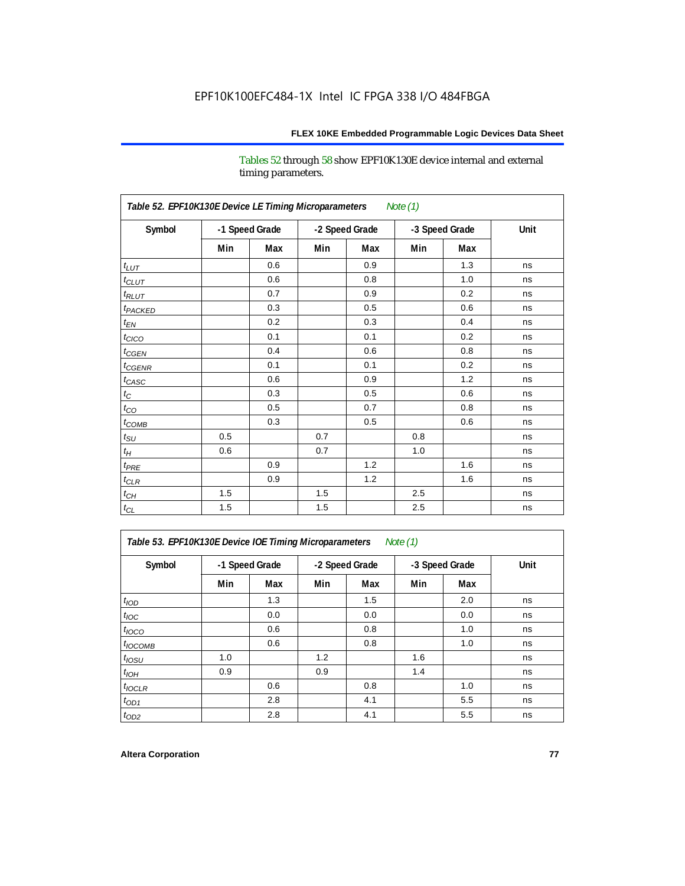EPF10K100EFC484-1X Intel IC FPGA 338 I/O 484FBGA

Tables 52 through 58 show EPF10K130E device internal and external timing parameters.

**Table 52. EPF10K130E Device LE Timing Microparameters** *Note (1)*

| Symbol | -1 Speed Grade | | -2 Speed Grade | | -3 Speed Grade | | Unit |
|---|---|---|---|---|---|---|---|
| | Min | Max | Min | Max | Min | Max | |
| $t_{LUT}$ | | 0.6 | | 0.9 | | 1.3 | ns |
| $t_{CLUT}$ | | 0.6 | | 0.8 | | 1.0 | ns |
| $t_{RLUT}$ | | 0.7 | | 0.9 | | 0.2 | ns |
| $t_{PACKED}$ | | 0.3 | | 0.5 | | 0.6 | ns |
| $t_{EN}$ | | 0.2 | | 0.3 | | 0.4 | ns |
| $t_{CICO}$ | | 0.1 | | 0.1 | | 0.2 | ns |
| $t_{CGEN}$ | | 0.4 | | 0.6 | | 0.8 | ns |
| $t_{CGENR}$ | | 0.1 | | 0.1 | | 0.2 | ns |
| $t_{CASC}$ | | 0.6 | | 0.9 | | 1.2 | ns |
| $t_C$ | | 0.3 | | 0.5 | | 0.6 | ns |
| $t_{CO}$ | | 0.5 | | 0.7 | | 0.8 | ns |
| $t_{COMB}$ | | 0.3 | | 0.5 | | 0.6 | ns |
| $t_{SU}$ | 0.5 | | 0.7 | | 0.8 | | ns |
| $t_H$ | 0.6 | | 0.7 | | 1.0 | | ns |
| $t_{PRE}$ | | 0.9 | | 1.2 | | 1.6 | ns |
| $t_{CLR}$ | | 0.9 | | 1.2 | | 1.6 | ns |
| $t_{CH}$ | 1.5 | | 1.5 | | 2.5 | | ns |
| $t_{CL}$ | 1.5 | | 1.5 | | 2.5 | | ns |

**Table 53. EPF10K130E Device IOE Timing Microparameters** *Note (1)*

| Symbol | -1 Speed Grade | | -2 Speed Grade | | -3 Speed Grade | | Unit |
|---|---|---|---|---|---|---|---|
| | Min | Max | Min | Max | Min | Max | |
| $t_{IOD}$ | | 1.3 | | 1.5 | | 2.0 | ns |
| $t_{IOC}$ | | 0.0 | | 0.0 | | 0.0 | ns |
| $t_{IOCO}$ | | 0.6 | | 0.8 | | 1.0 | ns |
| $t_{IOCOMB}$ | | 0.6 | | 0.8 | | 1.0 | ns |
| $t_{IOSU}$ | 1.0 | | 1.2 | | 1.6 | | ns |
| $t_{IOH}$ | 0.9 | | 0.9 | | 1.4 | | ns |
| $t_{IOCLR}$ | | 0.6 | | 0.8 | | 1.0 | ns |
| $t_{OD1}$ | | 2.8 | | 4.1 | | 5.5 | ns |
| $t_{OD2}$ | | 2.8 | | 4.1 | | 5.5 | ns |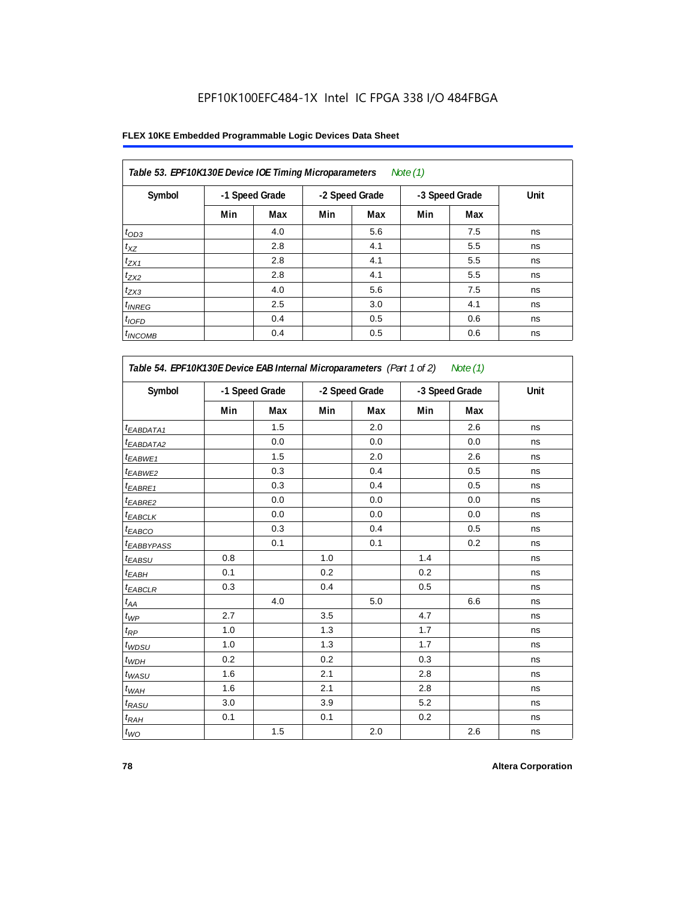EPF10K100EFC484-1X Intel IC FPGA 338 I/O 484FBGA

**FLEX 10KE Embedded Programmable Logic Devices Data Sheet**

| *Table 53. EPF10K130E Device IOE Timing Microparameters* *Note (1)* | | | | | | | |
|---|---|---|---|---|---|---|---|
| **Symbol** | **-1 Speed Grade** | | **-2 Speed Grade** | | **-3 Speed Grade** | | **Unit** |
| | **Min** | **Max** | **Min** | **Max** | **Min** | **Max** | |
| $t_{OD3}$ | | 4.0 | | 5.6 | | 7.5 | ns |
| $t_{XZ}$ | | 2.8 | | 4.1 | | 5.5 | ns |
| $t_{ZX1}$ | | 2.8 | | 4.1 | | 5.5 | ns |
| $t_{ZX2}$ | | 2.8 | | 4.1 | | 5.5 | ns |
| $t_{ZX3}$ | | 4.0 | | 5.6 | | 7.5 | ns |
| $t_{INREG}$ | | 2.5 | | 3.0 | | 4.1 | ns |
| $t_{IOFD}$ | | 0.4 | | 0.5 | | 0.6 | ns |
| $t_{INCOMB}$ | | 0.4 | | 0.5 | | 0.6 | ns |

| *Table 54. EPF10K130E Device EAB Internal Microparameters (Part 1 of 2)* *Note (1)* | | | | | | | |
|---|---|---|---|---|---|---|---|
| **Symbol** | **-1 Speed Grade** | | **-2 Speed Grade** | | **-3 Speed Grade** | | **Unit** |
| | **Min** | **Max** | **Min** | **Max** | **Min** | **Max** | |
| $t_{EABDATA1}$ | | 1.5 | | 2.0 | | 2.6 | ns |
| $t_{EABDATA2}$ | | 0.0 | | 0.0 | | 0.0 | ns |
| $t_{EABWE1}$ | | 1.5 | | 2.0 | | 2.6 | ns |
| $t_{EABWE2}$ | | 0.3 | | 0.4 | | 0.5 | ns |
| $t_{EABRE1}$ | | 0.3 | | 0.4 | | 0.5 | ns |
| $t_{EABRE2}$ | | 0.0 | | 0.0 | | 0.0 | ns |
| $t_{EABCLK}$ | | 0.0 | | 0.0 | | 0.0 | ns |
| $t_{EABCO}$ | | 0.3 | | 0.4 | | 0.5 | ns |
| $t_{EABBYPASS}$ | | 0.1 | | 0.1 | | 0.2 | ns |
| $t_{EABSU}$ | 0.8 | | 1.0 | | 1.4 | | ns |
| $t_{EABH}$ | 0.1 | | 0.2 | | 0.2 | | ns |
| $t_{EABCLR}$ | 0.3 | | 0.4 | | 0.5 | | ns |
| $t_{AA}$ | | 4.0 | | 5.0 | | 6.6 | ns |
| $t_{WP}$ | 2.7 | | 3.5 | | 4.7 | | ns |
| $t_{RP}$ | 1.0 | | 1.3 | | 1.7 | | ns |
| $t_{WDSU}$ | 1.0 | | 1.3 | | 1.7 | | ns |
| $t_{WDH}$ | 0.2 | | 0.2 | | 0.3 | | ns |
| $t_{WASU}$ | 1.6 | | 2.1 | | 2.8 | | ns |
| $t_{WAH}$ | 1.6 | | 2.1 | | 2.8 | | ns |
| $t_{RASU}$ | 3.0 | | 3.9 | | 5.2 | | ns |
| $t_{RAH}$ | 0.1 | | 0.1 | | 0.2 | | ns |
| $t_{WO}$ | | 1.5 | | 2.0 | | 2.6 | ns |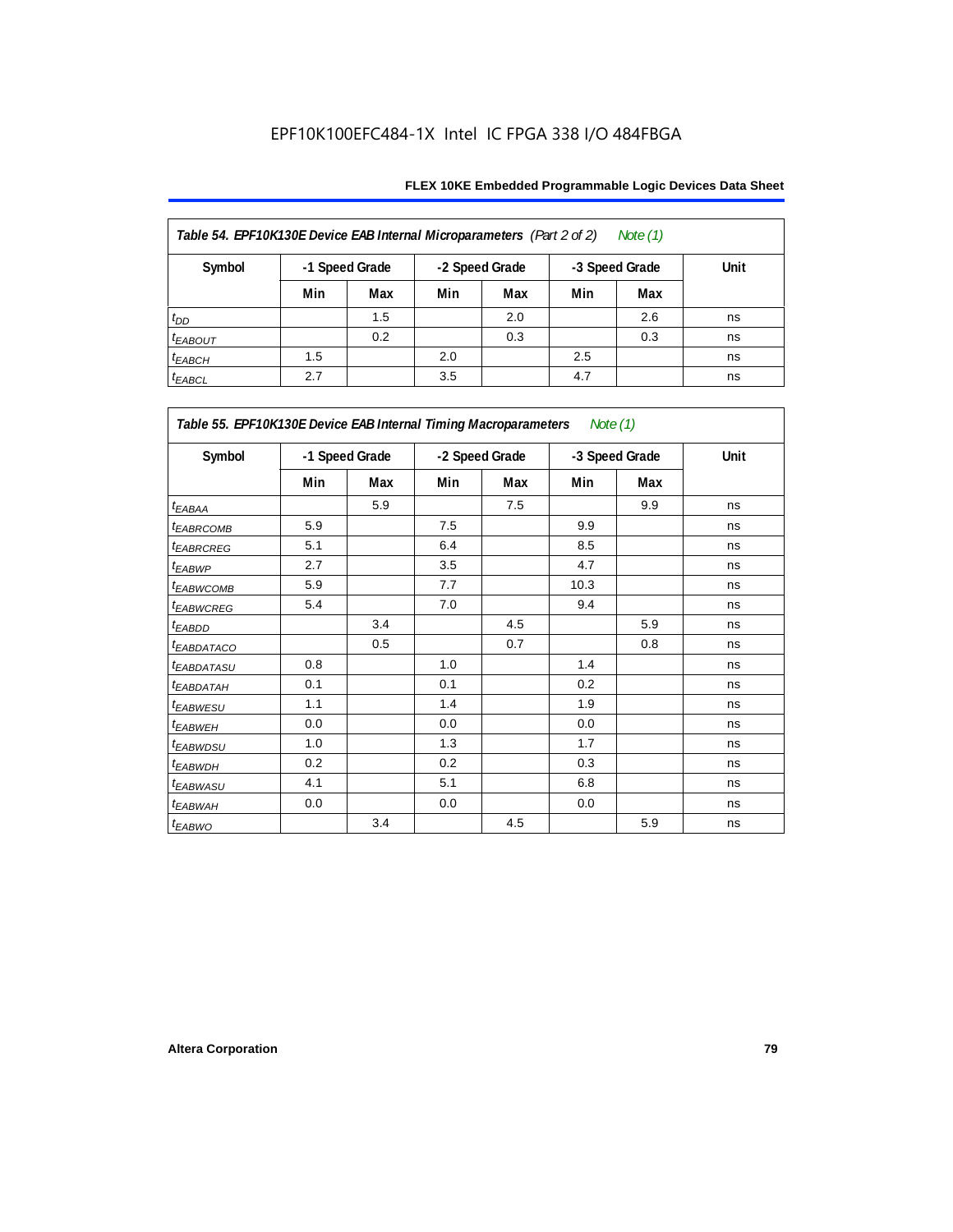EPF10K100EFC484-1X Intel IC FPGA 338 I/O 484FBGA

**Table 54. EPF10K130E Device EAB Internal Microparameters** *(Part 2 of 2)* *Note (1)*

| Symbol | -1 Speed Grade | | -2 Speed Grade | | -3 Speed Grade | | Unit |
|---|---|---|---|---|---|---|---|
| | Min | Max | Min | Max | Min | Max | |
| $t_{DD}$ | | 1.5 | | 2.0 | | 2.6 | ns |
| $t_{EABOUT}$ | | 0.2 | | 0.3 | | 0.3 | ns |
| $t_{EABCH}$ | 1.5 | | 2.0 | | 2.5 | | ns |
| $t_{EABCL}$ | 2.7 | | 3.5 | | 4.7 | | ns |

**Table 55. EPF10K130E Device EAB Internal Timing Macroparameters** *Note (1)*

| Symbol | -1 Speed Grade | | -2 Speed Grade | | -3 Speed Grade | | Unit |
|---|---|---|---|---|---|---|---|
| | Min | Max | Min | Max | Min | Max | |
| $t_{EABAA}$ | | 5.9 | | 7.5 | | 9.9 | ns |
| $t_{EABRCOMB}$ | 5.9 | | 7.5 | | 9.9 | | ns |
| $t_{EABRCREG}$ | 5.1 | | 6.4 | | 8.5 | | ns |
| $t_{EABWP}$ | 2.7 | | 3.5 | | 4.7 | | ns |
| $t_{EABWCOMB}$ | 5.9 | | 7.7 | | 10.3 | | ns |
| $t_{EABWCREG}$ | 5.4 | | 7.0 | | 9.4 | | ns |
| $t_{EABDD}$ | | 3.4 | | 4.5 | | 5.9 | ns |
| $t_{EABDATACO}$ | | 0.5 | | 0.7 | | 0.8 | ns |
| $t_{EABDATASU}$ | 0.8 | | 1.0 | | 1.4 | | ns |
| $t_{EABDATAH}$ | 0.1 | | 0.1 | | 0.2 | | ns |
| $t_{EABWESU}$ | 1.1 | | 1.4 | | 1.9 | | ns |
| $t_{EABWEH}$ | 0.0 | | 0.0 | | 0.0 | | ns |
| $t_{EABWDSU}$ | 1.0 | | 1.3 | | 1.7 | | ns |
| $t_{EABWDH}$ | 0.2 | | 0.2 | | 0.3 | | ns |
| $t_{EABWASU}$ | 4.1 | | 5.1 | | 6.8 | | ns |
| $t_{EABWAH}$ | 0.0 | | 0.0 | | 0.0 | | ns |
| $t_{EABWO}$ | | 3.4 | | 4.5 | | 5.9 | ns |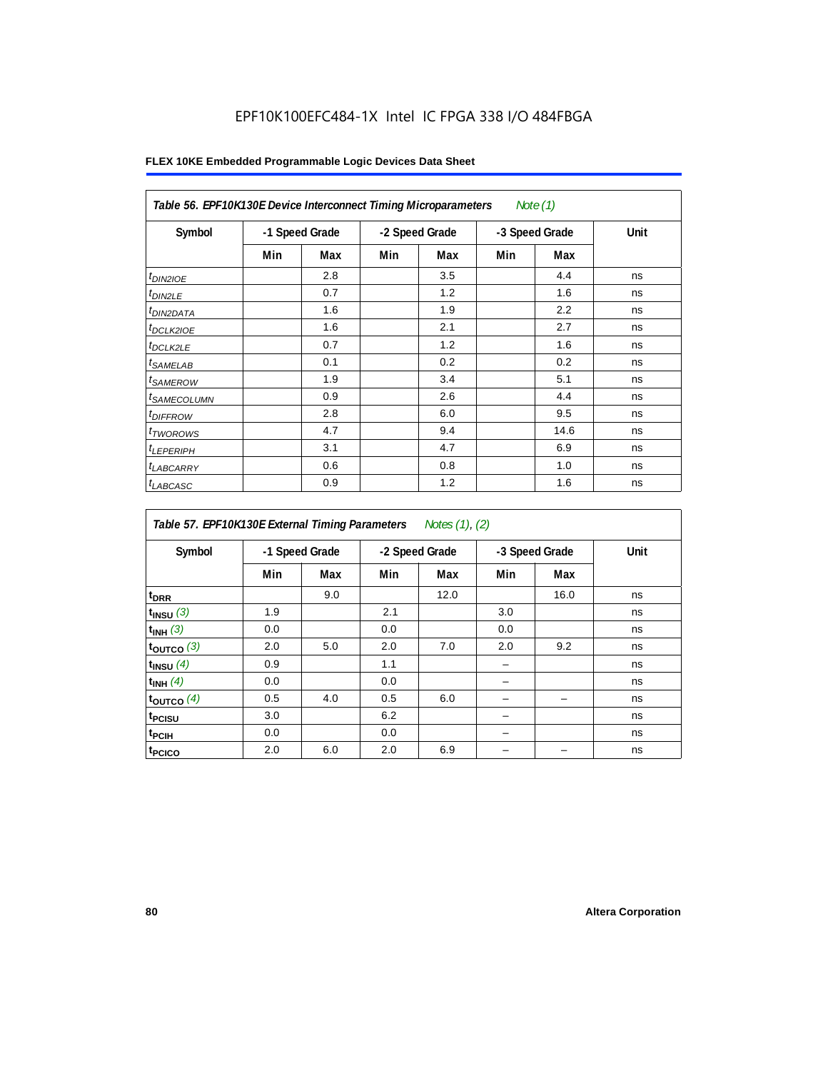EPF10K100EFC484-1X Intel IC FPGA 338 I/O 484FBGA

**FLEX 10KE Embedded Programmable Logic Devices Data Sheet**

| *Table 56. EPF10K130E Device Interconnect Timing Microparameters* *Note (1)* | | | | | | | |
|---|---|---|---|---|---|---|---|
| **Symbol** | **-1 Speed Grade** | | **-2 Speed Grade** | | **-3 Speed Grade** | | **Unit** |
| | **Min** | **Max** | **Min** | **Max** | **Min** | **Max** | |
| $t_{DIN2IOE}$ | | 2.8 | | 3.5 | | 4.4 | ns |
| $t_{DIN2LE}$ | | 0.7 | | 1.2 | | 1.6 | ns |
| $t_{DIN2DATA}$ | | 1.6 | | 1.9 | | 2.2 | ns |
| $t_{DCLK2IOE}$ | | 1.6 | | 2.1 | | 2.7 | ns |
| $t_{DCLK2LE}$ | | 0.7 | | 1.2 | | 1.6 | ns |
| $t_{SAMELAB}$ | | 0.1 | | 0.2 | | 0.2 | ns |
| $t_{SAMEROW}$ | | 1.9 | | 3.4 | | 5.1 | ns |
| $t_{SAMECOLUMN}$ | | 0.9 | | 2.6 | | 4.4 | ns |
| $t_{DIFFROW}$ | | 2.8 | | 6.0 | | 9.5 | ns |
| $t_{TWOROWS}$ | | 4.7 | | 9.4 | | 14.6 | ns |
| $t_{LEPERIPH}$ | | 3.1 | | 4.7 | | 6.9 | ns |
| $t_{LABCARRY}$ | | 0.6 | | 0.8 | | 1.0 | ns |
| $t_{LABCASC}$ | | 0.9 | | 1.2 | | 1.6 | ns |

| *Table 57. EPF10K130E External Timing Parameters* *Notes (1), (2)* | | | | | | | |
|---|---|---|---|---|---|---|---|
| **Symbol** | **-1 Speed Grade** | | **-2 Speed Grade** | | **-3 Speed Grade** | | **Unit** |
| | **Min** | **Max** | **Min** | **Max** | **Min** | **Max** | |
| $t_{DRR}$ | | 9.0 | | 12.0 | | 16.0 | ns |
| $t_{INSU}$ *(3)* | 1.9 | | 2.1 | | 3.0 | | ns |
| $t_{INH}$ *(3)* | 0.0 | | 0.0 | | 0.0 | | ns |
| $t_{OUTCO}$ *(3)* | 2.0 | 5.0 | 2.0 | 7.0 | 2.0 | 9.2 | ns |
| $t_{INSU}$ *(4)* | 0.9 | | 1.1 | | – | | ns |
| $t_{INH}$ *(4)* | 0.0 | | 0.0 | | – | | ns |
| $t_{OUTCO}$ *(4)* | 0.5 | 4.0 | 0.5 | 6.0 | – | – | ns |
| $t_{PCISU}$ | 3.0 | | 6.2 | | – | | ns |
| $t_{PCIH}$ | 0.0 | | 0.0 | | – | | ns |
| $t_{PCICO}$ | 2.0 | 6.0 | 2.0 | 6.9 | – | – | ns |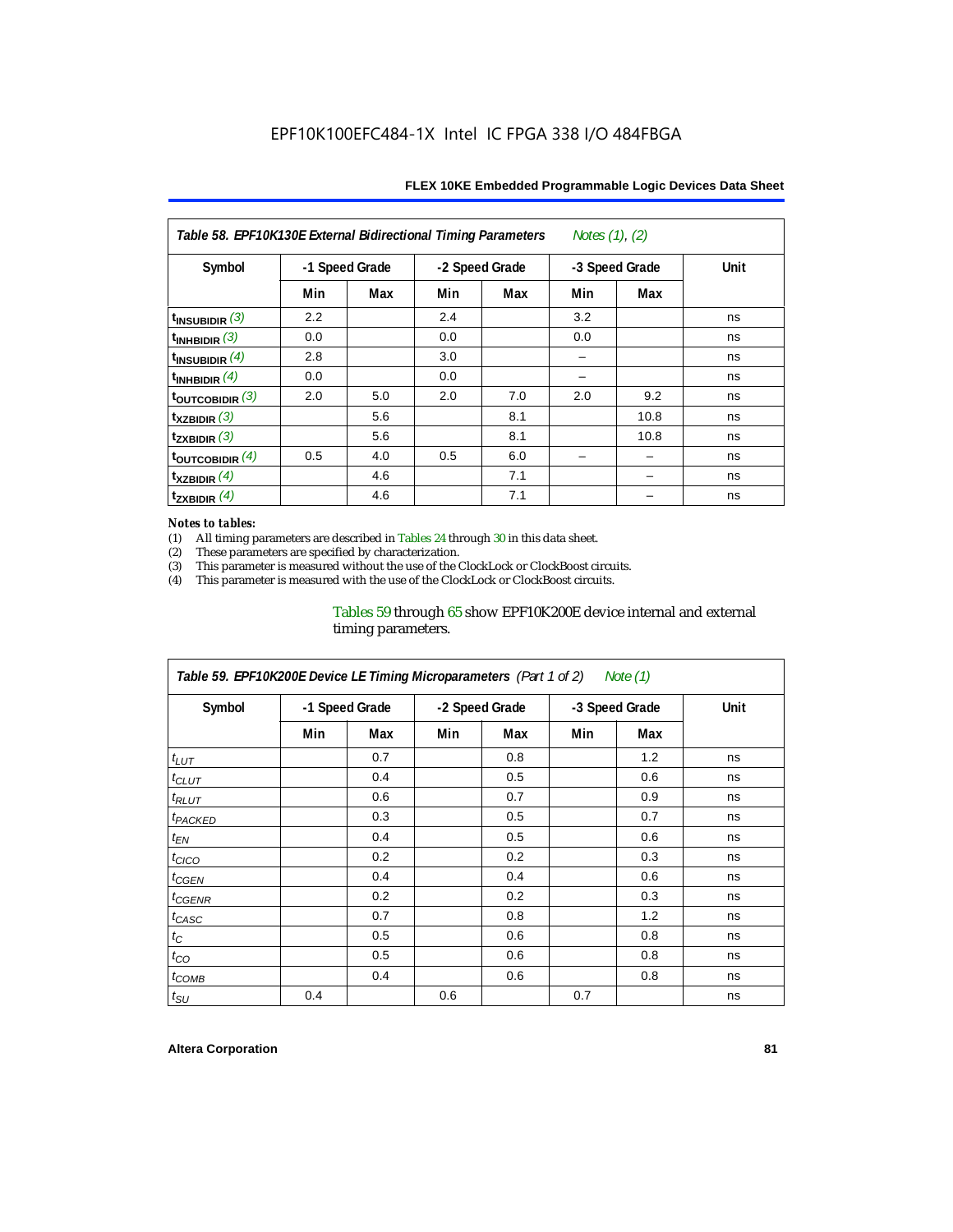**Table 58. EPF10K130E External Bidirectional Timing Parameters** *Notes (1), (2)*

| Symbol | -1 Speed Grade | | -2 Speed Grade | | -3 Speed Grade | | Unit |
|---|---|---|---|---|---|---|---|
| | Min | Max | Min | Max | Min | Max | |
| $t_{INSUBIDIR}$ (3) | 2.2 | | 2.4 | | 3.2 | | ns |
| $t_{INHBIDIR}$ (3) | 0.0 | | 0.0 | | 0.0 | | ns |
| $t_{INSUBIDIR}$ (4) | 2.8 | | 3.0 | | – | | ns |
| $t_{INHBIDIR}$ (4) | 0.0 | | 0.0 | | – | | ns |
| $t_{OUTCOBIDIR}$ (3) | 2.0 | 5.0 | 2.0 | 7.0 | 2.0 | 9.2 | ns |
| $t_{XZBIDIR}$ (3) | | 5.6 | | 8.1 | | 10.8 | ns |
| $t_{ZXBIDIR}$ (3) | | 5.6 | | 8.1 | | 10.8 | ns |
| $t_{OUTCOBIDIR}$ (4) | 0.5 | 4.0 | 0.5 | 6.0 | – | – | ns |
| $t_{XZBIDIR}$ (4) | | 4.6 | | 7.1 | | – | ns |
| $t_{ZXBIDIR}$ (4) | | 4.6 | | 7.1 | | – | ns |

*Notes to tables:*

(1) All timing parameters are described in Tables 24 through 30 in this data sheet.
(2) These parameters are specified by characterization.
(3) This parameter is measured without the use of the ClockLock or ClockBoost circuits.
(4) This parameter is measured with the use of the ClockLock or ClockBoost circuits.

Tables 59 through 65 show EPF10K200E device internal and external timing parameters.

**Table 59. EPF10K200E Device LE Timing Microparameters** *(Part 1 of 2)* *Note (1)*

| Symbol | -1 Speed Grade | | -2 Speed Grade | | -3 Speed Grade | | Unit |
|---|---|---|---|---|---|---|---|
| | Min | Max | Min | Max | Min | Max | |
| $t_{LUT}$ | | 0.7 | | 0.8 | | 1.2 | ns |
| $t_{CLUT}$ | | 0.4 | | 0.5 | | 0.6 | ns |
| $t_{RLUT}$ | | 0.6 | | 0.7 | | 0.9 | ns |
| $t_{PACKED}$ | | 0.3 | | 0.5 | | 0.7 | ns |
| $t_{EN}$ | | 0.4 | | 0.5 | | 0.6 | ns |
| $t_{CICO}$ | | 0.2 | | 0.2 | | 0.3 | ns |
| $t_{CGEN}$ | | 0.4 | | 0.4 | | 0.6 | ns |
| $t_{CGENR}$ | | 0.2 | | 0.2 | | 0.3 | ns |
| $t_{CASC}$ | | 0.7 | | 0.8 | | 1.2 | ns |
| $t_{C}$ | | 0.5 | | 0.6 | | 0.8 | ns |
| $t_{CO}$ | | 0.5 | | 0.6 | | 0.8 | ns |
| $t_{COMB}$ | | 0.4 | | 0.6 | | 0.8 | ns |
| $t_{SU}$ | 0.4 | | 0.6 | | 0.7 | | ns |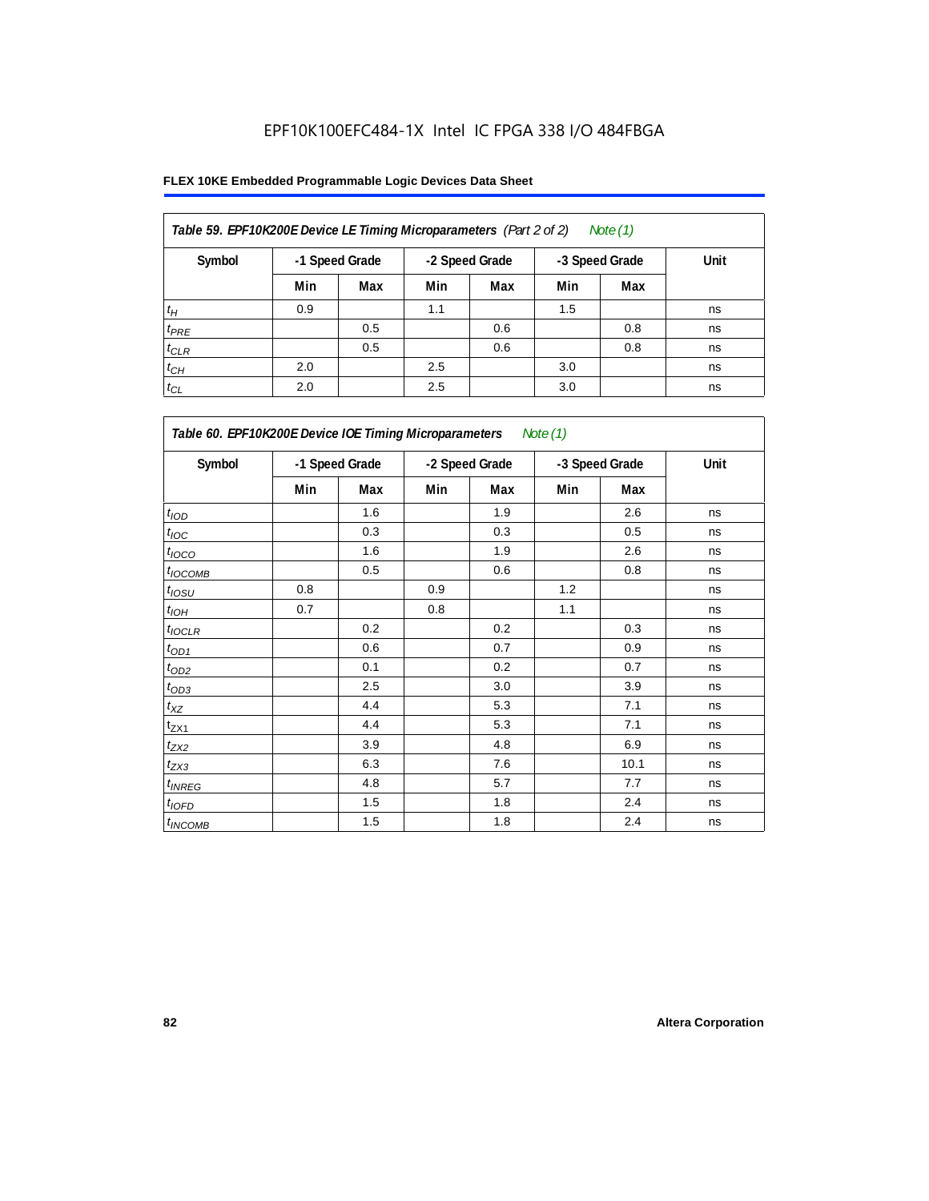EPF10K100EFC484-1X Intel IC FPGA 338 I/O 484FBGA

**FLEX 10KE Embedded Programmable Logic Devices Data Sheet**

| *Table 59. EPF10K200E Device LE Timing Microparameters (Part 2 of 2) Note (1)* | | | | | | | |
|---|---|---|---|---|---|---|---|
| Symbol | -1 Speed Grade | | -2 Speed Grade | | -3 Speed Grade | | Unit |
| | Min | Max | Min | Max | Min | Max | |
| $t_H$ | 0.9 | | 1.1 | | 1.5 | | ns |
| $t_{PRE}$ | | 0.5 | | 0.6 | | 0.8 | ns |
| $t_{CLR}$ | | 0.5 | | 0.6 | | 0.8 | ns |
| $t_{CH}$ | 2.0 | | 2.5 | | 3.0 | | ns |
| $t_{CL}$ | 2.0 | | 2.5 | | 3.0 | | ns |

| *Table 60. EPF10K200E Device IOE Timing Microparameters Note (1)* | | | | | | | |
|---|---|---|---|---|---|---|---|
| Symbol | -1 Speed Grade | | -2 Speed Grade | | -3 Speed Grade | | Unit |
| | Min | Max | Min | Max | Min | Max | |
| $t_{IOD}$ | | 1.6 | | 1.9 | | 2.6 | ns |
| $t_{IOC}$ | | 0.3 | | 0.3 | | 0.5 | ns |
| $t_{IOCO}$ | | 1.6 | | 1.9 | | 2.6 | ns |
| $t_{IOCOMB}$ | | 0.5 | | 0.6 | | 0.8 | ns |
| $t_{IOSU}$ | 0.8 | | 0.9 | | 1.2 | | ns |
| $t_{IOH}$ | 0.7 | | 0.8 | | 1.1 | | ns |
| $t_{IOCLR}$ | | 0.2 | | 0.2 | | 0.3 | ns |
| $t_{OD1}$ | | 0.6 | | 0.7 | | 0.9 | ns |
| $t_{OD2}$ | | 0.1 | | 0.2 | | 0.7 | ns |
| $t_{OD3}$ | | 2.5 | | 3.0 | | 3.9 | ns |
| $t_{XZ}$ | | 4.4 | | 5.3 | | 7.1 | ns |
| $t_{ZX1}$ | | 4.4 | | 5.3 | | 7.1 | ns |
| $t_{ZX2}$ | | 3.9 | | 4.8 | | 6.9 | ns |
| $t_{ZX3}$ | | 6.3 | | 7.6 | | 10.1 | ns |
| $t_{INREG}$ | | 4.8 | | 5.7 | | 7.7 | ns |
| $t_{IOFD}$ | | 1.5 | | 1.8 | | 2.4 | ns |
| $t_{INCOMB}$ | | 1.5 | | 1.8 | | 2.4 | ns |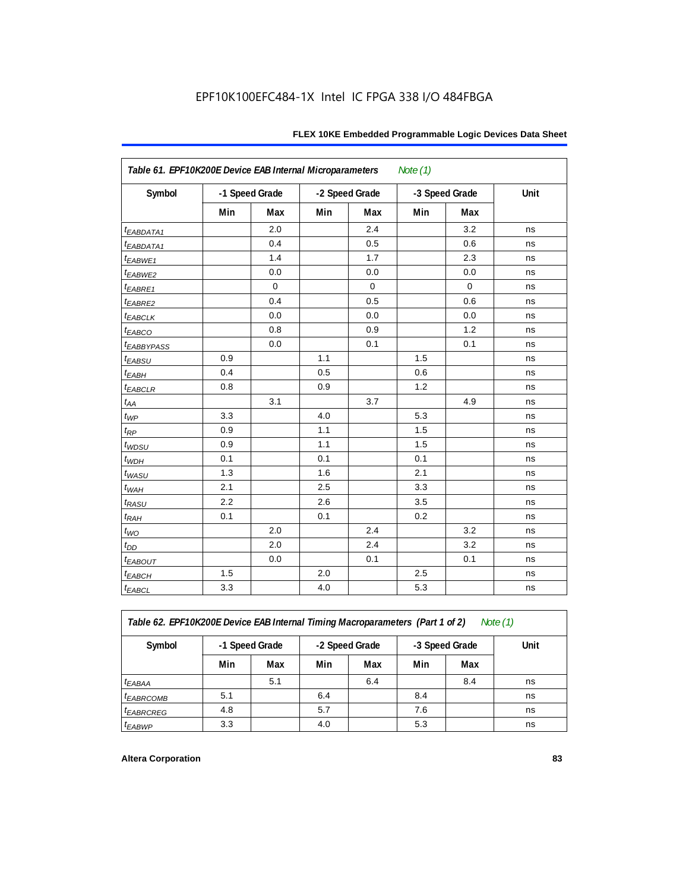EPF10K100EFC484-1X Intel IC FPGA 338 I/O 484FBGA

| Table 61. EPF10K200E Device EAB Internal Microparameters *Note (1)* | | | | | | | |
|---|---|---|---|---|---|---|---|
| Symbol | -1 Speed Grade | | -2 Speed Grade | | -3 Speed Grade | | Unit |
| | Min | Max | Min | Max | Min | Max | |
| $t_{EABDATA1}$ | | 2.0 | | 2.4 | | 3.2 | ns |
| $t_{EABDATA1}$ | | 0.4 | | 0.5 | | 0.6 | ns |
| $t_{EABWE1}$ | | 1.4 | | 1.7 | | 2.3 | ns |
| $t_{EABWE2}$ | | 0.0 | | 0.0 | | 0.0 | ns |
| $t_{EABRE1}$ | | 0 | | 0 | | 0 | ns |
| $t_{EABRE2}$ | | 0.4 | | 0.5 | | 0.6 | ns |
| $t_{EABCLK}$ | | 0.0 | | 0.0 | | 0.0 | ns |
| $t_{EABCO}$ | | 0.8 | | 0.9 | | 1.2 | ns |
| $t_{EABBYPASS}$ | | 0.0 | | 0.1 | | 0.1 | ns |
| $t_{EABSU}$ | 0.9 | | 1.1 | | 1.5 | | ns |
| $t_{EABH}$ | 0.4 | | 0.5 | | 0.6 | | ns |
| $t_{EABCLR}$ | 0.8 | | 0.9 | | 1.2 | | ns |
| $t_{AA}$ | | 3.1 | | 3.7 | | 4.9 | ns |
| $t_{WP}$ | 3.3 | | 4.0 | | 5.3 | | ns |
| $t_{RP}$ | 0.9 | | 1.1 | | 1.5 | | ns |
| $t_{WDSU}$ | 0.9 | | 1.1 | | 1.5 | | ns |
| $t_{WDH}$ | 0.1 | | 0.1 | | 0.1 | | ns |
| $t_{WASU}$ | 1.3 | | 1.6 | | 2.1 | | ns |
| $t_{WAH}$ | 2.1 | | 2.5 | | 3.3 | | ns |
| $t_{RASU}$ | 2.2 | | 2.6 | | 3.5 | | ns |
| $t_{RAH}$ | 0.1 | | 0.1 | | 0.2 | | ns |
| $t_{WO}$ | | 2.0 | | 2.4 | | 3.2 | ns |
| $t_{DD}$ | | 2.0 | | 2.4 | | 3.2 | ns |
| $t_{EABOUT}$ | | 0.0 | | 0.1 | | 0.1 | ns |
| $t_{EABCH}$ | 1.5 | | 2.0 | | 2.5 | | ns |
| $t_{EABCL}$ | 3.3 | | 4.0 | | 5.3 | | ns |

| Table 62. EPF10K200E Device EAB Internal Timing Macroparameters (Part 1 of 2) *Note (1)* | | | | | | | |
|---|---|---|---|---|---|---|---|
| Symbol | -1 Speed Grade | | -2 Speed Grade | | -3 Speed Grade | | Unit |
| | Min | Max | Min | Max | Min | Max | |
| $t_{EABAA}$ | | 5.1 | | 6.4 | | 8.4 | ns |
| $t_{EABRCOMB}$ | 5.1 | | 6.4 | | 8.4 | | ns |
| $t_{EABRCREG}$ | 4.8 | | 5.7 | | 7.6 | | ns |
| $t_{EABWP}$ | 3.3 | | 4.0 | | 5.3 | | ns |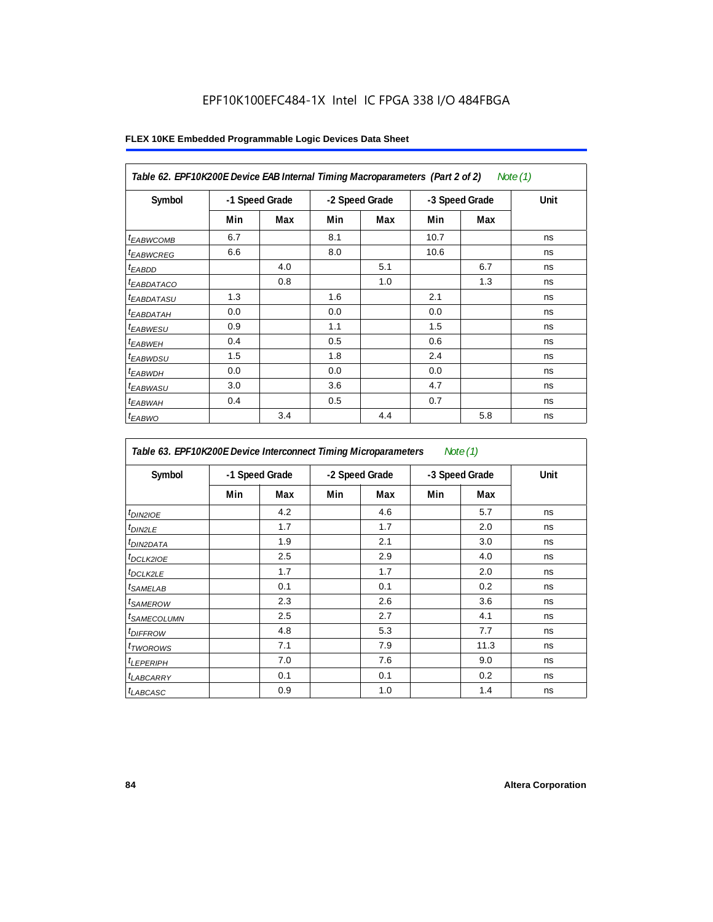EPF10K100EFC484-1X Intel IC FPGA 338 I/O 484FBGA

**FLEX 10KE Embedded Programmable Logic Devices Data Sheet**

*Table 62. EPF10K200E Device EAB Internal Timing Macroparameters (Part 2 of 2) Note (1)*

| Symbol | -1 Speed Grade | | -2 Speed Grade | | -3 Speed Grade | | Unit |
|---|---|---|---|---|---|---|---|
| | Min | Max | Min | Max | Min | Max | |
| $t_{EABWCOMB}$ | 6.7 | | 8.1 | | 10.7 | | ns |
| $t_{EABWCREG}$ | 6.6 | | 8.0 | | 10.6 | | ns |
| $t_{EABDD}$ | | 4.0 | | 5.1 | | 6.7 | ns |
| $t_{EABDATACO}$ | | 0.8 | | 1.0 | | 1.3 | ns |
| $t_{EABDATASU}$ | 1.3 | | 1.6 | | 2.1 | | ns |
| $t_{EABDATAH}$ | 0.0 | | 0.0 | | 0.0 | | ns |
| $t_{EABWESU}$ | 0.9 | | 1.1 | | 1.5 | | ns |
| $t_{EABWEH}$ | 0.4 | | 0.5 | | 0.6 | | ns |
| $t_{EABWDSU}$ | 1.5 | | 1.8 | | 2.4 | | ns |
| $t_{EABWDH}$ | 0.0 | | 0.0 | | 0.0 | | ns |
| $t_{EABWASU}$ | 3.0 | | 3.6 | | 4.7 | | ns |
| $t_{EABWAH}$ | 0.4 | | 0.5 | | 0.7 | | ns |
| $t_{EABWO}$ | | 3.4 | | 4.4 | | 5.8 | ns |

*Table 63. EPF10K200E Device Interconnect Timing Microparameters Note (1)*

| Symbol | -1 Speed Grade | | -2 Speed Grade | | -3 Speed Grade | | Unit |
|---|---|---|---|---|---|---|---|
| | Min | Max | Min | Max | Min | Max | |
| $t_{DIN2IOE}$ | | 4.2 | | 4.6 | | 5.7 | ns |
| $t_{DIN2LE}$ | | 1.7 | | 1.7 | | 2.0 | ns |
| $t_{DIN2DATA}$ | | 1.9 | | 2.1 | | 3.0 | ns |
| $t_{DCLK2IOE}$ | | 2.5 | | 2.9 | | 4.0 | ns |
| $t_{DCLK2LE}$ | | 1.7 | | 1.7 | | 2.0 | ns |
| $t_{SAMELAB}$ | | 0.1 | | 0.1 | | 0.2 | ns |
| $t_{SAMEROW}$ | | 2.3 | | 2.6 | | 3.6 | ns |
| $t_{SAMECOLUMN}$ | | 2.5 | | 2.7 | | 4.1 | ns |
| $t_{DIFFROW}$ | | 4.8 | | 5.3 | | 7.7 | ns |
| $t_{TWOROWS}$ | | 7.1 | | 7.9 | | 11.3 | ns |
| $t_{LEPERIPH}$ | | 7.0 | | 7.6 | | 9.0 | ns |
| $t_{LABCARRY}$ | | 0.1 | | 0.1 | | 0.2 | ns |
| $t_{LABCASC}$ | | 0.9 | | 1.0 | | 1.4 | ns |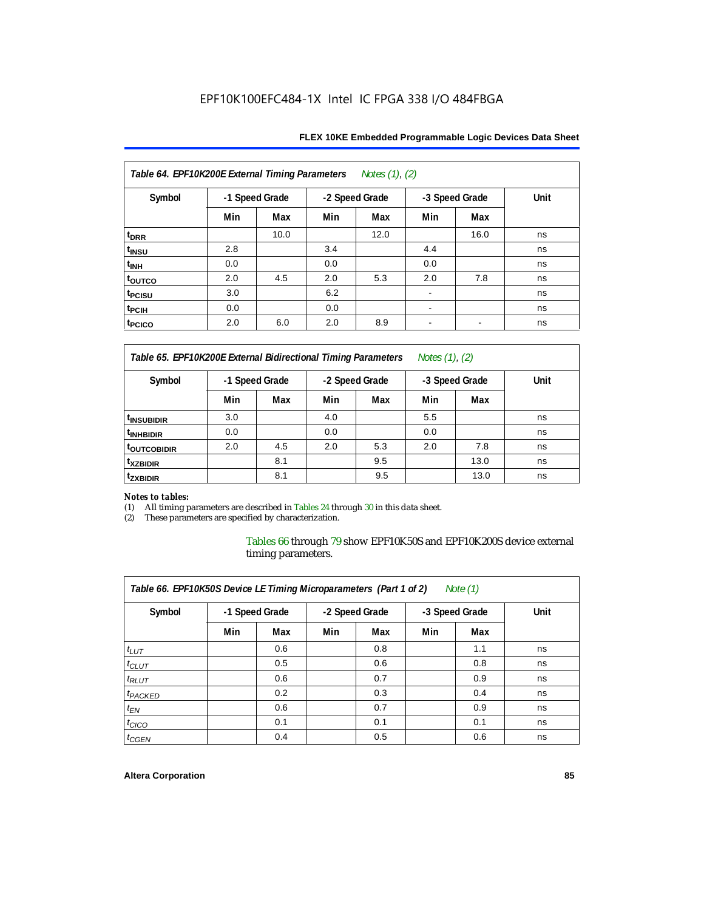**Table 64. EPF10K200E External Timing Parameters** *Notes (1), (2)*

| Symbol | -1 Speed Grade | | -2 Speed Grade | | -3 Speed Grade | | Unit |
|---|---|---|---|---|---|---|---|
| | Min | Max | Min | Max | Min | Max | |
| $t_{DRR}$ | | 10.0 | | 12.0 | | 16.0 | ns |
| $t_{INSU}$ | 2.8 | | 3.4 | | 4.4 | | ns |
| $t_{INH}$ | 0.0 | | 0.0 | | 0.0 | | ns |
| $t_{OUTCO}$ | 2.0 | 4.5 | 2.0 | 5.3 | 2.0 | 7.8 | ns |
| $t_{PCISU}$ | 3.0 | | 6.2 | | - | | ns |
| $t_{PCIH}$ | 0.0 | | 0.0 | | - | | ns |
| $t_{PCICO}$ | 2.0 | 6.0 | 2.0 | 8.9 | - | - | ns |

**Table 65. EPF10K200E External Bidirectional Timing Parameters** *Notes (1), (2)*

| Symbol | -1 Speed Grade | | -2 Speed Grade | | -3 Speed Grade | | Unit |
|---|---|---|---|---|---|---|---|
| | Min | Max | Min | Max | Min | Max | |
| $t_{INSUBIDIR}$ | 3.0 | | 4.0 | | 5.5 | | ns |
| $t_{INHBIDIR}$ | 0.0 | | 0.0 | | 0.0 | | ns |
| $t_{OUTCOBIDIR}$ | 2.0 | 4.5 | 2.0 | 5.3 | 2.0 | 7.8 | ns |
| $t_{XZBIDIR}$ | | 8.1 | | 9.5 | | 13.0 | ns |
| $t_{ZXBIDIR}$ | | 8.1 | | 9.5 | | 13.0 | ns |

*Notes to tables:*

(1) All timing parameters are described in Tables 24 through 30 in this data sheet.

(2) These parameters are specified by characterization.

Tables 66 through 79 show EPF10K50S and EPF10K200S device external timing parameters.

**Table 66. EPF10K50S Device LE Timing Microparameters (Part 1 of 2)** *Note (1)*

| Symbol | -1 Speed Grade | | -2 Speed Grade | | -3 Speed Grade | | Unit |
|---|---|---|---|---|---|---|---|
| | Min | Max | Min | Max | Min | Max | |
| $t_{LUT}$ | | 0.6 | | 0.8 | | 1.1 | ns |
| $t_{CLUT}$ | | 0.5 | | 0.6 | | 0.8 | ns |
| $t_{RLUT}$ | | 0.6 | | 0.7 | | 0.9 | ns |
| $t_{PACKED}$ | | 0.2 | | 0.3 | | 0.4 | ns |
| $t_{EN}$ | | 0.6 | | 0.7 | | 0.9 | ns |
| $t_{CICO}$ | | 0.1 | | 0.1 | | 0.1 | ns |
| $t_{CGEN}$ | | 0.4 | | 0.5 | | 0.6 | ns |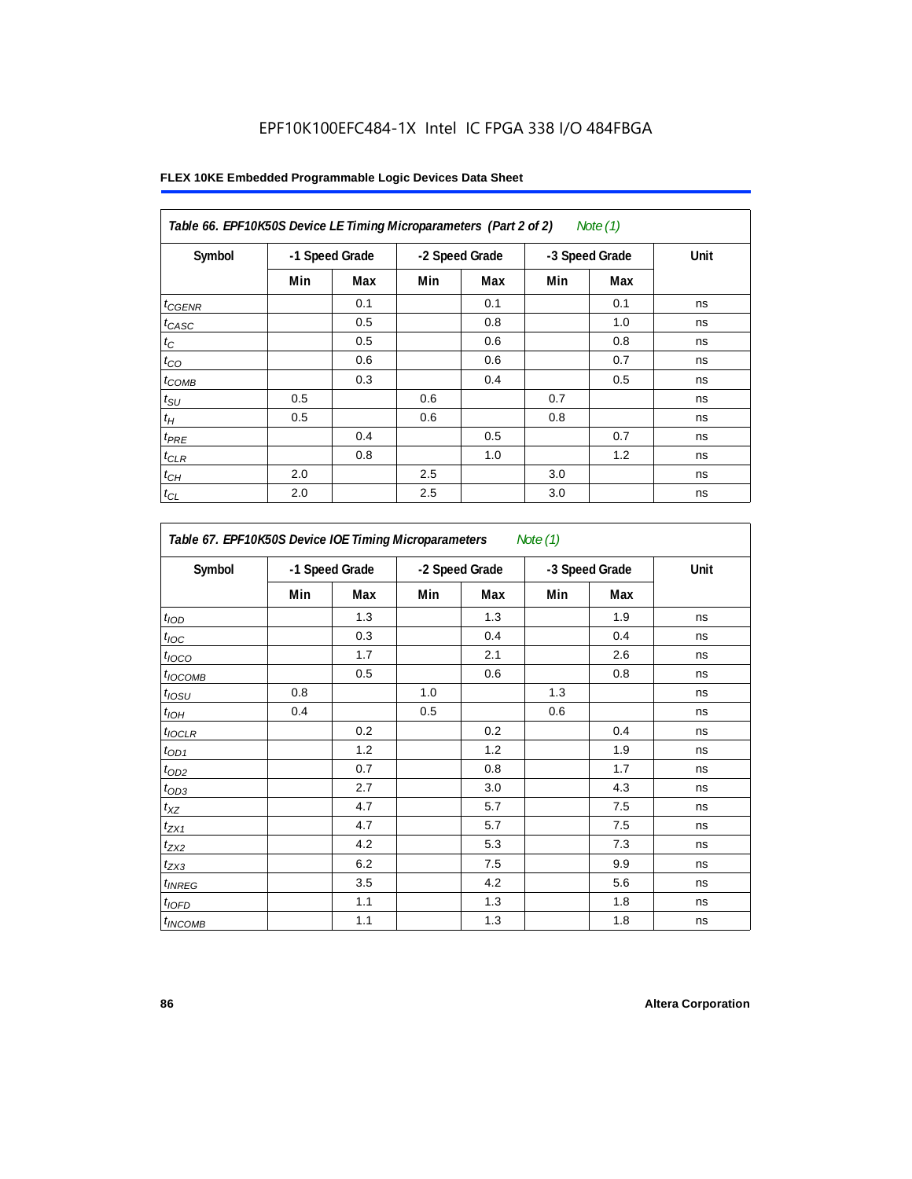EPF10K100EFC484-1X Intel IC FPGA 338 I/O 484FBGA

| Symbol | -1 Speed Grade | | -2 Speed Grade | | -3 Speed Grade | | Unit |
|---|---|---|---|---|---|---|---|
| | Min | Max | Min | Max | Min | Max | |
| $t_{CGENR}$ | | 0.1 | | 0.1 | | 0.1 | ns |
| $t_{CASC}$ | | 0.5 | | 0.8 | | 1.0 | ns |
| $t_C$ | | 0.5 | | 0.6 | | 0.8 | ns |
| $t_{CO}$ | | 0.6 | | 0.6 | | 0.7 | ns |
| $t_{COMB}$ | | 0.3 | | 0.4 | | 0.5 | ns |
| $t_{SU}$ | 0.5 | | 0.6 | | 0.7 | | ns |
| $t_H$ | 0.5 | | 0.6 | | 0.8 | | ns |
| $t_{PRE}$ | | 0.4 | | 0.5 | | 0.7 | ns |
| $t_{CLR}$ | | 0.8 | | 1.0 | | 1.2 | ns |
| $t_{CH}$ | 2.0 | | 2.5 | | 3.0 | | ns |
| $t_{CL}$ | 2.0 | | 2.5 | | 3.0 | | ns |

*Table 66. EPF10K50S Device LE Timing Microparameters (Part 2 of 2) Note (1)*

| Symbol | -1 Speed Grade | | -2 Speed Grade | | -3 Speed Grade | | Unit |
|---|---|---|---|---|---|---|---|
| | Min | Max | Min | Max | Min | Max | |
| $t_{IOD}$ | | 1.3 | | 1.3 | | 1.9 | ns |
| $t_{IOC}$ | | 0.3 | | 0.4 | | 0.4 | ns |
| $t_{IOCO}$ | | 1.7 | | 2.1 | | 2.6 | ns |
| $t_{IOCOMB}$ | | 0.5 | | 0.6 | | 0.8 | ns |
| $t_{IOSU}$ | 0.8 | | 1.0 | | 1.3 | | ns |
| $t_{IOH}$ | 0.4 | | 0.5 | | 0.6 | | ns |
| $t_{IOCLR}$ | | 0.2 | | 0.2 | | 0.4 | ns |
| $t_{OD1}$ | | 1.2 | | 1.2 | | 1.9 | ns |
| $t_{OD2}$ | | 0.7 | | 0.8 | | 1.7 | ns |
| $t_{OD3}$ | | 2.7 | | 3.0 | | 4.3 | ns |
| $t_{XZ}$ | | 4.7 | | 5.7 | | 7.5 | ns |
| $t_{ZX1}$ | | 4.7 | | 5.7 | | 7.5 | ns |
| $t_{ZX2}$ | | 4.2 | | 5.3 | | 7.3 | ns |
| $t_{ZX3}$ | | 6.2 | | 7.5 | | 9.9 | ns |
| $t_{INREG}$ | | 3.5 | | 4.2 | | 5.6 | ns |
| $t_{IOFD}$ | | 1.1 | | 1.3 | | 1.8 | ns |
| $t_{INCOMB}$ | | 1.1 | | 1.3 | | 1.8 | ns |

*Table 67. EPF10K50S Device IOE Timing Microparameters Note (1)*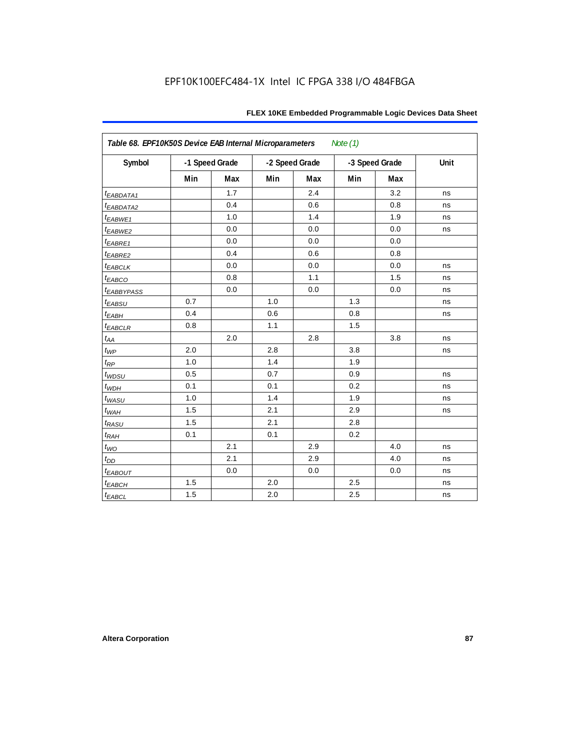EPF10K100EFC484-1X Intel IC FPGA 338 I/O 484FBGA

| Table 68. EPF10K50S Device EAB Internal Microparameters *Note (1)* | | | | | | | |
|---|---|---|---|---|---|---|---|
| Symbol | -1 Speed Grade | | -2 Speed Grade | | -3 Speed Grade | | Unit |
| | Min | Max | Min | Max | Min | Max | |
| $t_{EABDATA1}$ | | 1.7 | | 2.4 | | 3.2 | ns |
| $t_{EABDATA2}$ | | 0.4 | | 0.6 | | 0.8 | ns |
| $t_{EABWE1}$ | | 1.0 | | 1.4 | | 1.9 | ns |
| $t_{EABWE2}$ | | 0.0 | | 0.0 | | 0.0 | ns |
| $t_{EABRE1}$ | | 0.0 | | 0.0 | | 0.0 | |
| $t_{EABRE2}$ | | 0.4 | | 0.6 | | 0.8 | |
| $t_{EABCLK}$ | | 0.0 | | 0.0 | | 0.0 | ns |
| $t_{EABCO}$ | | 0.8 | | 1.1 | | 1.5 | ns |
| $t_{EABBYPASS}$ | | 0.0 | | 0.0 | | 0.0 | ns |
| $t_{EABSU}$ | 0.7 | | 1.0 | | 1.3 | | ns |
| $t_{EABH}$ | 0.4 | | 0.6 | | 0.8 | | ns |
| $t_{EABCLR}$ | 0.8 | | 1.1 | | 1.5 | | |
| $t_{AA}$ | | 2.0 | | 2.8 | | 3.8 | ns |
| $t_{WP}$ | 2.0 | | 2.8 | | 3.8 | | ns |
| $t_{RP}$ | 1.0 | | 1.4 | | 1.9 | | |
| $t_{WDSU}$ | 0.5 | | 0.7 | | 0.9 | | ns |
| $t_{WDH}$ | 0.1 | | 0.1 | | 0.2 | | ns |
| $t_{WASU}$ | 1.0 | | 1.4 | | 1.9 | | ns |
| $t_{WAH}$ | 1.5 | | 2.1 | | 2.9 | | ns |
| $t_{RASU}$ | 1.5 | | 2.1 | | 2.8 | | |
| $t_{RAH}$ | 0.1 | | 0.1 | | 0.2 | | |
| $t_{WO}$ | | 2.1 | | 2.9 | | 4.0 | ns |
| $t_{DD}$ | | 2.1 | | 2.9 | | 4.0 | ns |
| $t_{EABOUT}$ | | 0.0 | | 0.0 | | 0.0 | ns |
| $t_{EABCH}$ | 1.5 | | 2.0 | | 2.5 | | ns |
| $t_{EABCL}$ | 1.5 | | 2.0 | | 2.5 | | ns |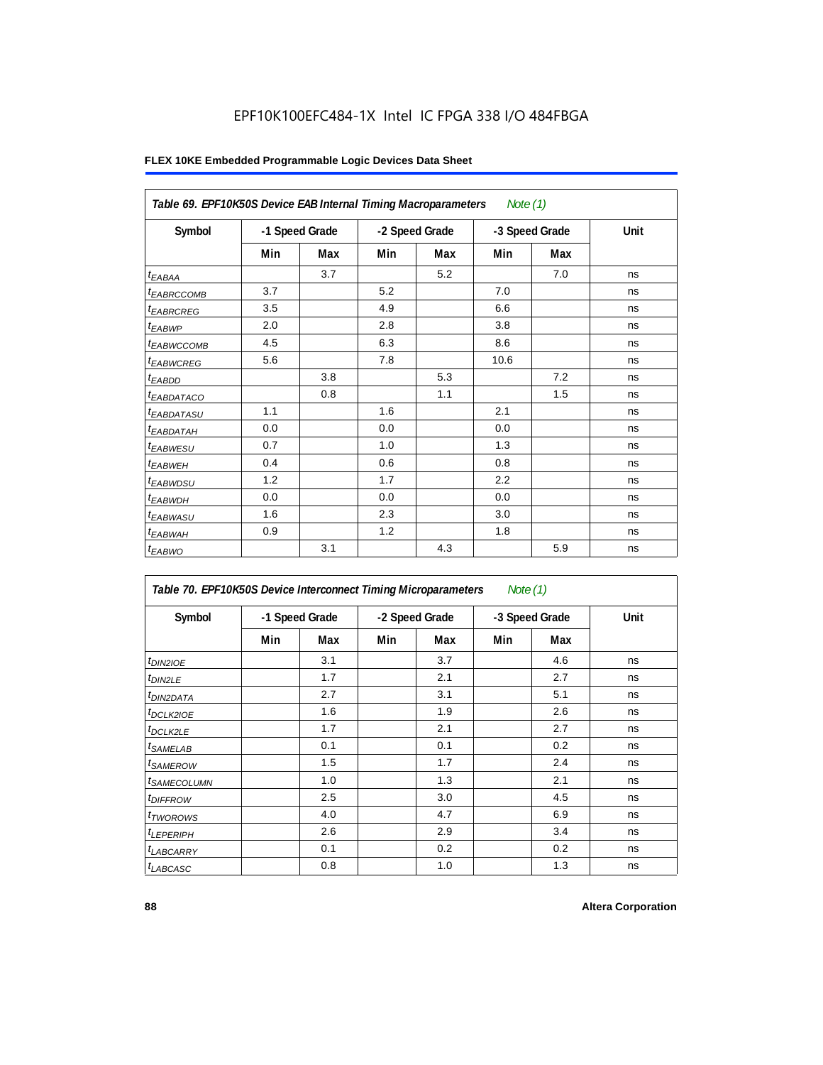EPF10K100EFC484-1X Intel IC FPGA 338 I/O 484FBGA

**Table 69. EPF10K50S Device EAB Internal Timing Macroparameters** *Note (1)*

| Symbol | -1 Speed Grade | | -2 Speed Grade | | -3 Speed Grade | | Unit |
|---|---|---|---|---|---|---|---|
| | Min | Max | Min | Max | Min | Max | |
| $t_{EABAA}$ | | 3.7 | | 5.2 | | 7.0 | ns |
| $t_{EABRCCOMB}$ | 3.7 | | 5.2 | | 7.0 | | ns |
| $t_{EABRCREG}$ | 3.5 | | 4.9 | | 6.6 | | ns |
| $t_{EABWP}$ | 2.0 | | 2.8 | | 3.8 | | ns |
| $t_{EABWCCOMB}$ | 4.5 | | 6.3 | | 8.6 | | ns |
| $t_{EABWCREG}$ | 5.6 | | 7.8 | | 10.6 | | ns |
| $t_{EABDD}$ | | 3.8 | | 5.3 | | 7.2 | ns |
| $t_{EABDATACO}$ | | 0.8 | | 1.1 | | 1.5 | ns |
| $t_{EABDATASU}$ | 1.1 | | 1.6 | | 2.1 | | ns |
| $t_{EABDATAH}$ | 0.0 | | 0.0 | | 0.0 | | ns |
| $t_{EABWESU}$ | 0.7 | | 1.0 | | 1.3 | | ns |
| $t_{EABWEH}$ | 0.4 | | 0.6 | | 0.8 | | ns |
| $t_{EABWDSU}$ | 1.2 | | 1.7 | | 2.2 | | ns |
| $t_{EABWDH}$ | 0.0 | | 0.0 | | 0.0 | | ns |
| $t_{EABWASU}$ | 1.6 | | 2.3 | | 3.0 | | ns |
| $t_{EABWAH}$ | 0.9 | | 1.2 | | 1.8 | | ns |
| $t_{EABWO}$ | | 3.1 | | 4.3 | | 5.9 | ns |

**Table 70. EPF10K50S Device Interconnect Timing Microparameters** *Note (1)*

| Symbol | -1 Speed Grade | | -2 Speed Grade | | -3 Speed Grade | | Unit |
|---|---|---|---|---|---|---|---|
| | Min | Max | Min | Max | Min | Max | |
| $t_{DIN2IOE}$ | | 3.1 | | 3.7 | | 4.6 | ns |
| $t_{DIN2LE}$ | | 1.7 | | 2.1 | | 2.7 | ns |
| $t_{DIN2DATA}$ | | 2.7 | | 3.1 | | 5.1 | ns |
| $t_{DCLK2IOE}$ | | 1.6 | | 1.9 | | 2.6 | ns |
| $t_{DCLK2LE}$ | | 1.7 | | 2.1 | | 2.7 | ns |
| $t_{SAMELAB}$ | | 0.1 | | 0.1 | | 0.2 | ns |
| $t_{SAMEROW}$ | | 1.5 | | 1.7 | | 2.4 | ns |
| $t_{SAMECOLUMN}$ | | 1.0 | | 1.3 | | 2.1 | ns |
| $t_{DIFFROW}$ | | 2.5 | | 3.0 | | 4.5 | ns |
| $t_{TWOROWS}$ | | 4.0 | | 4.7 | | 6.9 | ns |
| $t_{LEPERIPH}$ | | 2.6 | | 2.9 | | 3.4 | ns |
| $t_{LABCARRY}$ | | 0.1 | | 0.2 | | 0.2 | ns |
| $t_{LABCASC}$ | | 0.8 | | 1.0 | | 1.3 | ns |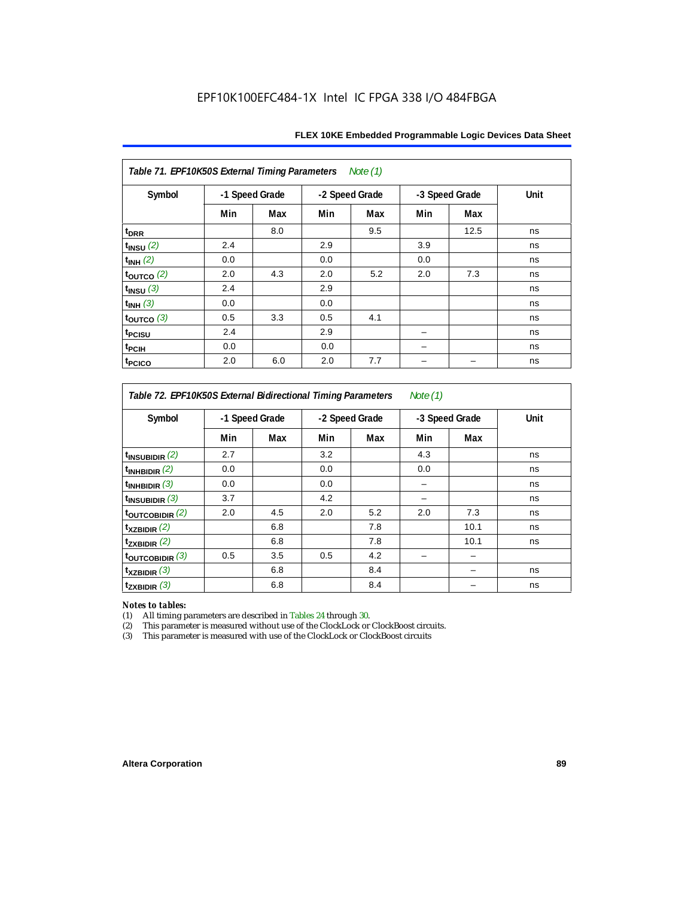EPF10K100EFC484-1X Intel IC FPGA 338 I/O 484FBGA

| *Table 71. EPF10K50S External Timing Parameters* *Note (1)* | | | | | | | |
|---|---|---|---|---|---|---|---|
| Symbol | -1 Speed Grade | | -2 Speed Grade | | -3 Speed Grade | | Unit |
| | Min | Max | Min | Max | Min | Max | |
| $t_{DRR}$ | | 8.0 | | 9.5 | | 12.5 | ns |
| $t_{INSU}$ *(2)* | 2.4 | | 2.9 | | 3.9 | | ns |
| $t_{INH}$ *(2)* | 0.0 | | 0.0 | | 0.0 | | ns |
| $t_{OUTCO}$ *(2)* | 2.0 | 4.3 | 2.0 | 5.2 | 2.0 | 7.3 | ns |
| $t_{INSU}$ *(3)* | 2.4 | | 2.9 | | | | ns |
| $t_{INH}$ *(3)* | 0.0 | | 0.0 | | | | ns |
| $t_{OUTCO}$ *(3)* | 0.5 | 3.3 | 0.5 | 4.1 | | | ns |
| $t_{PCISU}$ | 2.4 | | 2.9 | | – | | ns |
| $t_{PCIH}$ | 0.0 | | 0.0 | | – | | ns |
| $t_{PCICO}$ | 2.0 | 6.0 | 2.0 | 7.7 | – | – | ns |

| *Table 72. EPF10K50S External Bidirectional Timing Parameters* *Note (1)* | | | | | | | |
|---|---|---|---|---|---|---|---|
| Symbol | -1 Speed Grade | | -2 Speed Grade | | -3 Speed Grade | | Unit |
| | Min | Max | Min | Max | Min | Max | |
| $t_{INSUBIDIR}$ *(2)* | 2.7 | | 3.2 | | 4.3 | | ns |
| $t_{INHBIDIR}$ *(2)* | 0.0 | | 0.0 | | 0.0 | | ns |
| $t_{INHBIDIR}$ *(3)* | 0.0 | | 0.0 | | – | | ns |
| $t_{INSUBIDIR}$ *(3)* | 3.7 | | 4.2 | | – | | ns |
| $t_{OUTCOBIDIR}$ *(2)* | 2.0 | 4.5 | 2.0 | 5.2 | 2.0 | 7.3 | ns |
| $t_{XZBIDIR}$ *(2)* | | 6.8 | | 7.8 | | 10.1 | ns |
| $t_{ZXBIDIR}$ *(2)* | | 6.8 | | 7.8 | | 10.1 | ns |
| $t_{OUTCOBIDIR}$ *(3)* | 0.5 | 3.5 | 0.5 | 4.2 | – | – | |
| $t_{XZBIDIR}$ *(3)* | | 6.8 | | 8.4 | | – | ns |
| $t_{ZXBIDIR}$ *(3)* | | 6.8 | | 8.4 | | – | ns |

*Notes to tables:*

(1) All timing parameters are described in Tables 24 through 30.

(2) This parameter is measured without use of the ClockLock or ClockBoost circuits.

(3) This parameter is measured with use of the ClockLock or ClockBoost circuits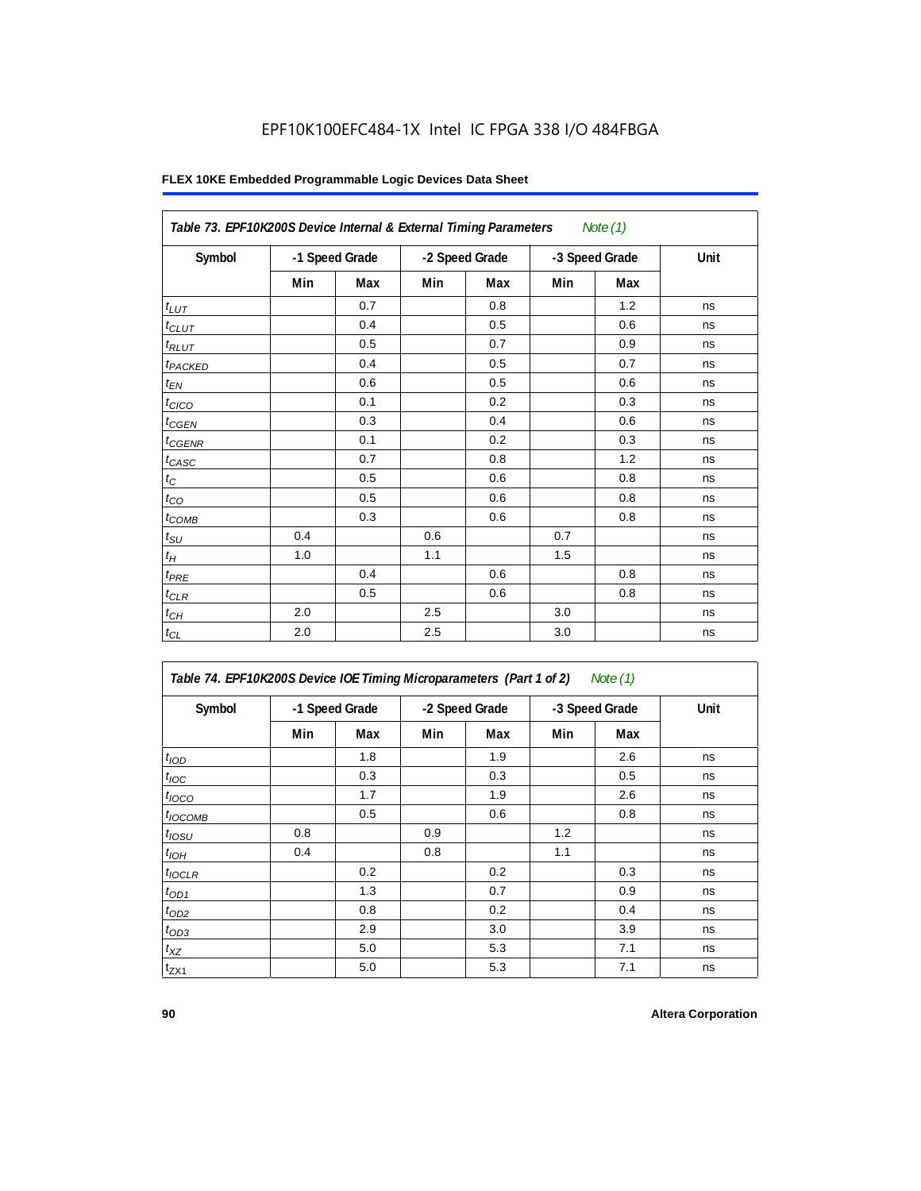# EPF10K100EFC484-1X Intel IC FPGA 338 I/O 484FBGA

**FLEX 10KE Embedded Programmable Logic Devices Data Sheet**

*Table 73. EPF10K200S Device Internal & External Timing Parameters* *Note (1)*

| Symbol | -1 Speed Grade | | -2 Speed Grade | | -3 Speed Grade | | Unit |
|---|---|---|---|---|---|---|---|
| | Min | Max | Min | Max | Min | Max | |
| $t_{LUT}$ | | 0.7 | | 0.8 | | 1.2 | ns |
| $t_{CLUT}$ | | 0.4 | | 0.5 | | 0.6 | ns |
| $t_{RLUT}$ | | 0.5 | | 0.7 | | 0.9 | ns |
| $t_{PACKED}$ | | 0.4 | | 0.5 | | 0.7 | ns |
| $t_{EN}$ | | 0.6 | | 0.5 | | 0.6 | ns |
| $t_{CICO}$ | | 0.1 | | 0.2 | | 0.3 | ns |
| $t_{CGEN}$ | | 0.3 | | 0.4 | | 0.6 | ns |
| $t_{CGENR}$ | | 0.1 | | 0.2 | | 0.3 | ns |
| $t_{CASC}$ | | 0.7 | | 0.8 | | 1.2 | ns |
| $t_C$ | | 0.5 | | 0.6 | | 0.8 | ns |
| $t_{CO}$ | | 0.5 | | 0.6 | | 0.8 | ns |
| $t_{COMB}$ | | 0.3 | | 0.6 | | 0.8 | ns |
| $t_{SU}$ | 0.4 | | 0.6 | | 0.7 | | ns |
| $t_H$ | 1.0 | | 1.1 | | 1.5 | | ns |
| $t_{PRE}$ | | 0.4 | | 0.6 | | 0.8 | ns |
| $t_{CLR}$ | | 0.5 | | 0.6 | | 0.8 | ns |
| $t_{CH}$ | 2.0 | | 2.5 | | 3.0 | | ns |
| $t_{CL}$ | 2.0 | | 2.5 | | 3.0 | | ns |

*Table 74. EPF10K200S Device IOE Timing Microparameters (Part 1 of 2)* *Note (1)*

| Symbol | -1 Speed Grade | | -2 Speed Grade | | -3 Speed Grade | | Unit |
|---|---|---|---|---|---|---|---|
| | Min | Max | Min | Max | Min | Max | |
| $t_{IOD}$ | | 1.8 | | 1.9 | | 2.6 | ns |
| $t_{IOC}$ | | 0.3 | | 0.3 | | 0.5 | ns |
| $t_{IOCO}$ | | 1.7 | | 1.9 | | 2.6 | ns |
| $t_{IOCOMB}$ | | 0.5 | | 0.6 | | 0.8 | ns |
| $t_{IOSU}$ | 0.8 | | 0.9 | | 1.2 | | ns |
| $t_{IOH}$ | 0.4 | | 0.8 | | 1.1 | | ns |
| $t_{IOCLR}$ | | 0.2 | | 0.2 | | 0.3 | ns |
| $t_{OD1}$ | | 1.3 | | 0.7 | | 0.9 | ns |
| $t_{OD2}$ | | 0.8 | | 0.2 | | 0.4 | ns |
| $t_{OD3}$ | | 2.9 | | 3.0 | | 3.9 | ns |
| $t_{XZ}$ | | 5.0 | | 5.3 | | 7.1 | ns |
| $t_{ZX1}$ | | 5.0 | | 5.3 | | 7.1 | ns |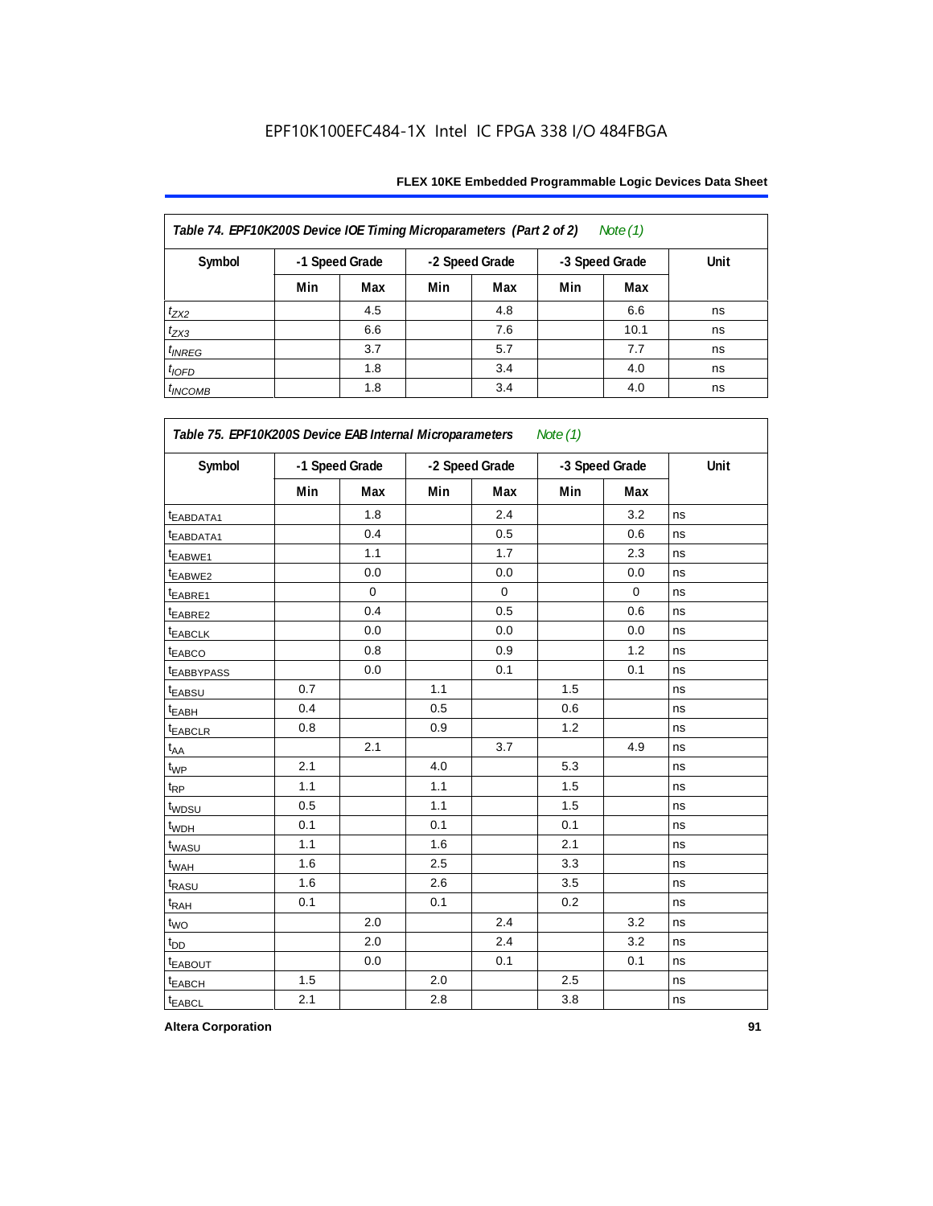| Table 74. EPF10K200S Device IOE Timing Microparameters (Part 2 of 2) Note (1) | | | | | | | |
|---|---|---|---|---|---|---|---|
| Symbol | -1 Speed Grade | | -2 Speed Grade | | -3 Speed Grade | | Unit |
| | Min | Max | Min | Max | Min | Max | |
| $t_{ZX2}$ | | 4.5 | | 4.8 | | 6.6 | ns |
| $t_{ZX3}$ | | 6.6 | | 7.6 | | 10.1 | ns |
| $t_{INREG}$ | | 3.7 | | 5.7 | | 7.7 | ns |
| $t_{IOFD}$ | | 1.8 | | 3.4 | | 4.0 | ns |
| $t_{INCOMB}$ | | 1.8 | | 3.4 | | 4.0 | ns |

| Table 75. EPF10K200S Device EAB Internal Microparameters Note (1) | | | | | | | |
|---|---|---|---|---|---|---|---|
| Symbol | -1 Speed Grade | | -2 Speed Grade | | -3 Speed Grade | | Unit |
| | Min | Max | Min | Max | Min | Max | |
| $t_{EABDATA1}$ | | 1.8 | | 2.4 | | 3.2 | ns |
| $t_{EABDATA1}$ | | 0.4 | | 0.5 | | 0.6 | ns |
| $t_{EABWE1}$ | | 1.1 | | 1.7 | | 2.3 | ns |
| $t_{EABWE2}$ | | 0.0 | | 0.0 | | 0.0 | ns |
| $t_{EABRE1}$ | | 0 | | 0 | | 0 | ns |
| $t_{EABRE2}$ | | 0.4 | | 0.5 | | 0.6 | ns |
| $t_{EABCLK}$ | | 0.0 | | 0.0 | | 0.0 | ns |
| $t_{EABCO}$ | | 0.8 | | 0.9 | | 1.2 | ns |
| $t_{EABBYPASS}$ | | 0.0 | | 0.1 | | 0.1 | ns |
| $t_{EABSU}$ | 0.7 | | 1.1 | | 1.5 | | ns |
| $t_{EABH}$ | 0.4 | | 0.5 | | 0.6 | | ns |
| $t_{EABCLR}$ | 0.8 | | 0.9 | | 1.2 | | ns |
| $t_{AA}$ | | 2.1 | | 3.7 | | 4.9 | ns |
| $t_{WP}$ | 2.1 | | 4.0 | | 5.3 | | ns |
| $t_{RP}$ | 1.1 | | 1.1 | | 1.5 | | ns |
| $t_{WDSU}$ | 0.5 | | 1.1 | | 1.5 | | ns |
| $t_{WDH}$ | 0.1 | | 0.1 | | 0.1 | | ns |
| $t_{WASU}$ | 1.1 | | 1.6 | | 2.1 | | ns |
| $t_{WAH}$ | 1.6 | | 2.5 | | 3.3 | | ns |
| $t_{RASU}$ | 1.6 | | 2.6 | | 3.5 | | ns |
| $t_{RAH}$ | 0.1 | | 0.1 | | 0.2 | | ns |
| $t_{WO}$ | | 2.0 | | 2.4 | | 3.2 | ns |
| $t_{DD}$ | | 2.0 | | 2.4 | | 3.2 | ns |
| $t_{EABOUT}$ | | 0.0 | | 0.1 | | 0.1 | ns |
| $t_{EABCH}$ | 1.5 | | 2.0 | | 2.5 | | ns |
| $t_{EABCL}$ | 2.1 | | 2.8 | | 3.8 | | ns |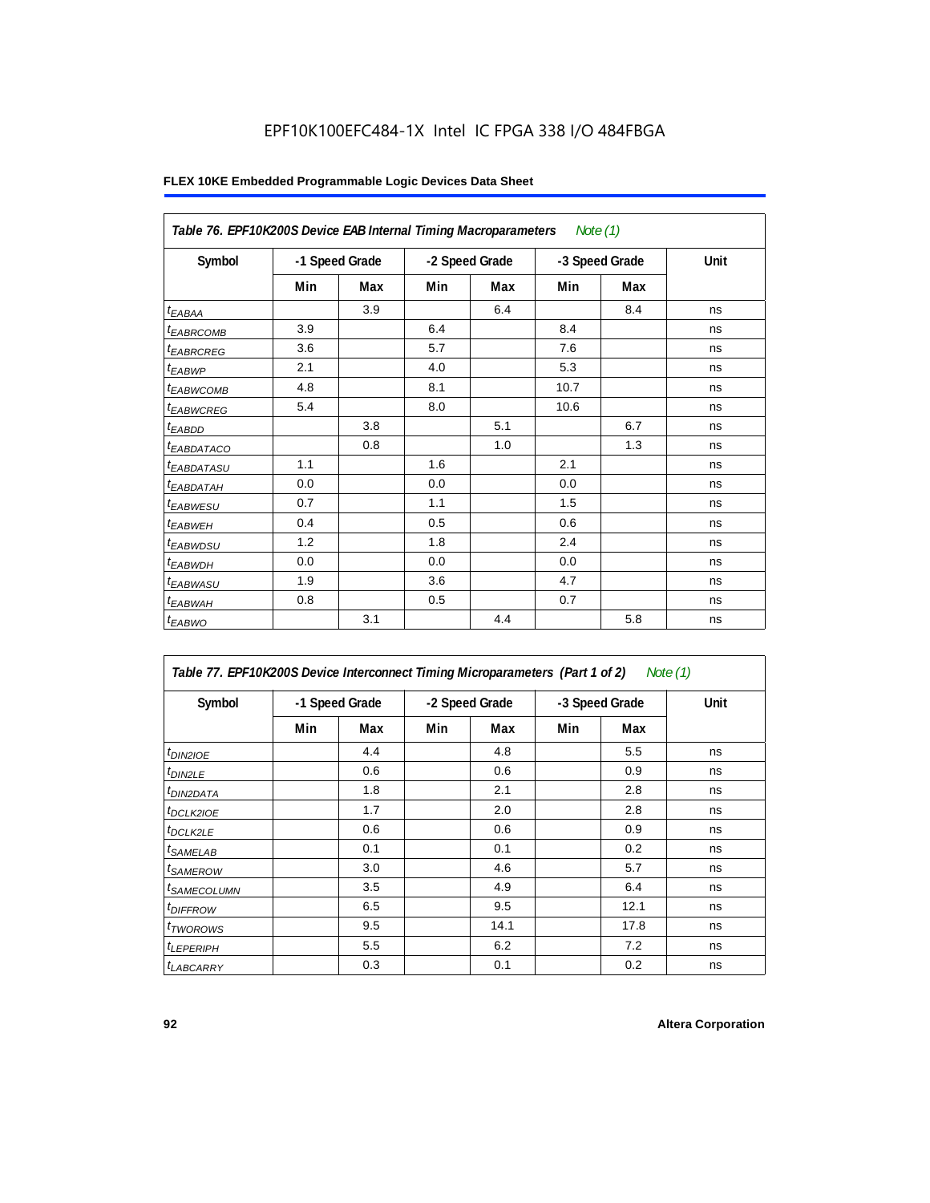EPF10K100EFC484-1X Intel IC FPGA 338 I/O 484FBGA

| Table 76. EPF10K200S Device EAB Internal Timing Macroparameters *Note (1)* | | | | | | | |
|---|---|---|---|---|---|---|---|
| Symbol | -1 Speed Grade | | -2 Speed Grade | | -3 Speed Grade | | Unit |
| | Min | Max | Min | Max | Min | Max | |
| $t_{EABAA}$ | | 3.9 | | 6.4 | | 8.4 | ns |
| $t_{EABRCOMB}$ | 3.9 | | 6.4 | | 8.4 | | ns |
| $t_{EABRCREG}$ | 3.6 | | 5.7 | | 7.6 | | ns |
| $t_{EABWP}$ | 2.1 | | 4.0 | | 5.3 | | ns |
| $t_{EABWCOMB}$ | 4.8 | | 8.1 | | 10.7 | | ns |
| $t_{EABWCREG}$ | 5.4 | | 8.0 | | 10.6 | | ns |
| $t_{EABDD}$ | | 3.8 | | 5.1 | | 6.7 | ns |
| $t_{EABDATACO}$ | | 0.8 | | 1.0 | | 1.3 | ns |
| $t_{EABDATASU}$ | 1.1 | | 1.6 | | 2.1 | | ns |
| $t_{EABDATAH}$ | 0.0 | | 0.0 | | 0.0 | | ns |
| $t_{EABWESU}$ | 0.7 | | 1.1 | | 1.5 | | ns |
| $t_{EABWEH}$ | 0.4 | | 0.5 | | 0.6 | | ns |
| $t_{EABWDSU}$ | 1.2 | | 1.8 | | 2.4 | | ns |
| $t_{EABWDH}$ | 0.0 | | 0.0 | | 0.0 | | ns |
| $t_{EABWASU}$ | 1.9 | | 3.6 | | 4.7 | | ns |
| $t_{EABWAH}$ | 0.8 | | 0.5 | | 0.7 | | ns |
| $t_{EABWO}$ | | 3.1 | | 4.4 | | 5.8 | ns |

| Table 77. EPF10K200S Device Interconnect Timing Microparameters (Part 1 of 2) *Note (1)* | | | | | | | |
|---|---|---|---|---|---|---|---|
| Symbol | -1 Speed Grade | | -2 Speed Grade | | -3 Speed Grade | | Unit |
| | Min | Max | Min | Max | Min | Max | |
| $t_{DIN2IOE}$ | | 4.4 | | 4.8 | | 5.5 | ns |
| $t_{DIN2LE}$ | | 0.6 | | 0.6 | | 0.9 | ns |
| $t_{DIN2DATA}$ | | 1.8 | | 2.1 | | 2.8 | ns |
| $t_{DCLK2IOE}$ | | 1.7 | | 2.0 | | 2.8 | ns |
| $t_{DCLK2LE}$ | | 0.6 | | 0.6 | | 0.9 | ns |
| $t_{SAMELAB}$ | | 0.1 | | 0.1 | | 0.2 | ns |
| $t_{SAMEROW}$ | | 3.0 | | 4.6 | | 5.7 | ns |
| $t_{SAMECOLUMN}$ | | 3.5 | | 4.9 | | 6.4 | ns |
| $t_{DIFFROW}$ | | 6.5 | | 9.5 | | 12.1 | ns |
| $t_{TWOROWS}$ | | 9.5 | | 14.1 | | 17.8 | ns |
| $t_{LEPERIPH}$ | | 5.5 | | 6.2 | | 7.2 | ns |
| $t_{LABCARRY}$ | | 0.3 | | 0.1 | | 0.2 | ns |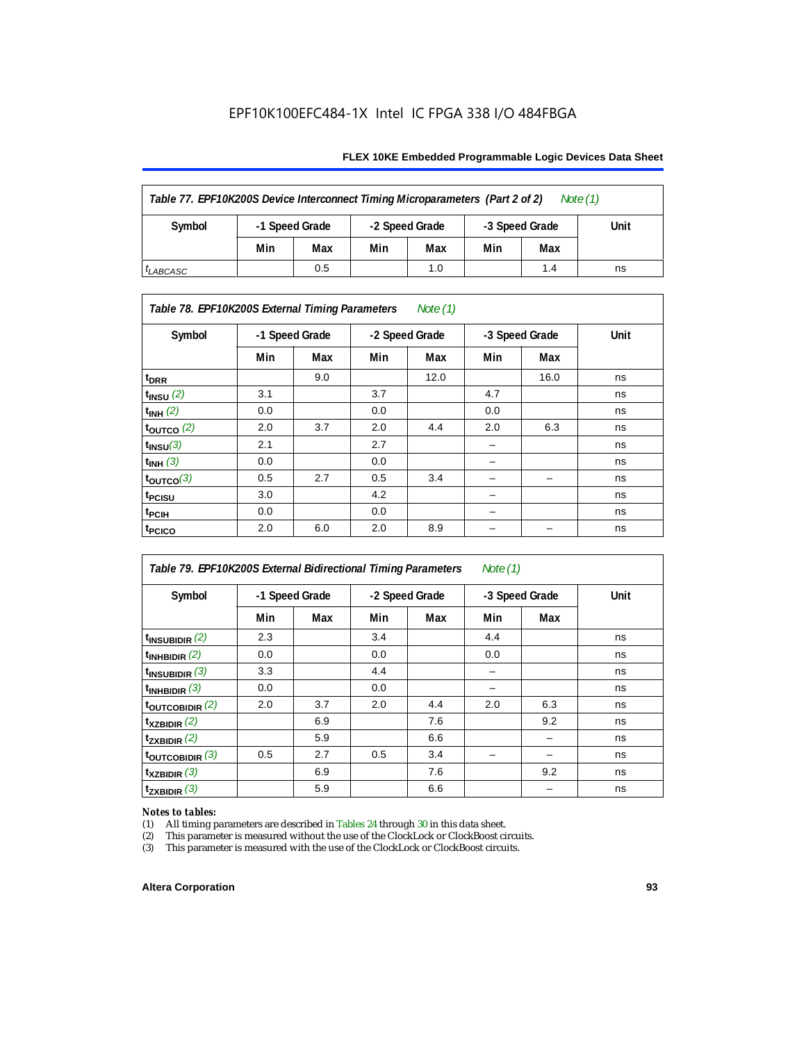EPF10K100EFC484-1X Intel IC FPGA 338 I/O 484FBGA

| Table 77. EPF10K200S Device Interconnect Timing Microparameters (Part 2 of 2) *Note (1)* | | | | | | | |
|---|---|---|---|---|---|---|---|
| Symbol | -1 Speed Grade | | -2 Speed Grade | | -3 Speed Grade | | Unit |
| | Min | Max | Min | Max | Min | Max | |
| $t_{LABCASC}$ | | 0.5 | | 1.0 | | 1.4 | ns |

| Table 78. EPF10K200S External Timing Parameters *Note (1)* | | | | | | | |
|---|---|---|---|---|---|---|---|
| Symbol | -1 Speed Grade | | -2 Speed Grade | | -3 Speed Grade | | Unit |
| | Min | Max | Min | Max | Min | Max | |
| $t_{DRR}$ | | 9.0 | | 12.0 | | 16.0 | ns |
| $t_{INSU}$ *(2)* | 3.1 | | 3.7 | | 4.7 | | ns |
| $t_{INH}$ *(2)* | 0.0 | | 0.0 | | 0.0 | | ns |
| $t_{OUTCO}$ *(2)* | 2.0 | 3.7 | 2.0 | 4.4 | 2.0 | 6.3 | ns |
| $t_{INSU}$ *(3)* | 2.1 | | 2.7 | | – | | ns |
| $t_{INH}$ *(3)* | 0.0 | | 0.0 | | – | | ns |
| $t_{OUTCO}$ *(3)* | 0.5 | 2.7 | 0.5 | 3.4 | – | – | ns |
| $t_{PCISU}$ | 3.0 | | 4.2 | | – | | ns |
| $t_{PCIH}$ | 0.0 | | 0.0 | | – | | ns |
| $t_{PCICO}$ | 2.0 | 6.0 | 2.0 | 8.9 | – | – | ns |

| Table 79. EPF10K200S External Bidirectional Timing Parameters *Note (1)* | | | | | | | |
|---|---|---|---|---|---|---|---|
| Symbol | -1 Speed Grade | | -2 Speed Grade | | -3 Speed Grade | | Unit |
| | Min | Max | Min | Max | Min | Max | |
| $t_{INSUBIDIR}$ *(2)* | 2.3 | | 3.4 | | 4.4 | | ns |
| $t_{INHBIDIR}$ *(2)* | 0.0 | | 0.0 | | 0.0 | | ns |
| $t_{INSUBIDIR}$ *(3)* | 3.3 | | 4.4 | | – | | ns |
| $t_{INHBIDIR}$ *(3)* | 0.0 | | 0.0 | | – | | ns |
| $t_{OUTCOBIDIR}$ *(2)* | 2.0 | 3.7 | 2.0 | 4.4 | 2.0 | 6.3 | ns |
| $t_{XZBIDIR}$ *(2)* | | 6.9 | | 7.6 | | 9.2 | ns |
| $t_{ZXBIDIR}$ *(2)* | | 5.9 | | 6.6 | | – | ns |
| $t_{OUTCOBIDIR}$ *(3)* | 0.5 | 2.7 | 0.5 | 3.4 | – | – | ns |
| $t_{XZBIDIR}$ *(3)* | | 6.9 | | 7.6 | | 9.2 | ns |
| $t_{ZXBIDIR}$ *(3)* | | 5.9 | | 6.6 | | – | ns |

*Notes to tables:*

(1) All timing parameters are described in Tables 24 through 30 in this data sheet.
(2) This parameter is measured without the use of the ClockLock or ClockBoost circuits.
(3) This parameter is measured with the use of the ClockLock or ClockBoost circuits.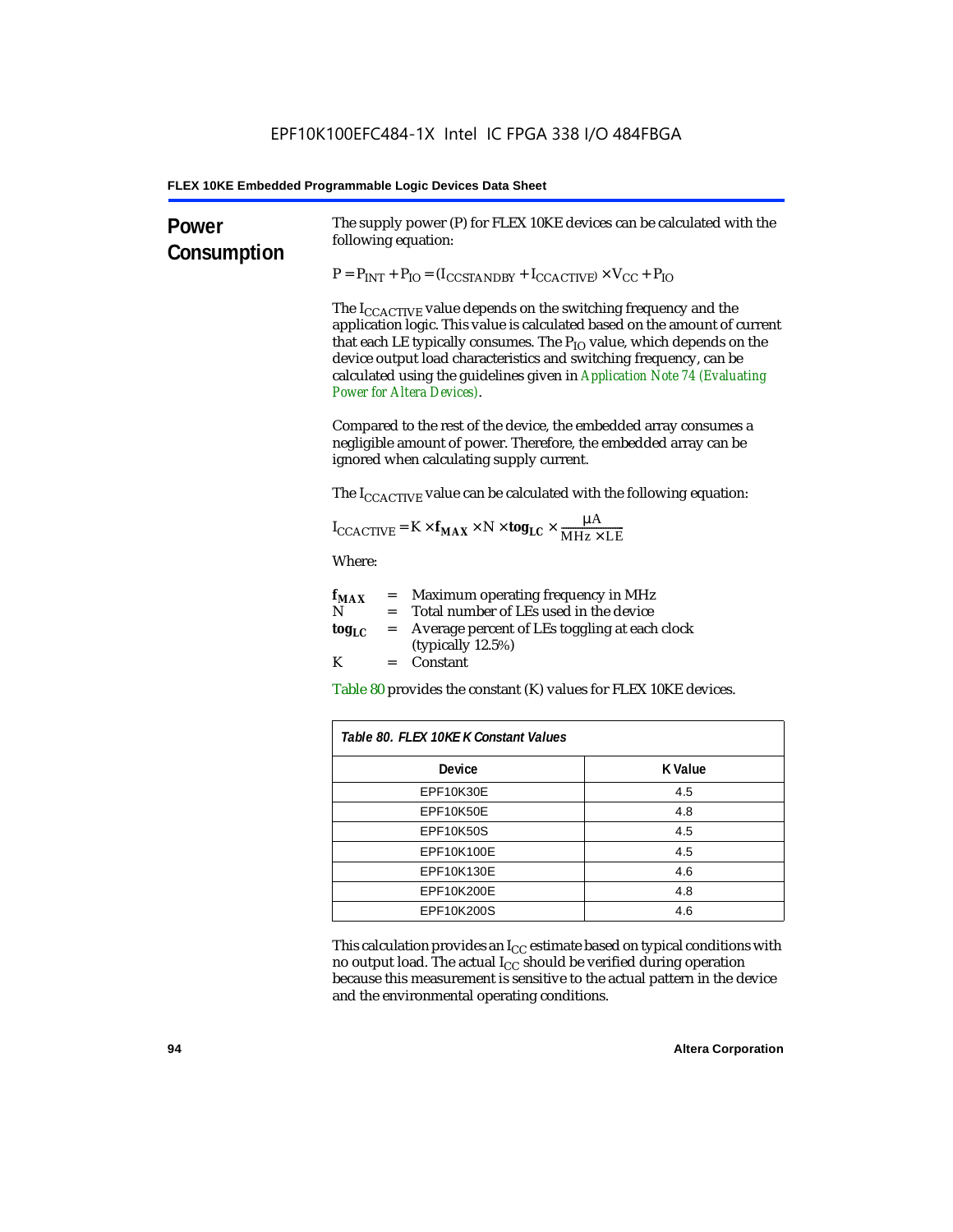## Power Consumption

The supply power (P) for FLEX 10KE devices can be calculated with the following equation:

$$P = P_{INT} + P_{IO} = (I_{CCSTANDBY} + I_{CCACTIVE}) \times V_{CC} + P_{IO}$$

The $I_{CCACTIVE}$ value depends on the switching frequency and the application logic. This value is calculated based on the amount of current that each LE typically consumes. The $P_{IO}$ value, which depends on the device output load characteristics and switching frequency, can be calculated using the guidelines given in *Application Note 74 (Evaluating Power for Altera Devices)*.

Compared to the rest of the device, the embedded array consumes a negligible amount of power. Therefore, the embedded array can be ignored when calculating supply current.

The $I_{CCACTIVE}$ value can be calculated with the following equation:

$$I_{CCACTIVE} = K \times \mathbf{f_{MAX}} \times N \times \mathbf{tog_{LC}} \times \frac{\mu A}{MHz \times LE}$$

Where:

- $\mathbf{f_{MAX}}$ = Maximum operating frequency in MHz
- $N$ = Total number of LEs used in the device
- $\mathbf{tog_{LC}}$ = Average percent of LEs toggling at each clock (typically 12.5%)
- $K$ = Constant

Table 80 provides the constant (K) values for FLEX 10KE devices.

*Table 80. FLEX 10KE K Constant Values*

| Device | K Value |
|---|---|
| EPF10K30E | 4.5 |
| EPF10K50E | 4.8 |
| EPF10K50S | 4.5 |
| EPF10K100E | 4.5 |
| EPF10K130E | 4.6 |
| EPF10K200E | 4.8 |
| EPF10K200S | 4.6 |

This calculation provides an $I_{CC}$ estimate based on typical conditions with no output load. The actual $I_{CC}$ should be verified during operation because this measurement is sensitive to the actual pattern in the device and the environmental operating conditions.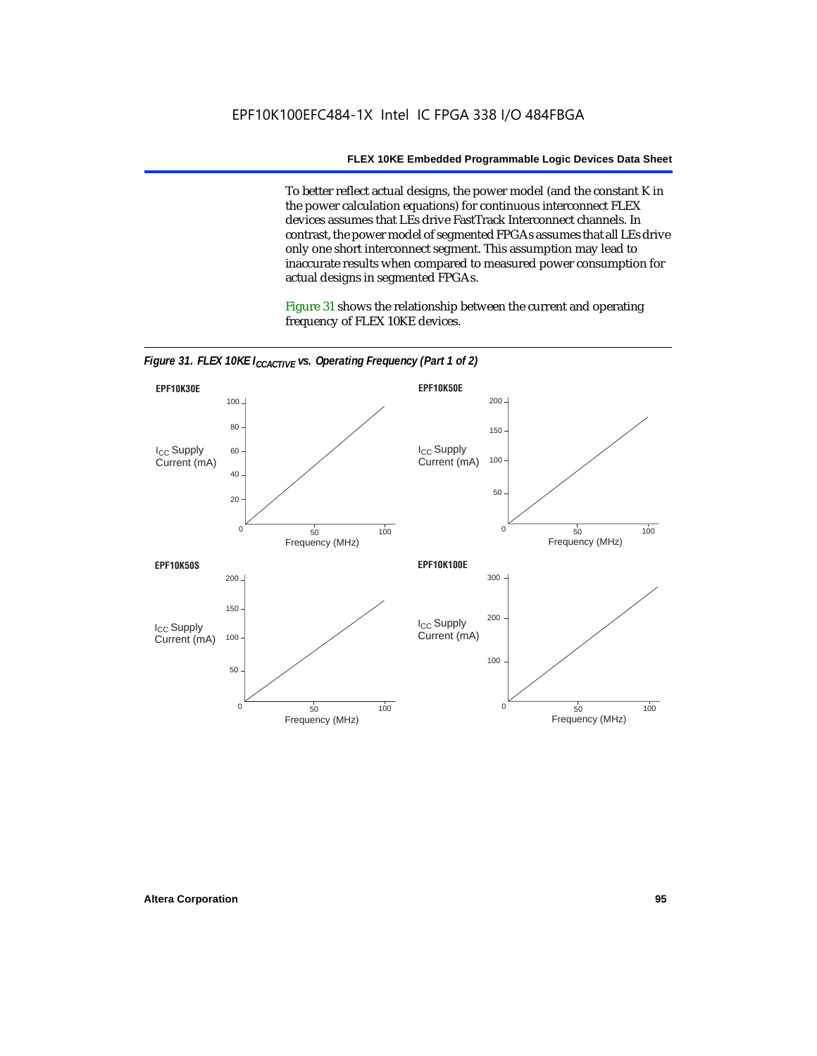To better reflect actual designs, the power model (and the constant K in the power calculation equations) for continuous interconnect FLEX devices assumes that LEs drive FastTrack Interconnect channels. In contrast, the power model of segmented FPGAs assumes that all LEs drive only one short interconnect segment. This assumption may lead to inaccurate results when compared to measured power consumption for actual designs in segmented FPGAs.

Figure 31 shows the relationship between the current and operating frequency of FLEX 10KE devices.

*Figure 31. FLEX 10KE $I_{CCACTIVE}$ vs. Operating Frequency (Part 1 of 2)*

EPF10K30E

$I_{CC}$ Supply Current (mA)

0
20
40
60
80
100

50
100

Frequency (MHz)

EPF10K50E

$I_{CC}$ Supply Current (mA)

0
50
100
150
200

50
100

Frequency (MHz)

EPF10K50S

$I_{CC}$ Supply Current (mA)

0
50
100
150
200

50
100

Frequency (MHz)

EPF10K100E

$I_{CC}$ Supply Current (mA)

0
100
200
300

50
100

Frequency (MHz)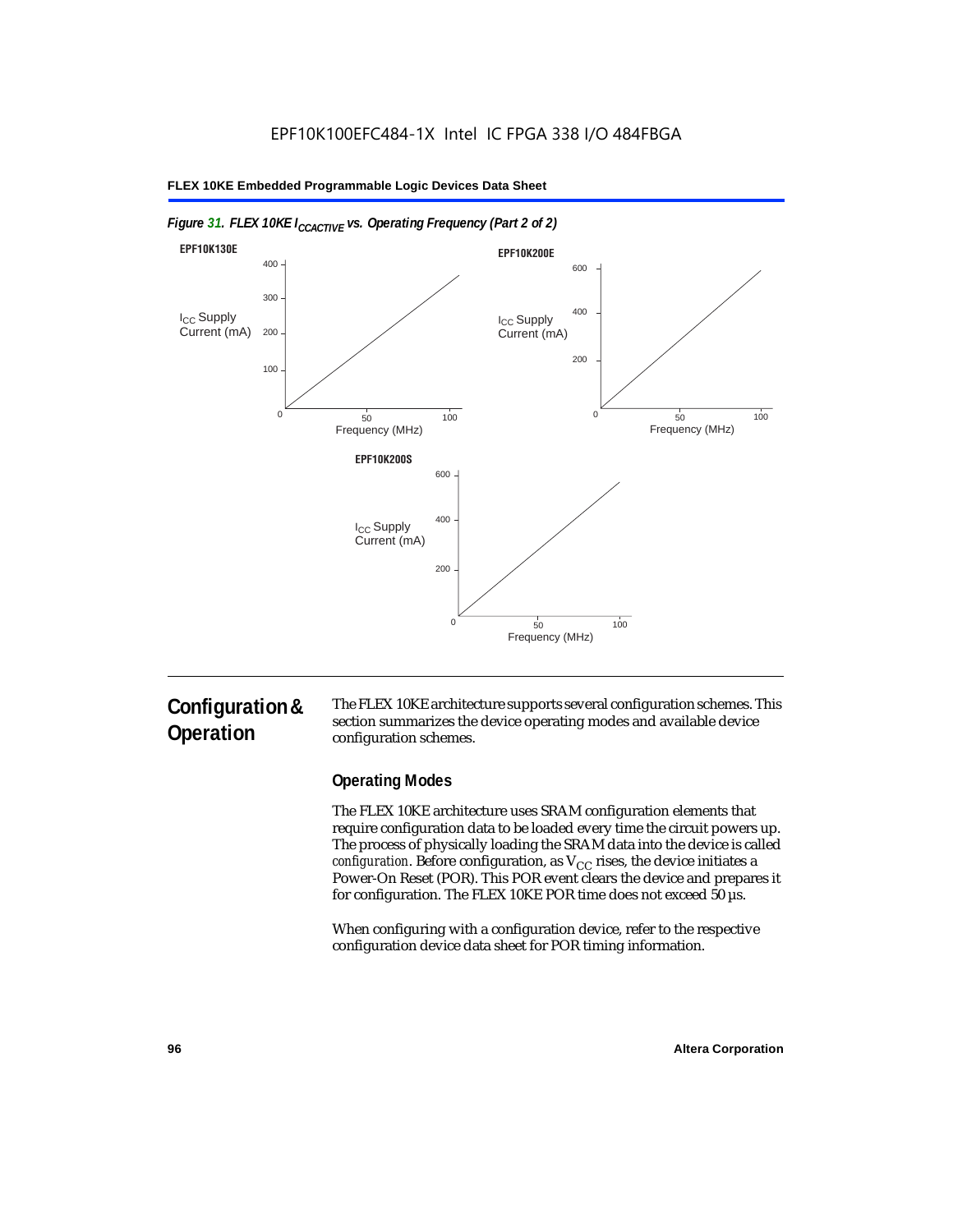*Figure 31. FLEX 10KE $I_{CCACTIVE}$ vs. Operating Frequency (Part 2 of 2)*

EPF10K130E

$I_{CC}$ Supply Current (mA)

Frequency (MHz)

EPF10K200E

$I_{CC}$ Supply Current (mA)

Frequency (MHz)

EPF10K200S

$I_{CC}$ Supply Current (mA)

Frequency (MHz)

# Configuration & Operation

The FLEX 10KE architecture supports several configuration schemes. This section summarizes the device operating modes and available device configuration schemes.

## Operating Modes

The FLEX 10KE architecture uses SRAM configuration elements that require configuration data to be loaded every time the circuit powers up. The process of physically loading the SRAM data into the device is called *configuration*. Before configuration, as $V_{CC}$ rises, the device initiates a Power-On Reset (POR). This POR event clears the device and prepares it for configuration. The FLEX 10KE POR time does not exceed 50 µs.

When configuring with a configuration device, refer to the respective configuration device data sheet for POR timing information.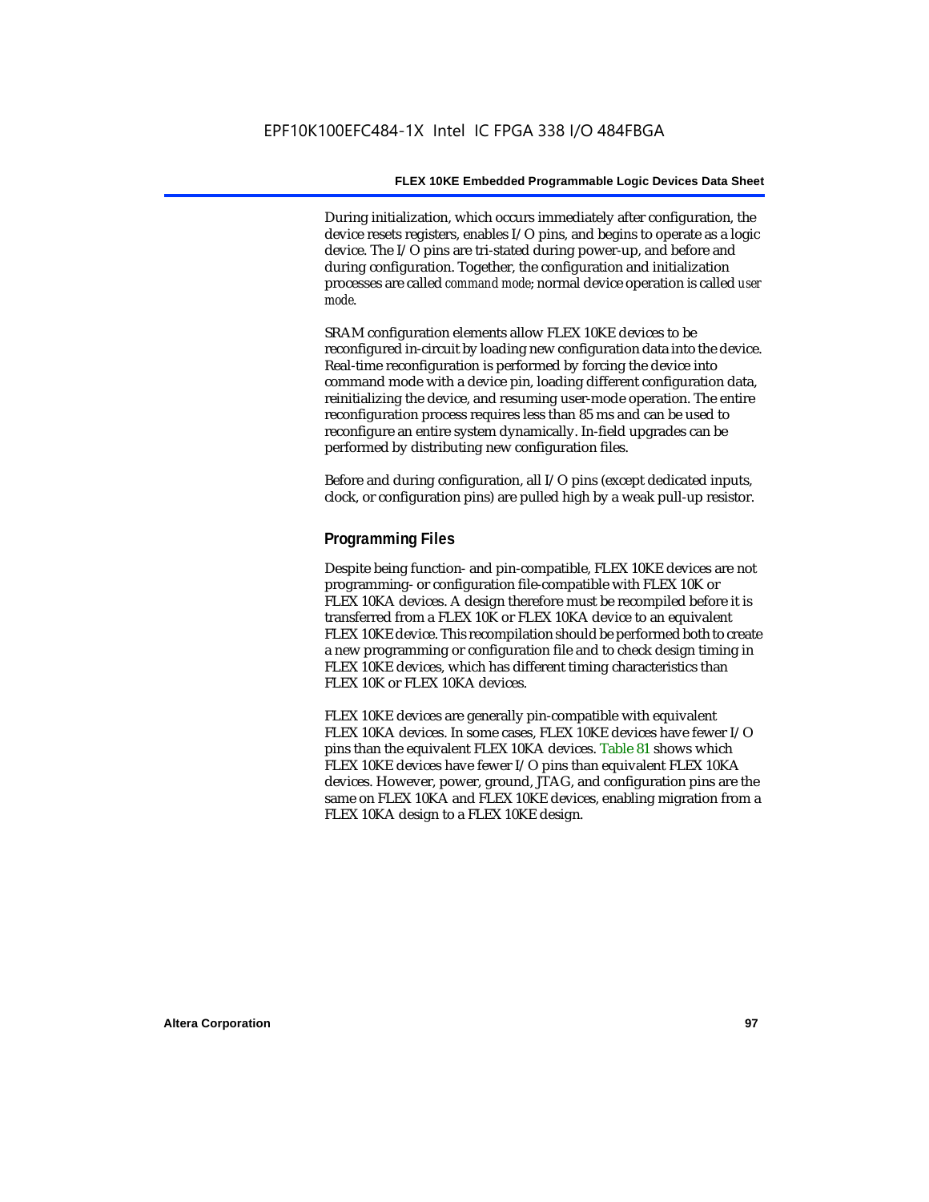During initialization, which occurs immediately after configuration, the device resets registers, enables I/O pins, and begins to operate as a logic device. The I/O pins are tri-stated during power-up, and before and during configuration. Together, the configuration and initialization processes are called *command mode*; normal device operation is called *user mode*.

SRAM configuration elements allow FLEX 10KE devices to be reconfigured in-circuit by loading new configuration data into the device. Real-time reconfiguration is performed by forcing the device into command mode with a device pin, loading different configuration data, reinitializing the device, and resuming user-mode operation. The entire reconfiguration process requires less than 85 ms and can be used to reconfigure an entire system dynamically. In-field upgrades can be performed by distributing new configuration files.

Before and during configuration, all I/O pins (except dedicated inputs, clock, or configuration pins) are pulled high by a weak pull-up resistor.

## Programming Files

Despite being function- and pin-compatible, FLEX 10KE devices are not programming- or configuration file-compatible with FLEX 10K or FLEX 10KA devices. A design therefore must be recompiled before it is transferred from a FLEX 10K or FLEX 10KA device to an equivalent FLEX 10KE device. This recompilation should be performed both to create a new programming or configuration file and to check design timing in FLEX 10KE devices, which has different timing characteristics than FLEX 10K or FLEX 10KA devices.

FLEX 10KE devices are generally pin-compatible with equivalent FLEX 10KA devices. In some cases, FLEX 10KE devices have fewer I/O pins than the equivalent FLEX 10KA devices. Table 81 shows which FLEX 10KE devices have fewer I/O pins than equivalent FLEX 10KA devices. However, power, ground, JTAG, and configuration pins are the same on FLEX 10KA and FLEX 10KE devices, enabling migration from a FLEX 10KA design to a FLEX 10KE design.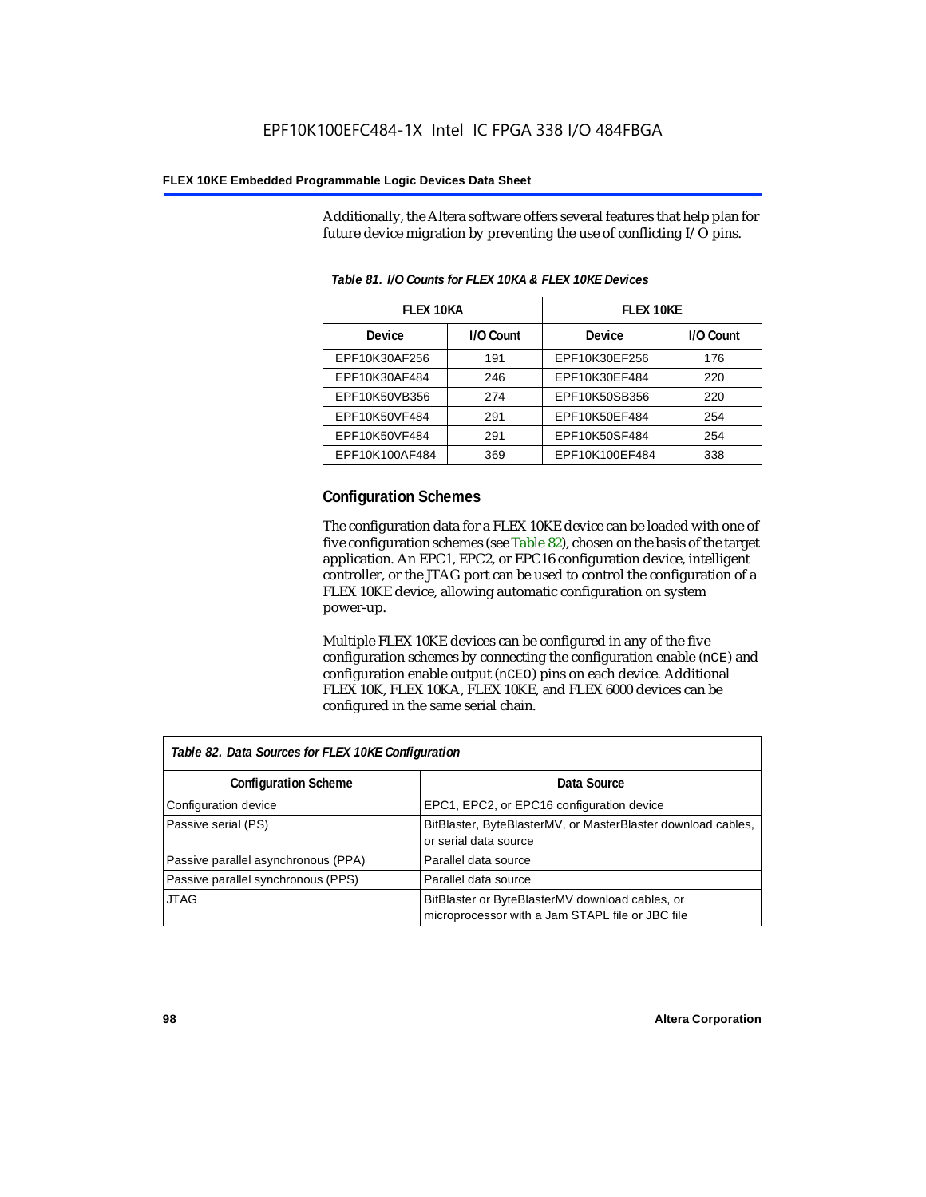Additionally, the Altera software offers several features that help plan for future device migration by preventing the use of conflicting I/O pins.

| Table 81. I/O Counts for FLEX 10KA & FLEX 10KE Devices | | | |
|---|---|---|---|
| FLEX 10KA | | FLEX 10KE | |
| Device | I/O Count | Device | I/O Count |
| EPF10K30AF256 | 191 | EPF10K30EF256 | 176 |
| EPF10K30AF484 | 246 | EPF10K30EF484 | 220 |
| EPF10K50VB356 | 274 | EPF10K50SB356 | 220 |
| EPF10K50VF484 | 291 | EPF10K50EF484 | 254 |
| EPF10K50VF484 | 291 | EPF10K50SF484 | 254 |
| EPF10K100AF484 | 369 | EPF10K100EF484 | 338 |

## Configuration Schemes

The configuration data for a FLEX 10KE device can be loaded with one of five configuration schemes (see Table 82), chosen on the basis of the target application. An EPC1, EPC2, or EPC16 configuration device, intelligent controller, or the JTAG port can be used to control the configuration of a FLEX 10KE device, allowing automatic configuration on system power-up.

Multiple FLEX 10KE devices can be configured in any of the five configuration schemes by connecting the configuration enable (`nCE`) and configuration enable output (`nCEO`) pins on each device. Additional FLEX 10K, FLEX 10KA, FLEX 10KE, and FLEX 6000 devices can be configured in the same serial chain.

| Table 82. Data Sources for FLEX 10KE Configuration | |
|---|---|
| Configuration Scheme | Data Source |
| Configuration device | EPC1, EPC2, or EPC16 configuration device |
| Passive serial (PS) | BitBlaster, ByteBlasterMV, or MasterBlaster download cables, or serial data source |
| Passive parallel asynchronous (PPA) | Parallel data source |
| Passive parallel synchronous (PPS) | Parallel data source |
| JTAG | BitBlaster or ByteBlasterMV download cables, or microprocessor with a Jam STAPL file or JBC file |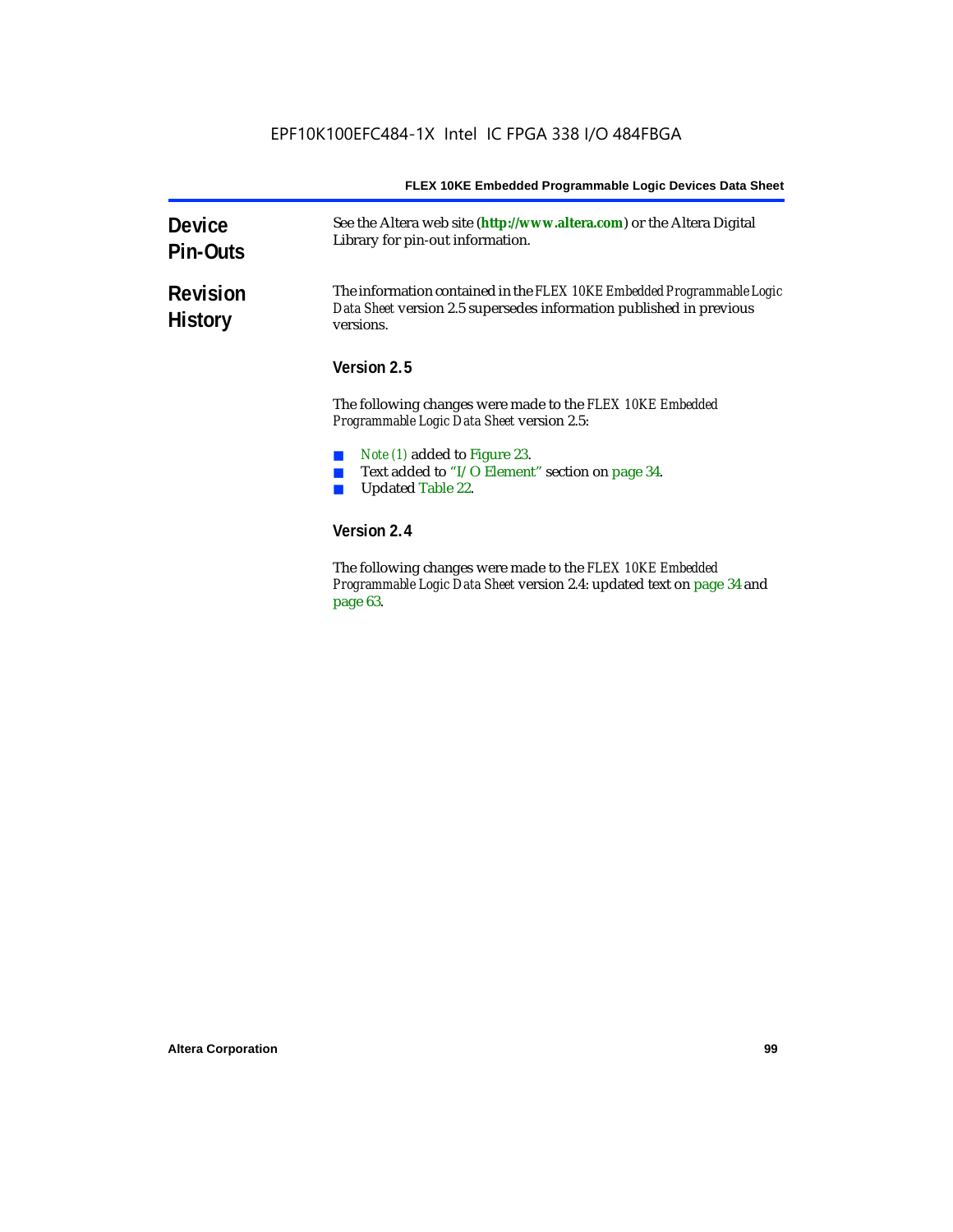## Device Pin-Outs

See the Altera web site (**http://www.altera.com**) or the Altera Digital Library for pin-out information.

## Revision History

The information contained in the *FLEX 10KE Embedded Programmable Logic Data Sheet* version 2.5 supersedes information published in previous versions.

### Version 2.5

The following changes were made to the *FLEX 10KE Embedded Programmable Logic Data Sheet* version 2.5:

- *Note (1)* added to Figure 23.
- Text added to "I/O Element" section on page 34.
- Updated Table 22.

### Version 2.4

The following changes were made to the *FLEX 10KE Embedded Programmable Logic Data Sheet* version 2.4: updated text on page 34 and page 63.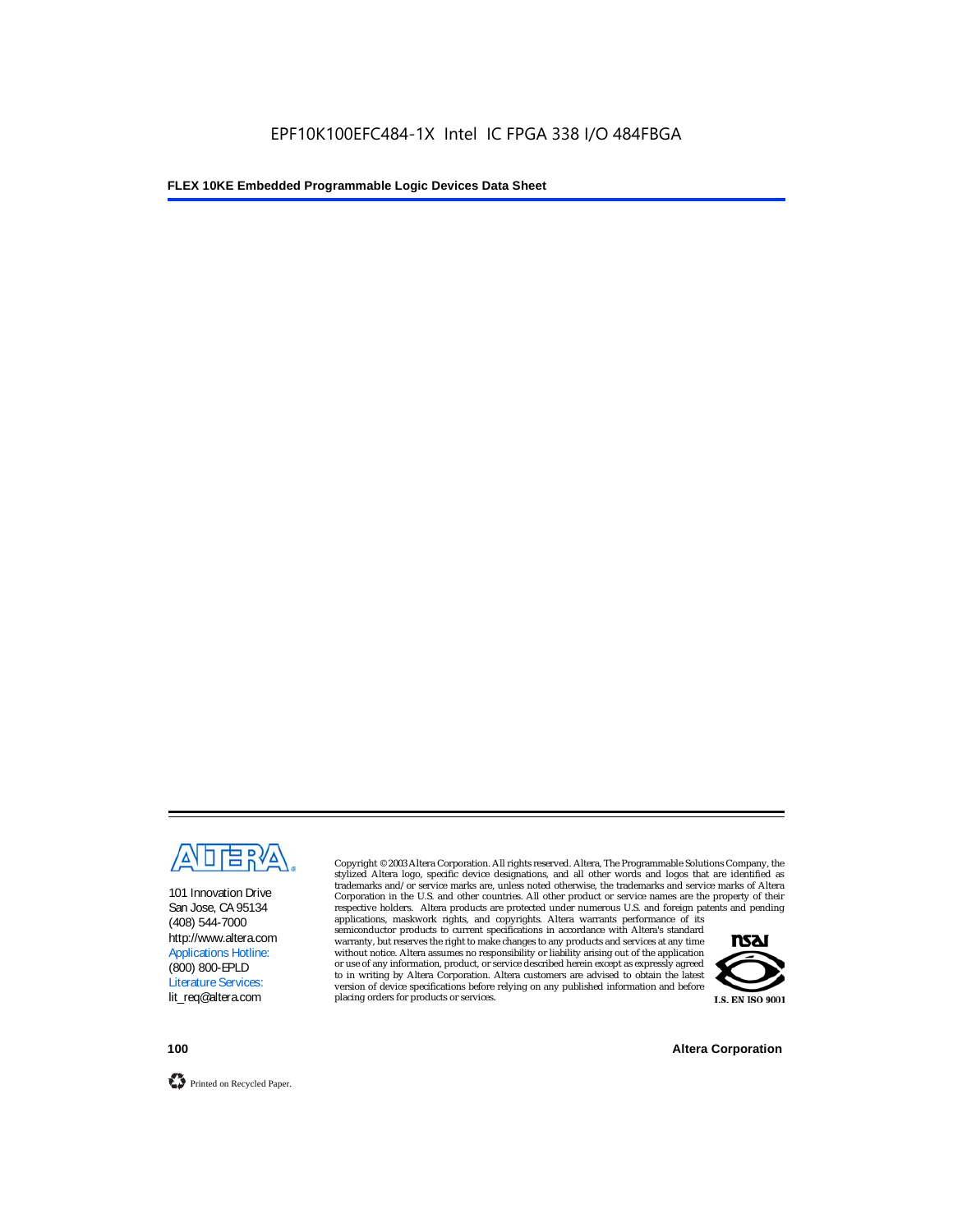101 Innovation Drive
San Jose, CA 95134
(408) 544-7000
http://www.altera.com
Applications Hotline:
(800) 800-EPLD
Literature Services:
lit_req@altera.com

Copyright © 2003 Altera Corporation. All rights reserved. Altera, The Programmable Solutions Company, the stylized Altera logo, specific device designations, and all other words and logos that are identified as trademarks and/or service marks are, unless noted otherwise, the trademarks and service marks of Altera Corporation in the U.S. and other countries. All other product or service names are the property of their respective holders. Altera products are protected under numerous U.S. and foreign patents and pending applications, maskwork rights, and copyrights. Altera warrants performance of its semiconductor products to current specifications in accordance with Altera's standard warranty, but reserves the right to make changes to any products and services at any time without notice. Altera assumes no responsibility or liability arising out of the application or use of any information, product, or service described herein except as expressly agreed to in writing by Altera Corporation. Altera customers are advised to obtain the latest version of device specifications before relying on any published information and before placing orders for products or services.

I.S. EN ISO 9001

Printed on Recycled Paper.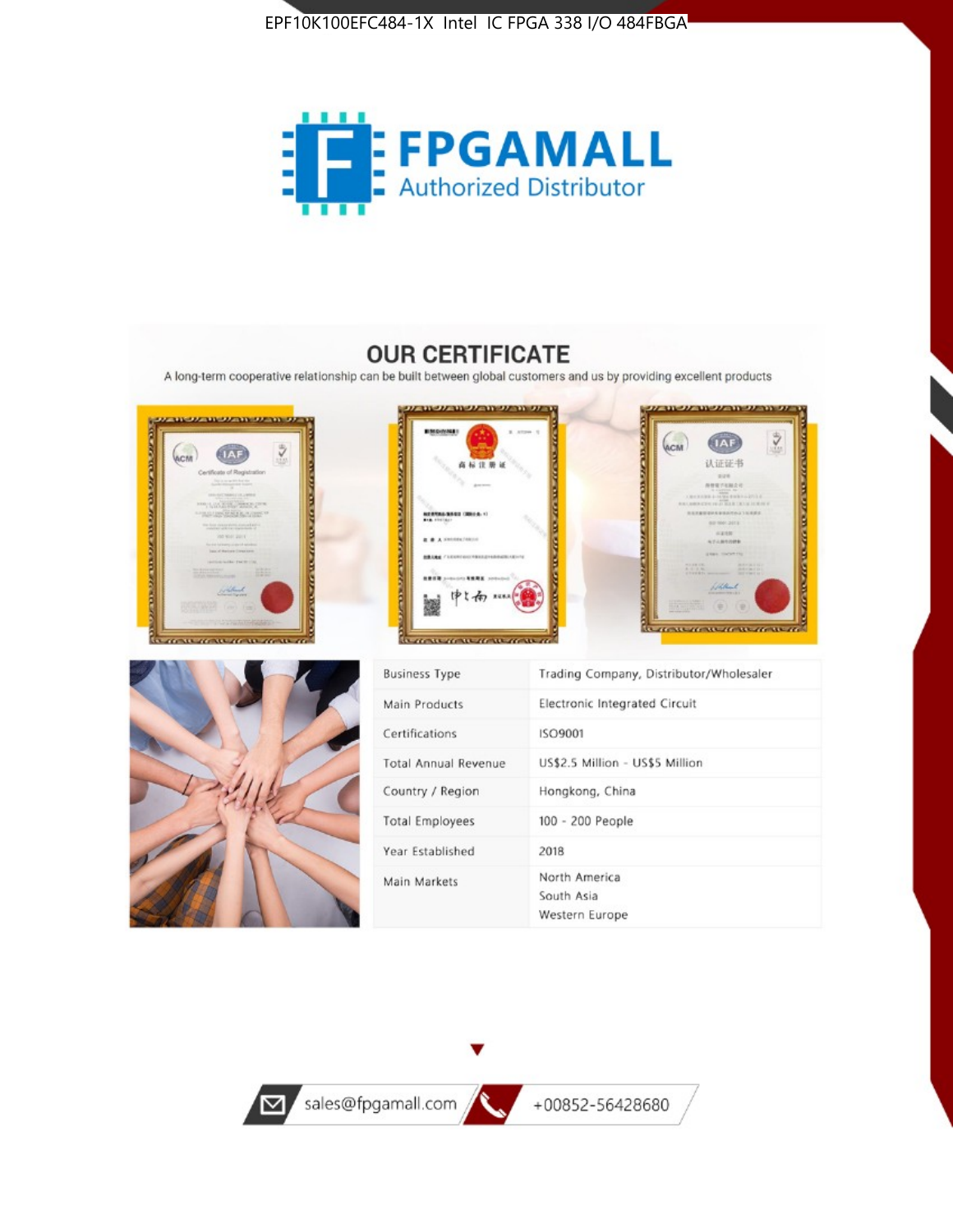FPGAMALL
Authorized Distributor

## OUR CERTIFICATE

A long-term cooperative relationship can be built between global customers and us by providing excellent products

| | |
|---|---|
| Business Type | Trading Company, Distributor/Wholesaler |
| Main Products | Electronic Integrated Circuit |
| Certifications | ISO9001 |
| Total Annual Revenue | US$2.5 Million - US$5 Million |
| Country / Region | Hongkong, China |
| Total Employees | 100 - 200 People |
| Year Established | 2018 |
| Main Markets | North America<br>South Asia<br>Western Europe |

sales@fpgamall.com

+00852-56428680